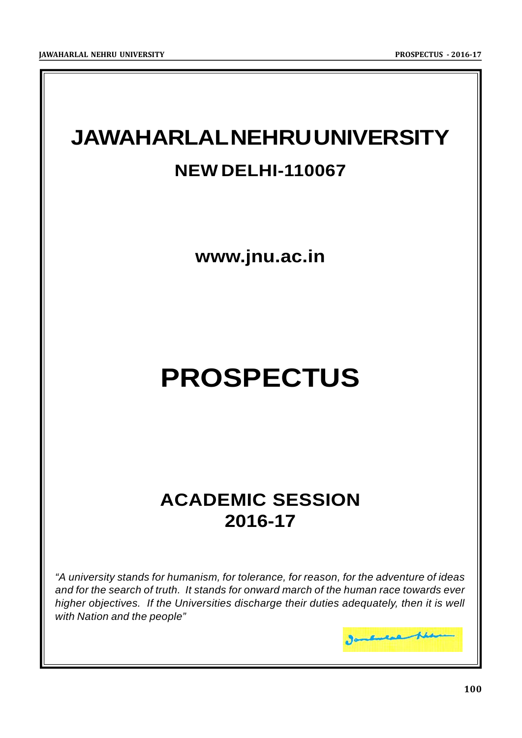# JAWAHARLAL NEHRU UNIVERSITY

## NEW DELHI-110067

**www.jnu.ac.in**

# PROSPECTUS

## ACADEMIC SESSION 2016-17

*"A university stands for humanism, for tolerance, for reason, for the adventure of ideas and for the search of truth. It stands for onward march of the human race towards ever higher objectives. If the Universities discharge their duties adequately, then it is well with Nation and the people"*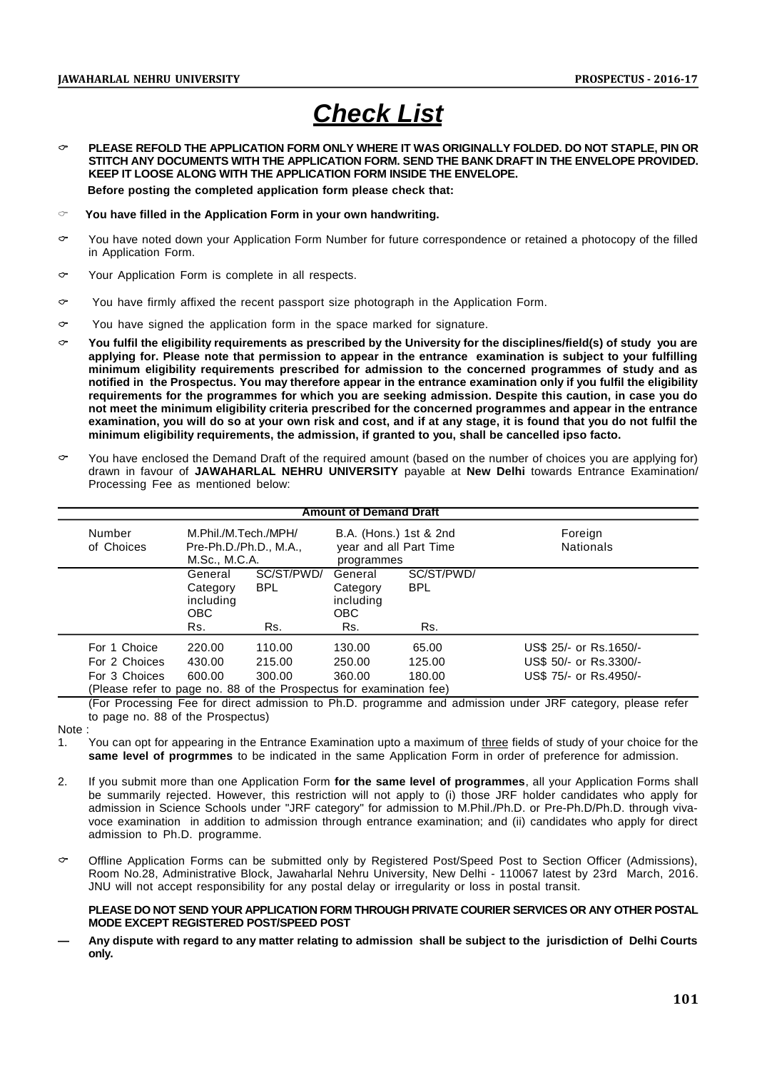# ***Check List***

- **PLEASE REFOLD THE APPLICATION FORM ONLY WHERE IT WAS ORIGINALLY FOLDED. DO NOT STAPLE, PIN OR STITCH ANY DOCUMENTS WITH THE APPLICATION FORM. SEND THE BANK DRAFT IN THE ENVELOPE PROVIDED. KEEP IT LOOSE ALONG WITH THE APPLICATION FORM INSIDE THE ENVELOPE.**

  **Before posting the completed application form please check that:**

- **You have filled in the Application Form in your own handwriting.**
- You have noted down your Application Form Number for future correspondence or retained a photocopy of the filled in Application Form.
- Your Application Form is complete in all respects.
- You have firmly affixed the recent passport size photograph in the Application Form.
- You have signed the application form in the space marked for signature.
- **You fulfil the eligibility requirements as prescribed by the University for the disciplines/field(s) of study you are applying for. Please note that permission to appear in the entrance examination is subject to your fulfilling minimum eligibility requirements prescribed for admission to the concerned programmes of study and as notified in the Prospectus. You may therefore appear in the entrance examination only if you fulfil the eligibility requirements for the programmes for which you are seeking admission. Despite this caution, in case you do not meet the minimum eligibility criteria prescribed for the concerned programmes and appear in the entrance examination, you will do so at your own risk and cost, and if at any stage, it is found that you do not fulfil the minimum eligibility requirements, the admission, if granted to you, shall be cancelled ipso facto.**
- You have enclosed the Demand Draft of the required amount (based on the number of choices you are applying for) drawn in favour of **JAWAHARLAL NEHRU UNIVERSITY** payable at **New Delhi** towards Entrance Examination/ Processing Fee as mentioned below:

**Amount of Demand Draft**

| Number of Choices | M.Phil./M.Tech./MPH/ Pre-Ph.D./Ph.D., M.A., M.Sc., M.C.A. | | B.A. (Hons.) 1st & 2nd year and all Part Time programmes | | Foreign Nationals |
|---|---|---|---|---|---|
| | General Category including OBC Rs. | SC/ST/PWD/ BPL Rs. | General Category including OBC Rs. | SC/ST/PWD/ BPL Rs. | |
| For 1 Choice | 220.00 | 110.00 | 130.00 | 65.00 | US$ 25/- or Rs.1650/- |
| For 2 Choices | 430.00 | 215.00 | 250.00 | 125.00 | US$ 50/- or Rs.3300/- |
| For 3 Choices | 600.00 | 300.00 | 360.00 | 180.00 | US$ 75/- or Rs.4950/- |

(Please refer to page no. 88 of the Prospectus for examination fee)

(For Processing Fee for direct admission to Ph.D. programme and admission under JRF category, please refer to page no. 88 of the Prospectus)

Note :

1. You can opt for appearing in the Entrance Examination upto a maximum of three fields of study of your choice for the **same level of progrmmes** to be indicated in the same Application Form in order of preference for admission.
2. If you submit more than one Application Form **for the same level of programmes**, all your Application Forms shall be summarily rejected. However, this restriction will not apply to (i) those JRF holder candidates who apply for admission in Science Schools under "JRF category" for admission to M.Phil./Ph.D. or Pre-Ph.D/Ph.D. through viva-voce examination in addition to admission through entrance examination; and (ii) candidates who apply for direct admission to Ph.D. programme.

- Offline Application Forms can be submitted only by Registered Post/Speed Post to Section Officer (Admissions), Room No.28, Administrative Block, Jawaharlal Nehru University, New Delhi - 110067 latest by 23rd March, 2016. JNU will not accept responsibility for any postal delay or irregularity or loss in postal transit.

  **PLEASE DO NOT SEND YOUR APPLICATION FORM THROUGH PRIVATE COURIER SERVICES OR ANY OTHER POSTAL MODE EXCEPT REGISTERED POST/SPEED POST**

— **Any dispute with regard to any matter relating to admission shall be subject to the jurisdiction of Delhi Courts only.**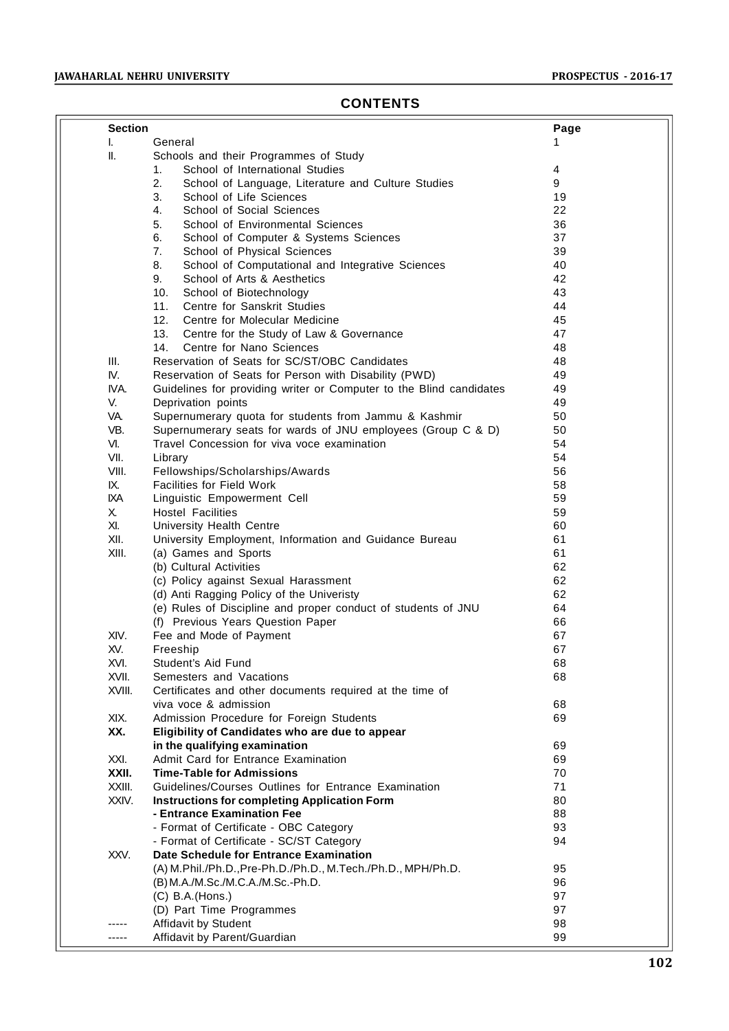# CONTENTS

| Section | | Page |
|---|---|---|
| I. | General | 1 |
| II. | Schools and their Programmes of Study | |
| | 1. School of International Studies | 4 |
| | 2. School of Language, Literature and Culture Studies | 9 |
| | 3. School of Life Sciences | 19 |
| | 4. School of Social Sciences | 22 |
| | 5. School of Environmental Sciences | 36 |
| | 6. School of Computer & Systems Sciences | 37 |
| | 7. School of Physical Sciences | 39 |
| | 8. School of Computational and Integrative Sciences | 40 |
| | 9. School of Arts & Aesthetics | 42 |
| | 10. School of Biotechnology | 43 |
| | 11. Centre for Sanskrit Studies | 44 |
| | 12. Centre for Molecular Medicine | 45 |
| | 13. Centre for the Study of Law & Governance | 47 |
| | 14. Centre for Nano Sciences | 48 |
| III. | Reservation of Seats for SC/ST/OBC Candidates | 48 |
| IV. | Reservation of Seats for Person with Disability (PWD) | 49 |
| IVA. | Guidelines for providing writer or Computer to the Blind candidates | 49 |
| V. | Deprivation points | 49 |
| VA. | Supernumerary quota for students from Jammu & Kashmir | 50 |
| VB. | Supernumerary seats for wards of JNU employees (Group C & D) | 50 |
| VI. | Travel Concession for viva voce examination | 54 |
| VII. | Library | 54 |
| VIII. | Fellowships/Scholarships/Awards | 56 |
| IX. | Facilities for Field Work | 58 |
| IXA | Linguistic Empowerment Cell | 59 |
| X. | Hostel Facilities | 59 |
| XI. | University Health Centre | 60 |
| XII. | University Employment, Information and Guidance Bureau | 61 |
| XIII. | (a) Games and Sports | 61 |
| | (b) Cultural Activities | 62 |
| | (c) Policy against Sexual Harassment | 62 |
| | (d) Anti Ragging Policy of the Univeristy | 62 |
| | (e) Rules of Discipline and proper conduct of students of JNU | 64 |
| | (f) Previous Years Question Paper | 66 |
| XIV. | Fee and Mode of Payment | 67 |
| XV. | Freeship | 67 |
| XVI. | Student's Aid Fund | 68 |
| XVII. | Semesters and Vacations | 68 |
| XVIII. | Certificates and other documents required at the time of viva voce & admission | 68 |
| XIX. | Admission Procedure for Foreign Students | 69 |
| **XX.** | **Eligibility of Candidates who are due to appear in the qualifying examination** | 69 |
| XXI. | Admit Card for Entrance Examination | 69 |
| **XXII.** | **Time-Table for Admissions** | 70 |
| XXIII. | Guidelines/Courses Outlines for Entrance Examination | 71 |
| XXIV. | **Instructions for completing Application Form** | 80 |
| | **- Entrance Examination Fee** | 88 |
| | - Format of Certificate - OBC Category | 93 |
| | - Format of Certificate - SC/ST Category | 94 |
| XXV. | **Date Schedule for Entrance Examination** | |
| | (A) M.Phil./Ph.D.,Pre-Ph.D./Ph.D., M.Tech./Ph.D., MPH/Ph.D. | 95 |
| | (B) M.A./M.Sc./M.C.A./M.Sc.-Ph.D. | 96 |
| | (C) B.A.(Hons.) | 97 |
| | (D) Part Time Programmes | 97 |
| ----- | Affidavit by Student | 98 |
| ----- | Affidavit by Parent/Guardian | 99 |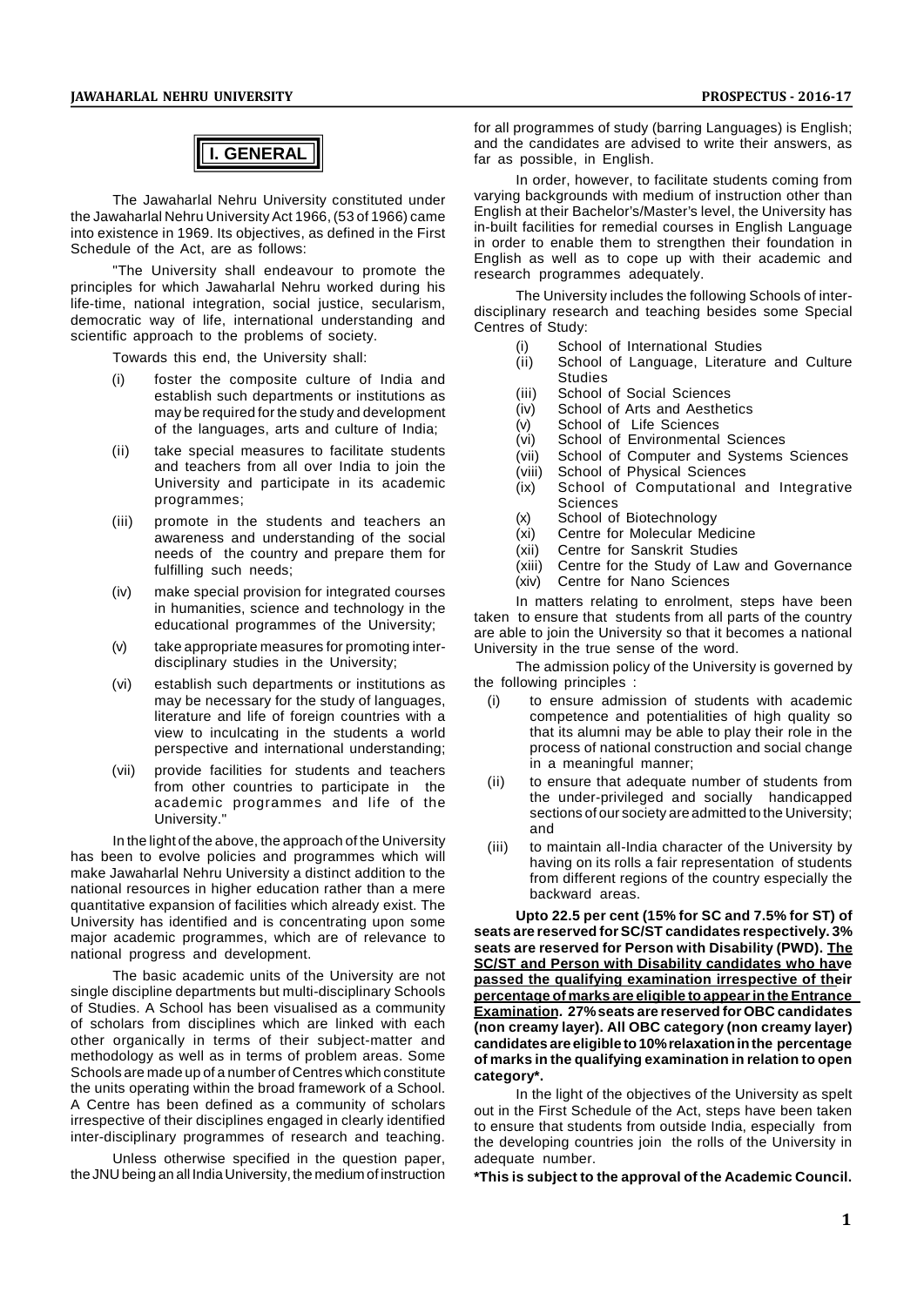# I. GENERAL

The Jawaharlal Nehru University constituted under the Jawaharlal Nehru University Act 1966, (53 of 1966) came into existence in 1969. Its objectives, as defined in the First Schedule of the Act, are as follows:

"The University shall endeavour to promote the principles for which Jawaharlal Nehru worked during his life-time, national integration, social justice, secularism, democratic way of life, international understanding and scientific approach to the problems of society.

Towards this end, the University shall:

(i) foster the composite culture of India and establish such departments or institutions as may be required for the study and development of the languages, arts and culture of India;

(ii) take special measures to facilitate students and teachers from all over India to join the University and participate in its academic programmes;

(iii) promote in the students and teachers an awareness and understanding of the social needs of the country and prepare them for fulfilling such needs;

(iv) make special provision for integrated courses in humanities, science and technology in the educational programmes of the University;

(v) take appropriate measures for promoting inter-disciplinary studies in the University;

(vi) establish such departments or institutions as may be necessary for the study of languages, literature and life of foreign countries with a view to inculcating in the students a world perspective and international understanding;

(vii) provide facilities for students and teachers from other countries to participate in the academic programmes and life of the University."

In the light of the above, the approach of the University has been to evolve policies and programmes which will make Jawaharlal Nehru University a distinct addition to the national resources in higher education rather than a mere quantitative expansion of facilities which already exist. The University has identified and is concentrating upon some major academic programmes, which are of relevance to national progress and development.

The basic academic units of the University are not single discipline departments but multi-disciplinary Schools of Studies. A School has been visualised as a community of scholars from disciplines which are linked with each other organically in terms of their subject-matter and methodology as well as in terms of problem areas. Some Schools are made up of a number of Centres which constitute the units operating within the broad framework of a School. A Centre has been defined as a community of scholars irrespective of their disciplines engaged in clearly identified inter-disciplinary programmes of research and teaching.

Unless otherwise specified in the question paper, the JNU being an all India University, the medium of instruction for all programmes of study (barring Languages) is English; and the candidates are advised to write their answers, as far as possible, in English.

In order, however, to facilitate students coming from varying backgrounds with medium of instruction other than English at their Bachelor's/Master's level, the University has in-built facilities for remedial courses in English Language in order to enable them to strengthen their foundation in English as well as to cope up with their academic and research programmes adequately.

The University includes the following Schools of inter-disciplinary research and teaching besides some Special Centres of Study:

(i) School of International Studies
(ii) School of Language, Literature and Culture Studies
(iii) School of Social Sciences
(iv) School of Arts and Aesthetics
(v) School of Life Sciences
(vi) School of Environmental Sciences
(vii) School of Computer and Systems Sciences
(viii) School of Physical Sciences
(ix) School of Computational and Integrative Sciences
(x) School of Biotechnology
(xi) Centre for Molecular Medicine
(xii) Centre for Sanskrit Studies
(xiii) Centre for the Study of Law and Governance
(xiv) Centre for Nano Sciences

In matters relating to enrolment, steps have been taken to ensure that students from all parts of the country are able to join the University so that it becomes a national University in the true sense of the word.

The admission policy of the University is governed by the following principles :

(i) to ensure admission of students with academic competence and potentialities of high quality so that its alumni may be able to play their role in the process of national construction and social change in a meaningful manner;

(ii) to ensure that adequate number of students from the under-privileged and socially handicapped sections of our society are admitted to the University; and

(iii) to maintain all-India character of the University by having on its rolls a fair representation of students from different regions of the country especially the backward areas.

**Upto 22.5 per cent (15% for SC and 7.5% for ST) of seats are reserved for SC/ST candidates respectively. 3% seats are reserved for Person with Disability (PWD). <u>The SC/ST and Person with Disability candidates who have passed the qualifying examination irrespective of their percentage of marks are eligible to appear in the Entrance Examination</u>. 27% seats are reserved for OBC candidates (non creamy layer). All OBC category (non creamy layer) candidates are eligible to 10% relaxation in the percentage of marks in the qualifying examination in relation to open category*.**

In the light of the objectives of the University as spelt out in the First Schedule of the Act, steps have been taken to ensure that students from outside India, especially from the developing countries join the rolls of the University in adequate number.

**\*This is subject to the approval of the Academic Council.**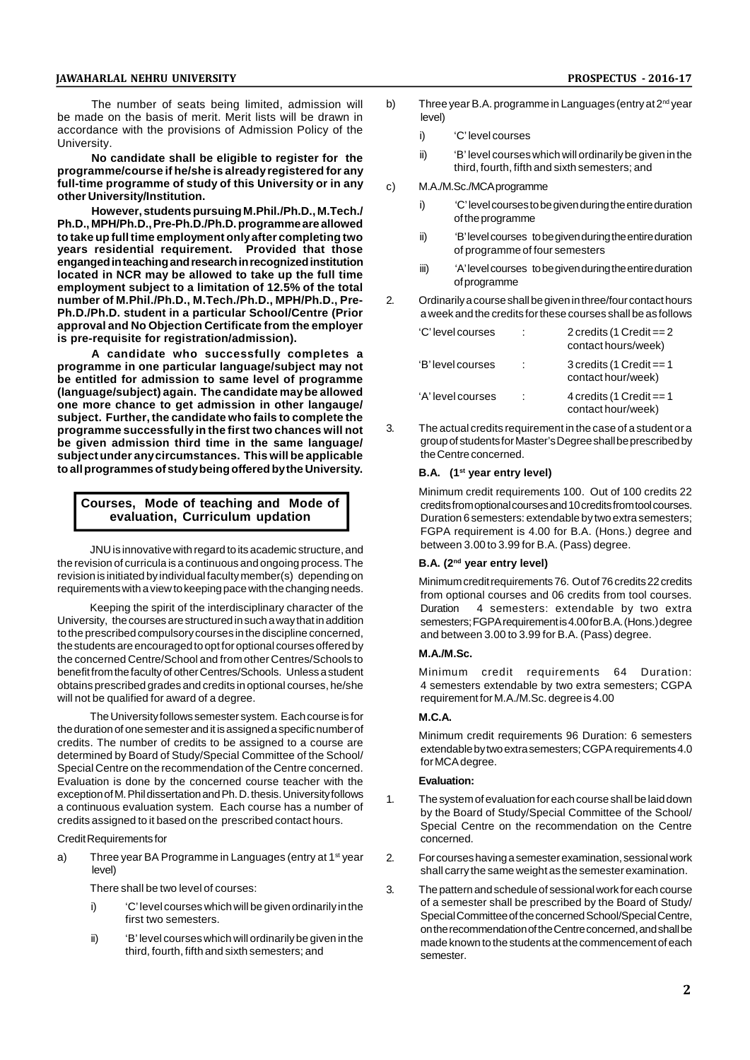The number of seats being limited, admission will be made on the basis of merit. Merit lists will be drawn in accordance with the provisions of Admission Policy of the University.

**No candidate shall be eligible to register for the programme/course if he/she is already registered for any full-time programme of study of this University or in any other University/Institution.**

**However, students pursuing M.Phil./Ph.D., M.Tech./ Ph.D., MPH/Ph.D., Pre-Ph.D./Ph.D. programme are allowed to take up full time employment only after completing two years residential requirement. Provided that those enganged in teaching and research in recognized institution located in NCR may be allowed to take up the full time employment subject to a limitation of 12.5% of the total number of M.Phil./Ph.D., M.Tech./Ph.D., MPH/Ph.D., Pre-Ph.D./Ph.D. student in a particular School/Centre (Prior approval and No Objection Certificate from the employer is pre-requisite for registration/admission).**

**A candidate who successfully completes a programme in one particular language/subject may not be entitled for admission to same level of programme (language/subject) again. The candidate may be allowed one more chance to get admission in other langauge/ subject. Further, the candidate who fails to complete the programme successfully in the first two chances will not be given admission third time in the same language/ subject under any circumstances. This will be applicable to all programmes of study being offered by the University.**

## Courses, Mode of teaching and Mode of evaluation, Curriculum updation

JNU is innovative with regard to its academic structure, and the revision of curricula is a continuous and ongoing process. The revision is initiated by individual faculty member(s) depending on requirements with a view to keeping pace with the changing needs.

Keeping the spirit of the interdisciplinary character of the University, the courses are structured in such a way that in addition to the prescribed compulsory courses in the discipline concerned, the students are encouraged to opt for optional courses offered by the concerned Centre/School and from other Centres/Schools to benefit from the faculty of other Centres/Schools. Unless a student obtains prescribed grades and credits in optional courses, he/she will not be qualified for award of a degree.

The University follows semester system. Each course is for the duration of one semester and it is assigned a specific number of credits. The number of credits to be assigned to a course are determined by Board of Study/Special Committee of the School/ Special Centre on the recommendation of the Centre concerned. Evaluation is done by the concerned course teacher with the exception of M. Phil dissertation and Ph. D. thesis. University follows a continuous evaluation system. Each course has a number of credits assigned to it based on the prescribed contact hours.

Credit Requirements for

a) Three year BA Programme in Languages (entry at 1st year level)

   There shall be two level of courses:

   i) 'C' level courses which will be given ordinarily in the first two semesters.

   ii) 'B' level courses which will ordinarily be given in the third, fourth, fifth and sixth semesters; and

b) Three year B.A. programme in Languages (entry at 2nd year level)

   i) 'C' level courses

   ii) 'B' level courses which will ordinarily be given in the third, fourth, fifth and sixth semesters; and

c) M.A./M.Sc./MCA programme

   i) 'C' level courses to be given during the entire duration of the programme

   ii) 'B' level courses to be given during the entire duration of programme of four semesters

   iii) 'A' level courses to be given during the entire duration of programme

2. Ordinarily a course shall be given in three/four contact hours a week and the credits for these courses shall be as follows

| | | |
|---|---|---|
| 'C' level courses | : | 2 credits (1 Credit == 2 contact hours/week) |
| 'B' level courses | : | 3 credits (1 Credit == 1 contact hour/week) |
| 'A' level courses | : | 4 credits (1 Credit == 1 contact hour/week) |

3. The actual credits requirement in the case of a student or a group of students for Master's Degree shall be prescribed by the Centre concerned.

**B.A. (1st year entry level)**

Minimum credit requirements 100. Out of 100 credits 22 credits from optional courses and 10 credits from tool courses. Duration 6 semesters: extendable by two extra semesters; FGPA requirement is 4.00 for B.A. (Hons.) degree and between 3.00 to 3.99 for B.A. (Pass) degree.

**B.A. (2nd year entry level)**

Minimum credit requirements 76. Out of 76 credits 22 credits from optional courses and 06 credits from tool courses. Duration 4 semesters: extendable by two extra semesters; FGPA requirement is 4.00 for B.A. (Hons.) degree and between 3.00 to 3.99 for B.A. (Pass) degree.

**M.A./M.Sc.**

Minimum credit requirements 64 Duration: 4 semesters extendable by two extra semesters; CGPA requirement for M.A./M.Sc. degree is 4.00

**M.C.A.**

Minimum credit requirements 96 Duration: 6 semesters extendable by two extra semesters; CGPA requirements 4.0 for MCA degree.

**Evaluation:**

1. The system of evaluation for each course shall be laid down by the Board of Study/Special Committee of the School/ Special Centre on the recommendation on the Centre concerned.

2. For courses having a semester examination, sessional work shall carry the same weight as the semester examination.

3. The pattern and schedule of sessional work for each course of a semester shall be prescribed by the Board of Study/ Special Committee of the concerned School/Special Centre, on the recommendation of the Centre concerned, and shall be made known to the students at the commencement of each semester.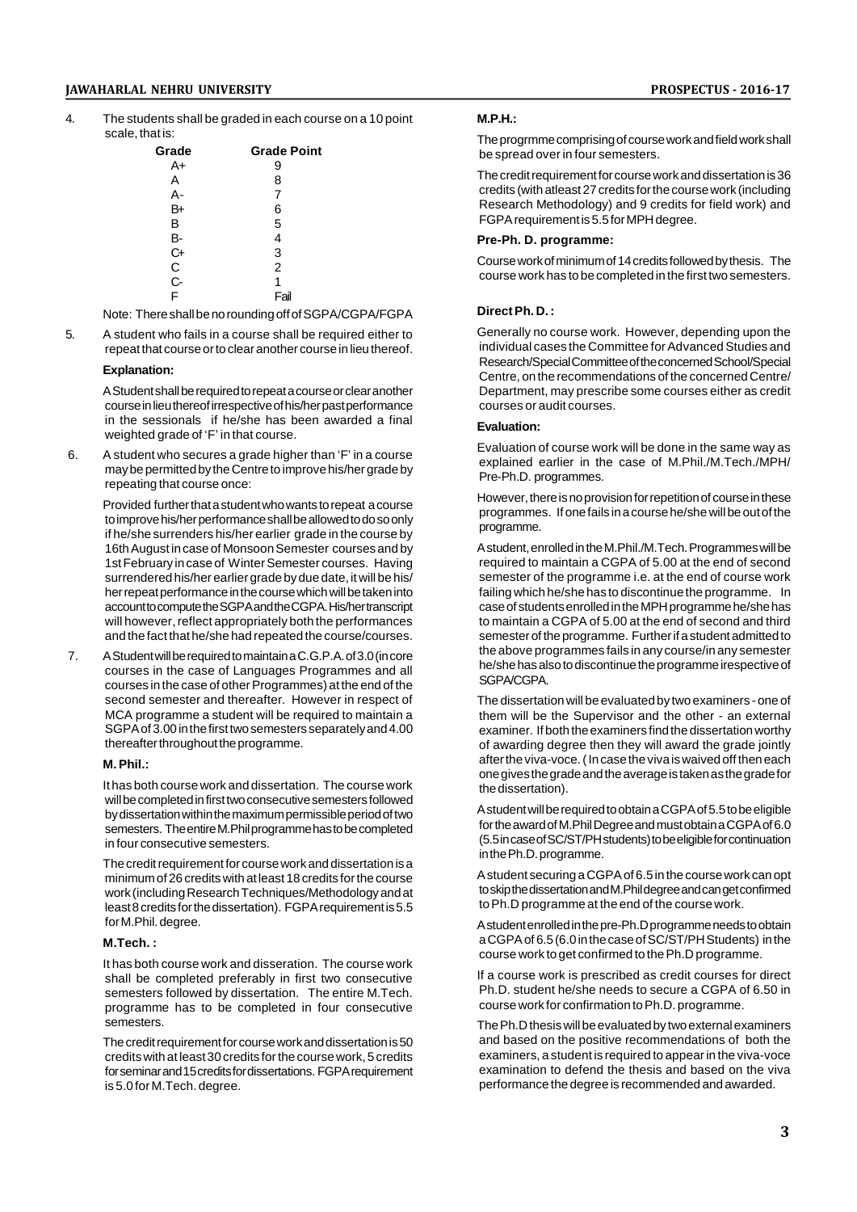4. The students shall be graded in each course on a 10 point scale, that is:

| Grade | Grade Point |
|---|---|
| A+ | 9 |
| A | 8 |
| A- | 7 |
| B+ | 6 |
| B | 5 |
| B- | 4 |
| C+ | 3 |
| C | 2 |
| C- | 1 |
| F | Fail |

Note: There shall be no rounding off of SGPA/CGPA/FGPA

5. A student who fails in a course shall be required either to repeat that course or to clear another course in lieu thereof.

   **Explanation:**

   A Student shall be required to repeat a course or clear another course in lieu thereof irrespective of his/her past performance in the sessionals if he/she has been awarded a final weighted grade of 'F' in that course.

6. A student who secures a grade higher than 'F' in a course may be permitted by the Centre to improve his/her grade by repeating that course once:

   Provided further that a student who wants to repeat a course to improve his/her performance shall be allowed to do so only if he/she surrenders his/her earlier grade in the course by 16th August in case of Monsoon Semester courses and by 1st February in case of Winter Semester courses. Having surrendered his/her earlier grade by due date, it will be his/her repeat performance in the course which will be taken into account to compute the SGPA and the CGPA. His/her transcript will however, reflect appropriately both the performances and the fact that he/she had repeated the course/courses.

7. A Student will be required to maintain a C.G.P.A. of 3.0 (in core courses in the case of Languages Programmes and all courses in the case of other Programmes) at the end of the second semester and thereafter. However in respect of MCA programme a student will be required to maintain a SGPA of 3.00 in the first two semesters separately and 4.00 thereafter throughout the programme.

   **M. Phil.:**

   It has both course work and dissertation. The course work will be completed in first two consecutive semesters followed by dissertation within the maximum permissible period of two semesters. The entire M.Phil programme has to be completed in four consecutive semesters.

   The credit requirement for course work and dissertation is a minimum of 26 credits with at least 18 credits for the course work (including Research Techniques/Methodology and at least 8 credits for the dissertation). FGPA requirement is 5.5 for M.Phil. degree.

   **M.Tech. :**

   It has both course work and disseration. The course work shall be completed preferably in first two consecutive semesters followed by dissertation. The entire M.Tech. programme has to be completed in four consecutive semesters.

   The credit requirement for course work and dissertation is 50 credits with at least 30 credits for the course work, 5 credits for seminar and 15 credits for dissertations. FGPA requirement is 5.0 for M.Tech. degree.

   **M.P.H.:**

   The progrmme comprising of course work and field work shall be spread over in four semesters.

   The credit requirement for course work and dissertation is 36 credits (with atleast 27 credits for the course work (including Research Methodology) and 9 credits for field work) and FGPA requirement is 5.5 for MPH degree.

   **Pre-Ph. D. programme:**

   Course work of minimum of 14 credits followed by thesis. The course work has to be completed in the first two semesters.

   **Direct Ph. D. :**

   Generally no course work. However, depending upon the individual cases the Committee for Advanced Studies and Research/Special Committee of the concerned School/Special Centre, on the recommendations of the concerned Centre/Department, may prescribe some courses either as credit courses or audit courses.

   **Evaluation:**

   Evaluation of course work will be done in the same way as explained earlier in the case of M.Phil./M.Tech./MPH/Pre-Ph.D. programmes.

   However, there is no provision for repetition of course in these programmes. If one fails in a course he/she will be out of the programme.

   A student, enrolled in the M.Phil./M.Tech. Programmes will be required to maintain a CGPA of 5.00 at the end of second semester of the programme i.e. at the end of course work failing which he/she has to discontinue the programme. In case of students enrolled in the MPH programme he/she has to maintain a CGPA of 5.00 at the end of second and third semester of the programme. Further if a student admitted to the above programmes fails in any course/in any semester he/she has also to discontinue the programme irespective of SGPA/CGPA.

   The dissertation will be evaluated by two examiners - one of them will be the Supervisor and the other - an external examiner. If both the examiners find the dissertation worthy of awarding degree then they will award the grade jointly after the viva-voce. ( In case the viva is waived off then each one gives the grade and the average is taken as the grade for the dissertation).

   A student will be required to obtain a CGPA of 5.5 to be eligible for the award of M.Phil Degree and must obtain a CGPA of 6.0 (5.5 in case of SC/ST/PH students) to be eligible for continuation in the Ph.D. programme.

   A student securing a CGPA of 6.5 in the course work can opt to skip the dissertation and M.Phil degree and can get confirmed to Ph.D programme at the end of the course work.

   A student enrolled in the pre-Ph.D programme needs to obtain a CGPA of 6.5 (6.0 in the case of SC/ST/PH Students) in the course work to get confirmed to the Ph.D programme.

   If a course work is prescribed as credit courses for direct Ph.D. student he/she needs to secure a CGPA of 6.50 in course work for confirmation to Ph.D. programme.

   The Ph.D thesis will be evaluated by two external examiners and based on the positive recommendations of both the examiners, a student is required to appear in the viva-voce examination to defend the thesis and based on the viva performance the degree is recommended and awarded.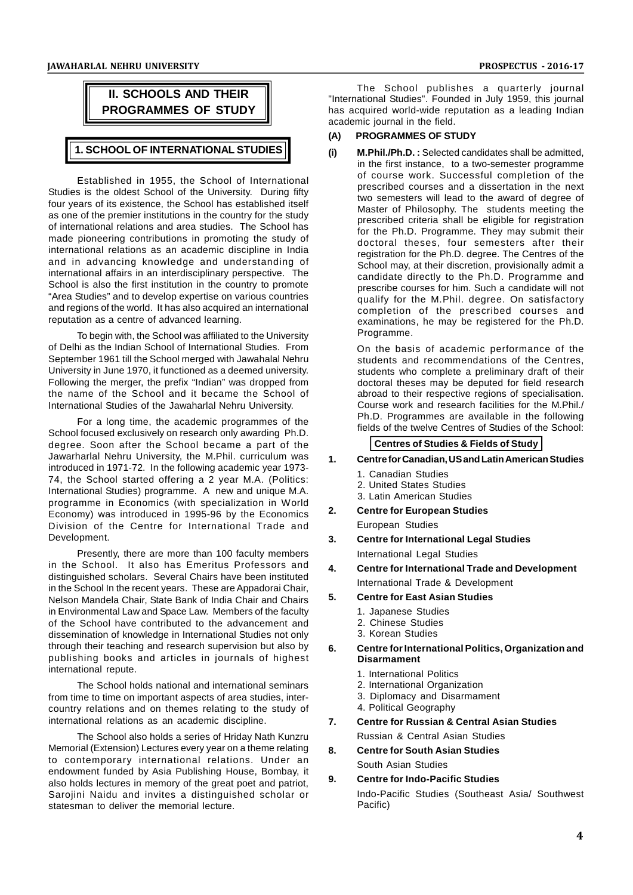# II. SCHOOLS AND THEIR PROGRAMMES OF STUDY

## 1. SCHOOL OF INTERNATIONAL STUDIES

Established in 1955, the School of International Studies is the oldest School of the University. During fifty four years of its existence, the School has established itself as one of the premier institutions in the country for the study of international relations and area studies. The School has made pioneering contributions in promoting the study of international relations as an academic discipline in India and in advancing knowledge and understanding of international affairs in an interdisciplinary perspective. The School is also the first institution in the country to promote "Area Studies" and to develop expertise on various countries and regions of the world. It has also acquired an international reputation as a centre of advanced learning.

To begin with, the School was affiliated to the University of Delhi as the Indian School of International Studies. From September 1961 till the School merged with Jawahalal Nehru University in June 1970, it functioned as a deemed university. Following the merger, the prefix "Indian" was dropped from the name of the School and it became the School of International Studies of the Jawaharlal Nehru University.

For a long time, the academic programmes of the School focused exclusively on research only awarding Ph.D. degree. Soon after the School became a part of the Jawarharlal Nehru University, the M.Phil. curriculum was introduced in 1971-72. In the following academic year 1973-74, the School started offering a 2 year M.A. (Politics: International Studies) programme. A new and unique M.A. programme in Economics (with specialization in World Economy) was introduced in 1995-96 by the Economics Division of the Centre for International Trade and Development.

Presently, there are more than 100 faculty members in the School. It also has Emeritus Professors and distinguished scholars. Several Chairs have been instituted in the School In the recent years. These are Appadorai Chair, Nelson Mandela Chair, State Bank of India Chair and Chairs in Environmental Law and Space Law. Members of the faculty of the School have contributed to the advancement and dissemination of knowledge in International Studies not only through their teaching and research supervision but also by publishing books and articles in journals of highest international repute.

The School holds national and international seminars from time to time on important aspects of area studies, inter-country relations and on themes relating to the study of international relations as an academic discipline.

The School also holds a series of Hriday Nath Kunzru Memorial (Extension) Lectures every year on a theme relating to contemporary international relations. Under an endowment funded by Asia Publishing House, Bombay, it also holds lectures in memory of the great poet and patriot, Sarojini Naidu and invites a distinguished scholar or statesman to deliver the memorial lecture.

The School publishes a quarterly journal "International Studies". Founded in July 1959, this journal has acquired world-wide reputation as a leading Indian academic journal in the field.

### (A) PROGRAMMES OF STUDY

**(i) M.Phil./Ph.D. :** Selected candidates shall be admitted, in the first instance, to a two-semester programme of course work. Successful completion of the prescribed courses and a dissertation in the next two semesters will lead to the award of degree of Master of Philosophy. The students meeting the prescribed criteria shall be eligible for registration for the Ph.D. Programme. They may submit their doctoral theses, four semesters after their registration for the Ph.D. degree. The Centres of the School may, at their discretion, provisionally admit a candidate directly to the Ph.D. Programme and prescribe courses for him. Such a candidate will not qualify for the M.Phil. degree. On satisfactory completion of the prescribed courses and examinations, he may be registered for the Ph.D. Programme.

On the basis of academic performance of the students and recommendations of the Centres, students who complete a preliminary draft of their doctoral theses may be deputed for field research abroad to their respective regions of specialisation. Course work and research facilities for the M.Phil./ Ph.D. Programmes are available in the following fields of the twelve Centres of Studies of the School:

**Centres of Studies & Fields of Study**

**1. Centre for Canadian, US and Latin American Studies**

1. Canadian Studies
2. United States Studies
3. Latin American Studies

**2. Centre for European Studies**

European Studies

**3. Centre for International Legal Studies**

International Legal Studies

**4. Centre for International Trade and Development**

International Trade & Development

**5. Centre for East Asian Studies**

1. Japanese Studies
2. Chinese Studies
3. Korean Studies

**6. Centre for International Politics, Organization and Disarmament**

1. International Politics
2. International Organization
3. Diplomacy and Disarmament
4. Political Geography

**7. Centre for Russian & Central Asian Studies**

Russian & Central Asian Studies

**8. Centre for South Asian Studies**

South Asian Studies

**9. Centre for Indo-Pacific Studies**

Indo-Pacific Studies (Southeast Asia/ Southwest Pacific)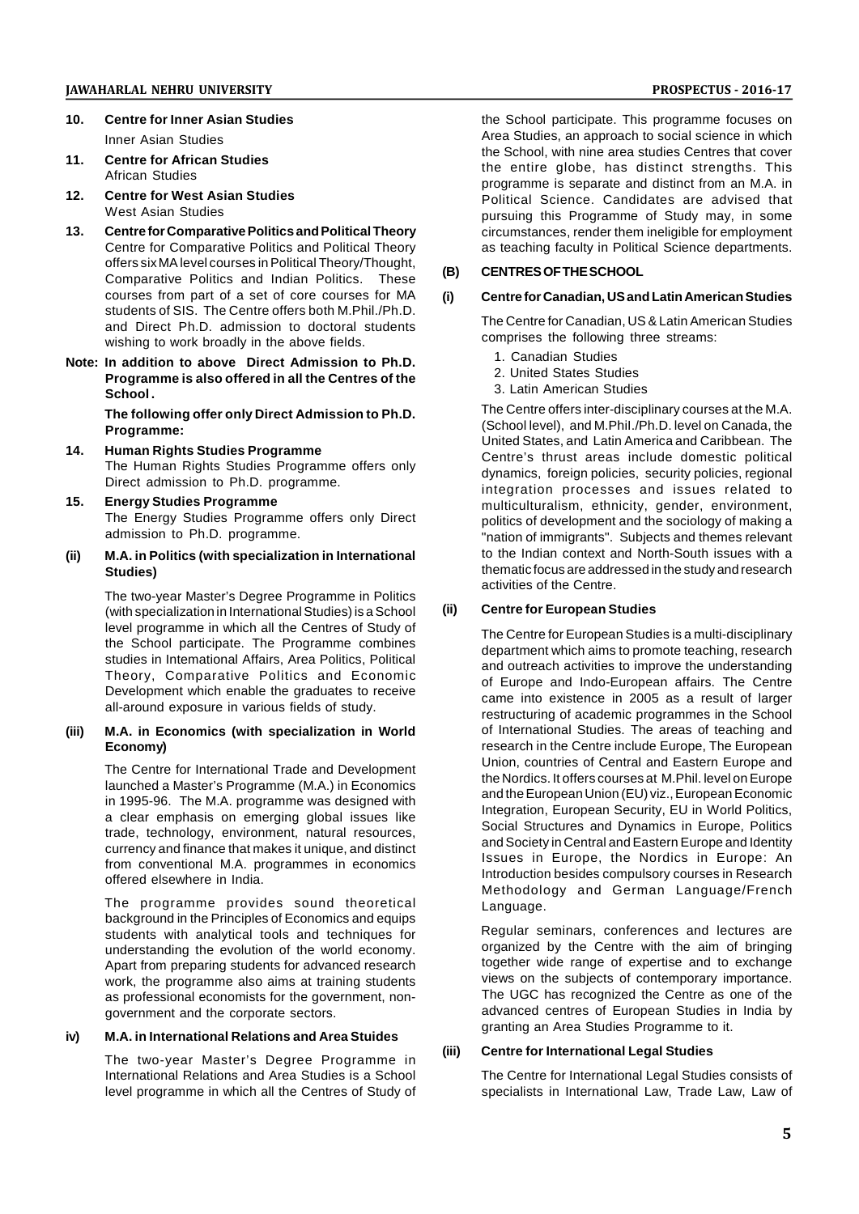**10. Centre for Inner Asian Studies**

Inner Asian Studies

**11. Centre for African Studies**

African Studies

**12. Centre for West Asian Studies**

West Asian Studies

**13. Centre for Comparative Politics and Political Theory**

Centre for Comparative Politics and Political Theory offers six MA level courses in Political Theory/Thought, Comparative Politics and Indian Politics. These courses from part of a set of core courses for MA students of SIS. The Centre offers both M.Phil./Ph.D. and Direct Ph.D. admission to doctoral students wishing to work broadly in the above fields.

**Note: In addition to above Direct Admission to Ph.D. Programme is also offered in all the Centres of the School.**

**The following offer only Direct Admission to Ph.D. Programme:**

**14. Human Rights Studies Programme**

The Human Rights Studies Programme offers only Direct admission to Ph.D. programme.

**15. Energy Studies Programme**

The Energy Studies Programme offers only Direct admission to Ph.D. programme.

**(ii) M.A. in Politics (with specialization in International Studies)**

The two-year Master's Degree Programme in Politics (with specialization in International Studies) is a School level programme in which all the Centres of Study of the School participate. The Programme combines studies in Intemational Affairs, Area Politics, Political Theory, Comparative Politics and Economic Development which enable the graduates to receive all-around exposure in various fields of study.

**(iii) M.A. in Economics (with specialization in World Economy)**

The Centre for International Trade and Development launched a Master's Programme (M.A.) in Economics in 1995-96. The M.A. programme was designed with a clear emphasis on emerging global issues like trade, technology, environment, natural resources, currency and finance that makes it unique, and distinct from conventional M.A. programmes in economics offered elsewhere in India.

The programme provides sound theoretical background in the Principles of Economics and equips students with analytical tools and techniques for understanding the evolution of the world economy. Apart from preparing students for advanced research work, the programme also aims at training students as professional economists for the government, non-government and the corporate sectors.

**iv) M.A. in International Relations and Area Stuides**

The two-year Master's Degree Programme in International Relations and Area Studies is a School level programme in which all the Centres of Study of the School participate. This programme focuses on Area Studies, an approach to social science in which the School, with nine area studies Centres that cover the entire globe, has distinct strengths. This programme is separate and distinct from an M.A. in Political Science. Candidates are advised that pursuing this Programme of Study may, in some circumstances, render them ineligible for employment as teaching faculty in Political Science departments.

## (B) CENTRES OF THE SCHOOL

### (i) Centre for Canadian, US and Latin American Studies

The Centre for Canadian, US & Latin American Studies comprises the following three streams:

1. Canadian Studies
2. United States Studies
3. Latin American Studies

The Centre offers inter-disciplinary courses at the M.A. (School level), and M.Phil./Ph.D. level on Canada, the United States, and Latin America and Caribbean. The Centre's thrust areas include domestic political dynamics, foreign policies, security policies, regional integration processes and issues related to multiculturalism, ethnicity, gender, environment, politics of development and the sociology of making a "nation of immigrants". Subjects and themes relevant to the Indian context and North-South issues with a thematic focus are addressed in the study and research activities of the Centre.

### (ii) Centre for European Studies

The Centre for European Studies is a multi-disciplinary department which aims to promote teaching, research and outreach activities to improve the understanding of Europe and Indo-European affairs. The Centre came into existence in 2005 as a result of larger restructuring of academic programmes in the School of International Studies. The areas of teaching and research in the Centre include Europe, The European Union, countries of Central and Eastern Europe and the Nordics. It offers courses at M.Phil. level on Europe and the European Union (EU) viz., European Economic Integration, European Security, EU in World Politics, Social Structures and Dynamics in Europe, Politics and Society in Central and Eastern Europe and Identity Issues in Europe, the Nordics in Europe: An Introduction besides compulsory courses in Research Methodology and German Language/French Language.

Regular seminars, conferences and lectures are organized by the Centre with the aim of bringing together wide range of expertise and to exchange views on the subjects of contemporary importance. The UGC has recognized the Centre as one of the advanced centres of European Studies in India by granting an Area Studies Programme to it.

### (iii) Centre for International Legal Studies

The Centre for International Legal Studies consists of specialists in International Law, Trade Law, Law of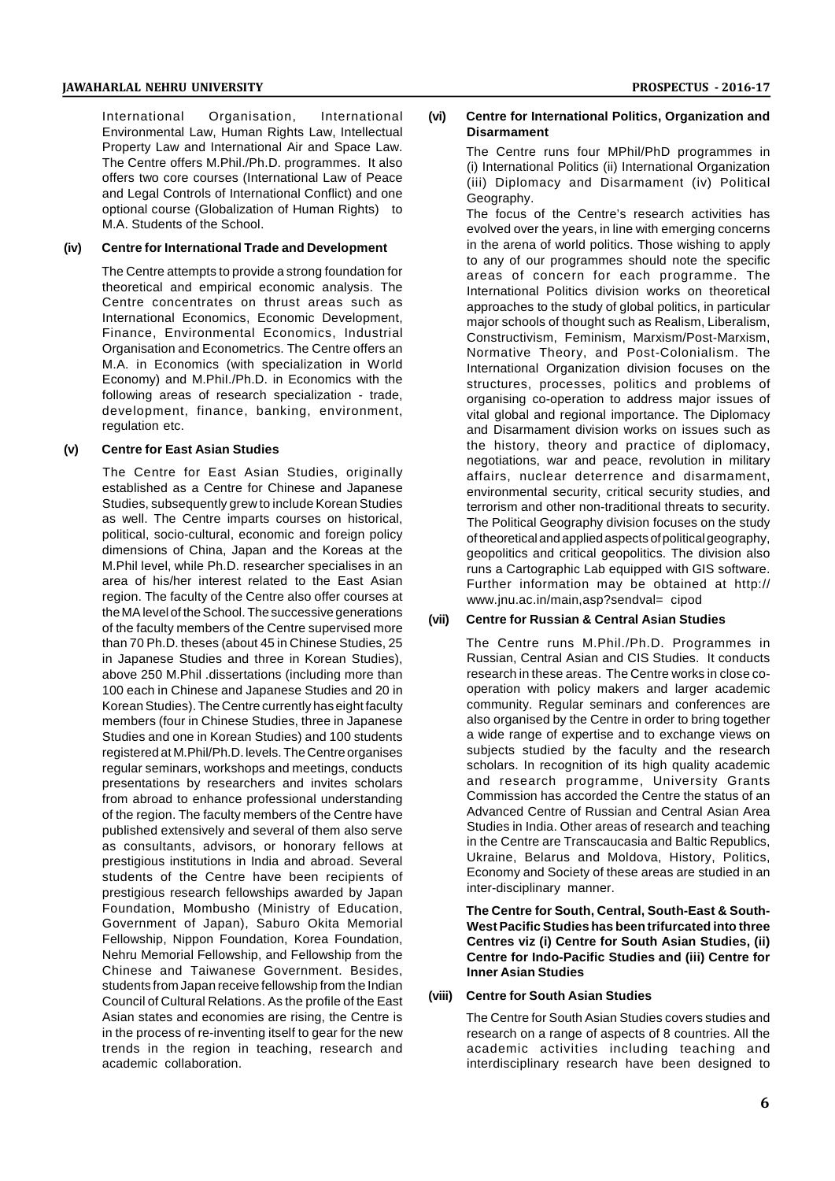International Organisation, International Environmental Law, Human Rights Law, Intellectual Property Law and International Air and Space Law. The Centre offers M.Phil./Ph.D. programmes. It also offers two core courses (International Law of Peace and Legal Controls of International Conflict) and one optional course (Globalization of Human Rights) to M.A. Students of the School.

**(iv) Centre for International Trade and Development**

The Centre attempts to provide a strong foundation for theoretical and empirical economic analysis. The Centre concentrates on thrust areas such as International Economics, Economic Development, Finance, Environmental Economics, Industrial Organisation and Econometrics. The Centre offers an M.A. in Economics (with specialization in World Economy) and M.Phil./Ph.D. in Economics with the following areas of research specialization - trade, development, finance, banking, environment, regulation etc.

**(v) Centre for East Asian Studies**

The Centre for East Asian Studies, originally established as a Centre for Chinese and Japanese Studies, subsequently grew to include Korean Studies as well. The Centre imparts courses on historical, political, socio-cultural, economic and foreign policy dimensions of China, Japan and the Koreas at the M.Phil level, while Ph.D. researcher specialises in an area of his/her interest related to the East Asian region. The faculty of the Centre also offer courses at the MA level of the School. The successive generations of the faculty members of the Centre supervised more than 70 Ph.D. theses (about 45 in Chinese Studies, 25 in Japanese Studies and three in Korean Studies), above 250 M.Phil .dissertations (including more than 100 each in Chinese and Japanese Studies and 20 in Korean Studies). The Centre currently has eight faculty members (four in Chinese Studies, three in Japanese Studies and one in Korean Studies) and 100 students registered at M.Phil/Ph.D. levels. The Centre organises regular seminars, workshops and meetings, conducts presentations by researchers and invites scholars from abroad to enhance professional understanding of the region. The faculty members of the Centre have published extensively and several of them also serve as consultants, advisors, or honorary fellows at prestigious institutions in India and abroad. Several students of the Centre have been recipients of prestigious research fellowships awarded by Japan Foundation, Mombusho (Ministry of Education, Government of Japan), Saburo Okita Memorial Fellowship, Nippon Foundation, Korea Foundation, Nehru Memorial Fellowship, and Fellowship from the Chinese and Taiwanese Government. Besides, students from Japan receive fellowship from the Indian Council of Cultural Relations. As the profile of the East Asian states and economies are rising, the Centre is in the process of re-inventing itself to gear for the new trends in the region in teaching, research and academic collaboration.

**(vi) Centre for International Politics, Organization and Disarmament**

The Centre runs four MPhil/PhD programmes in (i) International Politics (ii) International Organization (iii) Diplomacy and Disarmament (iv) Political Geography.

The focus of the Centre's research activities has evolved over the years, in line with emerging concerns in the arena of world politics. Those wishing to apply to any of our programmes should note the specific areas of concern for each programme. The International Politics division works on theoretical approaches to the study of global politics, in particular major schools of thought such as Realism, Liberalism, Constructivism, Feminism, Marxism/Post-Marxism, Normative Theory, and Post-Colonialism. The International Organization division focuses on the structures, processes, politics and problems of organising co-operation to address major issues of vital global and regional importance. The Diplomacy and Disarmament division works on issues such as the history, theory and practice of diplomacy, negotiations, war and peace, revolution in military affairs, nuclear deterrence and disarmament, environmental security, critical security studies, and terrorism and other non-traditional threats to security. The Political Geography division focuses on the study of theoretical and applied aspects of political geography, geopolitics and critical geopolitics. The division also runs a Cartographic Lab equipped with GIS software. Further information may be obtained at http:// www.jnu.ac.in/main,asp?sendval= cipod

**(vii) Centre for Russian & Central Asian Studies**

The Centre runs M.Phil./Ph.D. Programmes in Russian, Central Asian and CIS Studies. It conducts research in these areas. The Centre works in close co-operation with policy makers and larger academic community. Regular seminars and conferences are also organised by the Centre in order to bring together a wide range of expertise and to exchange views on subjects studied by the faculty and the research scholars. In recognition of its high quality academic and research programme, University Grants Commission has accorded the Centre the status of an Advanced Centre of Russian and Central Asian Area Studies in India. Other areas of research and teaching in the Centre are Transcaucasia and Baltic Republics, Ukraine, Belarus and Moldova, History, Politics, Economy and Society of these areas are studied in an inter-disciplinary manner.

**The Centre for South, Central, South-East & South-West Pacific Studies has been trifurcated into three Centres viz (i) Centre for South Asian Studies, (ii) Centre for Indo-Pacific Studies and (iii) Centre for Inner Asian Studies**

**(viii) Centre for South Asian Studies**

The Centre for South Asian Studies covers studies and research on a range of aspects of 8 countries. All the academic activities including teaching and interdisciplinary research have been designed to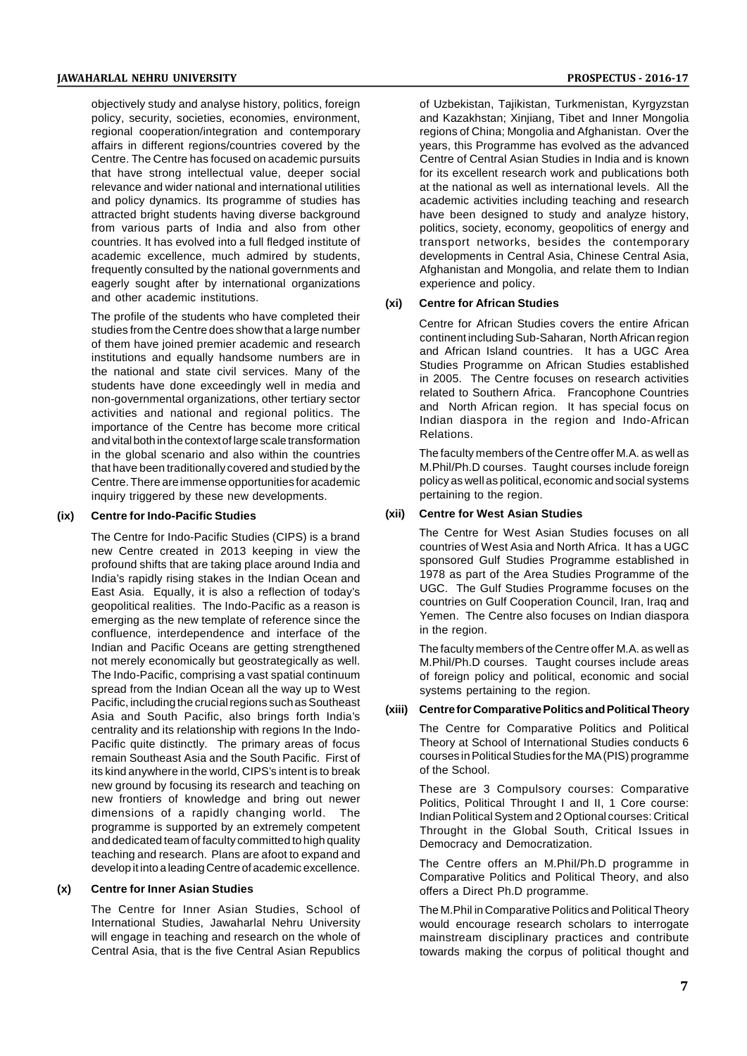objectively study and analyse history, politics, foreign policy, security, societies, economies, environment, regional cooperation/integration and contemporary affairs in different regions/countries covered by the Centre. The Centre has focused on academic pursuits that have strong intellectual value, deeper social relevance and wider national and international utilities and policy dynamics. Its programme of studies has attracted bright students having diverse background from various parts of India and also from other countries. It has evolved into a full fledged institute of academic excellence, much admired by students, frequently consulted by the national governments and eagerly sought after by international organizations and other academic institutions.

The profile of the students who have completed their studies from the Centre does show that a large number of them have joined premier academic and research institutions and equally handsome numbers are in the national and state civil services. Many of the students have done exceedingly well in media and non-governmental organizations, other tertiary sector activities and national and regional politics. The importance of the Centre has become more critical and vital both in the context of large scale transformation in the global scenario and also within the countries that have been traditionally covered and studied by the Centre. There are immense opportunities for academic inquiry triggered by these new developments.

### (ix) Centre for Indo-Pacific Studies

The Centre for Indo-Pacific Studies (CIPS) is a brand new Centre created in 2013 keeping in view the profound shifts that are taking place around India and India's rapidly rising stakes in the Indian Ocean and East Asia. Equally, it is also a reflection of today's geopolitical realities. The Indo-Pacific as a reason is emerging as the new template of reference since the confluence, interdependence and interface of the Indian and Pacific Oceans are getting strengthened not merely economically but geostrategically as well. The Indo-Pacific, comprising a vast spatial continuum spread from the Indian Ocean all the way up to West Pacific, including the crucial regions such as Southeast Asia and South Pacific, also brings forth India's centrality and its relationship with regions In the Indo-Pacific quite distinctly. The primary areas of focus remain Southeast Asia and the South Pacific. First of its kind anywhere in the world, CIPS's intent is to break new ground by focusing its research and teaching on new frontiers of knowledge and bring out newer dimensions of a rapidly changing world. The programme is supported by an extremely competent and dedicated team of faculty committed to high quality teaching and research. Plans are afoot to expand and develop it into a leading Centre of academic excellence.

### (x) Centre for Inner Asian Studies

The Centre for Inner Asian Studies, School of International Studies, Jawaharlal Nehru University will engage in teaching and research on the whole of Central Asia, that is the five Central Asian Republics of Uzbekistan, Tajikistan, Turkmenistan, Kyrgyzstan and Kazakhstan; Xinjiang, Tibet and Inner Mongolia regions of China; Mongolia and Afghanistan. Over the years, this Programme has evolved as the advanced Centre of Central Asian Studies in India and is known for its excellent research work and publications both at the national as well as international levels. All the academic activities including teaching and research have been designed to study and analyze history, politics, society, economy, geopolitics of energy and transport networks, besides the contemporary developments in Central Asia, Chinese Central Asia, Afghanistan and Mongolia, and relate them to Indian experience and policy.

### (xi) Centre for African Studies

Centre for African Studies covers the entire African continent including Sub-Saharan, North African region and African Island countries. It has a UGC Area Studies Programme on African Studies established in 2005. The Centre focuses on research activities related to Southern Africa. Francophone Countries and North African region. It has special focus on Indian diaspora in the region and Indo-African Relations.

The faculty members of the Centre offer M.A. as well as M.Phil/Ph.D courses. Taught courses include foreign policy as well as political, economic and social systems pertaining to the region.

### (xii) Centre for West Asian Studies

The Centre for West Asian Studies focuses on all countries of West Asia and North Africa. It has a UGC sponsored Gulf Studies Programme established in 1978 as part of the Area Studies Programme of the UGC. The Gulf Studies Programme focuses on the countries on Gulf Cooperation Council, Iran, Iraq and Yemen. The Centre also focuses on Indian diaspora in the region.

The faculty members of the Centre offer M.A. as well as M.Phil/Ph.D courses. Taught courses include areas of foreign policy and political, economic and social systems pertaining to the region.

### (xiii) Centre for Comparative Politics and Political Theory

The Centre for Comparative Politics and Political Theory at School of International Studies conducts 6 courses in Political Studies for the MA (PIS) programme of the School.

These are 3 Compulsory courses: Comparative Politics, Political Throught I and II, 1 Core course: Indian Political System and 2 Optional courses: Critical Throught in the Global South, Critical Issues in Democracy and Democratization.

The Centre offers an M.Phil/Ph.D programme in Comparative Politics and Political Theory, and also offers a Direct Ph.D programme.

The M.Phil in Comparative Politics and Political Theory would encourage research scholars to interrogate mainstream disciplinary practices and contribute towards making the corpus of political thought and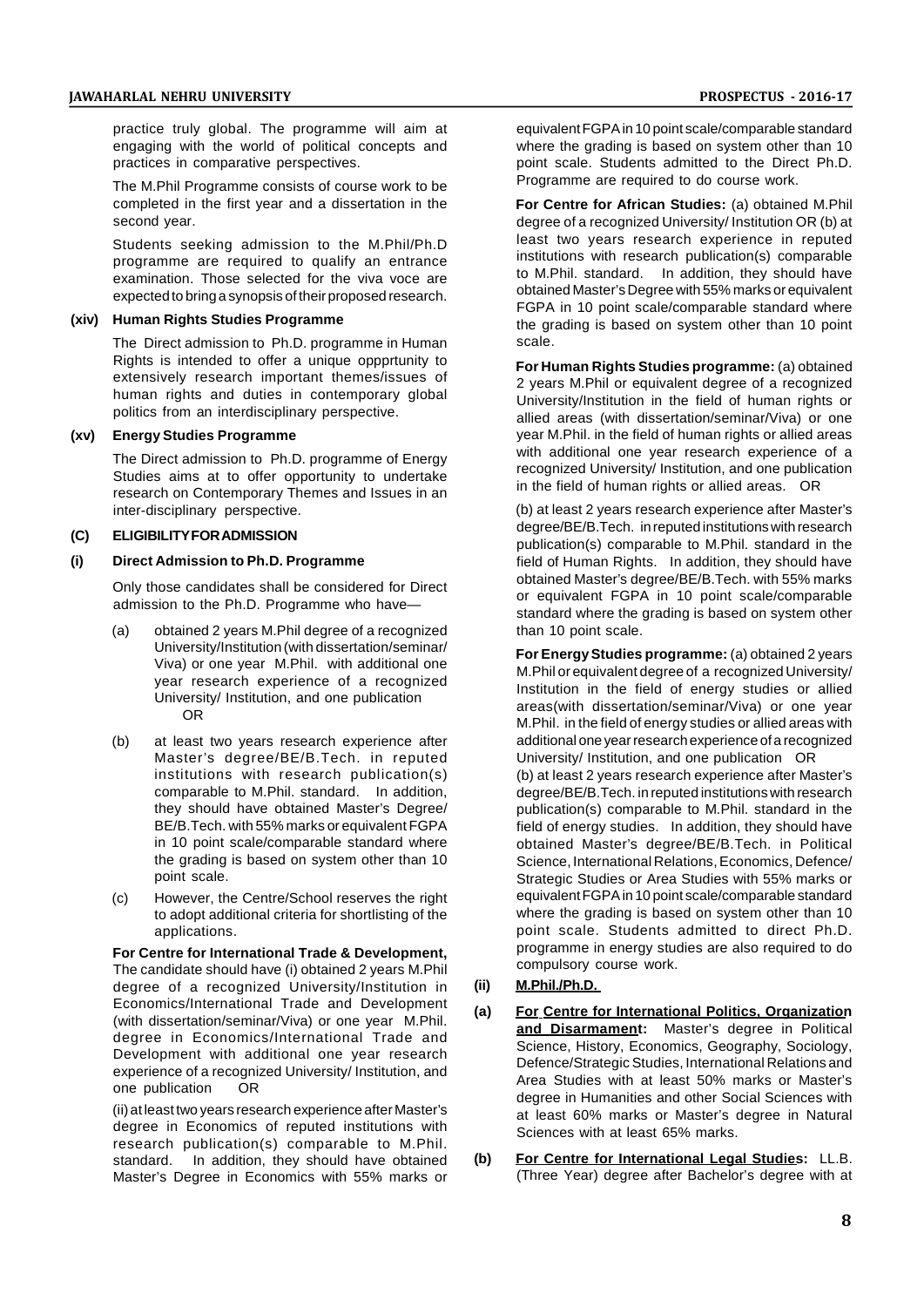practice truly global. The programme will aim at engaging with the world of political concepts and practices in comparative perspectives.

The M.Phil Programme consists of course work to be completed in the first year and a dissertation in the second year.

Students seeking admission to the M.Phil/Ph.D programme are required to qualify an entrance examination. Those selected for the viva voce are expected to bring a synopsis of their proposed research.

### (xiv) Human Rights Studies Programme

The Direct admission to Ph.D. programme in Human Rights is intended to offer a unique oppprtunity to extensively research important themes/issues of human rights and duties in contemporary global politics from an interdisciplinary perspective.

### (xv) Energy Studies Programme

The Direct admission to Ph.D. programme of Energy Studies aims at to offer opportunity to undertake research on Contemporary Themes and Issues in an inter-disciplinary perspective.

## (C) ELIGIBILITY FOR ADMISSION

### (i) Direct Admission to Ph.D. Programme

Only those candidates shall be considered for Direct admission to the Ph.D. Programme who have—

(a) obtained 2 years M.Phil degree of a recognized University/Institution (with dissertation/seminar/ Viva) or one year M.Phil. with additional one year research experience of a recognized University/ Institution, and one publication
OR

(b) at least two years research experience after Master's degree/BE/B.Tech. in reputed institutions with research publication(s) comparable to M.Phil. standard. In addition, they should have obtained Master's Degree/ BE/B.Tech. with 55% marks or equivalent FGPA in 10 point scale/comparable standard where the grading is based on system other than 10 point scale.

(c) However, the Centre/School reserves the right to adopt additional criteria for shortlisting of the applications.

**For Centre for International Trade & Development,** The candidate should have (i) obtained 2 years M.Phil degree of a recognized University/Institution in Economics/International Trade and Development (with dissertation/seminar/Viva) or one year M.Phil. degree in Economics/International Trade and Development with additional one year research experience of a recognized University/ Institution, and one publication OR

(ii) at least two years research experience after Master's degree in Economics of reputed institutions with research publication(s) comparable to M.Phil. standard. In addition, they should have obtained Master's Degree in Economics with 55% marks or equivalent FGPA in 10 point scale/comparable standard where the grading is based on system other than 10 point scale. Students admitted to the Direct Ph.D. Programme are required to do course work.

**For Centre for African Studies:** (a) obtained M.Phil degree of a recognized University/ Institution OR (b) at least two years research experience in reputed institutions with research publication(s) comparable to M.Phil. standard. In addition, they should have obtained Master's Degree with 55% marks or equivalent FGPA in 10 point scale/comparable standard where the grading is based on system other than 10 point scale.

**For Human Rights Studies programme:** (a) obtained 2 years M.Phil or equivalent degree of a recognized University/Institution in the field of human rights or allied areas (with dissertation/seminar/Viva) or one year M.Phil. in the field of human rights or allied areas with additional one year research experience of a recognized University/ Institution, and one publication in the field of human rights or allied areas. OR

(b) at least 2 years research experience after Master's degree/BE/B.Tech. in reputed institutions with research publication(s) comparable to M.Phil. standard in the field of Human Rights. In addition, they should have obtained Master's degree/BE/B.Tech. with 55% marks or equivalent FGPA in 10 point scale/comparable standard where the grading is based on system other than 10 point scale.

**For Energy Studies programme:** (a) obtained 2 years M.Phil or equivalent degree of a recognized University/ Institution in the field of energy studies or allied areas(with dissertation/seminar/Viva) or one year M.Phil. in the field of energy studies or allied areas with additional one year research experience of a recognized University/ Institution, and one publication OR
(b) at least 2 years research experience after Master's degree/BE/B.Tech. in reputed institutions with research publication(s) comparable to M.Phil. standard in the field of energy studies. In addition, they should have obtained Master's degree/BE/B.Tech. in Political Science, International Relations, Economics, Defence/ Strategic Studies or Area Studies with 55% marks or equivalent FGPA in 10 point scale/comparable standard where the grading is based on system other than 10 point scale. Students admitted to direct Ph.D. programme in energy studies are also required to do compulsory course work.

### (ii) M.Phil./Ph.D.

(a) **For Centre for International Politics, Organization and Disarmament:** Master's degree in Political Science, History, Economics, Geography, Sociology, Defence/Strategic Studies, International Relations and Area Studies with at least 50% marks or Master's degree in Humanities and other Social Sciences with at least 60% marks or Master's degree in Natural Sciences with at least 65% marks.

(b) **For Centre for International Legal Studies:** LL.B. (Three Year) degree after Bachelor's degree with at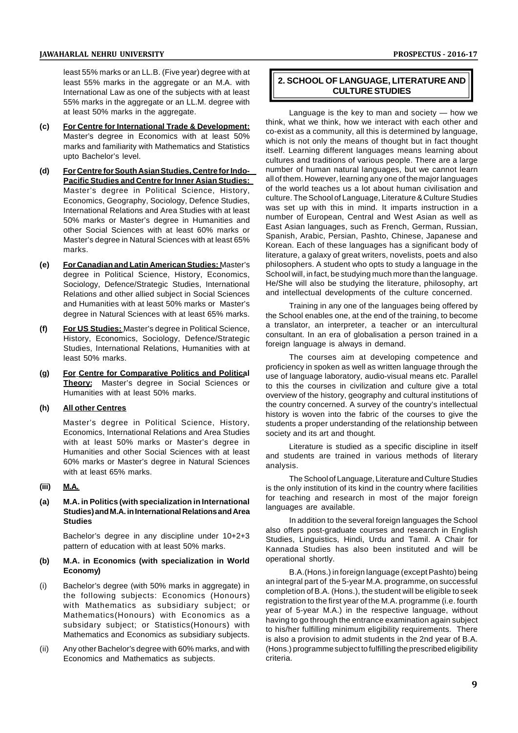least 55% marks or an LL.B. (Five year) degree with at least 55% marks in the aggregate or an M.A. with International Law as one of the subjects with at least 55% marks in the aggregate or an LL.M. degree with at least 50% marks in the aggregate.

**(c)** **For Centre for International Trade & Development:** Master's degree in Economics with at least 50% marks and familiarity with Mathematics and Statistics upto Bachelor's level.

**(d)** **For Centre for South Asian Studies, Centre for Indo-Pacific Studies and Centre for Inner Asian Studies:** Master's degree in Political Science, History, Economics, Geography, Sociology, Defence Studies, International Relations and Area Studies with at least 50% marks or Master's degree in Humanities and other Social Sciences with at least 60% marks or Master's degree in Natural Sciences with at least 65% marks.

**(e)** **For Canadian and Latin American Studies:** Master's degree in Political Science, History, Economics, Sociology, Defence/Strategic Studies, International Relations and other allied subject in Social Sciences and Humanities with at least 50% marks or Master's degree in Natural Sciences with at least 65% marks.

**(f)** **For US Studies:** Master's degree in Political Science, History, Economics, Sociology, Defence/Strategic Studies, International Relations, Humanities with at least 50% marks.

**(g)** **For Centre for Comparative Politics and Political Theory:** Master's degree in Social Sciences or Humanities with at least 50% marks.

**(h)** **All other Centres**

Master's degree in Political Science, History, Economics, International Relations and Area Studies with at least 50% marks or Master's degree in Humanities and other Social Sciences with at least 60% marks or Master's degree in Natural Sciences with at least 65% marks.

**(iii)** **M.A.**

**(a)** **M.A. in Politics (with specialization in International Studies) and M.A. in International Relations and Area Studies**

Bachelor's degree in any discipline under 10+2+3 pattern of education with at least 50% marks.

**(b)** **M.A. in Economics (with specialization in World Economy)**

(i) Bachelor's degree (with 50% marks in aggregate) in the following subjects: Economics (Honours) with Mathematics as subsidiary subject; or Mathematics(Honours) with Economics as a subsidary subject; or Statistics(Honours) with Mathematics and Economics as subsidiary subjects.

(ii) Any other Bachelor's degree with 60% marks, and with Economics and Mathematics as subjects.

## 2. SCHOOL OF LANGUAGE, LITERATURE AND CULTURE STUDIES

Language is the key to man and society — how we think, what we think, how we interact with each other and co-exist as a community, all this is determined by language, which is not only the means of thought but in fact thought itself. Learning different languages means learning about cultures and traditions of various people. There are a large number of human natural languages, but we cannot learn all of them. However, learning any one of the major languages of the world teaches us a lot about human civilisation and culture. The School of Language, Literature & Culture Studies was set up with this in mind. It imparts instruction in a number of European, Central and West Asian as well as East Asian languages, such as French, German, Russian, Spanish, Arabic, Persian, Pashto, Chinese, Japanese and Korean. Each of these languages has a significant body of literature, a galaxy of great writers, novelists, poets and also philosophers. A student who opts to study a language in the School will, in fact, be studying much more than the language. He/She will also be studying the literature, philosophy, art and intellectual developments of the culture concerned.

Training in any one of the languages being offered by the School enables one, at the end of the training, to become a translator, an interpreter, a teacher or an intercultural consultant. In an era of globalisation a person trained in a foreign language is always in demand.

The courses aim at developing competence and proficiency in spoken as well as written language through the use of language laboratory, audio-visual means etc. Parallel to this the courses in civilization and culture give a total overview of the history, geography and cultural institutions of the country concerned. A survey of the country's intellectual history is woven into the fabric of the courses to give the students a proper understanding of the relationship between society and its art and thought.

Literature is studied as a specific discipline in itself and students are trained in various methods of literary analysis.

The School of Language, Literature and Culture Studies is the only institution of its kind in the country where facilities for teaching and research in most of the major foreign languages are available.

In addition to the several foreign languages the School also offers post-graduate courses and research in English Studies, Linguistics, Hindi, Urdu and Tamil. A Chair for Kannada Studies has also been instituted and will be operational shortly.

B.A.(Hons.) in foreign language (except Pashto) being an integral part of the 5-year M.A. programme, on successful completion of B.A. (Hons.), the student will be eligible to seek registration to the first year of the M.A. programme (i.e. fourth year of 5-year M.A.) in the respective language, without having to go through the entrance examination again subject to his/her fulfilling minimum eligibility requirements. There is also a provision to admit students in the 2nd year of B.A. (Hons.) programme subject to fulfilling the prescribed eligibility criteria.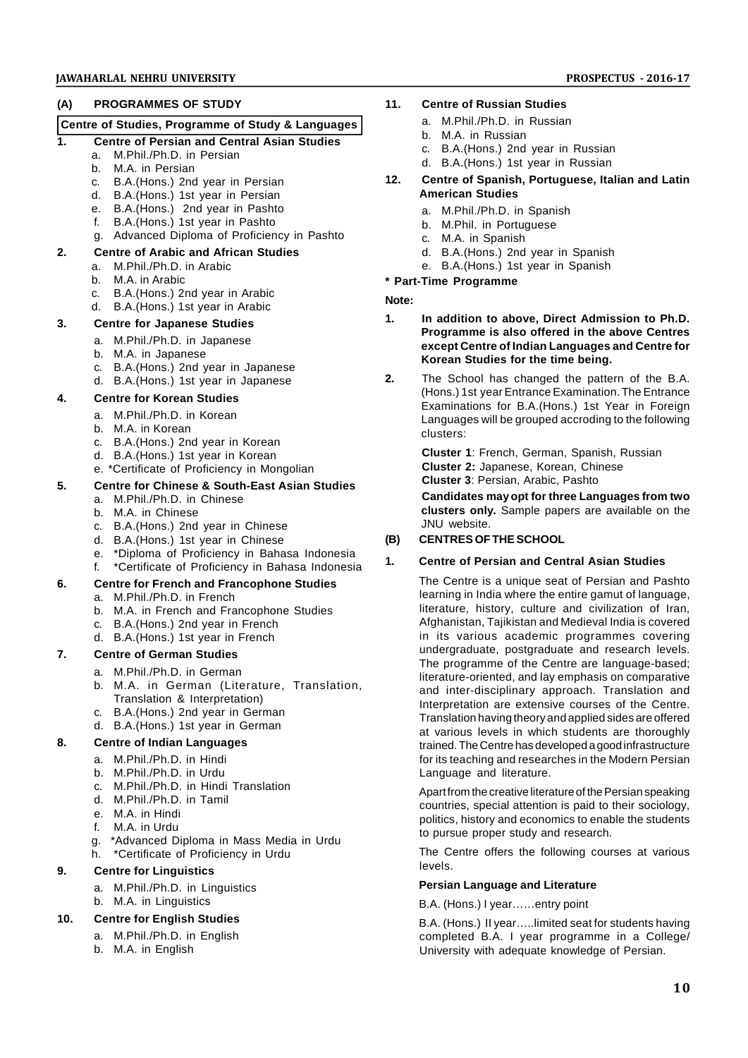## (A) PROGRAMMES OF STUDY

**Centre of Studies, Programme of Study & Languages**

**1. Centre of Persian and Central Asian Studies**

a. M.Phil./Ph.D. in Persian
b. M.A. in Persian
c. B.A.(Hons.) 2nd year in Persian
d. B.A.(Hons.) 1st year in Persian
e. B.A.(Hons.) 2nd year in Pashto
f. B.A.(Hons.) 1st year in Pashto
g. Advanced Diploma of Proficiency in Pashto

**2. Centre of Arabic and African Studies**

a. M.Phil./Ph.D. in Arabic
b. M.A. in Arabic
c. B.A.(Hons.) 2nd year in Arabic
d. B.A.(Hons.) 1st year in Arabic

**3. Centre for Japanese Studies**

a. M.Phil./Ph.D. in Japanese
b. M.A. in Japanese
c. B.A.(Hons.) 2nd year in Japanese
d. B.A.(Hons.) 1st year in Japanese

**4. Centre for Korean Studies**

a. M.Phil./Ph.D. in Korean
b. M.A. in Korean
c. B.A.(Hons.) 2nd year in Korean
d. B.A.(Hons.) 1st year in Korean
e. *Certificate of Proficiency in Mongolian

**5. Centre for Chinese & South-East Asian Studies**

a. M.Phil./Ph.D. in Chinese
b. M.A. in Chinese
c. B.A.(Hons.) 2nd year in Chinese
d. B.A.(Hons.) 1st year in Chinese
e. *Diploma of Proficiency in Bahasa Indonesia
f. *Certificate of Proficiency in Bahasa Indonesia

**6. Centre for French and Francophone Studies**

a. M.Phil./Ph.D. in French
b. M.A. in French and Francophone Studies
c. B.A.(Hons.) 2nd year in French
d. B.A.(Hons.) 1st year in French

**7. Centre of German Studies**

a. M.Phil./Ph.D. in German
b. M.A. in German (Literature, Translation, Translation & Interpretation)
c. B.A.(Hons.) 2nd year in German
d. B.A.(Hons.) 1st year in German

**8. Centre of Indian Languages**

a. M.Phil./Ph.D. in Hindi
b. M.Phil./Ph.D. in Urdu
c. M.Phil./Ph.D. in Hindi Translation
d. M.Phil./Ph.D. in Tamil
e. M.A. in Hindi
f. M.A. in Urdu
g. *Advanced Diploma in Mass Media in Urdu
h. *Certificate of Proficiency in Urdu

**9. Centre for Linguistics**

a. M.Phil./Ph.D. in Linguistics
b. M.A. in Linguistics

**10. Centre for English Studies**

a. M.Phil./Ph.D. in English
b. M.A. in English

**11. Centre of Russian Studies**

a. M.Phil./Ph.D. in Russian
b. M.A. in Russian
c. B.A.(Hons.) 2nd year in Russian
d. B.A.(Hons.) 1st year in Russian

**12. Centre of Spanish, Portuguese, Italian and Latin American Studies**

a. M.Phil./Ph.D. in Spanish
b. M.Phil. in Portuguese
c. M.A. in Spanish
d. B.A.(Hons.) 2nd year in Spanish
e. B.A.(Hons.) 1st year in Spanish

**\* Part-Time Programme**

**Note:**

1. **In addition to above, Direct Admission to Ph.D. Programme is also offered in the above Centres except Centre of Indian Languages and Centre for Korean Studies for the time being.**

2. The School has changed the pattern of the B.A. (Hons.) 1st year Entrance Examination. The Entrance Examinations for B.A.(Hons.) 1st Year in Foreign Languages will be grouped accroding to the following clusters:

   **Cluster 1**: French, German, Spanish, Russian
   **Cluster 2:** Japanese, Korean, Chinese
   **Cluster 3**: Persian, Arabic, Pashto

   **Candidates may opt for three Languages from two clusters only.** Sample papers are available on the JNU website.

## (B) CENTRES OF THE SCHOOL

### 1. Centre of Persian and Central Asian Studies

The Centre is a unique seat of Persian and Pashto learning in India where the entire gamut of language, literature, history, culture and civilization of Iran, Afghanistan, Tajikistan and Medieval India is covered in its various academic programmes covering undergraduate, postgraduate and research levels. The programme of the Centre are language-based; literature-oriented, and lay emphasis on comparative and inter-disciplinary approach. Translation and Interpretation are extensive courses of the Centre. Translation having theory and applied sides are offered at various levels in which students are thoroughly trained. The Centre has developed a good infrastructure for its teaching and researches in the Modern Persian Language and literature.

Apart from the creative literature of the Persian speaking countries, special attention is paid to their sociology, politics, history and economics to enable the students to pursue proper study and research.

The Centre offers the following courses at various levels.

**Persian Language and Literature**

B.A. (Hons.) I year……entry point

B.A. (Hons.) II year…..limited seat for students having completed B.A. I year programme in a College/ University with adequate knowledge of Persian.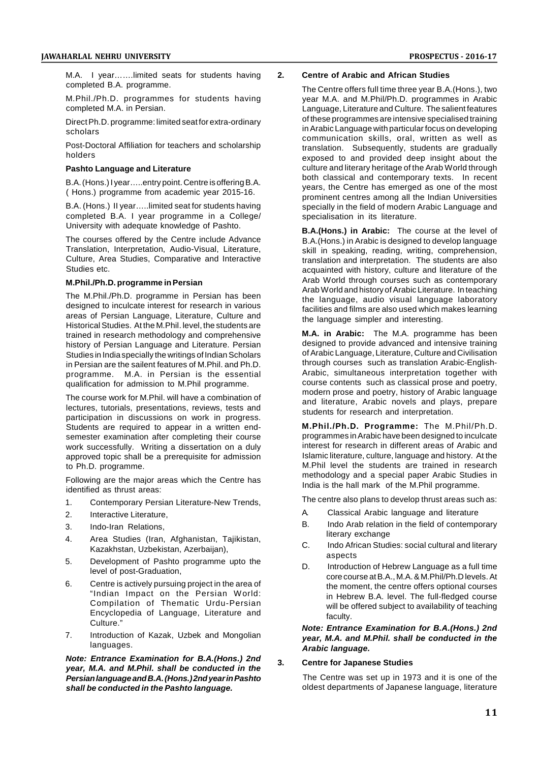M.A. I year…….limited seats for students having completed B.A. programme.

M.Phil./Ph.D. programmes for students having completed M.A. in Persian.

Direct Ph.D. programme: limited seat for extra-ordinary scholars

Post-Doctoral Affiliation for teachers and scholarship holders

**Pashto Language and Literature**

B.A. (Hons.) I year…..entry point. Centre is offering B.A. ( Hons.) programme from academic year 2015-16.

B.A. (Hons.) II year…..limited seat for students having completed B.A. I year programme in a College/ University with adequate knowledge of Pashto.

The courses offered by the Centre include Advance Translation, Interpretation, Audio-Visual, Literature, Culture, Area Studies, Comparative and Interactive Studies etc.

**M.Phil./Ph.D. programme in Persian**

The M.Phil./Ph.D. programme in Persian has been designed to inculcate interest for research in various areas of Persian Language, Literature, Culture and Historical Studies. At the M.Phil. level, the students are trained in research methodology and comprehensive history of Persian Language and Literature. Persian Studies in India specially the writings of Indian Scholars in Persian are the sailent features of M.Phil. and Ph.D. programme. M.A. in Persian is the essential qualification for admission to M.Phil programme.

The course work for M.Phil. will have a combination of lectures, tutorials, presentations, reviews, tests and participation in discussions on work in progress. Students are required to appear in a written end-semester examination after completing their course work successfully. Writing a dissertation on a duly approved topic shall be a prerequisite for admission to Ph.D. programme.

Following are the major areas which the Centre has identified as thrust areas:

1. Contemporary Persian Literature-New Trends,
2. Interactive Literature,
3. Indo-Iran Relations,
4. Area Studies (Iran, Afghanistan, Tajikistan, Kazakhstan, Uzbekistan, Azerbaijan),
5. Development of Pashto programme upto the level of post-Graduation,
6. Centre is actively pursuing project in the area of "Indian Impact on the Persian World: Compilation of Thematic Urdu-Persian Encyclopedia of Language, Literature and Culture."
7. Introduction of Kazak, Uzbek and Mongolian languages.

***Note: Entrance Examination for B.A.(Hons.) 2nd year, M.A. and M.Phil. shall be conducted in the Persian language and B.A. (Hons.) 2nd year in Pashto shall be conducted in the Pashto language.***

## 2. Centre of Arabic and African Studies

The Centre offers full time three year B.A.(Hons.), two year M.A. and M.Phil/Ph.D. programmes in Arabic Language, Literature and Culture. The salient features of these programmes are intensive specialised training in Arabic Language with particular focus on developing communication skills, oral, written as well as translation. Subsequently, students are gradually exposed to and provided deep insight about the culture and literary heritage of the Arab World through both classical and contemporary texts. In recent years, the Centre has emerged as one of the most prominent centres among all the Indian Universities specially in the field of modern Arabic Language and specialisation in its literature.

**B.A.(Hons.) in Arabic:** The course at the level of B.A.(Hons.) in Arabic is designed to develop language skill in speaking, reading, writing, comprehension, translation and interpretation. The students are also acquainted with history, culture and literature of the Arab World through courses such as contemporary Arab World and history of Arabic Literature. In teaching the language, audio visual language laboratory facilities and films are also used which makes learning the language simpler and interesting.

**M.A. in Arabic:** The M.A. programme has been designed to provide advanced and intensive training of Arabic Language, Literature, Culture and Civilisation through courses such as translation Arabic-English-Arabic, simultaneous interpretation together with course contents such as classical prose and poetry, modern prose and poetry, history of Arabic language and literature, Arabic novels and plays, prepare students for research and interpretation.

**M.Phil./Ph.D. Programme:** The M.Phil/Ph.D. programmes in Arabic have been designed to inculcate interest for research in different areas of Arabic and Islamic literature, culture, language and history. At the M.Phil level the students are trained in research methodology and a special paper Arabic Studies in India is the hall mark of the M.Phil programme.

The centre also plans to develop thrust areas such as:

A. Classical Arabic language and literature
B. Indo Arab relation in the field of contemporary literary exchange
C. Indo African Studies: social cultural and literary aspects
D. Introduction of Hebrew Language as a full time core course at B.A., M.A. & M.Phil/Ph.D levels. At the moment, the centre offers optional courses in Hebrew B.A. level. The full-fledged course will be offered subject to availability of teaching faculty.

***Note: Entrance Examination for B.A.(Hons.) 2nd year, M.A. and M.Phil. shall be conducted in the Arabic language.***

## 3. Centre for Japanese Studies

The Centre was set up in 1973 and it is one of the oldest departments of Japanese language, literature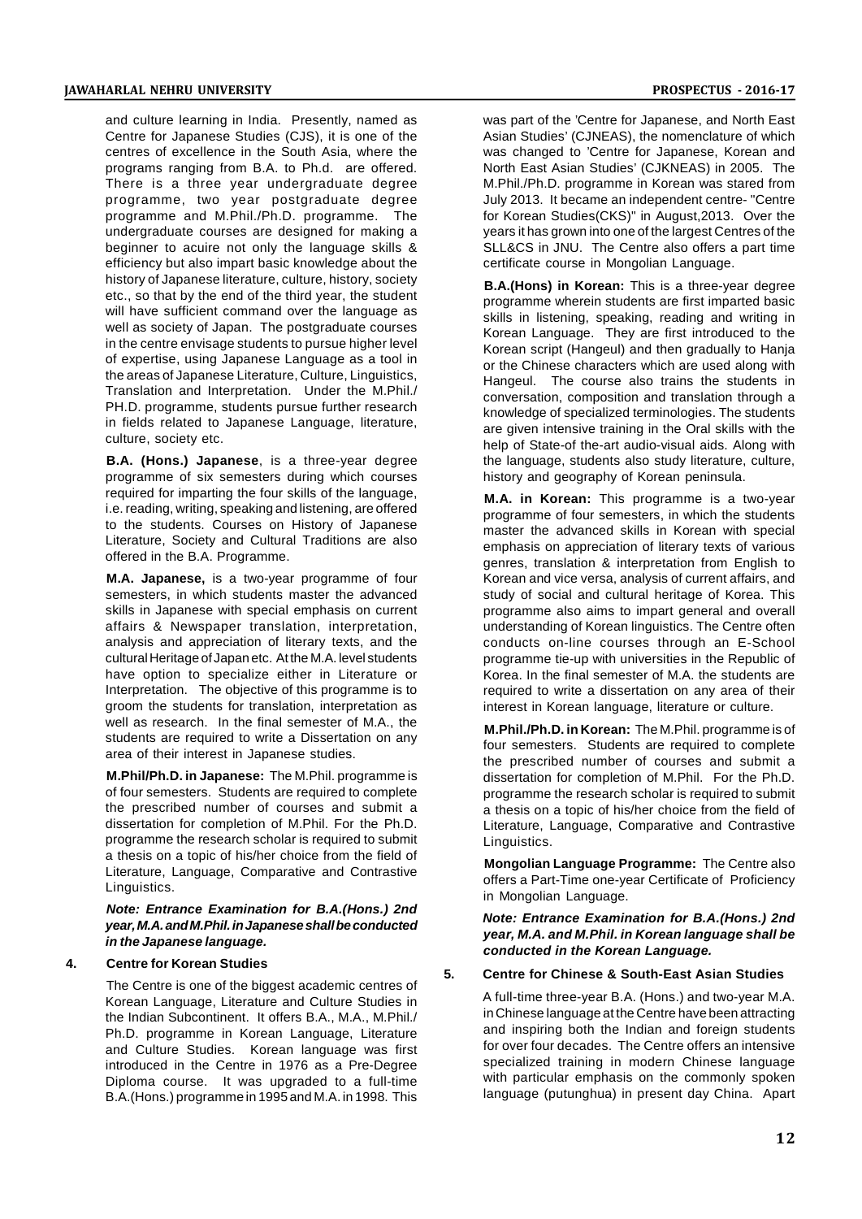and culture learning in India. Presently, named as Centre for Japanese Studies (CJS), it is one of the centres of excellence in the South Asia, where the programs ranging from B.A. to Ph.d. are offered. There is a three year undergraduate degree programme, two year postgraduate degree programme and M.Phil./Ph.D. programme. The undergraduate courses are designed for making a beginner to acuire not only the language skills & efficiency but also impart basic knowledge about the history of Japanese literature, culture, history, society etc., so that by the end of the third year, the student will have sufficient command over the language as well as society of Japan. The postgraduate courses in the centre envisage students to pursue higher level of expertise, using Japanese Language as a tool in the areas of Japanese Literature, Culture, Linguistics, Translation and Interpretation. Under the M.Phil./ PH.D. programme, students pursue further research in fields related to Japanese Language, literature, culture, society etc.

**B.A. (Hons.) Japanese**, is a three-year degree programme of six semesters during which courses required for imparting the four skills of the language, i.e. reading, writing, speaking and listening, are offered to the students. Courses on History of Japanese Literature, Society and Cultural Traditions are also offered in the B.A. Programme.

**M.A. Japanese,** is a two-year programme of four semesters, in which students master the advanced skills in Japanese with special emphasis on current affairs & Newspaper translation, interpretation, analysis and appreciation of literary texts, and the cultural Heritage of Japan etc. At the M.A. level students have option to specialize either in Literature or Interpretation. The objective of this programme is to groom the students for translation, interpretation as well as research. In the final semester of M.A., the students are required to write a Dissertation on any area of their interest in Japanese studies.

**M.Phil/Ph.D. in Japanese:** The M.Phil. programme is of four semesters. Students are required to complete the prescribed number of courses and submit a dissertation for completion of M.Phil. For the Ph.D. programme the research scholar is required to submit a thesis on a topic of his/her choice from the field of Literature, Language, Comparative and Contrastive Linguistics.

***Note: Entrance Examination for B.A.(Hons.) 2nd year, M.A. and M.Phil. in Japanese shall be conducted in the Japanese language.***

### 4. Centre for Korean Studies

The Centre is one of the biggest academic centres of Korean Language, Literature and Culture Studies in the Indian Subcontinent. It offers B.A., M.A., M.Phil./ Ph.D. programme in Korean Language, Literature and Culture Studies. Korean language was first introduced in the Centre in 1976 as a Pre-Degree Diploma course. It was upgraded to a full-time B.A.(Hons.) programme in 1995 and M.A. in 1998. This was part of the 'Centre for Japanese, and North East Asian Studies' (CJNEAS), the nomenclature of which was changed to 'Centre for Japanese, Korean and North East Asian Studies' (CJKNEAS) in 2005. The M.Phil./Ph.D. programme in Korean was stared from July 2013. It became an independent centre- "Centre for Korean Studies(CKS)" in August,2013. Over the years it has grown into one of the largest Centres of the SLL&CS in JNU. The Centre also offers a part time certificate course in Mongolian Language.

**B.A.(Hons) in Korean:** This is a three-year degree programme wherein students are first imparted basic skills in listening, speaking, reading and writing in Korean Language. They are first introduced to the Korean script (Hangeul) and then gradually to Hanja or the Chinese characters which are used along with Hangeul. The course also trains the students in conversation, composition and translation through a knowledge of specialized terminologies. The students are given intensive training in the Oral skills with the help of State-of the-art audio-visual aids. Along with the language, students also study literature, culture, history and geography of Korean peninsula.

**M.A. in Korean:** This programme is a two-year programme of four semesters, in which the students master the advanced skills in Korean with special emphasis on appreciation of literary texts of various genres, translation & interpretation from English to Korean and vice versa, analysis of current affairs, and study of social and cultural heritage of Korea. This programme also aims to impart general and overall understanding of Korean linguistics. The Centre often conducts on-line courses through an E-School programme tie-up with universities in the Republic of Korea. In the final semester of M.A. the students are required to write a dissertation on any area of their interest in Korean language, literature or culture.

**M.Phil./Ph.D. in Korean:** The M.Phil. programme is of four semesters. Students are required to complete the prescribed number of courses and submit a dissertation for completion of M.Phil. For the Ph.D. programme the research scholar is required to submit a thesis on a topic of his/her choice from the field of Literature, Language, Comparative and Contrastive Linguistics.

**Mongolian Language Programme:** The Centre also offers a Part-Time one-year Certificate of Proficiency in Mongolian Language.

***Note: Entrance Examination for B.A.(Hons.) 2nd year, M.A. and M.Phil. in Korean language shall be conducted in the Korean Language.***

### 5. Centre for Chinese & South-East Asian Studies

A full-time three-year B.A. (Hons.) and two-year M.A. in Chinese language at the Centre have been attracting and inspiring both the Indian and foreign students for over four decades. The Centre offers an intensive specialized training in modern Chinese language with particular emphasis on the commonly spoken language (putunghua) in present day China. Apart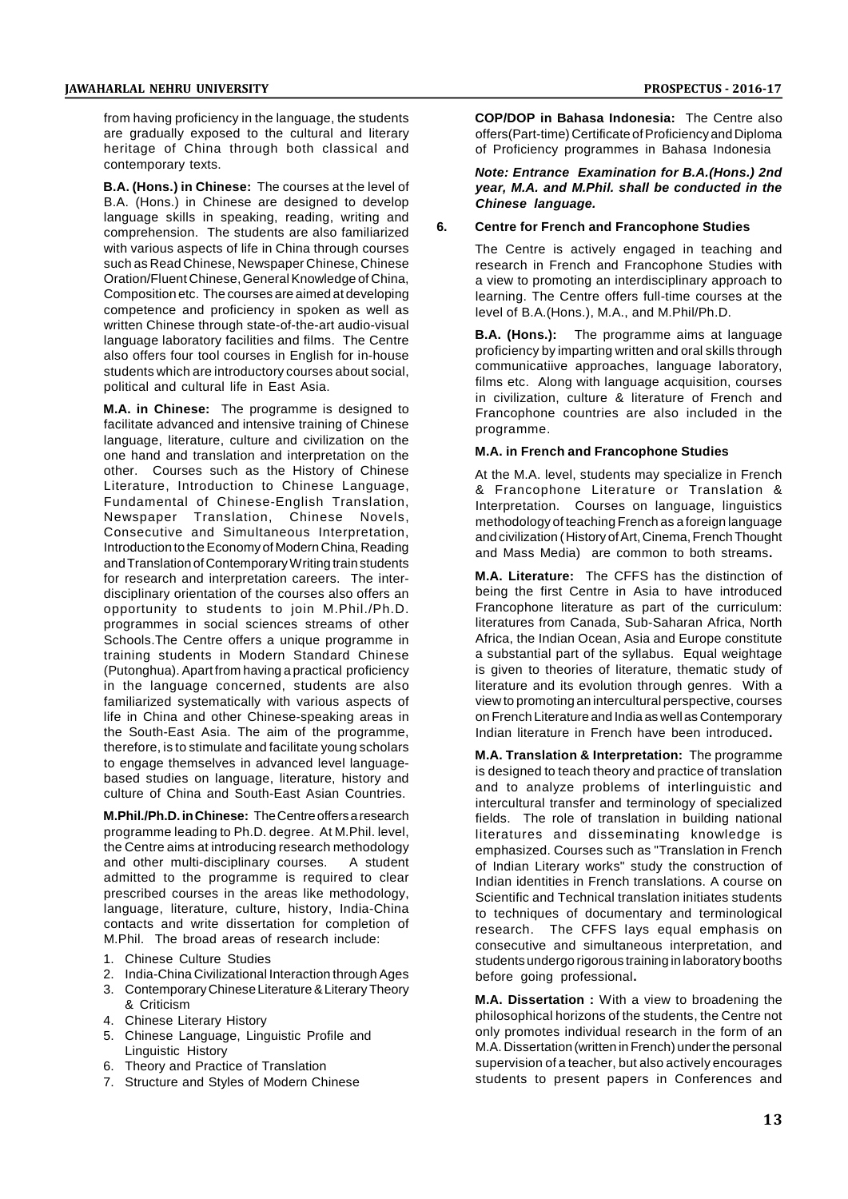from having proficiency in the language, the students are gradually exposed to the cultural and literary heritage of China through both classical and contemporary texts.

**B.A. (Hons.) in Chinese:** The courses at the level of B.A. (Hons.) in Chinese are designed to develop language skills in speaking, reading, writing and comprehension. The students are also familiarized with various aspects of life in China through courses such as Read Chinese, Newspaper Chinese, Chinese Oration/Fluent Chinese, General Knowledge of China, Composition etc. The courses are aimed at developing competence and proficiency in spoken as well as written Chinese through state-of-the-art audio-visual language laboratory facilities and films. The Centre also offers four tool courses in English for in-house students which are introductory courses about social, political and cultural life in East Asia.

**M.A. in Chinese:** The programme is designed to facilitate advanced and intensive training of Chinese language, literature, culture and civilization on the one hand and translation and interpretation on the other. Courses such as the History of Chinese Literature, Introduction to Chinese Language, Fundamental of Chinese-English Translation, Newspaper Translation, Chinese Novels, Consecutive and Simultaneous Interpretation, Introduction to the Economy of Modern China, Reading and Translation of Contemporary Writing train students for research and interpretation careers. The inter-disciplinary orientation of the courses also offers an opportunity to students to join M.Phil./Ph.D. programmes in social sciences streams of other Schools.The Centre offers a unique programme in training students in Modern Standard Chinese (Putonghua). Apart from having a practical proficiency in the language concerned, students are also familiarized systematically with various aspects of life in China and other Chinese-speaking areas in the South-East Asia. The aim of the programme, therefore, is to stimulate and facilitate young scholars to engage themselves in advanced level language-based studies on language, literature, history and culture of China and South-East Asian Countries.

**M.Phil./Ph.D. in Chinese:** The Centre offers a research programme leading to Ph.D. degree. At M.Phil. level, the Centre aims at introducing research methodology and other multi-disciplinary courses. A student admitted to the programme is required to clear prescribed courses in the areas like methodology, language, literature, culture, history, India-China contacts and write dissertation for completion of M.Phil. The broad areas of research include:

1. Chinese Culture Studies
2. India-China Civilizational Interaction through Ages
3. Contemporary Chinese Literature & Literary Theory & Criticism
4. Chinese Literary History
5. Chinese Language, Linguistic Profile and Linguistic History
6. Theory and Practice of Translation
7. Structure and Styles of Modern Chinese

**COP/DOP in Bahasa Indonesia:** The Centre also offers(Part-time) Certificate of Proficiency and Diploma of Proficiency programmes in Bahasa Indonesia

***Note: Entrance Examination for B.A.(Hons.) 2nd year, M.A. and M.Phil. shall be conducted in the Chinese language.***

### 6. Centre for French and Francophone Studies

The Centre is actively engaged in teaching and research in French and Francophone Studies with a view to promoting an interdisciplinary approach to learning. The Centre offers full-time courses at the level of B.A.(Hons.), M.A., and M.Phil/Ph.D.

**B.A. (Hons.):** The programme aims at language proficiency by imparting written and oral skills through communicatiive approaches, language laboratory, films etc. Along with language acquisition, courses in civilization, culture & literature of French and Francophone countries are also included in the programme.

**M.A. in French and Francophone Studies**

At the M.A. level, students may specialize in French & Francophone Literature or Translation & Interpretation. Courses on language, linguistics methodology of teaching French as a foreign language and civilization ( History of Art, Cinema, French Thought and Mass Media) are common to both streams**.**

**M.A. Literature:** The CFFS has the distinction of being the first Centre in Asia to have introduced Francophone literature as part of the curriculum: literatures from Canada, Sub-Saharan Africa, North Africa, the Indian Ocean, Asia and Europe constitute a substantial part of the syllabus. Equal weightage is given to theories of literature, thematic study of literature and its evolution through genres. With a view to promoting an intercultural perspective, courses on French Literature and India as well as Contemporary Indian literature in French have been introduced**.**

**M.A. Translation & Interpretation:** The programme is designed to teach theory and practice of translation and to analyze problems of interlinguistic and intercultural transfer and terminology of specialized fields. The role of translation in building national literatures and disseminating knowledge is emphasized. Courses such as "Translation in French of Indian Literary works" study the construction of Indian identities in French translations. A course on Scientific and Technical translation initiates students to techniques of documentary and terminological research. The CFFS lays equal emphasis on consecutive and simultaneous interpretation, and students undergo rigorous training in laboratory booths before going professional**.**

**M.A. Dissertation :** With a view to broadening the philosophical horizons of the students, the Centre not only promotes individual research in the form of an M.A. Dissertation (written in French) under the personal supervision of a teacher, but also actively encourages students to present papers in Conferences and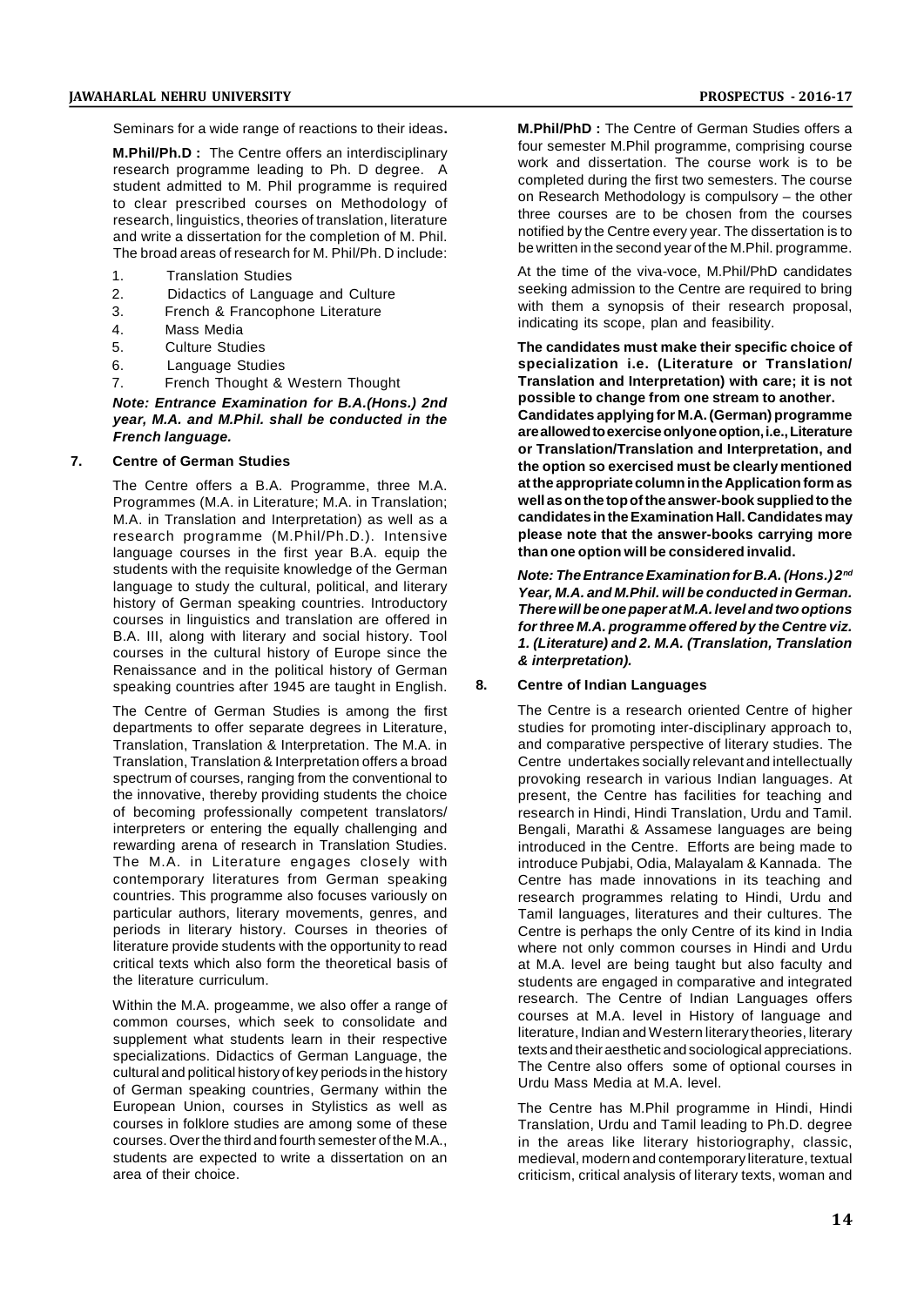Seminars for a wide range of reactions to their ideas**.**

**M.Phil/Ph.D :** The Centre offers an interdisciplinary research programme leading to Ph. D degree. A student admitted to M. Phil programme is required to clear prescribed courses on Methodology of research, linguistics, theories of translation, literature and write a dissertation for the completion of M. Phil. The broad areas of research for M. Phil/Ph. D include:

1. Translation Studies
2. Didactics of Language and Culture
3. French & Francophone Literature
4. Mass Media
5. Culture Studies
6. Language Studies
7. French Thought & Western Thought

***Note: Entrance Examination for B.A.(Hons.) 2nd year, M.A. and M.Phil. shall be conducted in the French language.***

## 7. Centre of German Studies

The Centre offers a B.A. Programme, three M.A. Programmes (M.A. in Literature; M.A. in Translation; M.A. in Translation and Interpretation) as well as a research programme (M.Phil/Ph.D.). Intensive language courses in the first year B.A. equip the students with the requisite knowledge of the German language to study the cultural, political, and literary history of German speaking countries. Introductory courses in linguistics and translation are offered in B.A. III, along with literary and social history. Tool courses in the cultural history of Europe since the Renaissance and in the political history of German speaking countries after 1945 are taught in English.

The Centre of German Studies is among the first departments to offer separate degrees in Literature, Translation, Translation & Interpretation. The M.A. in Translation, Translation & Interpretation offers a broad spectrum of courses, ranging from the conventional to the innovative, thereby providing students the choice of becoming professionally competent translators/ interpreters or entering the equally challenging and rewarding arena of research in Translation Studies. The M.A. in Literature engages closely with contemporary literatures from German speaking countries. This programme also focuses variously on particular authors, literary movements, genres, and periods in literary history. Courses in theories of literature provide students with the opportunity to read critical texts which also form the theoretical basis of the literature curriculum.

Within the M.A. progeamme, we also offer a range of common courses, which seek to consolidate and supplement what students learn in their respective specializations. Didactics of German Language, the cultural and political history of key periods in the history of German speaking countries, Germany within the European Union, courses in Stylistics as well as courses in folklore studies are among some of these courses. Over the third and fourth semester of the M.A., students are expected to write a dissertation on an area of their choice.

**M.Phil/PhD :** The Centre of German Studies offers a four semester M.Phil programme, comprising course work and dissertation. The course work is to be completed during the first two semesters. The course on Research Methodology is compulsory – the other three courses are to be chosen from the courses notified by the Centre every year. The dissertation is to be written in the second year of the M.Phil. programme.

At the time of the viva-voce, M.Phil/PhD candidates seeking admission to the Centre are required to bring with them a synopsis of their research proposal, indicating its scope, plan and feasibility.

**The candidates must make their specific choice of specialization i.e. (Literature or Translation/ Translation and Interpretation) with care; it is not possible to change from one stream to another. Candidates applying for M.A. (German) programme are allowed to exercise only one option, i.e., Literature or Translation/Translation and Interpretation, and the option so exercised must be clearly mentioned at the appropriate column in the Application form as well as on the top of the answer-book supplied to the candidates in the Examination Hall. Candidates may please note that the answer-books carrying more than one option will be considered invalid.**

***Note: The Entrance Examination for B.A. (Hons.) 2nd Year, M.A. and M.Phil. will be conducted in German. There will be one paper at M.A. level and two options for three M.A. programme offered by the Centre viz. 1. (Literature) and 2. M.A. (Translation, Translation & interpretation).***

## 8. Centre of Indian Languages

The Centre is a research oriented Centre of higher studies for promoting inter-disciplinary approach to, and comparative perspective of literary studies. The Centre undertakes socially relevant and intellectually provoking research in various Indian languages. At present, the Centre has facilities for teaching and research in Hindi, Hindi Translation, Urdu and Tamil. Bengali, Marathi & Assamese languages are being introduced in the Centre. Efforts are being made to introduce Pubjabi, Odia, Malayalam & Kannada. The Centre has made innovations in its teaching and research programmes relating to Hindi, Urdu and Tamil languages, literatures and their cultures. The Centre is perhaps the only Centre of its kind in India where not only common courses in Hindi and Urdu at M.A. level are being taught but also faculty and students are engaged in comparative and integrated research. The Centre of Indian Languages offers courses at M.A. level in History of language and literature, Indian and Western literary theories, literary texts and their aesthetic and sociological appreciations. The Centre also offers some of optional courses in Urdu Mass Media at M.A. level.

The Centre has M.Phil programme in Hindi, Hindi Translation, Urdu and Tamil leading to Ph.D. degree in the areas like literary historiography, classic, medieval, modern and contemporary literature, textual criticism, critical analysis of literary texts, woman and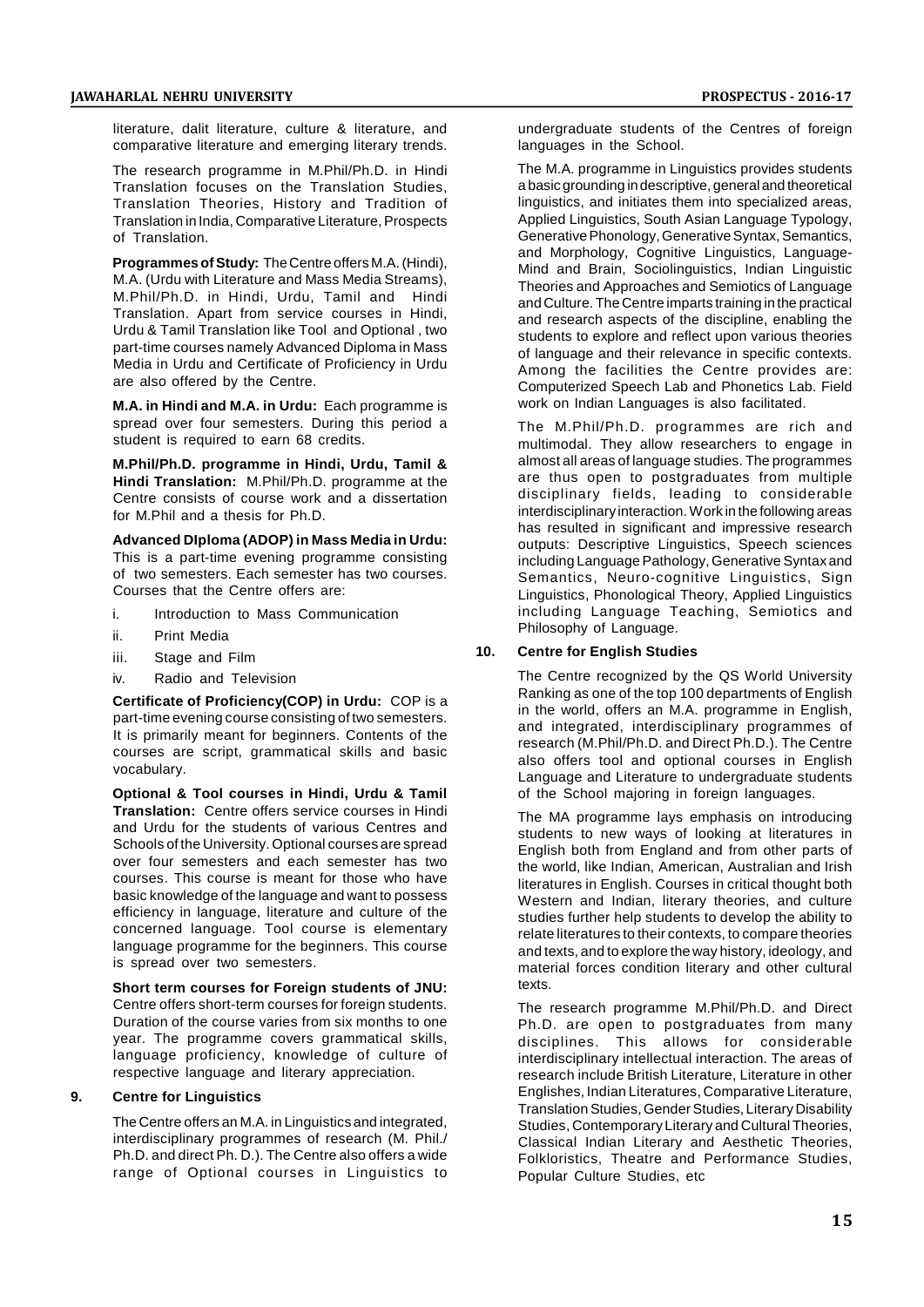literature, dalit literature, culture & literature, and comparative literature and emerging literary trends.

The research programme in M.Phil/Ph.D. in Hindi Translation focuses on the Translation Studies, Translation Theories, History and Tradition of Translation in India, Comparative Literature, Prospects of Translation.

**Programmes of Study:** The Centre offers M.A. (Hindi), M.A. (Urdu with Literature and Mass Media Streams), M.Phil/Ph.D. in Hindi, Urdu, Tamil and Hindi Translation. Apart from service courses in Hindi, Urdu & Tamil Translation like Tool and Optional , two part-time courses namely Advanced Diploma in Mass Media in Urdu and Certificate of Proficiency in Urdu are also offered by the Centre.

**M.A. in Hindi and M.A. in Urdu:** Each programme is spread over four semesters. During this period a student is required to earn 68 credits.

**M.Phil/Ph.D. programme in Hindi, Urdu, Tamil & Hindi Translation:** M.Phil/Ph.D. programme at the Centre consists of course work and a dissertation for M.Phil and a thesis for Ph.D.

**Advanced DIploma (ADOP) in Mass Media in Urdu:** This is a part-time evening programme consisting of two semesters. Each semester has two courses. Courses that the Centre offers are:

i. Introduction to Mass Communication

ii. Print Media

iii. Stage and Film

iv. Radio and Television

**Certificate of Proficiency(COP) in Urdu:** COP is a part-time evening course consisting of two semesters. It is primarily meant for beginners. Contents of the courses are script, grammatical skills and basic vocabulary.

**Optional & Tool courses in Hindi, Urdu & Tamil Translation:** Centre offers service courses in Hindi and Urdu for the students of various Centres and Schools of the University. Optional courses are spread over four semesters and each semester has two courses. This course is meant for those who have basic knowledge of the language and want to possess efficiency in language, literature and culture of the concerned language. Tool course is elementary language programme for the beginners. This course is spread over two semesters.

**Short term courses for Foreign students of JNU:** Centre offers short-term courses for foreign students. Duration of the course varies from six months to one year. The programme covers grammatical skills, language proficiency, knowledge of culture of respective language and literary appreciation.

### 9. Centre for Linguistics

The Centre offers an M.A. in Linguistics and integrated, interdisciplinary programmes of research (M. Phil./ Ph.D. and direct Ph. D.). The Centre also offers a wide range of Optional courses in Linguistics to undergraduate students of the Centres of foreign languages in the School.

The M.A. programme in Linguistics provides students a basic grounding in descriptive, general and theoretical linguistics, and initiates them into specialized areas, Applied Linguistics, South Asian Language Typology, Generative Phonology, Generative Syntax, Semantics, and Morphology, Cognitive Linguistics, Language-Mind and Brain, Sociolinguistics, Indian Linguistic Theories and Approaches and Semiotics of Language and Culture. The Centre imparts training in the practical and research aspects of the discipline, enabling the students to explore and reflect upon various theories of language and their relevance in specific contexts. Among the facilities the Centre provides are: Computerized Speech Lab and Phonetics Lab. Field work on Indian Languages is also facilitated.

The M.Phil/Ph.D. programmes are rich and multimodal. They allow researchers to engage in almost all areas of language studies. The programmes are thus open to postgraduates from multiple disciplinary fields, leading to considerable interdisciplinary interaction. Work in the following areas has resulted in significant and impressive research outputs: Descriptive Linguistics, Speech sciences including Language Pathology, Generative Syntax and Semantics, Neuro-cognitive Linguistics, Sign Linguistics, Phonological Theory, Applied Linguistics including Language Teaching, Semiotics and Philosophy of Language.

### 10. Centre for English Studies

The Centre recognized by the QS World University Ranking as one of the top 100 departments of English in the world, offers an M.A. programme in English, and integrated, interdisciplinary programmes of research (M.Phil/Ph.D. and Direct Ph.D.). The Centre also offers tool and optional courses in English Language and Literature to undergraduate students of the School majoring in foreign languages.

The MA programme lays emphasis on introducing students to new ways of looking at literatures in English both from England and from other parts of the world, like Indian, American, Australian and Irish literatures in English. Courses in critical thought both Western and Indian, literary theories, and culture studies further help students to develop the ability to relate literatures to their contexts, to compare theories and texts, and to explore the way history, ideology, and material forces condition literary and other cultural texts.

The research programme M.Phil/Ph.D. and Direct Ph.D. are open to postgraduates from many disciplines. This allows for considerable interdisciplinary intellectual interaction. The areas of research include British Literature, Literature in other Englishes, Indian Literatures, Comparative Literature, Translation Studies, Gender Studies, Literary Disability Studies, Contemporary Literary and Cultural Theories, Classical Indian Literary and Aesthetic Theories, Folkloristics, Theatre and Performance Studies, Popular Culture Studies, etc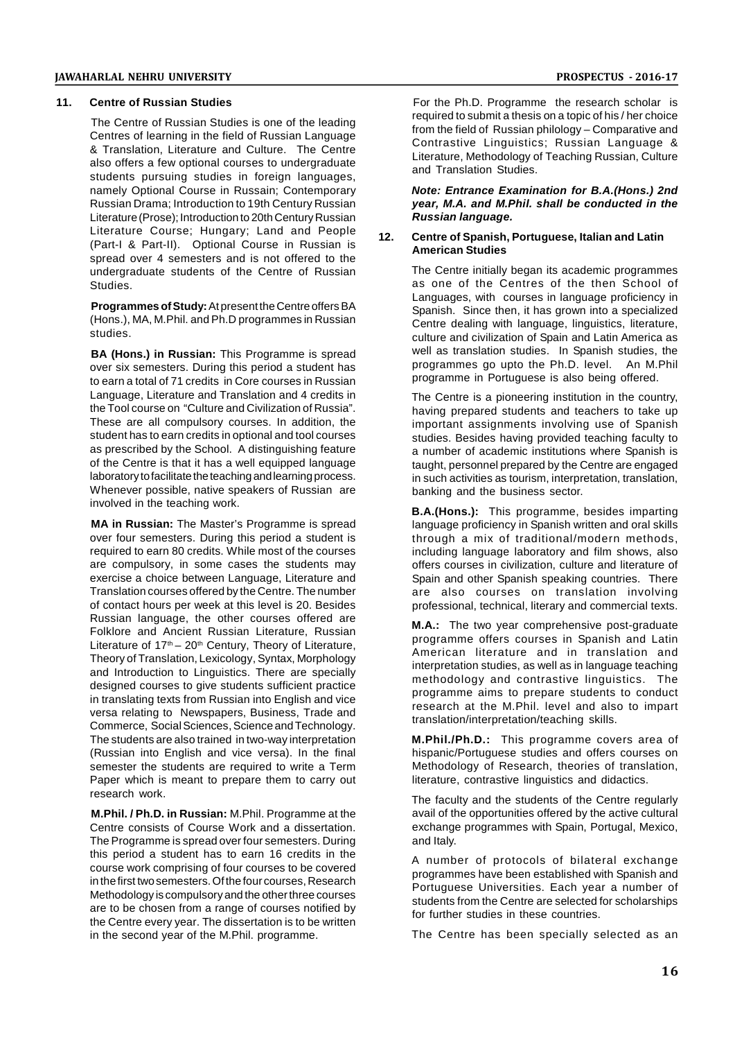### 11. Centre of Russian Studies

The Centre of Russian Studies is one of the leading Centres of learning in the field of Russian Language & Translation, Literature and Culture. The Centre also offers a few optional courses to undergraduate students pursuing studies in foreign languages, namely Optional Course in Russain; Contemporary Russian Drama; Introduction to 19th Century Russian Literature (Prose); Introduction to 20th Century Russian Literature Course; Hungary; Land and People (Part-I & Part-II). Optional Course in Russian is spread over 4 semesters and is not offered to the undergraduate students of the Centre of Russian Studies.

**Programmes of Study:** At present the Centre offers BA (Hons.), MA, M.Phil. and Ph.D programmes in Russian studies.

**BA (Hons.) in Russian:** This Programme is spread over six semesters. During this period a student has to earn a total of 71 credits in Core courses in Russian Language, Literature and Translation and 4 credits in the Tool course on "Culture and Civilization of Russia". These are all compulsory courses. In addition, the student has to earn credits in optional and tool courses as prescribed by the School. A distinguishing feature of the Centre is that it has a well equipped language laboratory to facilitate the teaching and learning process. Whenever possible, native speakers of Russian are involved in the teaching work.

**MA in Russian:** The Master's Programme is spread over four semesters. During this period a student is required to earn 80 credits. While most of the courses are compulsory, in some cases the students may exercise a choice between Language, Literature and Translation courses offered by the Centre. The number of contact hours per week at this level is 20. Besides Russian language, the other courses offered are Folklore and Ancient Russian Literature, Russian Literature of 17th – 20th Century, Theory of Literature, Theory of Translation, Lexicology, Syntax, Morphology and Introduction to Linguistics. There are specially designed courses to give students sufficient practice in translating texts from Russian into English and vice versa relating to Newspapers, Business, Trade and Commerce, Social Sciences, Science and Technology. The students are also trained in two-way interpretation (Russian into English and vice versa). In the final semester the students are required to write a Term Paper which is meant to prepare them to carry out research work.

**M.Phil. / Ph.D. in Russian:** M.Phil. Programme at the Centre consists of Course Work and a dissertation. The Programme is spread over four semesters. During this period a student has to earn 16 credits in the course work comprising of four courses to be covered in the first two semesters. Of the four courses, Research Methodology is compulsory and the other three courses are to be chosen from a range of courses notified by the Centre every year. The dissertation is to be written in the second year of the M.Phil. programme.

For the Ph.D. Programme the research scholar is required to submit a thesis on a topic of his / her choice from the field of Russian philology – Comparative and Contrastive Linguistics; Russian Language & Literature, Methodology of Teaching Russian, Culture and Translation Studies.

***Note: Entrance Examination for B.A.(Hons.) 2nd year, M.A. and M.Phil. shall be conducted in the Russian language.***

### 12. Centre of Spanish, Portuguese, Italian and Latin American Studies

The Centre initially began its academic programmes as one of the Centres of the then School of Languages, with courses in language proficiency in Spanish. Since then, it has grown into a specialized Centre dealing with language, linguistics, literature, culture and civilization of Spain and Latin America as well as translation studies. In Spanish studies, the programmes go upto the Ph.D. level. An M.Phil programme in Portuguese is also being offered.

The Centre is a pioneering institution in the country, having prepared students and teachers to take up important assignments involving use of Spanish studies. Besides having provided teaching faculty to a number of academic institutions where Spanish is taught, personnel prepared by the Centre are engaged in such activities as tourism, interpretation, translation, banking and the business sector.

**B.A.(Hons.):** This programme, besides imparting language proficiency in Spanish written and oral skills through a mix of traditional/modern methods, including language laboratory and film shows, also offers courses in civilization, culture and literature of Spain and other Spanish speaking countries. There are also courses on translation involving professional, technical, literary and commercial texts.

**M.A.:** The two year comprehensive post-graduate programme offers courses in Spanish and Latin American literature and in translation and interpretation studies, as well as in language teaching methodology and contrastive linguistics. The programme aims to prepare students to conduct research at the M.Phil. level and also to impart translation/interpretation/teaching skills.

**M.Phil./Ph.D.:** This programme covers area of hispanic/Portuguese studies and offers courses on Methodology of Research, theories of translation, literature, contrastive linguistics and didactics.

The faculty and the students of the Centre regularly avail of the opportunities offered by the active cultural exchange programmes with Spain, Portugal, Mexico, and Italy.

A number of protocols of bilateral exchange programmes have been established with Spanish and Portuguese Universities. Each year a number of students from the Centre are selected for scholarships for further studies in these countries.

The Centre has been specially selected as an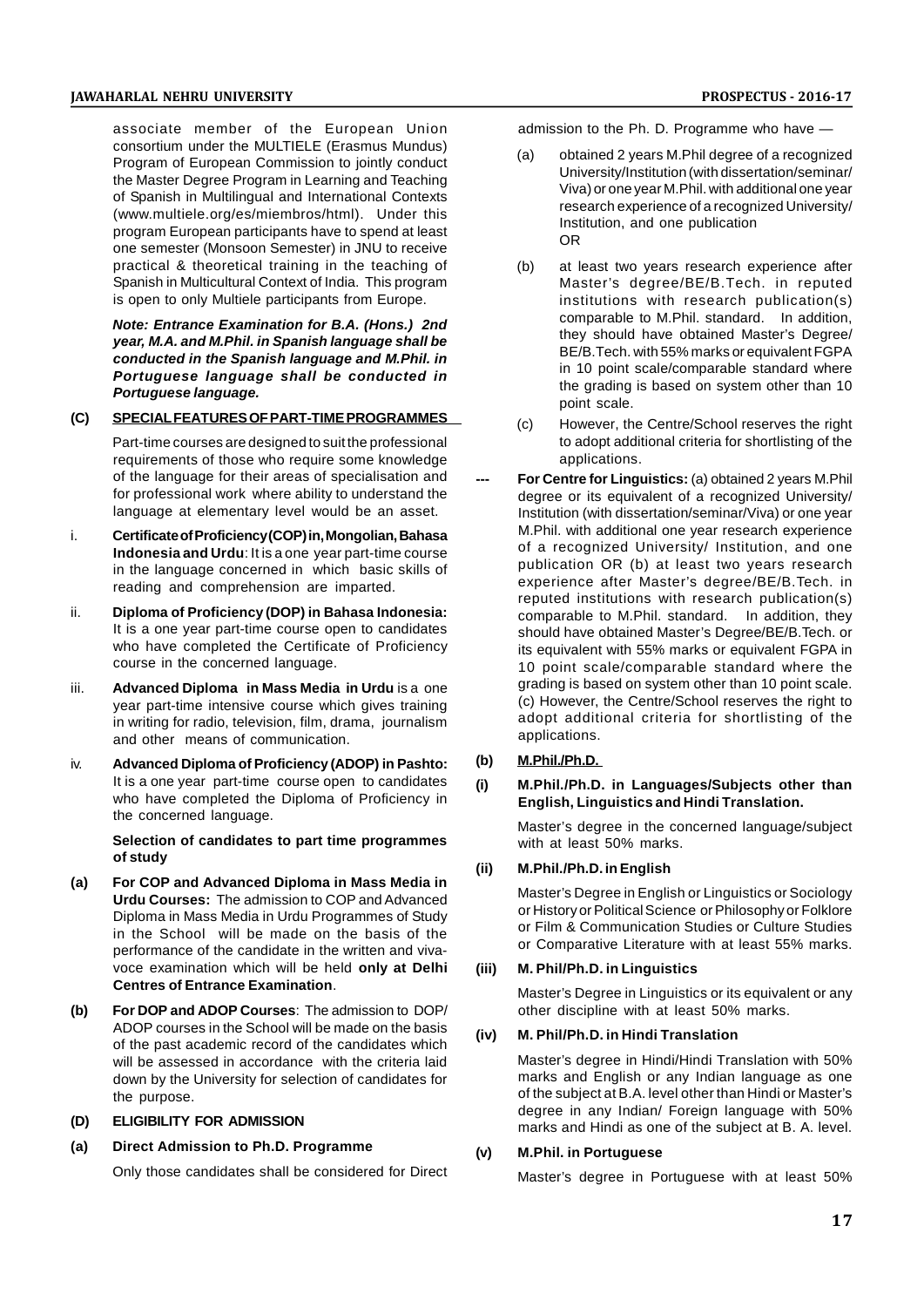associate member of the European Union consortium under the MULTIELE (Erasmus Mundus) Program of European Commission to jointly conduct the Master Degree Program in Learning and Teaching of Spanish in Multilingual and International Contexts (www.multiele.org/es/miembros/html). Under this program European participants have to spend at least one semester (Monsoon Semester) in JNU to receive practical & theoretical training in the teaching of Spanish in Multicultural Context of India. This program is open to only Multiele participants from Europe.

***Note: Entrance Examination for B.A. (Hons.) 2nd year, M.A. and M.Phil. in Spanish language shall be conducted in the Spanish language and M.Phil. in Portuguese language shall be conducted in Portuguese language.***

## (C) SPECIAL FEATURES OF PART-TIME PROGRAMMES

Part-time courses are designed to suit the professional requirements of those who require some knowledge of the language for their areas of specialisation and for professional work where ability to understand the language at elementary level would be an asset.

i. **Certificate of Proficiency (COP) in, Mongolian, Bahasa Indonesia and Urdu**: It is a one year part-time course in the language concerned in which basic skills of reading and comprehension are imparted.

ii. **Diploma of Proficiency (DOP) in Bahasa Indonesia:** It is a one year part-time course open to candidates who have completed the Certificate of Proficiency course in the concerned language.

iii. **Advanced Diploma in Mass Media in Urdu** is a one year part-time intensive course which gives training in writing for radio, television, film, drama, journalism and other means of communication.

iv. **Advanced Diploma of Proficiency (ADOP) in Pashto:** It is a one year part-time course open to candidates who have completed the Diploma of Proficiency in the concerned language.

**Selection of candidates to part time programmes of study**

**(a) For COP and Advanced Diploma in Mass Media in Urdu Courses:** The admission to COP and Advanced Diploma in Mass Media in Urdu Programmes of Study in the School will be made on the basis of the performance of the candidate in the written and viva-voce examination which will be held **only at Delhi Centres of Entrance Examination**.

**(b) For DOP and ADOP Courses**: The admission to DOP/ ADOP courses in the School will be made on the basis of the past academic record of the candidates which will be assessed in accordance with the criteria laid down by the University for selection of candidates for the purpose.

## (D) ELIGIBILITY FOR ADMISSION

### (a) Direct Admission to Ph.D. Programme

Only those candidates shall be considered for Direct admission to the Ph. D. Programme who have —

(a) obtained 2 years M.Phil degree of a recognized University/Institution (with dissertation/seminar/ Viva) or one year M.Phil. with additional one year research experience of a recognized University/ Institution, and one publication
OR

(b) at least two years research experience after Master's degree/BE/B.Tech. in reputed institutions with research publication(s) comparable to M.Phil. standard. In addition, they should have obtained Master's Degree/ BE/B.Tech. with 55% marks or equivalent FGPA in 10 point scale/comparable standard where the grading is based on system other than 10 point scale.

(c) However, the Centre/School reserves the right to adopt additional criteria for shortlisting of the applications.

--- **For Centre for Linguistics:** (a) obtained 2 years M.Phil degree or its equivalent of a recognized University/ Institution (with dissertation/seminar/Viva) or one year M.Phil. with additional one year research experience of a recognized University/ Institution, and one publication OR (b) at least two years research experience after Master's degree/BE/B.Tech. in reputed institutions with research publication(s) comparable to M.Phil. standard. In addition, they should have obtained Master's Degree/BE/B.Tech. or its equivalent with 55% marks or equivalent FGPA in 10 point scale/comparable standard where the grading is based on system other than 10 point scale. (c) However, the Centre/School reserves the right to adopt additional criteria for shortlisting of the applications.

### (b) M.Phil./Ph.D.

**(i) M.Phil./Ph.D. in Languages/Subjects other than English, Linguistics and Hindi Translation.**

Master's degree in the concerned language/subject with at least 50% marks.

**(ii) M.Phil./Ph.D. in English**

Master's Degree in English or Linguistics or Sociology or History or Political Science or Philosophy or Folklore or Film & Communication Studies or Culture Studies or Comparative Literature with at least 55% marks.

**(iii) M. Phil/Ph.D. in Linguistics**

Master's Degree in Linguistics or its equivalent or any other discipline with at least 50% marks.

**(iv) M. Phil/Ph.D. in Hindi Translation**

Master's degree in Hindi/Hindi Translation with 50% marks and English or any Indian language as one of the subject at B.A. level other than Hindi or Master's degree in any Indian/ Foreign language with 50% marks and Hindi as one of the subject at B. A. level.

**(v) M.Phil. in Portuguese**

Master's degree in Portuguese with at least 50%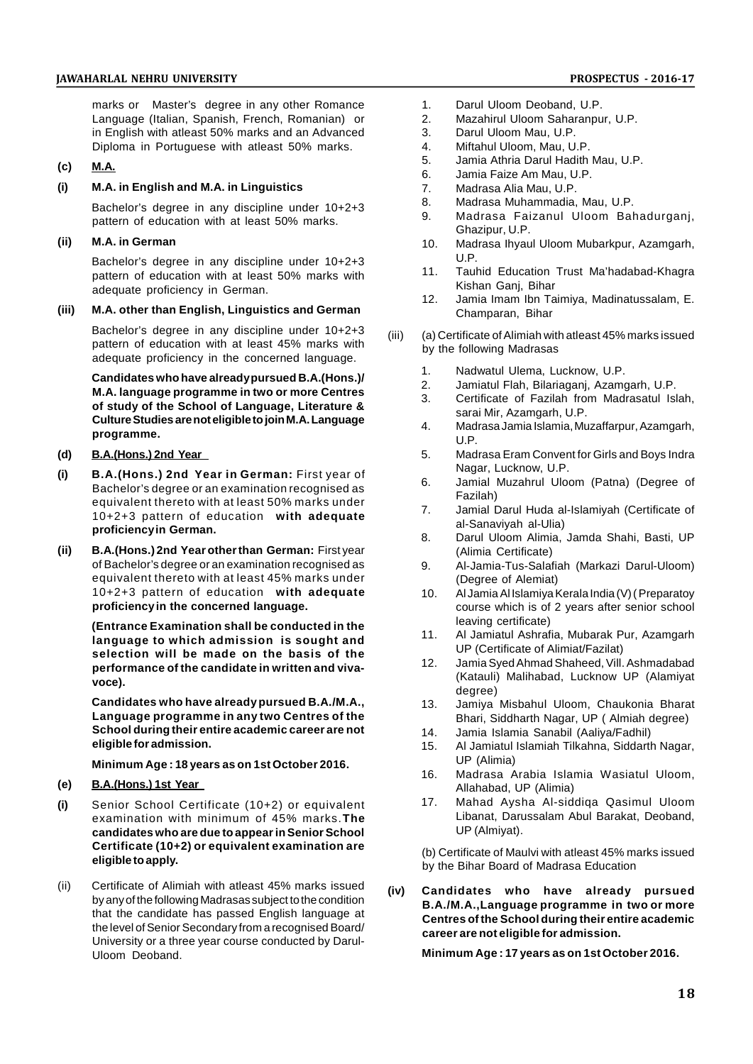marks or Master's degree in any other Romance Language (Italian, Spanish, French, Romanian) or in English with atleast 50% marks and an Advanced Diploma in Portuguese with atleast 50% marks.

**(c) M.A.**

**(i) M.A. in English and M.A. in Linguistics**

Bachelor's degree in any discipline under 10+2+3 pattern of education with at least 50% marks.

**(ii) M.A. in German**

Bachelor's degree in any discipline under 10+2+3 pattern of education with at least 50% marks with adequate proficiency in German.

**(iii) M.A. other than English, Linguistics and German**

Bachelor's degree in any discipline under 10+2+3 pattern of education with at least 45% marks with adequate proficiency in the concerned language.

**Candidates who have already pursued B.A.(Hons.)/ M.A. language programme in two or more Centres of study of the School of Language, Literature & Culture Studies are not eligible to join M.A. Language programme.**

**(d) B.A.(Hons.) 2nd Year**

**(i) B.A.(Hons.) 2nd Year in German:** First year of Bachelor's degree or an examination recognised as equivalent thereto with at least 50% marks under 10+2+3 pattern of education **with adequate proficiency in German.**

**(ii) B.A.(Hons.) 2nd Year other than German:** First year of Bachelor's degree or an examination recognised as equivalent thereto with at least 45% marks under 10+2+3 pattern of education **with adequate proficiency in the concerned language.**

**(Entrance Examination shall be conducted in the language to which admission is sought and selection will be made on the basis of the performance of the candidate in written and viva-voce).**

**Candidates who have already pursued B.A./M.A., Language programme in any two Centres of the School during their entire academic career are not eligible for admission.**

**Minimum Age : 18 years as on 1st October 2016.**

**(e) B.A.(Hons.) 1st Year**

**(i)** Senior School Certificate (10+2) or equivalent examination with minimum of 45% marks. **The candidates who are due to appear in Senior School Certificate (10+2) or equivalent examination are eligible to apply.**

(ii) Certificate of Alimiah with atleast 45% marks issued by any of the following Madrasas subject to the condition that the candidate has passed English language at the level of Senior Secondary from a recognised Board/ University or a three year course conducted by Darul-Uloom Deoband.

1. Darul Uloom Deoband, U.P.
2. Mazahirul Uloom Saharanpur, U.P.
3. Darul Uloom Mau, U.P.
4. Miftahul Uloom, Mau, U.P.
5. Jamia Athria Darul Hadith Mau, U.P.
6. Jamia Faize Am Mau, U.P.
7. Madrasa Alia Mau, U.P.
8. Madrasa Muhammadia, Mau, U.P.
9. Madrasa Faizanul Uloom Bahadurganj, Ghazipur, U.P.
10. Madrasa Ihyaul Uloom Mubarkpur, Azamgarh, U.P.
11. Tauhid Education Trust Ma'hadabad-Khagra Kishan Ganj, Bihar
12. Jamia Imam Ibn Taimiya, Madinatussalam, E. Champaran, Bihar

(iii) (a) Certificate of Alimiah with atleast 45% marks issued by the following Madrasas

1. Nadwatul Ulema, Lucknow, U.P.
2. Jamiatul Flah, Bilariaganj, Azamgarh, U.P.
3. Certificate of Fazilah from Madrasatul Islah, sarai Mir, Azamgarh, U.P.
4. Madrasa Jamia Islamia, Muzaffarpur, Azamgarh, U.P.
5. Madrasa Eram Convent for Girls and Boys Indra Nagar, Lucknow, U.P.
6. Jamial Muzahrul Uloom (Patna) (Degree of Fazilah)
7. Jamial Darul Huda al-Islamiyah (Certificate of al-Sanaviyah al-Ulia)
8. Darul Uloom Alimia, Jamda Shahi, Basti, UP (Alimia Certificate)
9. Al-Jamia-Tus-Salafiah (Markazi Darul-Uloom) (Degree of Alemiat)
10. Al Jamia Al Islamiya Kerala India (V) ( Preparatoy course which is of 2 years after senior school leaving certificate)
11. Al Jamiatul Ashrafia, Mubarak Pur, Azamgarh UP (Certificate of Alimiat/Fazilat)
12. Jamia Syed Ahmad Shaheed, Vill. Ashmadabad (Katauli) Malihabad, Lucknow UP (Alamiyat degree)
13. Jamiya Misbahul Uloom, Chaukonia Bharat Bhari, Siddharth Nagar, UP ( Almiah degree)
14. Jamia Islamia Sanabil (Aaliya/Fadhil)
15. Al Jamiatul Islamiah Tilkahna, Siddarth Nagar, UP (Alimia)
16. Madrasa Arabia Islamia Wasiatul Uloom, Allahabad, UP (Alimia)
17. Mahad Aysha Al-siddiqa Qasimul Uloom Libanat, Darussalam Abul Barakat, Deoband, UP (Almiyat).

(b) Certificate of Maulvi with atleast 45% marks issued by the Bihar Board of Madrasa Education

**(iv) Candidates who have already pursued B.A./M.A.,Language programme in two or more Centres of the School during their entire academic career are not eligible for admission.**

**Minimum Age : 17 years as on 1st October 2016.**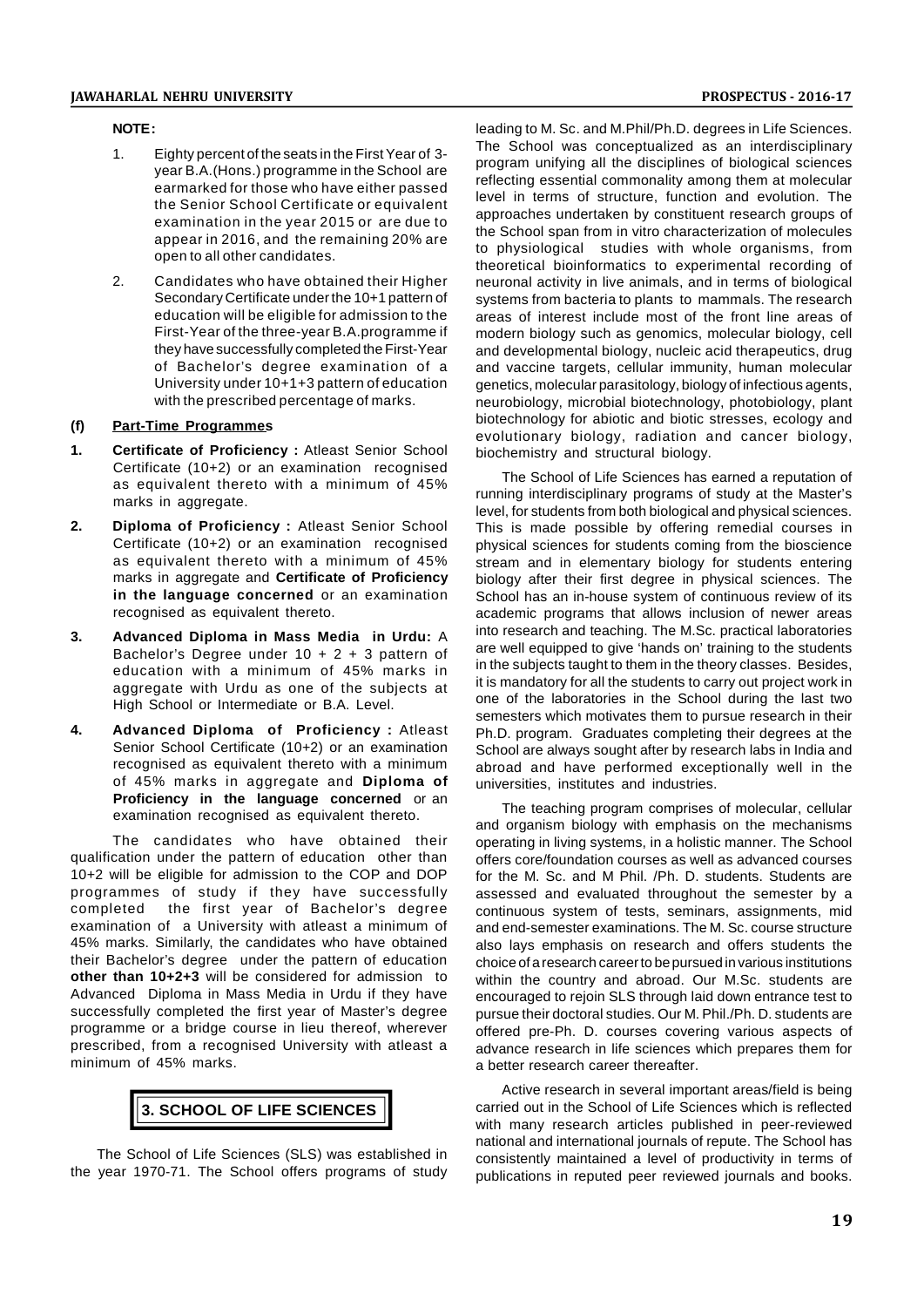**NOTE:**

1. Eighty percent of the seats in the First Year of 3-year B.A.(Hons.) programme in the School are earmarked for those who have either passed the Senior School Certificate or equivalent examination in the year 2015 or are due to appear in 2016, and the remaining 20% are open to all other candidates.

2. Candidates who have obtained their Higher Secondary Certificate under the 10+1 pattern of education will be eligible for admission to the First-Year of the three-year B.A.programme if they have successfully completed the First-Year of Bachelor's degree examination of a University under 10+1+3 pattern of education with the prescribed percentage of marks.

**(f) Part-Time Programmes**

1. **Certificate of Proficiency :** Atleast Senior School Certificate (10+2) or an examination recognised as equivalent thereto with a minimum of 45% marks in aggregate.

2. **Diploma of Proficiency :** Atleast Senior School Certificate (10+2) or an examination recognised as equivalent thereto with a minimum of 45% marks in aggregate and **Certificate of Proficiency in the language concerned** or an examination recognised as equivalent thereto.

3. **Advanced Diploma in Mass Media in Urdu:** A Bachelor's Degree under 10 + 2 + 3 pattern of education with a minimum of 45% marks in aggregate with Urdu as one of the subjects at High School or Intermediate or B.A. Level.

4. **Advanced Diploma of Proficiency :** Atleast Senior School Certificate (10+2) or an examination recognised as equivalent thereto with a minimum of 45% marks in aggregate and **Diploma of Proficiency in the language concerned** or an examination recognised as equivalent thereto.

The candidates who have obtained their qualification under the pattern of education other than 10+2 will be eligible for admission to the COP and DOP programmes of study if they have successfully completed the first year of Bachelor's degree examination of a University with atleast a minimum of 45% marks. Similarly, the candidates who have obtained their Bachelor's degree under the pattern of education **other than 10+2+3** will be considered for admission to Advanced Diploma in Mass Media in Urdu if they have successfully completed the first year of Master's degree programme or a bridge course in lieu thereof, wherever prescribed, from a recognised University with atleast a minimum of 45% marks.

## 3. SCHOOL OF LIFE SCIENCES

The School of Life Sciences (SLS) was established in the year 1970-71. The School offers programs of study leading to M. Sc. and M.Phil/Ph.D. degrees in Life Sciences. The School was conceptualized as an interdisciplinary program unifying all the disciplines of biological sciences reflecting essential commonality among them at molecular level in terms of structure, function and evolution. The approaches undertaken by constituent research groups of the School span from in vitro characterization of molecules to physiological studies with whole organisms, from theoretical bioinformatics to experimental recording of neuronal activity in live animals, and in terms of biological systems from bacteria to plants to mammals. The research areas of interest include most of the front line areas of modern biology such as genomics, molecular biology, cell and developmental biology, nucleic acid therapeutics, drug and vaccine targets, cellular immunity, human molecular genetics, molecular parasitology, biology of infectious agents, neurobiology, microbial biotechnology, photobiology, plant biotechnology for abiotic and biotic stresses, ecology and evolutionary biology, radiation and cancer biology, biochemistry and structural biology.

The School of Life Sciences has earned a reputation of running interdisciplinary programs of study at the Master's level, for students from both biological and physical sciences. This is made possible by offering remedial courses in physical sciences for students coming from the bioscience stream and in elementary biology for students entering biology after their first degree in physical sciences. The School has an in-house system of continuous review of its academic programs that allows inclusion of newer areas into research and teaching. The M.Sc. practical laboratories are well equipped to give 'hands on' training to the students in the subjects taught to them in the theory classes. Besides, it is mandatory for all the students to carry out project work in one of the laboratories in the School during the last two semesters which motivates them to pursue research in their Ph.D. program. Graduates completing their degrees at the School are always sought after by research labs in India and abroad and have performed exceptionally well in the universities, institutes and industries.

The teaching program comprises of molecular, cellular and organism biology with emphasis on the mechanisms operating in living systems, in a holistic manner. The School offers core/foundation courses as well as advanced courses for the M. Sc. and M Phil. /Ph. D. students. Students are assessed and evaluated throughout the semester by a continuous system of tests, seminars, assignments, mid and end-semester examinations. The M. Sc. course structure also lays emphasis on research and offers students the choice of a research career to be pursued in various institutions within the country and abroad. Our M.Sc. students are encouraged to rejoin SLS through laid down entrance test to pursue their doctoral studies. Our M. Phil./Ph. D. students are offered pre-Ph. D. courses covering various aspects of advance research in life sciences which prepares them for a better research career thereafter.

Active research in several important areas/field is being carried out in the School of Life Sciences which is reflected with many research articles published in peer-reviewed national and international journals of repute. The School has consistently maintained a level of productivity in terms of publications in reputed peer reviewed journals and books.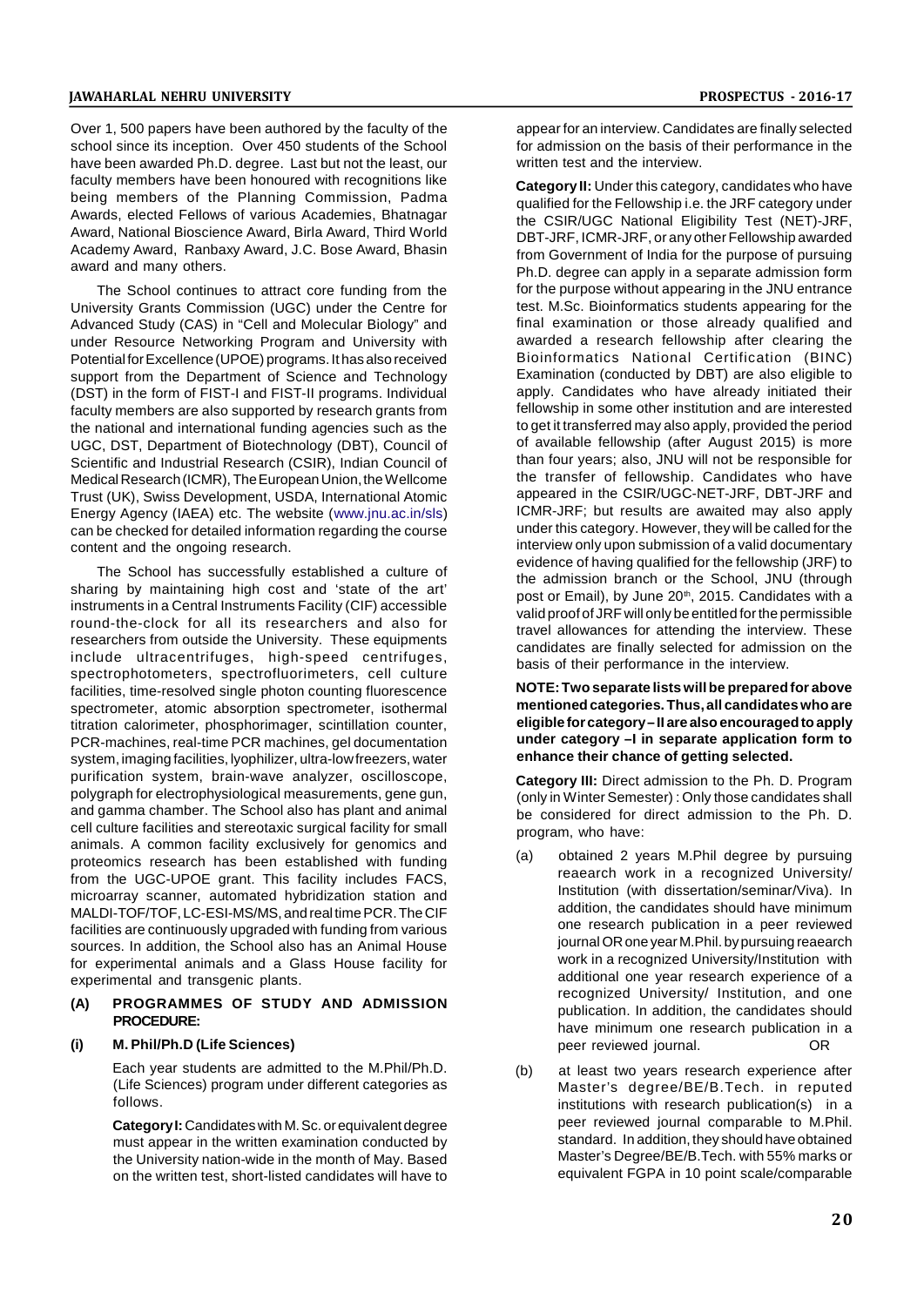Over 1, 500 papers have been authored by the faculty of the school since its inception. Over 450 students of the School have been awarded Ph.D. degree. Last but not the least, our faculty members have been honoured with recognitions like being members of the Planning Commission, Padma Awards, elected Fellows of various Academies, Bhatnagar Award, National Bioscience Award, Birla Award, Third World Academy Award, Ranbaxy Award, J.C. Bose Award, Bhasin award and many others.

The School continues to attract core funding from the University Grants Commission (UGC) under the Centre for Advanced Study (CAS) in "Cell and Molecular Biology" and under Resource Networking Program and University with Potential for Excellence (UPOE) programs. It has also received support from the Department of Science and Technology (DST) in the form of FIST-I and FIST-II programs. Individual faculty members are also supported by research grants from the national and international funding agencies such as the UGC, DST, Department of Biotechnology (DBT), Council of Scientific and Industrial Research (CSIR), Indian Council of Medical Research (ICMR), The European Union, the Wellcome Trust (UK), Swiss Development, USDA, International Atomic Energy Agency (IAEA) etc. The website (www.jnu.ac.in/sls) can be checked for detailed information regarding the course content and the ongoing research.

The School has successfully established a culture of sharing by maintaining high cost and 'state of the art' instruments in a Central Instruments Facility (CIF) accessible round-the-clock for all its researchers and also for researchers from outside the University. These equipments include ultracentrifuges, high-speed centrifuges, spectrophotometers, spectrofluorimeters, cell culture facilities, time-resolved single photon counting fluorescence spectrometer, atomic absorption spectrometer, isothermal titration calorimeter, phosphorimager, scintillation counter, PCR-machines, real-time PCR machines, gel documentation system, imaging facilities, lyophilizer, ultra-low freezers, water purification system, brain-wave analyzer, oscilloscope, polygraph for electrophysiological measurements, gene gun, and gamma chamber. The School also has plant and animal cell culture facilities and stereotaxic surgical facility for small animals. A common facility exclusively for genomics and proteomics research has been established with funding from the UGC-UPOE grant. This facility includes FACS, microarray scanner, automated hybridization station and MALDI-TOF/TOF, LC-ESI-MS/MS, and real time PCR. The CIF facilities are continuously upgraded with funding from various sources. In addition, the School also has an Animal House for experimental animals and a Glass House facility for experimental and transgenic plants.

## (A) PROGRAMMES OF STUDY AND ADMISSION PROCEDURE:

### (i) M. Phil/Ph.D (Life Sciences)

Each year students are admitted to the M.Phil/Ph.D. (Life Sciences) program under different categories as follows.

**Category I:** Candidates with M. Sc. or equivalent degree must appear in the written examination conducted by the University nation-wide in the month of May. Based on the written test, short-listed candidates will have to appear for an interview. Candidates are finally selected for admission on the basis of their performance in the written test and the interview.

**Category II:** Under this category, candidates who have qualified for the Fellowship i.e. the JRF category under the CSIR/UGC National Eligibility Test (NET)-JRF, DBT-JRF, ICMR-JRF, or any other Fellowship awarded from Government of India for the purpose of pursuing Ph.D. degree can apply in a separate admission form for the purpose without appearing in the JNU entrance test. M.Sc. Bioinformatics students appearing for the final examination or those already qualified and awarded a research fellowship after clearing the Bioinformatics National Certification (BINC) Examination (conducted by DBT) are also eligible to apply. Candidates who have already initiated their fellowship in some other institution and are interested to get it transferred may also apply, provided the period of available fellowship (after August 2015) is more than four years; also, JNU will not be responsible for the transfer of fellowship. Candidates who have appeared in the CSIR/UGC-NET-JRF, DBT-JRF and ICMR-JRF; but results are awaited may also apply under this category. However, they will be called for the interview only upon submission of a valid documentary evidence of having qualified for the fellowship (JRF) to the admission branch or the School, JNU (through post or Email), by June 20th, 2015. Candidates with a valid proof of JRF will only be entitled for the permissible travel allowances for attending the interview. These candidates are finally selected for admission on the basis of their performance in the interview.

**NOTE: Two separate lists will be prepared for above mentioned categories. Thus, all candidates who are eligible for category – II are also encouraged to apply under category –I in separate application form to enhance their chance of getting selected.**

**Category III:** Direct admission to the Ph. D. Program (only in Winter Semester) : Only those candidates shall be considered for direct admission to the Ph. D. program, who have:

(a) obtained 2 years M.Phil degree by pursuing reaearch work in a recognized University/ Institution (with dissertation/seminar/Viva). In addition, the candidates should have minimum one research publication in a peer reviewed journal OR one year M.Phil. by pursuing reaearch work in a recognized University/Institution with additional one year research experience of a recognized University/ Institution, and one publication. In addition, the candidates should have minimum one research publication in a peer reviewed journal. OR

(b) at least two years research experience after Master's degree/BE/B.Tech. in reputed institutions with research publication(s) in a peer reviewed journal comparable to M.Phil. standard. In addition, they should have obtained Master's Degree/BE/B.Tech. with 55% marks or equivalent FGPA in 10 point scale/comparable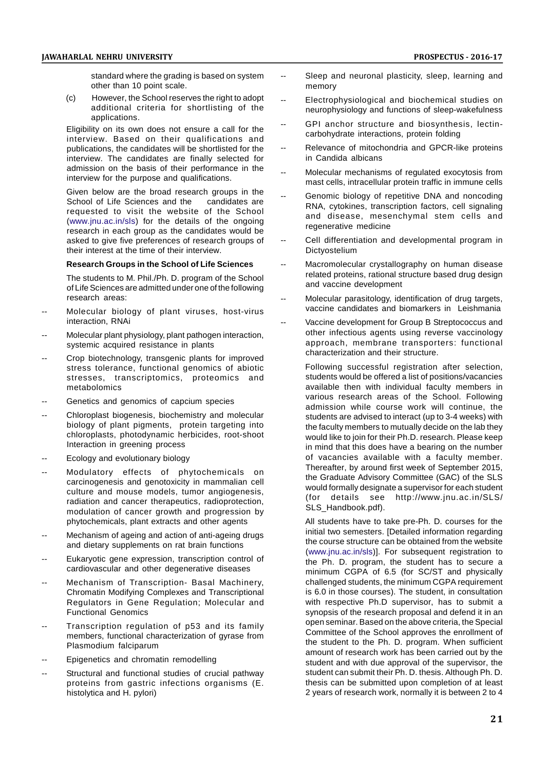standard where the grading is based on system other than 10 point scale.

(c) However, the School reserves the right to adopt additional criteria for shortlisting of the applications.

Eligibility on its own does not ensure a call for the interview. Based on their qualifications and publications, the candidates will be shortlisted for the interview. The candidates are finally selected for admission on the basis of their performance in the interview for the purpose and qualifications.

Given below are the broad research groups in the School of Life Sciences and the candidates are requested to visit the website of the School (www.jnu.ac.in/sls) for the details of the ongoing research in each group as the candidates would be asked to give five preferences of research groups of their interest at the time of their interview.

**Research Groups in the School of Life Sciences**

The students to M. Phil./Ph. D. program of the School of Life Sciences are admitted under one of the following research areas:

-- Molecular biology of plant viruses, host-virus interaction, RNAi

-- Molecular plant physiology, plant pathogen interaction, systemic acquired resistance in plants

-- Crop biotechnology, transgenic plants for improved stress tolerance, functional genomics of abiotic stresses, transcriptomics, proteomics and metabolomics

-- Genetics and genomics of capcium species

-- Chloroplast biogenesis, biochemistry and molecular biology of plant pigments, protein targeting into chloroplasts, photodynamic herbicides, root-shoot Interaction in greening process

-- Ecology and evolutionary biology

-- Modulatory effects of phytochemicals on carcinogenesis and genotoxicity in mammalian cell culture and mouse models, tumor angiogenesis, radiation and cancer therapeutics, radioprotection, modulation of cancer growth and progression by phytochemicals, plant extracts and other agents

-- Mechanism of ageing and action of anti-ageing drugs and dietary supplements on rat brain functions

-- Eukaryotic gene expression, transcription control of cardiovascular and other degenerative diseases

-- Mechanism of Transcription- Basal Machinery, Chromatin Modifying Complexes and Transcriptional Regulators in Gene Regulation; Molecular and Functional Genomics

-- Transcription regulation of p53 and its family members, functional characterization of gyrase from Plasmodium falciparum

-- Epigenetics and chromatin remodelling

-- Structural and functional studies of crucial pathway proteins from gastric infections organisms (E. histolytica and H. pylori)

-- Sleep and neuronal plasticity, sleep, learning and memory

-- Electrophysiological and biochemical studies on neurophysiology and functions of sleep-wakefulness

-- GPI anchor structure and biosynthesis, lectin-carbohydrate interactions, protein folding

-- Relevance of mitochondria and GPCR-like proteins in Candida albicans

-- Molecular mechanisms of regulated exocytosis from mast cells, intracellular protein traffic in immune cells

-- Genomic biology of repetitive DNA and noncoding RNA, cytokines, transcription factors, cell signaling and disease, mesenchymal stem cells and regenerative medicine

-- Cell differentiation and developmental program in Dictyostelium

-- Macromolecular crystallography on human disease related proteins, rational structure based drug design and vaccine development

-- Molecular parasitology, identification of drug targets, vaccine candidates and biomarkers in Leishmania

-- Vaccine development for Group B Streptococcus and other infectious agents using reverse vaccinology approach, membrane transporters: functional characterization and their structure.

Following successful registration after selection, students would be offered a list of positions/vacancies available then with individual faculty members in various research areas of the School. Following admission while course work will continue, the students are advised to interact (up to 3-4 weeks) with the faculty members to mutually decide on the lab they would like to join for their Ph.D. research. Please keep in mind that this does have a bearing on the number of vacancies available with a faculty member. Thereafter, by around first week of September 2015, the Graduate Advisory Committee (GAC) of the SLS would formally designate a supervisor for each student (for details see http://www.jnu.ac.in/SLS/SLS_Handbook.pdf).

All students have to take pre-Ph. D. courses for the initial two semesters. [Detailed information regarding the course structure can be obtained from the website (www.jnu.ac.in/sls)]. For subsequent registration to the Ph. D. program, the student has to secure a minimum CGPA of 6.5 (for SC/ST and physically challenged students, the minimum CGPA requirement is 6.0 in those courses). The student, in consultation with respective Ph.D supervisor, has to submit a synopsis of the research proposal and defend it in an open seminar. Based on the above criteria, the Special Committee of the School approves the enrollment of the student to the Ph. D. program. When sufficient amount of research work has been carried out by the student and with due approval of the supervisor, the student can submit their Ph. D. thesis. Although Ph. D. thesis can be submitted upon completion of at least 2 years of research work, normally it is between 2 to 4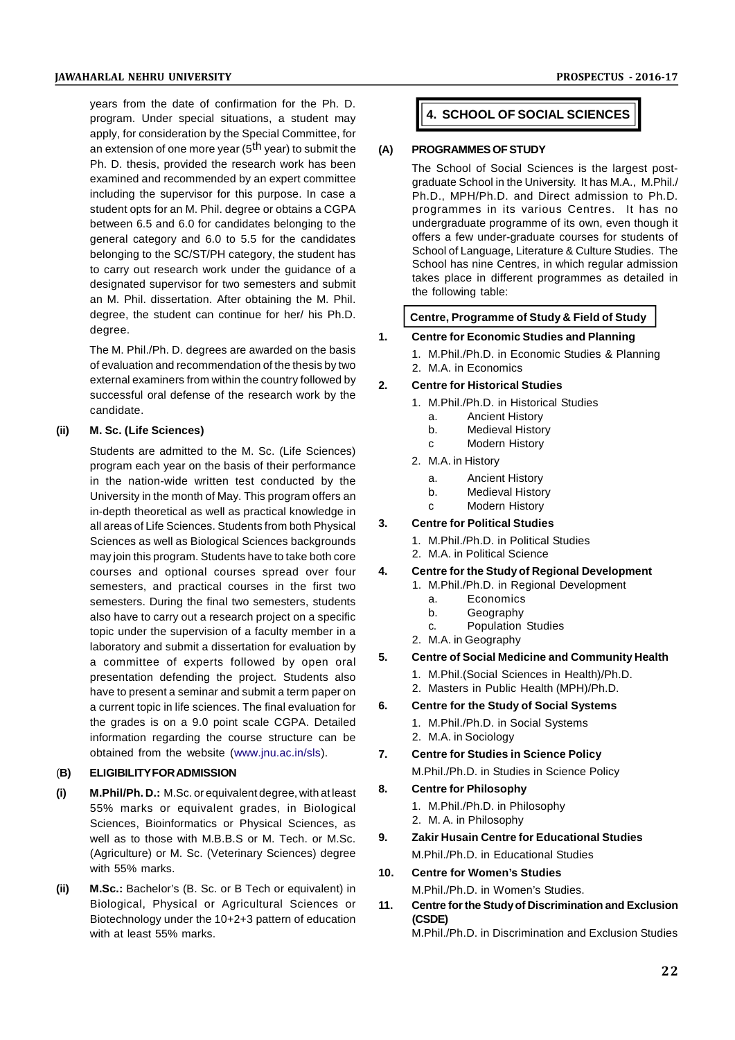years from the date of confirmation for the Ph. D. program. Under special situations, a student may apply, for consideration by the Special Committee, for an extension of one more year ($5^{th}$ year) to submit the Ph. D. thesis, provided the research work has been examined and recommended by an expert committee including the supervisor for this purpose. In case a student opts for an M. Phil. degree or obtains a CGPA between 6.5 and 6.0 for candidates belonging to the general category and 6.0 to 5.5 for the candidates belonging to the SC/ST/PH category, the student has to carry out research work under the guidance of a designated supervisor for two semesters and submit an M. Phil. dissertation. After obtaining the M. Phil. degree, the student can continue for her/ his Ph.D. degree.

The M. Phil./Ph. D. degrees are awarded on the basis of evaluation and recommendation of the thesis by two external examiners from within the country followed by successful oral defense of the research work by the candidate.

**(ii) M. Sc. (Life Sciences)**

Students are admitted to the M. Sc. (Life Sciences) program each year on the basis of their performance in the nation-wide written test conducted by the University in the month of May. This program offers an in-depth theoretical as well as practical knowledge in all areas of Life Sciences. Students from both Physical Sciences as well as Biological Sciences backgrounds may join this program. Students have to take both core courses and optional courses spread over four semesters, and practical courses in the first two semesters. During the final two semesters, students also have to carry out a research project on a specific topic under the supervision of a faculty member in a laboratory and submit a dissertation for evaluation by a committee of experts followed by open oral presentation defending the project. Students also have to present a seminar and submit a term paper on a current topic in life sciences. The final evaluation for the grades is on a 9.0 point scale CGPA. Detailed information regarding the course structure can be obtained from the website (www.jnu.ac.in/sls).

**(B) ELIGIBILITY FOR ADMISSION**

**(i) M.Phil/Ph. D.:** M.Sc. or equivalent degree, with at least 55% marks or equivalent grades, in Biological Sciences, Bioinformatics or Physical Sciences, as well as to those with M.B.B.S or M. Tech. or M.Sc. (Agriculture) or M. Sc. (Veterinary Sciences) degree with 55% marks.

**(ii) M.Sc.:** Bachelor's (B. Sc. or B Tech or equivalent) in Biological, Physical or Agricultural Sciences or Biotechnology under the 10+2+3 pattern of education with at least 55% marks.

# 4. SCHOOL OF SOCIAL SCIENCES

**(A) PROGRAMMES OF STUDY**

The School of Social Sciences is the largest post-graduate School in the University. It has M.A., M.Phil./ Ph.D., MPH/Ph.D. and Direct admission to Ph.D. programmes in its various Centres. It has no undergraduate programme of its own, even though it offers a few under-graduate courses for students of School of Language, Literature & Culture Studies. The School has nine Centres, in which regular admission takes place in different programmes as detailed in the following table:

**Centre, Programme of Study & Field of Study**

**1. Centre for Economic Studies and Planning**

1. M.Phil./Ph.D. in Economic Studies & Planning
2. M.A. in Economics

**2. Centre for Historical Studies**

1. M.Phil./Ph.D. in Historical Studies
   - a. Ancient History
   - b. Medieval History
   - c Modern History
2. M.A. in History
   - a. Ancient History
   - b. Medieval History
   - c Modern History

**3. Centre for Political Studies**

1. M.Phil./Ph.D. in Political Studies
2. M.A. in Political Science

**4. Centre for the Study of Regional Development**

1. M.Phil./Ph.D. in Regional Development
   - a. Economics
   - b. Geography
   - c. Population Studies
2. M.A. in Geography

**5. Centre of Social Medicine and Community Health**

1. M.Phil.(Social Sciences in Health)/Ph.D.
2. Masters in Public Health (MPH)/Ph.D.

**6. Centre for the Study of Social Systems**

1. M.Phil./Ph.D. in Social Systems
2. M.A. in Sociology

**7. Centre for Studies in Science Policy**

M.Phil./Ph.D. in Studies in Science Policy

**8. Centre for Philosophy**

1. M.Phil./Ph.D. in Philosophy
2. M. A. in Philosophy

**9. Zakir Husain Centre for Educational Studies**

M.Phil./Ph.D. in Educational Studies

**10. Centre for Women's Studies**

M.Phil./Ph.D. in Women's Studies.

**11. Centre for the Study of Discrimination and Exclusion (CSDE)**

M.Phil./Ph.D. in Discrimination and Exclusion Studies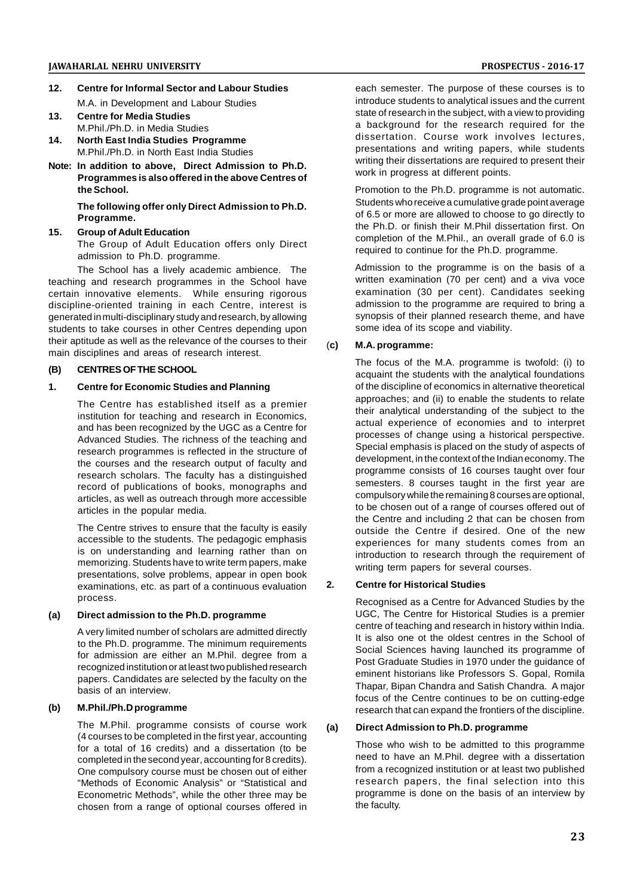**12. Centre for Informal Sector and Labour Studies**

M.A. in Development and Labour Studies

**13. Centre for Media Studies**

M.Phil./Ph.D. in Media Studies

**14. North East India Studies Programme**

M.Phil./Ph.D. in North East India Studies

**Note: In addition to above, Direct Admission to Ph.D. Programmes is also offered in the above Centres of the School.**

**The following offer only Direct Admission to Ph.D. Programme.**

**15. Group of Adult Education**

The Group of Adult Education offers only Direct admission to Ph.D. programme.

The School has a lively academic ambience. The teaching and research programmes in the School have certain innovative elements. While ensuring rigorous discipline-oriented training in each Centre, interest is generated in multi-disciplinary study and research, by allowing students to take courses in other Centres depending upon their aptitude as well as the relevance of the courses to their main disciplines and areas of research interest.

## (B) CENTRES OF THE SCHOOL

### 1. Centre for Economic Studies and Planning

The Centre has established itself as a premier institution for teaching and research in Economics, and has been recognized by the UGC as a Centre for Advanced Studies. The richness of the teaching and research programmes is reflected in the structure of the courses and the research output of faculty and research scholars. The faculty has a distinguished record of publications of books, monographs and articles, as well as outreach through more accessible articles in the popular media.

The Centre strives to ensure that the faculty is easily accessible to the students. The pedagogic emphasis is on understanding and learning rather than on memorizing. Students have to write term papers, make presentations, solve problems, appear in open book examinations, etc. as part of a continuous evaluation process.

**(a) Direct admission to the Ph.D. programme**

A very limited number of scholars are admitted directly to the Ph.D. programme. The minimum requirements for admission are either an M.Phil. degree from a recognized institution or at least two published research papers. Candidates are selected by the faculty on the basis of an interview.

**(b) M.Phil./Ph.D programme**

The M.Phil. programme consists of course work (4 courses to be completed in the first year, accounting for a total of 16 credits) and a dissertation (to be completed in the second year, accounting for 8 credits). One compulsory course must be chosen out of either "Methods of Economic Analysis" or "Statistical and Econometric Methods", while the other three may be chosen from a range of optional courses offered in each semester. The purpose of these courses is to introduce students to analytical issues and the current state of research in the subject, with a view to providing a background for the research required for the dissertation. Course work involves lectures, presentations and writing papers, while students writing their dissertations are required to present their work in progress at different points.

Promotion to the Ph.D. programme is not automatic. Students who receive a cumulative grade point average of 6.5 or more are allowed to choose to go directly to the Ph.D. or finish their M.Phil dissertation first. On completion of the M.Phil., an overall grade of 6.0 is required to continue for the Ph.D. programme.

Admission to the programme is on the basis of a written examination (70 per cent) and a viva voce examination (30 per cent). Candidates seeking admission to the programme are required to bring a synopsis of their planned research theme, and have some idea of its scope and viability.

**(c) M.A. programme:**

The focus of the M.A. programme is twofold: (i) to acquaint the students with the analytical foundations of the discipline of economics in alternative theoretical approaches; and (ii) to enable the students to relate their analytical understanding of the subject to the actual experience of economies and to interpret processes of change using a historical perspective. Special emphasis is placed on the study of aspects of development, in the context of the Indian economy. The programme consists of 16 courses taught over four semesters. 8 courses taught in the first year are compulsory while the remaining 8 courses are optional, to be chosen out of a range of courses offered out of the Centre and including 2 that can be chosen from outside the Centre if desired. One of the new experiences for many students comes from an introduction to research through the requirement of writing term papers for several courses.

### 2. Centre for Historical Studies

Recognised as a Centre for Advanced Studies by the UGC, The Centre for Historical Studies is a premier centre of teaching and research in history within India. It is also one ot the oldest centres in the School of Social Sciences having launched its programme of Post Graduate Studies in 1970 under the guidance of eminent historians like Professors S. Gopal, Romila Thapar, Bipan Chandra and Satish Chandra. A major focus of the Centre continues to be on cutting-edge research that can expand the frontiers of the discipline.

**(a) Direct Admission to Ph.D. programme**

Those who wish to be admitted to this programme need to have an M.Phil. degree with a dissertation from a recognized institution or at least two published research papers, the final selection into this programme is done on the basis of an interview by the faculty.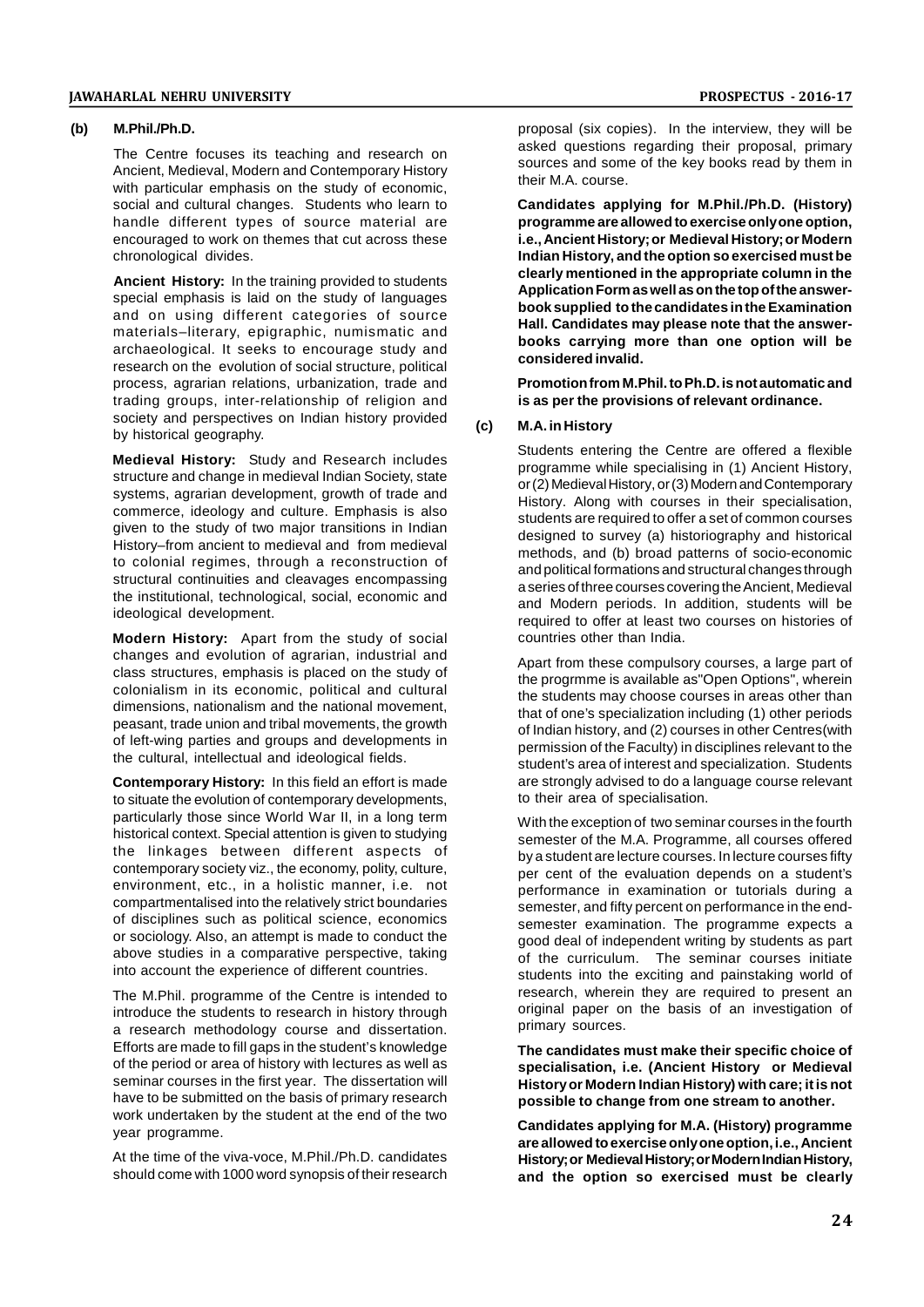### (b) M.Phil./Ph.D.

The Centre focuses its teaching and research on Ancient, Medieval, Modern and Contemporary History with particular emphasis on the study of economic, social and cultural changes. Students who learn to handle different types of source material are encouraged to work on themes that cut across these chronological divides.

**Ancient History:** In the training provided to students special emphasis is laid on the study of languages and on using different categories of source materials–literary, epigraphic, numismatic and archaeological. It seeks to encourage study and research on the evolution of social structure, political process, agrarian relations, urbanization, trade and trading groups, inter-relationship of religion and society and perspectives on Indian history provided by historical geography.

**Medieval History:** Study and Research includes structure and change in medieval Indian Society, state systems, agrarian development, growth of trade and commerce, ideology and culture. Emphasis is also given to the study of two major transitions in Indian History–from ancient to medieval and from medieval to colonial regimes, through a reconstruction of structural continuities and cleavages encompassing the institutional, technological, social, economic and ideological development.

**Modern History:** Apart from the study of social changes and evolution of agrarian, industrial and class structures, emphasis is placed on the study of colonialism in its economic, political and cultural dimensions, nationalism and the national movement, peasant, trade union and tribal movements, the growth of left-wing parties and groups and developments in the cultural, intellectual and ideological fields.

**Contemporary History:** In this field an effort is made to situate the evolution of contemporary developments, particularly those since World War II, in a long term historical context. Special attention is given to studying the linkages between different aspects of contemporary society viz., the economy, polity, culture, environment, etc., in a holistic manner, i.e. not compartmentalised into the relatively strict boundaries of disciplines such as political science, economics or sociology. Also, an attempt is made to conduct the above studies in a comparative perspective, taking into account the experience of different countries.

The M.Phil. programme of the Centre is intended to introduce the students to research in history through a research methodology course and dissertation. Efforts are made to fill gaps in the student's knowledge of the period or area of history with lectures as well as seminar courses in the first year. The dissertation will have to be submitted on the basis of primary research work undertaken by the student at the end of the two year programme.

At the time of the viva-voce, M.Phil./Ph.D. candidates should come with 1000 word synopsis of their research proposal (six copies). In the interview, they will be asked questions regarding their proposal, primary sources and some of the key books read by them in their M.A. course.

**Candidates applying for M.Phil./Ph.D. (History) programme are allowed to exercise only one option, i.e., Ancient History; or Medieval History; or Modern Indian History, and the option so exercised must be clearly mentioned in the appropriate column in the Application Form as well as on the top of the answer-book supplied to the candidates in the Examination Hall. Candidates may please note that the answer-books carrying more than one option will be considered invalid.**

**Promotion from M.Phil. to Ph.D. is not automatic and is as per the provisions of relevant ordinance.**

### (c) M.A. in History

Students entering the Centre are offered a flexible programme while specialising in (1) Ancient History, or (2) Medieval History, or (3) Modern and Contemporary History. Along with courses in their specialisation, students are required to offer a set of common courses designed to survey (a) historiography and historical methods, and (b) broad patterns of socio-economic and political formations and structural changes through a series of three courses covering the Ancient, Medieval and Modern periods. In addition, students will be required to offer at least two courses on histories of countries other than India.

Apart from these compulsory courses, a large part of the progrmme is available as"Open Options", wherein the students may choose courses in areas other than that of one's specialization including (1) other periods of Indian history, and (2) courses in other Centres(with permission of the Faculty) in disciplines relevant to the student's area of interest and specialization. Students are strongly advised to do a language course relevant to their area of specialisation.

With the exception of two seminar courses in the fourth semester of the M.A. Programme, all courses offered by a student are lecture courses. In lecture courses fifty per cent of the evaluation depends on a student's performance in examination or tutorials during a semester, and fifty percent on performance in the end-semester examination. The programme expects a good deal of independent writing by students as part of the curriculum. The seminar courses initiate students into the exciting and painstaking world of research, wherein they are required to present an original paper on the basis of an investigation of primary sources.

**The candidates must make their specific choice of specialisation, i.e. (Ancient History or Medieval History or Modern Indian History) with care; it is not possible to change from one stream to another.**

**Candidates applying for M.A. (History) programme are allowed to exercise only one option, i.e., Ancient History; or Medieval History; or Modern Indian History, and the option so exercised must be clearly**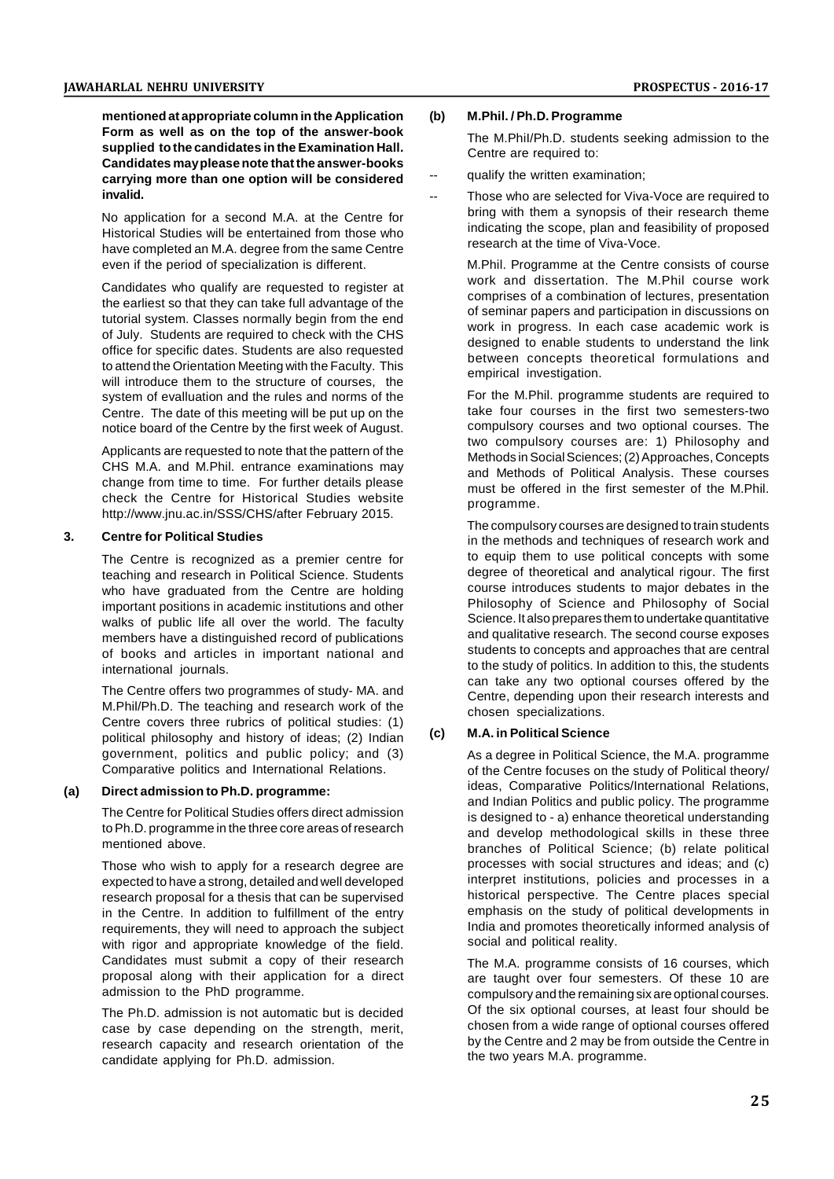**mentioned at appropriate column in the Application Form as well as on the top of the answer-book supplied to the candidates in the Examination Hall. Candidates may please note that the answer-books carrying more than one option will be considered invalid.**

No application for a second M.A. at the Centre for Historical Studies will be entertained from those who have completed an M.A. degree from the same Centre even if the period of specialization is different.

Candidates who qualify are requested to register at the earliest so that they can take full advantage of the tutorial system. Classes normally begin from the end of July. Students are required to check with the CHS office for specific dates. Students are also requested to attend the Orientation Meeting with the Faculty. This will introduce them to the structure of courses, the system of evalluation and the rules and norms of the Centre. The date of this meeting will be put up on the notice board of the Centre by the first week of August.

Applicants are requested to note that the pattern of the CHS M.A. and M.Phil. entrance examinations may change from time to time. For further details please check the Centre for Historical Studies website http://www.jnu.ac.in/SSS/CHS/after February 2015.

## 3. Centre for Political Studies

The Centre is recognized as a premier centre for teaching and research in Political Science. Students who have graduated from the Centre are holding important positions in academic institutions and other walks of public life all over the world. The faculty members have a distinguished record of publications of books and articles in important national and international journals.

The Centre offers two programmes of study- MA. and M.Phil/Ph.D. The teaching and research work of the Centre covers three rubrics of political studies: (1) political philosophy and history of ideas; (2) Indian government, politics and public policy; and (3) Comparative politics and International Relations.

### (a) Direct admission to Ph.D. programme:

The Centre for Political Studies offers direct admission to Ph.D. programme in the three core areas of research mentioned above.

Those who wish to apply for a research degree are expected to have a strong, detailed and well developed research proposal for a thesis that can be supervised in the Centre. In addition to fulfillment of the entry requirements, they will need to approach the subject with rigor and appropriate knowledge of the field. Candidates must submit a copy of their research proposal along with their application for a direct admission to the PhD programme.

The Ph.D. admission is not automatic but is decided case by case depending on the strength, merit, research capacity and research orientation of the candidate applying for Ph.D. admission.

### (b) M.Phil. / Ph.D. Programme

The M.Phil/Ph.D. students seeking admission to the Centre are required to:

-- qualify the written examination;

-- Those who are selected for Viva-Voce are required to bring with them a synopsis of their research theme indicating the scope, plan and feasibility of proposed research at the time of Viva-Voce.

M.Phil. Programme at the Centre consists of course work and dissertation. The M.Phil course work comprises of a combination of lectures, presentation of seminar papers and participation in discussions on work in progress. In each case academic work is designed to enable students to understand the link between concepts theoretical formulations and empirical investigation.

For the M.Phil. programme students are required to take four courses in the first two semesters-two compulsory courses and two optional courses. The two compulsory courses are: 1) Philosophy and Methods in Social Sciences; (2) Approaches, Concepts and Methods of Political Analysis. These courses must be offered in the first semester of the M.Phil. programme.

The compulsory courses are designed to train students in the methods and techniques of research work and to equip them to use political concepts with some degree of theoretical and analytical rigour. The first course introduces students to major debates in the Philosophy of Science and Philosophy of Social Science. It also prepares them to undertake quantitative and qualitative research. The second course exposes students to concepts and approaches that are central to the study of politics. In addition to this, the students can take any two optional courses offered by the Centre, depending upon their research interests and chosen specializations.

### (c) M.A. in Political Science

As a degree in Political Science, the M.A. programme of the Centre focuses on the study of Political theory/ ideas, Comparative Politics/International Relations, and Indian Politics and public policy. The programme is designed to - a) enhance theoretical understanding and develop methodological skills in these three branches of Political Science; (b) relate political processes with social structures and ideas; and (c) interpret institutions, policies and processes in a historical perspective. The Centre places special emphasis on the study of political developments in India and promotes theoretically informed analysis of social and political reality.

The M.A. programme consists of 16 courses, which are taught over four semesters. Of these 10 are compulsory and the remaining six are optional courses. Of the six optional courses, at least four should be chosen from a wide range of optional courses offered by the Centre and 2 may be from outside the Centre in the two years M.A. programme.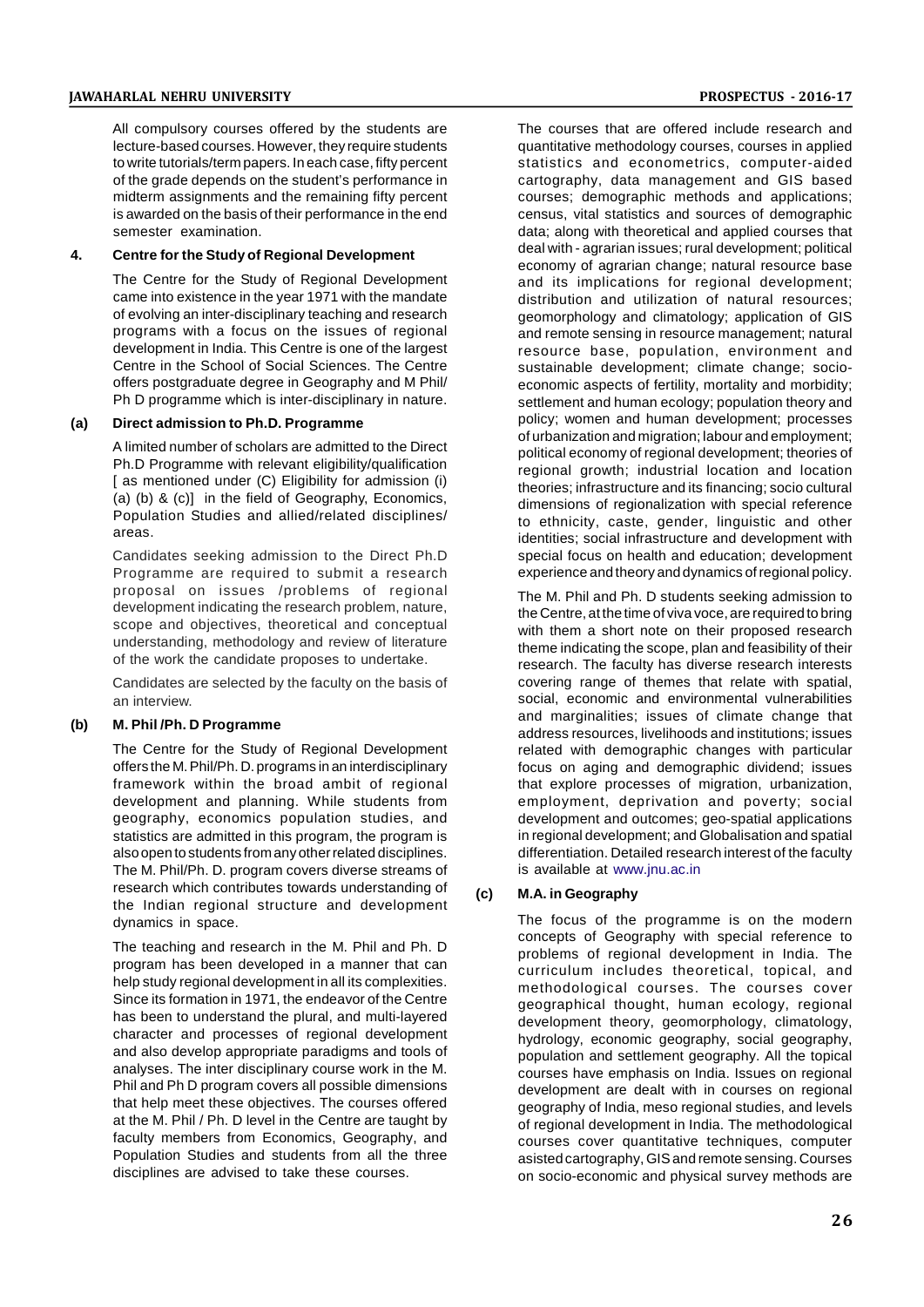All compulsory courses offered by the students are lecture-based courses. However, they require students to write tutorials/term papers. In each case, fifty percent of the grade depends on the student's performance in midterm assignments and the remaining fifty percent is awarded on the basis of their performance in the end semester examination.

### 4. Centre for the Study of Regional Development

The Centre for the Study of Regional Development came into existence in the year 1971 with the mandate of evolving an inter-disciplinary teaching and research programs with a focus on the issues of regional development in India. This Centre is one of the largest Centre in the School of Social Sciences. The Centre offers postgraduate degree in Geography and M Phil/ Ph D programme which is inter-disciplinary in nature.

#### (a) Direct admission to Ph.D. Programme

A limited number of scholars are admitted to the Direct Ph.D Programme with relevant eligibility/qualification [ as mentioned under (C) Eligibility for admission (i) (a) (b) & (c)] in the field of Geography, Economics, Population Studies and allied/related disciplines/ areas.

Candidates seeking admission to the Direct Ph.D Programme are required to submit a research proposal on issues /problems of regional development indicating the research problem, nature, scope and objectives, theoretical and conceptual understanding, methodology and review of literature of the work the candidate proposes to undertake.

Candidates are selected by the faculty on the basis of an interview.

#### (b) M. Phil /Ph. D Programme

The Centre for the Study of Regional Development offers the M. Phil/Ph. D. programs in an interdisciplinary framework within the broad ambit of regional development and planning. While students from geography, economics population studies, and statistics are admitted in this program, the program is also open to students from any other related disciplines. The M. Phil/Ph. D. program covers diverse streams of research which contributes towards understanding of the Indian regional structure and development dynamics in space.

The teaching and research in the M. Phil and Ph. D program has been developed in a manner that can help study regional development in all its complexities. Since its formation in 1971, the endeavor of the Centre has been to understand the plural, and multi-layered character and processes of regional development and also develop appropriate paradigms and tools of analyses. The inter disciplinary course work in the M. Phil and Ph D program covers all possible dimensions that help meet these objectives. The courses offered at the M. Phil / Ph. D level in the Centre are taught by faculty members from Economics, Geography, and Population Studies and students from all the three disciplines are advised to take these courses.

The courses that are offered include research and quantitative methodology courses, courses in applied statistics and econometrics, computer-aided cartography, data management and GIS based courses; demographic methods and applications; census, vital statistics and sources of demographic data; along with theoretical and applied courses that deal with - agrarian issues; rural development; political economy of agrarian change; natural resource base and its implications for regional development; distribution and utilization of natural resources; geomorphology and climatology; application of GIS and remote sensing in resource management; natural resource base, population, environment and sustainable development; climate change; socio-economic aspects of fertility, mortality and morbidity; settlement and human ecology; population theory and policy; women and human development; processes of urbanization and migration; labour and employment; political economy of regional development; theories of regional growth; industrial location and location theories; infrastructure and its financing; socio cultural dimensions of regionalization with special reference to ethnicity, caste, gender, linguistic and other identities; social infrastructure and development with special focus on health and education; development experience and theory and dynamics of regional policy.

The M. Phil and Ph. D students seeking admission to the Centre, at the time of viva voce, are required to bring with them a short note on their proposed research theme indicating the scope, plan and feasibility of their research. The faculty has diverse research interests covering range of themes that relate with spatial, social, economic and environmental vulnerabilities and marginalities; issues of climate change that address resources, livelihoods and institutions; issues related with demographic changes with particular focus on aging and demographic dividend; issues that explore processes of migration, urbanization, employment, deprivation and poverty; social development and outcomes; geo-spatial applications in regional development; and Globalisation and spatial differentiation. Detailed research interest of the faculty is available at www.jnu.ac.in

#### (c) M.A. in Geography

The focus of the programme is on the modern concepts of Geography with special reference to problems of regional development in India. The curriculum includes theoretical, topical, and methodological courses. The courses cover geographical thought, human ecology, regional development theory, geomorphology, climatology, hydrology, economic geography, social geography, population and settlement geography. All the topical courses have emphasis on India. Issues on regional development are dealt with in courses on regional geography of India, meso regional studies, and levels of regional development in India. The methodological courses cover quantitative techniques, computer asisted cartography, GIS and remote sensing. Courses on socio-economic and physical survey methods are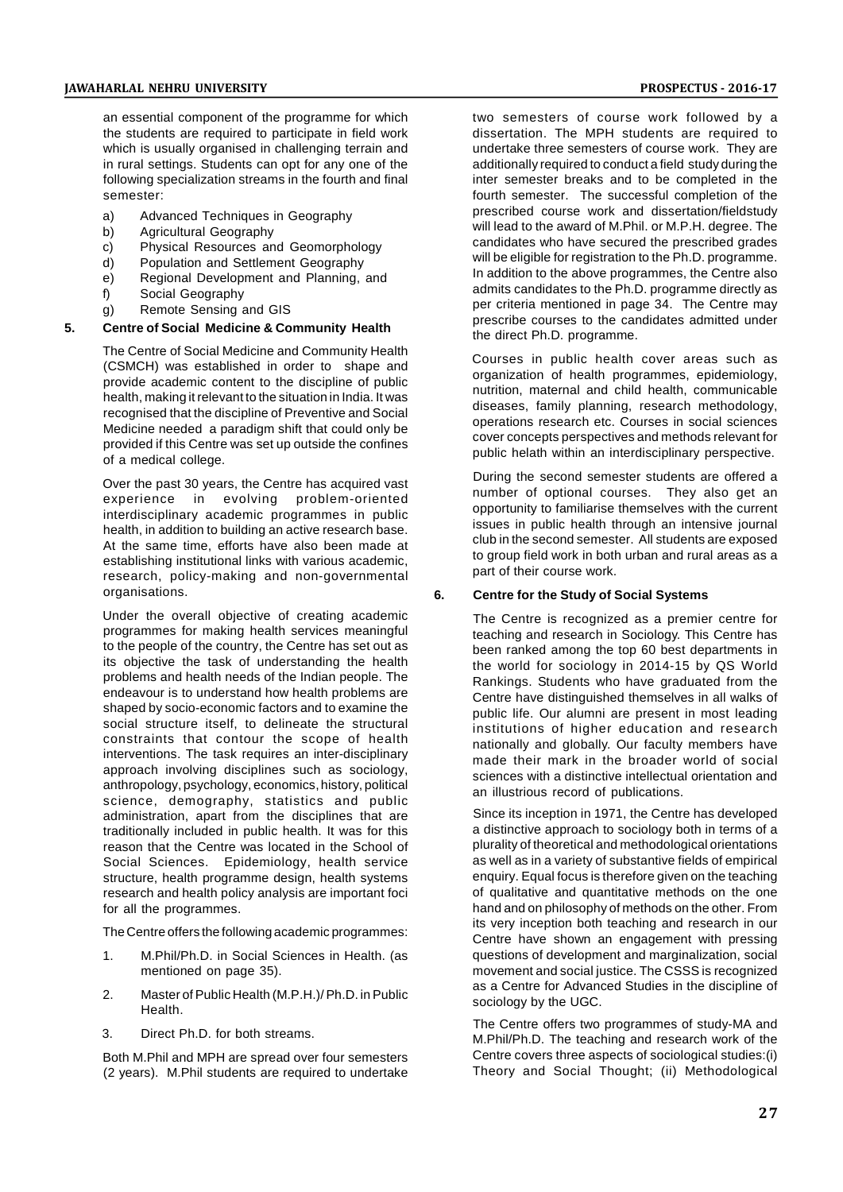an essential component of the programme for which the students are required to participate in field work which is usually organised in challenging terrain and in rural settings. Students can opt for any one of the following specialization streams in the fourth and final semester:

a) Advanced Techniques in Geography
b) Agricultural Geography
c) Physical Resources and Geomorphology
d) Population and Settlement Geography
e) Regional Development and Planning, and
f) Social Geography
g) Remote Sensing and GIS

## 5. Centre of Social Medicine & Community Health

The Centre of Social Medicine and Community Health (CSMCH) was established in order to shape and provide academic content to the discipline of public health, making it relevant to the situation in India. It was recognised that the discipline of Preventive and Social Medicine needed a paradigm shift that could only be provided if this Centre was set up outside the confines of a medical college.

Over the past 30 years, the Centre has acquired vast experience in evolving problem-oriented interdisciplinary academic programmes in public health, in addition to building an active research base. At the same time, efforts have also been made at establishing institutional links with various academic, research, policy-making and non-governmental organisations.

Under the overall objective of creating academic programmes for making health services meaningful to the people of the country, the Centre has set out as its objective the task of understanding the health problems and health needs of the Indian people. The endeavour is to understand how health problems are shaped by socio-economic factors and to examine the social structure itself, to delineate the structural constraints that contour the scope of health interventions. The task requires an inter-disciplinary approach involving disciplines such as sociology, anthropology, psychology, economics, history, political science, demography, statistics and public administration, apart from the disciplines that are traditionally included in public health. It was for this reason that the Centre was located in the School of Social Sciences. Epidemiology, health service structure, health programme design, health systems research and health policy analysis are important foci for all the programmes.

The Centre offers the following academic programmes:

1. M.Phil/Ph.D. in Social Sciences in Health. (as mentioned on page 35).
2. Master of Public Health (M.P.H.)/ Ph.D. in Public Health.
3. Direct Ph.D. for both streams.

Both M.Phil and MPH are spread over four semesters (2 years). M.Phil students are required to undertake two semesters of course work followed by a dissertation. The MPH students are required to undertake three semesters of course work. They are additionally required to conduct a field study during the inter semester breaks and to be completed in the fourth semester. The successful completion of the prescribed course work and dissertation/fieldstudy will lead to the award of M.Phil. or M.P.H. degree. The candidates who have secured the prescribed grades will be eligible for registration to the Ph.D. programme. In addition to the above programmes, the Centre also admits candidates to the Ph.D. programme directly as per criteria mentioned in page 34. The Centre may prescribe courses to the candidates admitted under the direct Ph.D. programme.

Courses in public health cover areas such as organization of health programmes, epidemiology, nutrition, maternal and child health, communicable diseases, family planning, research methodology, operations research etc. Courses in social sciences cover concepts perspectives and methods relevant for public helath within an interdisciplinary perspective.

During the second semester students are offered a number of optional courses. They also get an opportunity to familiarise themselves with the current issues in public health through an intensive journal club in the second semester. All students are exposed to group field work in both urban and rural areas as a part of their course work.

## 6. Centre for the Study of Social Systems

The Centre is recognized as a premier centre for teaching and research in Sociology. This Centre has been ranked among the top 60 best departments in the world for sociology in 2014-15 by QS World Rankings. Students who have graduated from the Centre have distinguished themselves in all walks of public life. Our alumni are present in most leading institutions of higher education and research nationally and globally. Our faculty members have made their mark in the broader world of social sciences with a distinctive intellectual orientation and an illustrious record of publications.

Since its inception in 1971, the Centre has developed a distinctive approach to sociology both in terms of a plurality of theoretical and methodological orientations as well as in a variety of substantive fields of empirical enquiry. Equal focus is therefore given on the teaching of qualitative and quantitative methods on the one hand and on philosophy of methods on the other. From its very inception both teaching and research in our Centre have shown an engagement with pressing questions of development and marginalization, social movement and social justice. The CSSS is recognized as a Centre for Advanced Studies in the discipline of sociology by the UGC.

The Centre offers two programmes of study-MA and M.Phil/Ph.D. The teaching and research work of the Centre covers three aspects of sociological studies:(i) Theory and Social Thought; (ii) Methodological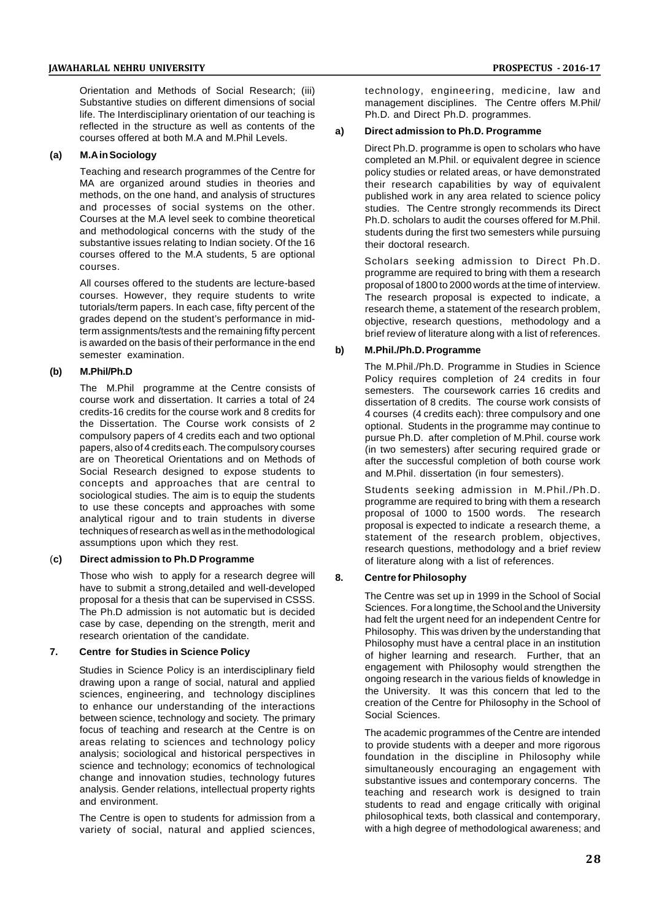Orientation and Methods of Social Research; (iii) Substantive studies on different dimensions of social life. The Interdisciplinary orientation of our teaching is reflected in the structure as well as contents of the courses offered at both M.A and M.Phil Levels.

**(a) M.A in Sociology**

Teaching and research programmes of the Centre for MA are organized around studies in theories and methods, on the one hand, and analysis of structures and processes of social systems on the other. Courses at the M.A level seek to combine theoretical and methodological concerns with the study of the substantive issues relating to Indian society. Of the 16 courses offered to the M.A students, 5 are optional courses.

All courses offered to the students are lecture-based courses. However, they require students to write tutorials/term papers. In each case, fifty percent of the grades depend on the student's performance in mid-term assignments/tests and the remaining fifty percent is awarded on the basis of their performance in the end semester examination.

**(b) M.Phil/Ph.D**

The M.Phil programme at the Centre consists of course work and dissertation. It carries a total of 24 credits-16 credits for the course work and 8 credits for the Dissertation. The Course work consists of 2 compulsory papers of 4 credits each and two optional papers, also of 4 credits each. The compulsory courses are on Theoretical Orientations and on Methods of Social Research designed to expose students to concepts and approaches that are central to sociological studies. The aim is to equip the students to use these concepts and approaches with some analytical rigour and to train students in diverse techniques of research as well as in the methodological assumptions upon which they rest.

**(c) Direct admission to Ph.D Programme**

Those who wish to apply for a research degree will have to submit a strong,detailed and well-developed proposal for a thesis that can be supervised in CSSS. The Ph.D admission is not automatic but is decided case by case, depending on the strength, merit and research orientation of the candidate.

## 7. Centre for Studies in Science Policy

Studies in Science Policy is an interdisciplinary field drawing upon a range of social, natural and applied sciences, engineering, and technology disciplines to enhance our understanding of the interactions between science, technology and society. The primary focus of teaching and research at the Centre is on areas relating to sciences and technology policy analysis; sociological and historical perspectives in science and technology; economics of technological change and innovation studies, technology futures analysis. Gender relations, intellectual property rights and environment.

The Centre is open to students for admission from a variety of social, natural and applied sciences, technology, engineering, medicine, law and management disciplines. The Centre offers M.Phil/ Ph.D. and Direct Ph.D. programmes.

**a) Direct admission to Ph.D. Programme**

Direct Ph.D. programme is open to scholars who have completed an M.Phil. or equivalent degree in science policy studies or related areas, or have demonstrated their research capabilities by way of equivalent published work in any area related to science policy studies. The Centre strongly recommends its Direct Ph.D. scholars to audit the courses offered for M.Phil. students during the first two semesters while pursuing their doctoral research.

Scholars seeking admission to Direct Ph.D. programme are required to bring with them a research proposal of 1800 to 2000 words at the time of interview. The research proposal is expected to indicate, a research theme, a statement of the research problem, objective, research questions, methodology and a brief review of literature along with a list of references.

**b) M.Phil./Ph.D. Programme**

The M.Phil./Ph.D. Programme in Studies in Science Policy requires completion of 24 credits in four semesters. The coursework carries 16 credits and dissertation of 8 credits. The course work consists of 4 courses (4 credits each): three compulsory and one optional. Students in the programme may continue to pursue Ph.D. after completion of M.Phil. course work (in two semesters) after securing required grade or after the successful completion of both course work and M.Phil. dissertation (in four semesters).

Students seeking admission in M.Phil./Ph.D. programme are required to bring with them a research proposal of 1000 to 1500 words. The research proposal is expected to indicate a research theme, a statement of the research problem, objectives, research questions, methodology and a brief review of literature along with a list of references.

## 8. Centre for Philosophy

The Centre was set up in 1999 in the School of Social Sciences. For a long time, the School and the University had felt the urgent need for an independent Centre for Philosophy. This was driven by the understanding that Philosophy must have a central place in an institution of higher learning and research. Further, that an engagement with Philosophy would strengthen the ongoing research in the various fields of knowledge in the University. It was this concern that led to the creation of the Centre for Philosophy in the School of Social Sciences.

The academic programmes of the Centre are intended to provide students with a deeper and more rigorous foundation in the discipline in Philosophy while simultaneously encouraging an engagement with substantive issues and contemporary concerns. The teaching and research work is designed to train students to read and engage critically with original philosophical texts, both classical and contemporary, with a high degree of methodological awareness; and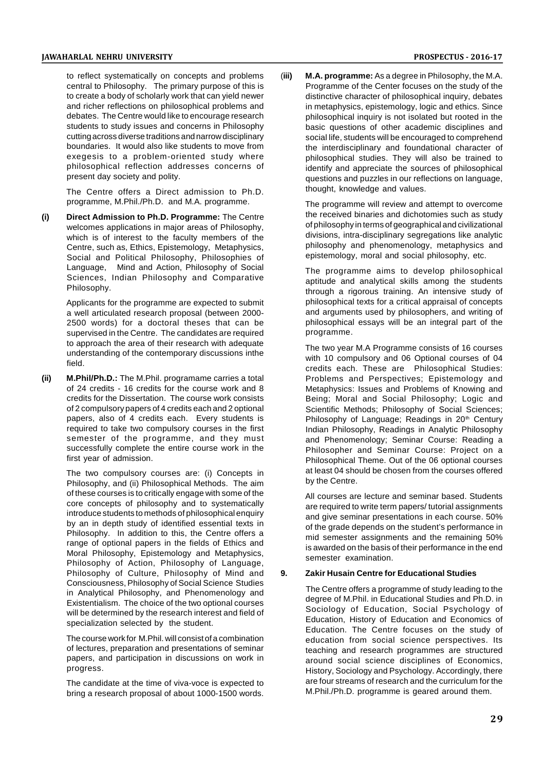to reflect systematically on concepts and problems central to Philosophy. The primary purpose of this is to create a body of scholarly work that can yield newer and richer reflections on philosophical problems and debates. The Centre would like to encourage research students to study issues and concerns in Philosophy cutting across diverse traditions and narrow disciplinary boundaries. It would also like students to move from exegesis to a problem-oriented study where philosophical reflection addresses concerns of present day society and polity.

The Centre offers a Direct admission to Ph.D. programme, M.Phil./Ph.D. and M.A. programme.

**(i) Direct Admission to Ph.D. Programme:** The Centre welcomes applications in major areas of Philosophy, which is of interest to the faculty members of the Centre, such as, Ethics, Epistemology, Metaphysics, Social and Political Philosophy, Philosophies of Language, Mind and Action, Philosophy of Social Sciences, Indian Philosophy and Comparative Philosophy.

Applicants for the programme are expected to submit a well articulated research proposal (between 2000-2500 words) for a doctoral theses that can be supervised in the Centre. The candidates are required to approach the area of their research with adequate understanding of the contemporary discussions inthe field.

**(ii) M.Phil/Ph.D.:** The M.Phil. programame carries a total of 24 credits - 16 credits for the course work and 8 credits for the Dissertation. The course work consists of 2 compulsory papers of 4 credits each and 2 optional papers, also of 4 credits each. Every students is required to take two compulsory courses in the first semester of the programme, and they must successfully complete the entire course work in the first year of admission.

The two compulsory courses are: (i) Concepts in Philosophy, and (ii) Philosophical Methods. The aim of these courses is to critically engage with some of the core concepts of philosophy and to systematically introduce students to methods of philosophical enquiry by an in depth study of identified essential texts in Philosophy. In addition to this, the Centre offers a range of optional papers in the fields of Ethics and Moral Philosophy, Epistemology and Metaphysics, Philosophy of Action, Philosophy of Language, Philosophy of Culture, Philosophy of Mind and Consciousness, Philosophy of Social Science Studies in Analytical Philosophy, and Phenomenology and Existentialism. The choice of the two optional courses will be determined by the research interest and field of specialization selected by the student.

The course work for M.Phil. will consist of a combination of lectures, preparation and presentations of seminar papers, and participation in discussions on work in progress.

The candidate at the time of viva-voce is expected to bring a research proposal of about 1000-1500 words.

**(iii) M.A. programme:** As a degree in Philosophy, the M.A. Programme of the Center focuses on the study of the distinctive character of philosophical inquiry, debates in metaphysics, epistemology, logic and ethics. Since philosophical inquiry is not isolated but rooted in the basic questions of other academic disciplines and social life, students will be encouraged to comprehend the interdisciplinary and foundational character of philosophical studies. They will also be trained to identify and appreciate the sources of philosophical questions and puzzles in our reflections on language, thought, knowledge and values.

The programme will review and attempt to overcome the received binaries and dichotomies such as study of philosophy in terms of geographical and civilizational divisions, intra-disciplinary segregations like analytic philosophy and phenomenology, metaphysics and epistemology, moral and social philosophy, etc.

The programme aims to develop philosophical aptitude and analytical skills among the students through a rigorous training. An intensive study of philosophical texts for a critical appraisal of concepts and arguments used by philosophers, and writing of philosophical essays will be an integral part of the programme.

The two year M.A Programme consists of 16 courses with 10 compulsory and 06 Optional courses of 04 credits each. These are Philosophical Studies: Problems and Perspectives; Epistemology and Metaphysics: Issues and Problems of Knowing and Being; Moral and Social Philosophy; Logic and Scientific Methods; Philosophy of Social Sciences; Philosophy of Language; Readings in 20th Century Indian Philosophy, Readings in Analytic Philosophy and Phenomenology; Seminar Course: Reading a Philosopher and Seminar Course: Project on a Philosophical Theme. Out of the 06 optional courses at least 04 should be chosen from the courses offered by the Centre.

All courses are lecture and seminar based. Students are required to write term papers/ tutorial assignments and give seminar presentations in each course. 50% of the grade depends on the student's performance in mid semester assignments and the remaining 50% is awarded on the basis of their performance in the end semester examination.

## 9. Zakir Husain Centre for Educational Studies

The Centre offers a programme of study leading to the degree of M.Phil. in Educational Studies and Ph.D. in Sociology of Education, Social Psychology of Education, History of Education and Economics of Education. The Centre focuses on the study of education from social science perspectives. Its teaching and research programmes are structured around social science disciplines of Economics, History, Sociology and Psychology. Accordingly, there are four streams of research and the curriculum for the M.Phil./Ph.D. programme is geared around them.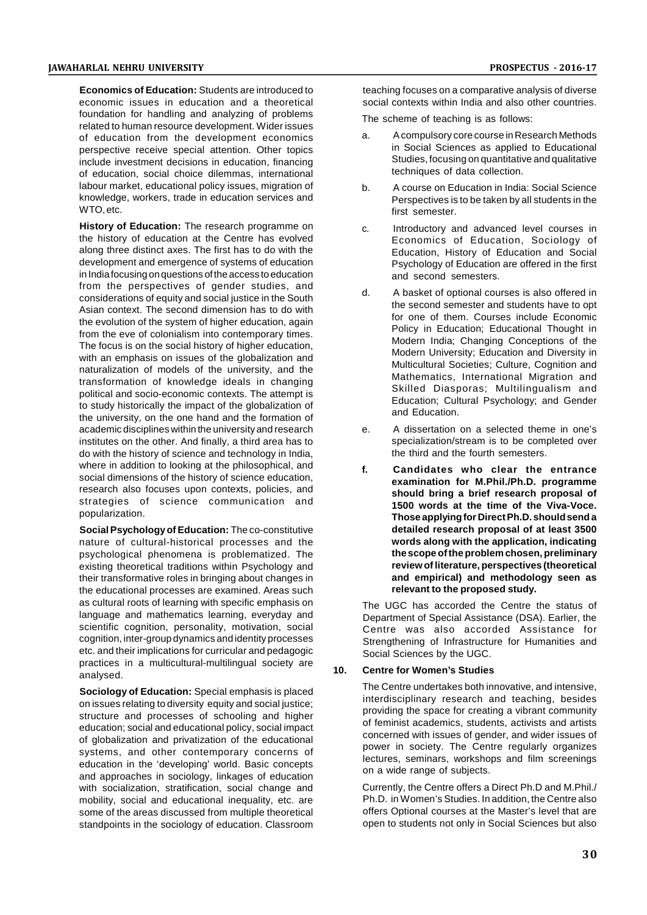**Economics of Education:** Students are introduced to economic issues in education and a theoretical foundation for handling and analyzing of problems related to human resource development. Wider issues of education from the development economics perspective receive special attention. Other topics include investment decisions in education, financing of education, social choice dilemmas, international labour market, educational policy issues, migration of knowledge, workers, trade in education services and WTO, etc.

**History of Education:** The research programme on the history of education at the Centre has evolved along three distinct axes. The first has to do with the development and emergence of systems of education in India focusing on questions of the access to education from the perspectives of gender studies, and considerations of equity and social justice in the South Asian context. The second dimension has to do with the evolution of the system of higher education, again from the eve of colonialism into contemporary times. The focus is on the social history of higher education, with an emphasis on issues of the globalization and naturalization of models of the university, and the transformation of knowledge ideals in changing political and socio-economic contexts. The attempt is to study historically the impact of the globalization of the university, on the one hand and the formation of academic disciplines within the university and research institutes on the other. And finally, a third area has to do with the history of science and technology in India, where in addition to looking at the philosophical, and social dimensions of the history of science education, research also focuses upon contexts, policies, and strategies of science communication and popularization.

**Social Psychology of Education:** The co-constitutive nature of cultural-historical processes and the psychological phenomena is problematized. The existing theoretical traditions within Psychology and their transformative roles in bringing about changes in the educational processes are examined. Areas such as cultural roots of learning with specific emphasis on language and mathematics learning, everyday and scientific cognition, personality, motivation, social cognition, inter-group dynamics and identity processes etc. and their implications for curricular and pedagogic practices in a multicultural-multilingual society are analysed.

**Sociology of Education:** Special emphasis is placed on issues relating to diversity equity and social justice; structure and processes of schooling and higher education; social and educational policy, social impact of globalization and privatization of the educational systems, and other contemporary concerns of education in the 'developing' world. Basic concepts and approaches in sociology, linkages of education with socialization, stratification, social change and mobility, social and educational inequality, etc. are some of the areas discussed from multiple theoretical standpoints in the sociology of education. Classroom teaching focuses on a comparative analysis of diverse social contexts within India and also other countries.

The scheme of teaching is as follows:

a. A compulsory core course in Research Methods in Social Sciences as applied to Educational Studies, focusing on quantitative and qualitative techniques of data collection.

b. A course on Education in India: Social Science Perspectives is to be taken by all students in the first semester.

c. Introductory and advanced level courses in Economics of Education, Sociology of Education, History of Education and Social Psychology of Education are offered in the first and second semesters.

d. A basket of optional courses is also offered in the second semester and students have to opt for one of them. Courses include Economic Policy in Education; Educational Thought in Modern India; Changing Conceptions of the Modern University; Education and Diversity in Multicultural Societies; Culture, Cognition and Mathematics, International Migration and Skilled Diasporas; Multilingualism and Education; Cultural Psychology; and Gender and Education.

e. A dissertation on a selected theme in one's specialization/stream is to be completed over the third and the fourth semesters.

**f. Candidates who clear the entrance examination for M.Phil./Ph.D. programme should bring a brief research proposal of 1500 words at the time of the Viva-Voce. Those applying for Direct Ph.D. should send a detailed research proposal of at least 3500 words along with the application, indicating the scope of the problem chosen, preliminary review of literature, perspectives (theoretical and empirical) and methodology seen as relevant to the proposed study.**

The UGC has accorded the Centre the status of Department of Special Assistance (DSA). Earlier, the Centre was also accorded Assistance for Strengthening of Infrastructure for Humanities and Social Sciences by the UGC.

## 10. Centre for Women's Studies

The Centre undertakes both innovative, and intensive, interdisciplinary research and teaching, besides providing the space for creating a vibrant community of feminist academics, students, activists and artists concerned with issues of gender, and wider issues of power in society. The Centre regularly organizes lectures, seminars, workshops and film screenings on a wide range of subjects.

Currently, the Centre offers a Direct Ph.D and M.Phil./ Ph.D. in Women's Studies. In addition, the Centre also offers Optional courses at the Master's level that are open to students not only in Social Sciences but also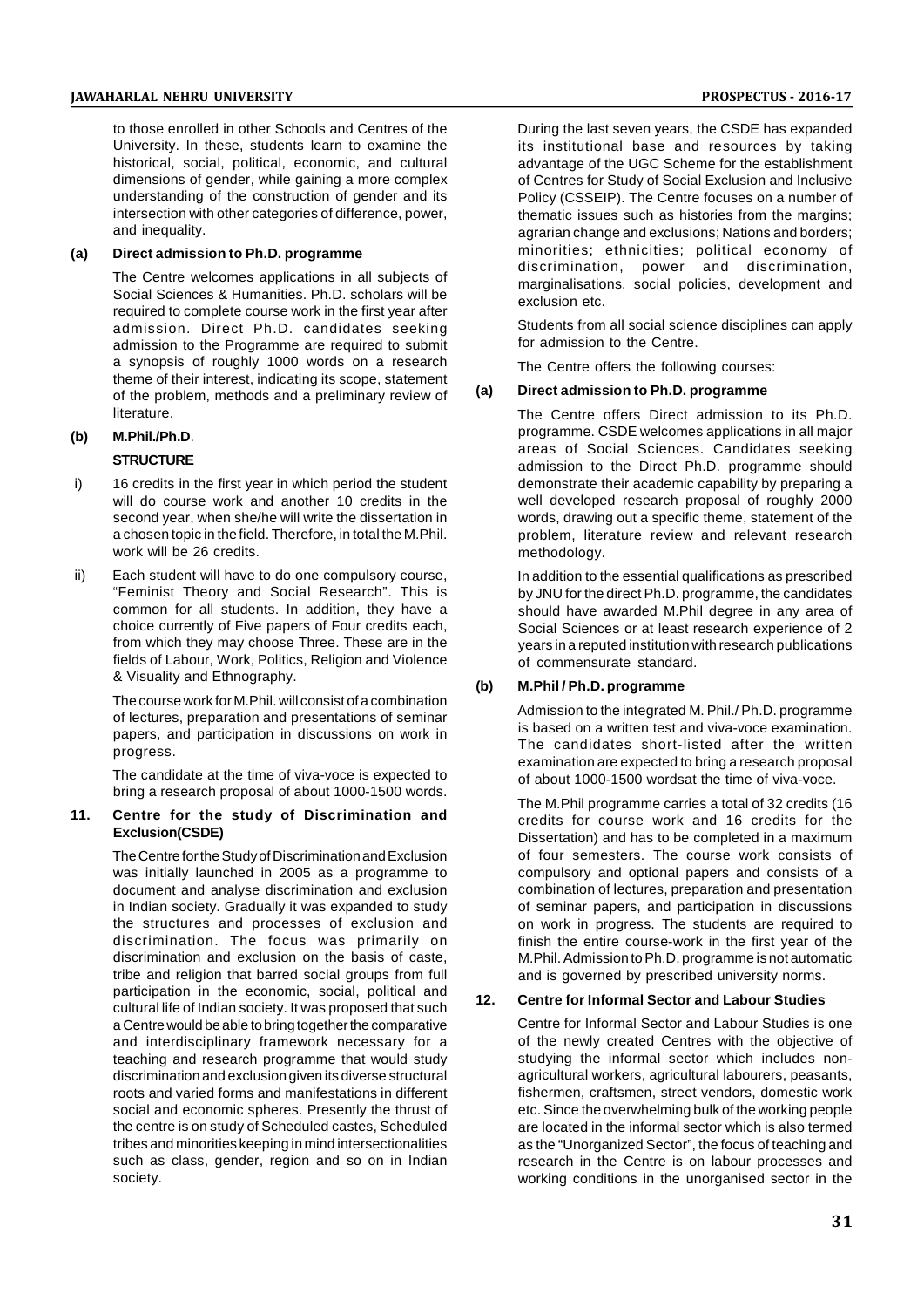to those enrolled in other Schools and Centres of the University. In these, students learn to examine the historical, social, political, economic, and cultural dimensions of gender, while gaining a more complex understanding of the construction of gender and its intersection with other categories of difference, power, and inequality.

**(a) Direct admission to Ph.D. programme**

The Centre welcomes applications in all subjects of Social Sciences & Humanities. Ph.D. scholars will be required to complete course work in the first year after admission. Direct Ph.D. candidates seeking admission to the Programme are required to submit a synopsis of roughly 1000 words on a research theme of their interest, indicating its scope, statement of the problem, methods and a preliminary review of literature.

**(b) M.Phil./Ph.D**.

**STRUCTURE**

i) 16 credits in the first year in which period the student will do course work and another 10 credits in the second year, when she/he will write the dissertation in a chosen topic in the field. Therefore, in total the M.Phil. work will be 26 credits.

ii) Each student will have to do one compulsory course, "Feminist Theory and Social Research". This is common for all students. In addition, they have a choice currently of Five papers of Four credits each, from which they may choose Three. These are in the fields of Labour, Work, Politics, Religion and Violence & Visuality and Ethnography.

The course work for M.Phil. will consist of a combination of lectures, preparation and presentations of seminar papers, and participation in discussions on work in progress.

The candidate at the time of viva-voce is expected to bring a research proposal of about 1000-1500 words.

## 11. Centre for the study of Discrimination and Exclusion(CSDE)

The Centre for the Study of Discrimination and Exclusion was initially launched in 2005 as a programme to document and analyse discrimination and exclusion in Indian society. Gradually it was expanded to study the structures and processes of exclusion and discrimination. The focus was primarily on discrimination and exclusion on the basis of caste, tribe and religion that barred social groups from full participation in the economic, social, political and cultural life of Indian society. It was proposed that such a Centre would be able to bring together the comparative and interdisciplinary framework necessary for a teaching and research programme that would study discrimination and exclusion given its diverse structural roots and varied forms and manifestations in different social and economic spheres. Presently the thrust of the centre is on study of Scheduled castes, Scheduled tribes and minorities keeping in mind intersectionalities such as class, gender, region and so on in Indian society.

During the last seven years, the CSDE has expanded its institutional base and resources by taking advantage of the UGC Scheme for the establishment of Centres for Study of Social Exclusion and Inclusive Policy (CSSEIP). The Centre focuses on a number of thematic issues such as histories from the margins; agrarian change and exclusions; Nations and borders; minorities; ethnicities; political economy of discrimination, power and discrimination, marginalisations, social policies, development and exclusion etc.

Students from all social science disciplines can apply for admission to the Centre.

The Centre offers the following courses:

**(a) Direct admission to Ph.D. programme**

The Centre offers Direct admission to its Ph.D. programme. CSDE welcomes applications in all major areas of Social Sciences. Candidates seeking admission to the Direct Ph.D. programme should demonstrate their academic capability by preparing a well developed research proposal of roughly 2000 words, drawing out a specific theme, statement of the problem, literature review and relevant research methodology.

In addition to the essential qualifications as prescribed by JNU for the direct Ph.D. programme, the candidates should have awarded M.Phil degree in any area of Social Sciences or at least research experience of 2 years in a reputed institution with research publications of commensurate standard.

**(b) M.Phil / Ph.D. programme**

Admission to the integrated M. Phil./ Ph.D. programme is based on a written test and viva-voce examination. The candidates short-listed after the written examination are expected to bring a research proposal of about 1000-1500 wordsat the time of viva-voce.

The M.Phil programme carries a total of 32 credits (16 credits for course work and 16 credits for the Dissertation) and has to be completed in a maximum of four semesters. The course work consists of compulsory and optional papers and consists of a combination of lectures, preparation and presentation of seminar papers, and participation in discussions on work in progress. The students are required to finish the entire course-work in the first year of the M.Phil. Admission to Ph.D. programme is not automatic and is governed by prescribed university norms.

## 12. Centre for Informal Sector and Labour Studies

Centre for Informal Sector and Labour Studies is one of the newly created Centres with the objective of studying the informal sector which includes non-agricultural workers, agricultural labourers, peasants, fishermen, craftsmen, street vendors, domestic work etc. Since the overwhelming bulk of the working people are located in the informal sector which is also termed as the "Unorganized Sector", the focus of teaching and research in the Centre is on labour processes and working conditions in the unorganised sector in the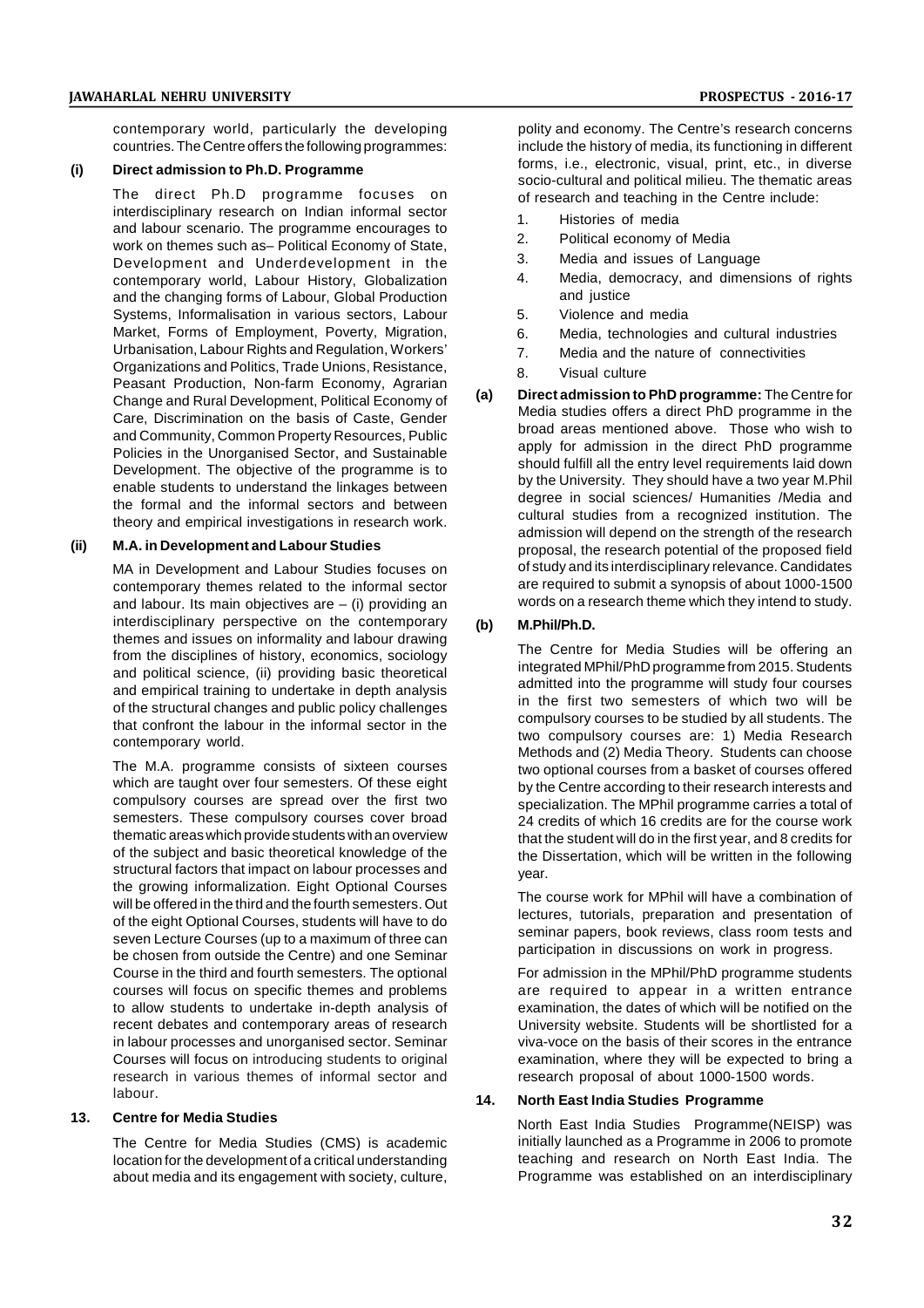contemporary world, particularly the developing countries. The Centre offers the following programmes:

**(i) Direct admission to Ph.D. Programme**

The direct Ph.D programme focuses on interdisciplinary research on Indian informal sector and labour scenario. The programme encourages to work on themes such as– Political Economy of State, Development and Underdevelopment in the contemporary world, Labour History, Globalization and the changing forms of Labour, Global Production Systems, Informalisation in various sectors, Labour Market, Forms of Employment, Poverty, Migration, Urbanisation, Labour Rights and Regulation, Workers' Organizations and Politics, Trade Unions, Resistance, Peasant Production, Non-farm Economy, Agrarian Change and Rural Development, Political Economy of Care, Discrimination on the basis of Caste, Gender and Community, Common Property Resources, Public Policies in the Unorganised Sector, and Sustainable Development. The objective of the programme is to enable students to understand the linkages between the formal and the informal sectors and between theory and empirical investigations in research work.

**(ii) M.A. in Development and Labour Studies**

MA in Development and Labour Studies focuses on contemporary themes related to the informal sector and labour. Its main objectives are – (i) providing an interdisciplinary perspective on the contemporary themes and issues on informality and labour drawing from the disciplines of history, economics, sociology and political science, (ii) providing basic theoretical and empirical training to undertake in depth analysis of the structural changes and public policy challenges that confront the labour in the informal sector in the contemporary world.

The M.A. programme consists of sixteen courses which are taught over four semesters. Of these eight compulsory courses are spread over the first two semesters. These compulsory courses cover broad thematic areas which provide students with an overview of the subject and basic theoretical knowledge of the structural factors that impact on labour processes and the growing informalization. Eight Optional Courses will be offered in the third and the fourth semesters. Out of the eight Optional Courses, students will have to do seven Lecture Courses (up to a maximum of three can be chosen from outside the Centre) and one Seminar Course in the third and fourth semesters. The optional courses will focus on specific themes and problems to allow students to undertake in-depth analysis of recent debates and contemporary areas of research in labour processes and unorganised sector. Seminar Courses will focus on introducing students to original research in various themes of informal sector and labour.

## 13. Centre for Media Studies

The Centre for Media Studies (CMS) is academic location for the development of a critical understanding about media and its engagement with society, culture, polity and economy. The Centre's research concerns include the history of media, its functioning in different forms, i.e., electronic, visual, print, etc., in diverse socio-cultural and political milieu. The thematic areas of research and teaching in the Centre include:

1. Histories of media
2. Political economy of Media
3. Media and issues of Language
4. Media, democracy, and dimensions of rights and justice
5. Violence and media
6. Media, technologies and cultural industries
7. Media and the nature of connectivities
8. Visual culture

**(a) Direct admission to PhD programme:** The Centre for Media studies offers a direct PhD programme in the broad areas mentioned above. Those who wish to apply for admission in the direct PhD programme should fulfill all the entry level requirements laid down by the University. They should have a two year M.Phil degree in social sciences/ Humanities /Media and cultural studies from a recognized institution. The admission will depend on the strength of the research proposal, the research potential of the proposed field of study and its interdisciplinary relevance. Candidates are required to submit a synopsis of about 1000-1500 words on a research theme which they intend to study.

**(b) M.Phil/Ph.D.**

The Centre for Media Studies will be offering an integrated MPhil/PhD programme from 2015. Students admitted into the programme will study four courses in the first two semesters of which two will be compulsory courses to be studied by all students. The two compulsory courses are: 1) Media Research Methods and (2) Media Theory. Students can choose two optional courses from a basket of courses offered by the Centre according to their research interests and specialization. The MPhil programme carries a total of 24 credits of which 16 credits are for the course work that the student will do in the first year, and 8 credits for the Dissertation, which will be written in the following year.

The course work for MPhil will have a combination of lectures, tutorials, preparation and presentation of seminar papers, book reviews, class room tests and participation in discussions on work in progress.

For admission in the MPhil/PhD programme students are required to appear in a written entrance examination, the dates of which will be notified on the University website. Students will be shortlisted for a viva-voce on the basis of their scores in the entrance examination, where they will be expected to bring a research proposal of about 1000-1500 words.

## 14. North East India Studies Programme

North East India Studies Programme(NEISP) was initially launched as a Programme in 2006 to promote teaching and research on North East India. The Programme was established on an interdisciplinary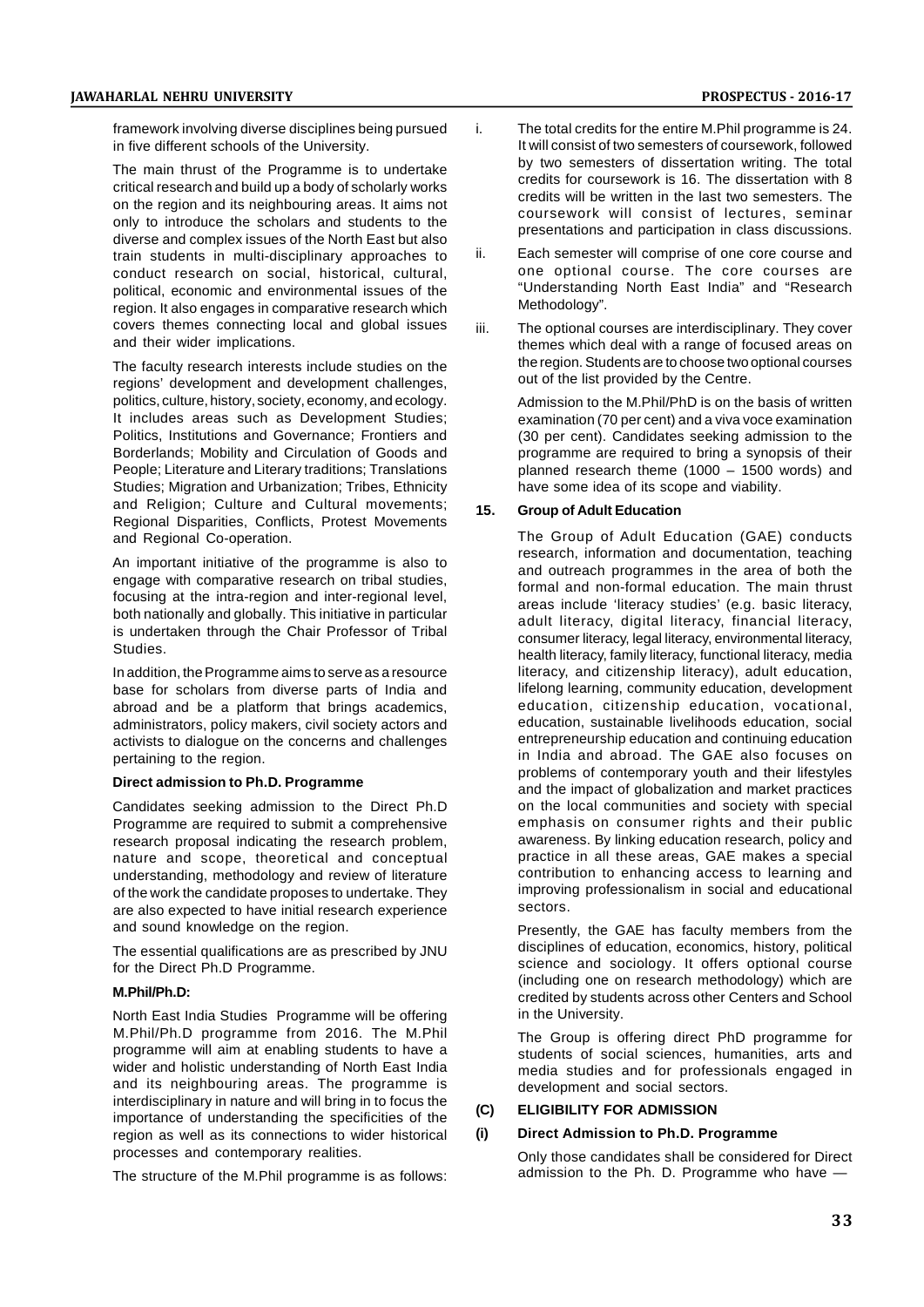framework involving diverse disciplines being pursued in five different schools of the University.

The main thrust of the Programme is to undertake critical research and build up a body of scholarly works on the region and its neighbouring areas. It aims not only to introduce the scholars and students to the diverse and complex issues of the North East but also train students in multi-disciplinary approaches to conduct research on social, historical, cultural, political, economic and environmental issues of the region. It also engages in comparative research which covers themes connecting local and global issues and their wider implications.

The faculty research interests include studies on the regions' development and development challenges, politics, culture, history, society, economy, and ecology. It includes areas such as Development Studies; Politics, Institutions and Governance; Frontiers and Borderlands; Mobility and Circulation of Goods and People; Literature and Literary traditions; Translations Studies; Migration and Urbanization; Tribes, Ethnicity and Religion; Culture and Cultural movements; Regional Disparities, Conflicts, Protest Movements and Regional Co-operation.

An important initiative of the programme is also to engage with comparative research on tribal studies, focusing at the intra-region and inter-regional level, both nationally and globally. This initiative in particular is undertaken through the Chair Professor of Tribal Studies.

In addition, the Programme aims to serve as a resource base for scholars from diverse parts of India and abroad and be a platform that brings academics, administrators, policy makers, civil society actors and activists to dialogue on the concerns and challenges pertaining to the region.

**Direct admission to Ph.D. Programme**

Candidates seeking admission to the Direct Ph.D Programme are required to submit a comprehensive research proposal indicating the research problem, nature and scope, theoretical and conceptual understanding, methodology and review of literature of the work the candidate proposes to undertake. They are also expected to have initial research experience and sound knowledge on the region.

The essential qualifications are as prescribed by JNU for the Direct Ph.D Programme.

**M.Phil/Ph.D:**

North East India Studies Programme will be offering M.Phil/Ph.D programme from 2016. The M.Phil programme will aim at enabling students to have a wider and holistic understanding of North East India and its neighbouring areas. The programme is interdisciplinary in nature and will bring in to focus the importance of understanding the specificities of the region as well as its connections to wider historical processes and contemporary realities.

The structure of the M.Phil programme is as follows:

i. The total credits for the entire M.Phil programme is 24. It will consist of two semesters of coursework, followed by two semesters of dissertation writing. The total credits for coursework is 16. The dissertation with 8 credits will be written in the last two semesters. The coursework will consist of lectures, seminar presentations and participation in class discussions.

ii. Each semester will comprise of one core course and one optional course. The core courses are "Understanding North East India" and "Research Methodology".

iii. The optional courses are interdisciplinary. They cover themes which deal with a range of focused areas on the region. Students are to choose two optional courses out of the list provided by the Centre.

Admission to the M.Phil/PhD is on the basis of written examination (70 per cent) and a viva voce examination (30 per cent). Candidates seeking admission to the programme are required to bring a synopsis of their planned research theme (1000 – 1500 words) and have some idea of its scope and viability.

**15. Group of Adult Education**

The Group of Adult Education (GAE) conducts research, information and documentation, teaching and outreach programmes in the area of both the formal and non-formal education. The main thrust areas include 'literacy studies' (e.g. basic literacy, adult literacy, digital literacy, financial literacy, consumer literacy, legal literacy, environmental literacy, health literacy, family literacy, functional literacy, media literacy, and citizenship literacy), adult education, lifelong learning, community education, development education, citizenship education, vocational, education, sustainable livelihoods education, social entrepreneurship education and continuing education in India and abroad. The GAE also focuses on problems of contemporary youth and their lifestyles and the impact of globalization and market practices on the local communities and society with special emphasis on consumer rights and their public awareness. By linking education research, policy and practice in all these areas, GAE makes a special contribution to enhancing access to learning and improving professionalism in social and educational sectors.

Presently, the GAE has faculty members from the disciplines of education, economics, history, political science and sociology. It offers optional course (including one on research methodology) which are credited by students across other Centers and School in the University.

The Group is offering direct PhD programme for students of social sciences, humanities, arts and media studies and for professionals engaged in development and social sectors.

**(C) ELIGIBILITY FOR ADMISSION**

**(i) Direct Admission to Ph.D. Programme**

Only those candidates shall be considered for Direct admission to the Ph. D. Programme who have —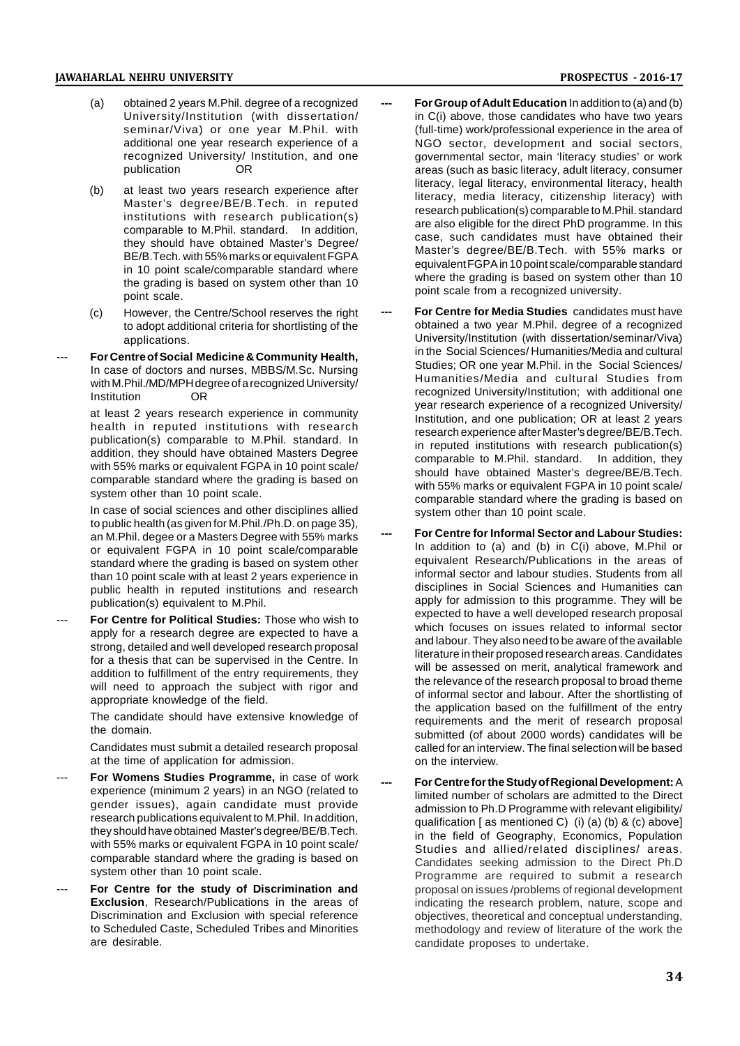(a) obtained 2 years M.Phil. degree of a recognized University/Institution (with dissertation/ seminar/Viva) or one year M.Phil. with additional one year research experience of a recognized University/ Institution, and one publication OR

(b) at least two years research experience after Master's degree/BE/B.Tech. in reputed institutions with research publication(s) comparable to M.Phil. standard. In addition, they should have obtained Master's Degree/ BE/B.Tech. with 55% marks or equivalent FGPA in 10 point scale/comparable standard where the grading is based on system other than 10 point scale.

(c) However, the Centre/School reserves the right to adopt additional criteria for shortlisting of the applications.

--- **For Centre of Social Medicine & Community Health,** In case of doctors and nurses, MBBS/M.Sc. Nursing with M.Phil./MD/MPH degree of a recognized University/ Institution OR

at least 2 years research experience in community health in reputed institutions with research publication(s) comparable to M.Phil. standard. In addition, they should have obtained Masters Degree with 55% marks or equivalent FGPA in 10 point scale/ comparable standard where the grading is based on system other than 10 point scale.

In case of social sciences and other disciplines allied to public health (as given for M.Phil./Ph.D. on page 35), an M.Phil. degee or a Masters Degree with 55% marks or equivalent FGPA in 10 point scale/comparable standard where the grading is based on system other than 10 point scale with at least 2 years experience in public health in reputed institutions and research publication(s) equivalent to M.Phil.

--- **For Centre for Political Studies:** Those who wish to apply for a research degree are expected to have a strong, detailed and well developed research proposal for a thesis that can be supervised in the Centre. In addition to fulfillment of the entry requirements, they will need to approach the subject with rigor and appropriate knowledge of the field.

The candidate should have extensive knowledge of the domain.

Candidates must submit a detailed research proposal at the time of application for admission.

--- **For Womens Studies Programme,** in case of work experience (minimum 2 years) in an NGO (related to gender issues), again candidate must provide research publications equivalent to M.Phil. In addition, they should have obtained Master's degree/BE/B.Tech. with 55% marks or equivalent FGPA in 10 point scale/ comparable standard where the grading is based on system other than 10 point scale.

--- **For Centre for the study of Discrimination and Exclusion**, Research/Publications in the areas of Discrimination and Exclusion with special reference to Scheduled Caste, Scheduled Tribes and Minorities are desirable.

--- **For Group of Adult Education** In addition to (a) and (b) in C(i) above, those candidates who have two years (full-time) work/professional experience in the area of NGO sector, development and social sectors, governmental sector, main 'literacy studies' or work areas (such as basic literacy, adult literacy, consumer literacy, legal literacy, environmental literacy, health literacy, media literacy, citizenship literacy) with research publication(s) comparable to M.Phil. standard are also eligible for the direct PhD programme. In this case, such candidates must have obtained their Master's degree/BE/B.Tech. with 55% marks or equivalent FGPA in 10 point scale/comparable standard where the grading is based on system other than 10 point scale from a recognized university.

--- **For Centre for Media Studies** candidates must have obtained a two year M.Phil. degree of a recognized University/Institution (with dissertation/seminar/Viva) in the Social Sciences/ Humanities/Media and cultural Studies; OR one year M.Phil. in the Social Sciences/ Humanities/Media and cultural Studies from recognized University/Institution; with additional one year research experience of a recognized University/ Institution, and one publication; OR at least 2 years research experience after Master's degree/BE/B.Tech. in reputed institutions with research publication(s) comparable to M.Phil. standard. In addition, they should have obtained Master's degree/BE/B.Tech. with 55% marks or equivalent FGPA in 10 point scale/ comparable standard where the grading is based on system other than 10 point scale.

--- **For Centre for Informal Sector and Labour Studies:** In addition to (a) and (b) in C(i) above, M.Phil or equivalent Research/Publications in the areas of informal sector and labour studies. Students from all disciplines in Social Sciences and Humanities can apply for admission to this programme. They will be expected to have a well developed research proposal which focuses on issues related to informal sector and labour. They also need to be aware of the available literature in their proposed research areas. Candidates will be assessed on merit, analytical framework and the relevance of the research proposal to broad theme of informal sector and labour. After the shortlisting of the application based on the fulfillment of the entry requirements and the merit of research proposal submitted (of about 2000 words) candidates will be called for an interview. The final selection will be based on the interview.

--- **For Centre for the Study of Regional Development:** A limited number of scholars are admitted to the Direct admission to Ph.D Programme with relevant eligibility/ qualification [ as mentioned C) (i) (a) (b) & (c) above] in the field of Geography, Economics, Population Studies and allied/related disciplines/ areas. Candidates seeking admission to the Direct Ph.D Programme are required to submit a research proposal on issues /problems of regional development indicating the research problem, nature, scope and objectives, theoretical and conceptual understanding, methodology and review of literature of the work the candidate proposes to undertake.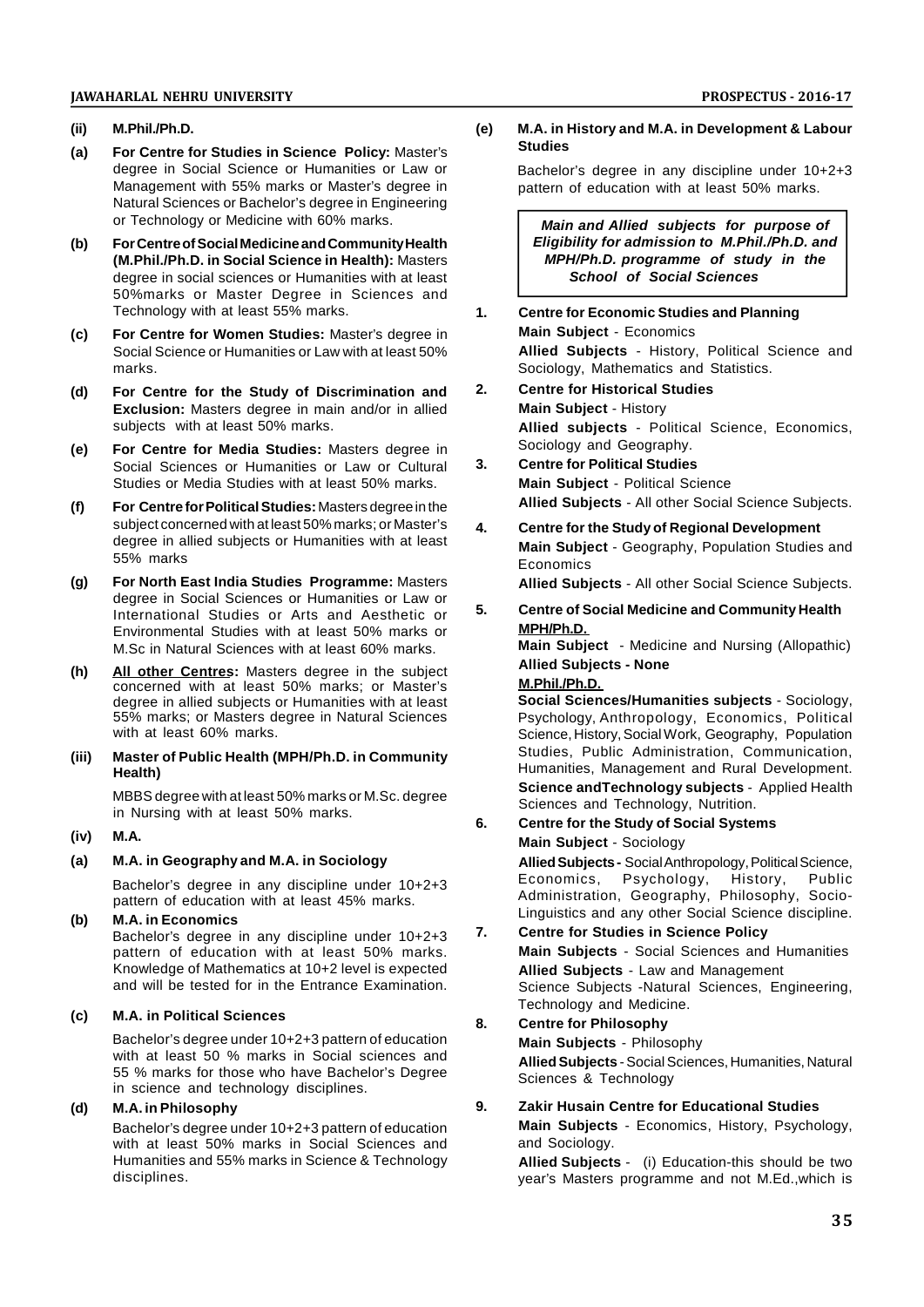**(ii) M.Phil./Ph.D.**

**(a) For Centre for Studies in Science Policy:** Master's degree in Social Science or Humanities or Law or Management with 55% marks or Master's degree in Natural Sciences or Bachelor's degree in Engineering or Technology or Medicine with 60% marks.

**(b) For Centre of Social Medicine and Community Health (M.Phil./Ph.D. in Social Science in Health):** Masters degree in social sciences or Humanities with at least 50%marks or Master Degree in Sciences and Technology with at least 55% marks.

**(c) For Centre for Women Studies:** Master's degree in Social Science or Humanities or Law with at least 50% marks.

**(d) For Centre for the Study of Discrimination and Exclusion:** Masters degree in main and/or in allied subjects with at least 50% marks.

**(e) For Centre for Media Studies:** Masters degree in Social Sciences or Humanities or Law or Cultural Studies or Media Studies with at least 50% marks.

**(f) For Centre for Political Studies:** Masters degree in the subject concerned with at least 50% marks; or Master's degree in allied subjects or Humanities with at least 55% marks

**(g) For North East India Studies Programme:** Masters degree in Social Sciences or Humanities or Law or International Studies or Arts and Aesthetic or Environmental Studies with at least 50% marks or M.Sc in Natural Sciences with at least 60% marks.

**(h) All other Centres:** Masters degree in the subject concerned with at least 50% marks; or Master's degree in allied subjects or Humanities with at least 55% marks; or Masters degree in Natural Sciences with at least 60% marks.

**(iii) Master of Public Health (MPH/Ph.D. in Community Health)**

MBBS degree with at least 50% marks or M.Sc. degree in Nursing with at least 50% marks.

**(iv) M.A.**

**(a) M.A. in Geography and M.A. in Sociology**

Bachelor's degree in any discipline under 10+2+3 pattern of education with at least 45% marks.

**(b) M.A. in Economics**

Bachelor's degree in any discipline under 10+2+3 pattern of education with at least 50% marks. Knowledge of Mathematics at 10+2 level is expected and will be tested for in the Entrance Examination.

**(c) M.A. in Political Sciences**

Bachelor's degree under 10+2+3 pattern of education with at least 50 % marks in Social sciences and 55 % marks for those who have Bachelor's Degree in science and technology disciplines.

**(d) M.A. in Philosophy**

Bachelor's degree under 10+2+3 pattern of education with at least 50% marks in Social Sciences and Humanities and 55% marks in Science & Technology disciplines.

**(e) M.A. in History and M.A. in Development & Labour Studies**

Bachelor's degree in any discipline under 10+2+3 pattern of education with at least 50% marks.

***Main and Allied subjects for purpose of Eligibility for admission to M.Phil./Ph.D. and MPH/Ph.D. programme of study in the School of Social Sciences***

**1. Centre for Economic Studies and Planning**

**Main Subject** - Economics

**Allied Subjects** - History, Political Science and Sociology, Mathematics and Statistics.

**2. Centre for Historical Studies**

**Main Subject** - History

**Allied subjects** - Political Science, Economics, Sociology and Geography.

**3. Centre for Political Studies**

**Main Subject** - Political Science

**Allied Subjects** - All other Social Science Subjects.

**4. Centre for the Study of Regional Development**

**Main Subject** - Geography, Population Studies and Economics

**Allied Subjects** - All other Social Science Subjects.

**5. Centre of Social Medicine and Community Health**

**MPH/Ph.D.**

**Main Subject** - Medicine and Nursing (Allopathic)

**Allied Subjects - None**

**M.Phil./Ph.D.**

**Social Sciences/Humanities subjects** - Sociology, Psychology, Anthropology, Economics, Political Science, History, Social Work, Geography, Population Studies, Public Administration, Communication, Humanities, Management and Rural Development.

**Science andTechnology subjects** - Applied Health Sciences and Technology, Nutrition.

**6. Centre for the Study of Social Systems**

**Main Subject** - Sociology

**Allied Subjects** - Social Anthropology, Political Science, Economics, Psychology, History, Public Administration, Geography, Philosophy, Socio-Linguistics and any other Social Science discipline.

**7. Centre for Studies in Science Policy**

**Main Subjects** - Social Sciences and Humanities

**Allied Subjects** - Law and Management

Science Subjects -Natural Sciences, Engineering, Technology and Medicine.

**8. Centre for Philosophy**

**Main Subjects** - Philosophy

**Allied Subjects** - Social Sciences, Humanities, Natural Sciences & Technology

**9. Zakir Husain Centre for Educational Studies**

**Main Subjects** - Economics, History, Psychology, and Sociology.

**Allied Subjects** - (i) Education-this should be two year's Masters programme and not M.Ed.,which is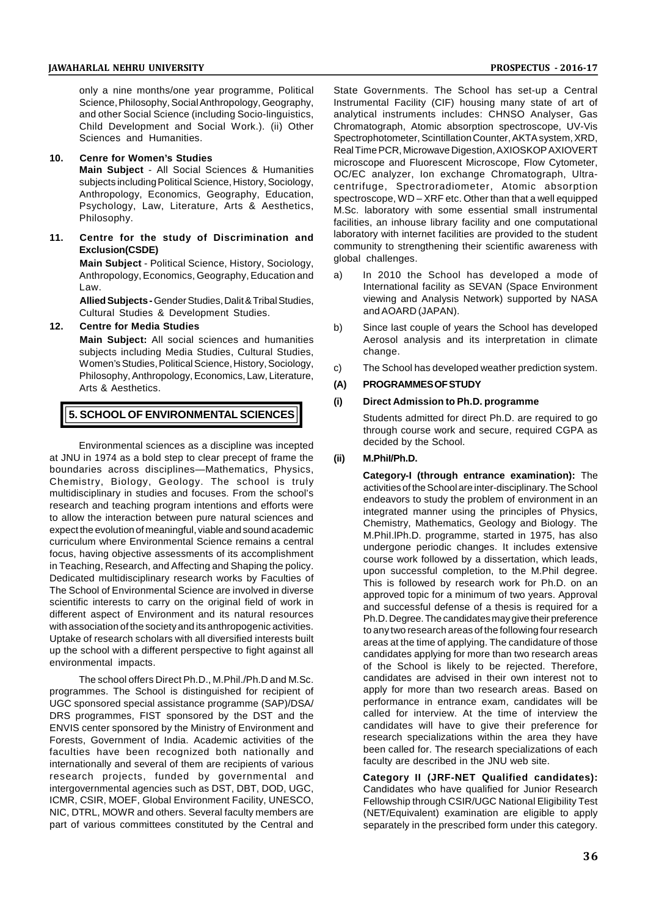only a nine months/one year programme, Political Science, Philosophy, Social Anthropology, Geography, and other Social Science (including Socio-linguistics, Child Development and Social Work.). (ii) Other Sciences and Humanities.

**10. Cenre for Women's Studies**

**Main Subject** - All Social Sciences & Humanities subjects including Political Science, History, Sociology, Anthropology, Economics, Geography, Education, Psychology, Law, Literature, Arts & Aesthetics, Philosophy.

**11. Centre for the study of Discrimination and Exclusion(CSDE)**

**Main Subject** - Political Science, History, Sociology, Anthropology, Economics, Geography, Education and Law.

**Allied Subjects -** Gender Studies, Dalit & Tribal Studies, Cultural Studies & Development Studies.

**12. Centre for Media Studies**

**Main Subject:** All social sciences and humanities subjects including Media Studies, Cultural Studies, Women's Studies, Political Science, History, Sociology, Philosophy, Anthropology, Economics, Law, Literature, Arts & Aesthetics.

## 5. SCHOOL OF ENVIRONMENTAL SCIENCES

Environmental sciences as a discipline was incepted at JNU in 1974 as a bold step to clear precept of frame the boundaries across disciplines—Mathematics, Physics, Chemistry, Biology, Geology. The school is truly multidisciplinary in studies and focuses. From the school's research and teaching program intentions and efforts were to allow the interaction between pure natural sciences and expect the evolution of meaningful, viable and sound academic curriculum where Environmental Science remains a central focus, having objective assessments of its accomplishment in Teaching, Research, and Affecting and Shaping the policy. Dedicated multidisciplinary research works by Faculties of The School of Environmental Science are involved in diverse scientific interests to carry on the original field of work in different aspect of Environment and its natural resources with association of the society and its anthropogenic activities. Uptake of research scholars with all diversified interests built up the school with a different perspective to fight against all environmental impacts.

The school offers Direct Ph.D., M.Phil./Ph.D and M.Sc. programmes. The School is distinguished for recipient of UGC sponsored special assistance programme (SAP)/DSA/ DRS programmes, FIST sponsored by the DST and the ENVIS center sponsored by the Ministry of Environment and Forests, Government of India. Academic activities of the faculties have been recognized both nationally and internationally and several of them are recipients of various research projects, funded by governmental and intergovernmental agencies such as DST, DBT, DOD, UGC, ICMR, CSIR, MOEF, Global Environment Facility, UNESCO, NIC, DTRL, MOWR and others. Several faculty members are part of various committees constituted by the Central and State Governments. The School has set-up a Central Instrumental Facility (CIF) housing many state of art of analytical instruments includes: CHNSO Analyser, Gas Chromatograph, Atomic absorption spectroscope, UV-Vis Spectrophotometer, Scintillation Counter, AKTA system, XRD, Real Time PCR, Microwave Digestion, AXIOSKOP AXIOVERT microscope and Fluorescent Microscope, Flow Cytometer, OC/EC analyzer, Ion exchange Chromatograph, Ultra-centrifuge, Spectroradiometer, Atomic absorption spectroscope, WD – XRF etc. Other than that a well equipped M.Sc. laboratory with some essential small instrumental facilities, an inhouse library facility and one computational laboratory with internet facilities are provided to the student community to strengthening their scientific awareness with global challenges.

a) In 2010 the School has developed a mode of International facility as SEVAN (Space Environment viewing and Analysis Network) supported by NASA and AOARD (JAPAN).

b) Since last couple of years the School has developed Aerosol analysis and its interpretation in climate change.

c) The School has developed weather prediction system.

**(A) PROGRAMMES OF STUDY**

**(i) Direct Admission to Ph.D. programme**

Students admitted for direct Ph.D. are required to go through course work and secure, required CGPA as decided by the School.

**(ii) M.Phil/Ph.D.**

**Category-I (through entrance examination):** The activities of the School are inter-disciplinary. The School endeavors to study the problem of environment in an integrated manner using the principles of Physics, Chemistry, Mathematics, Geology and Biology. The M.Phil.lPh.D. programme, started in 1975, has also undergone periodic changes. It includes extensive course work followed by a dissertation, which leads, upon successful completion, to the M.Phil degree. This is followed by research work for Ph.D. on an approved topic for a minimum of two years. Approval and successful defense of a thesis is required for a Ph.D. Degree. The candidates may give their preference to any two research areas of the following four research areas at the time of applying. The candidature of those candidates applying for more than two research areas of the School is likely to be rejected. Therefore, candidates are advised in their own interest not to apply for more than two research areas. Based on performance in entrance exam, candidates will be called for interview. At the time of interview the candidates will have to give their preference for research specializations within the area they have been called for. The research specializations of each faculty are described in the JNU web site.

**Category II (JRF-NET Qualified candidates):** Candidates who have qualified for Junior Research Fellowship through CSIR/UGC National Eligibility Test (NET/Equivalent) examination are eligible to apply separately in the prescribed form under this category.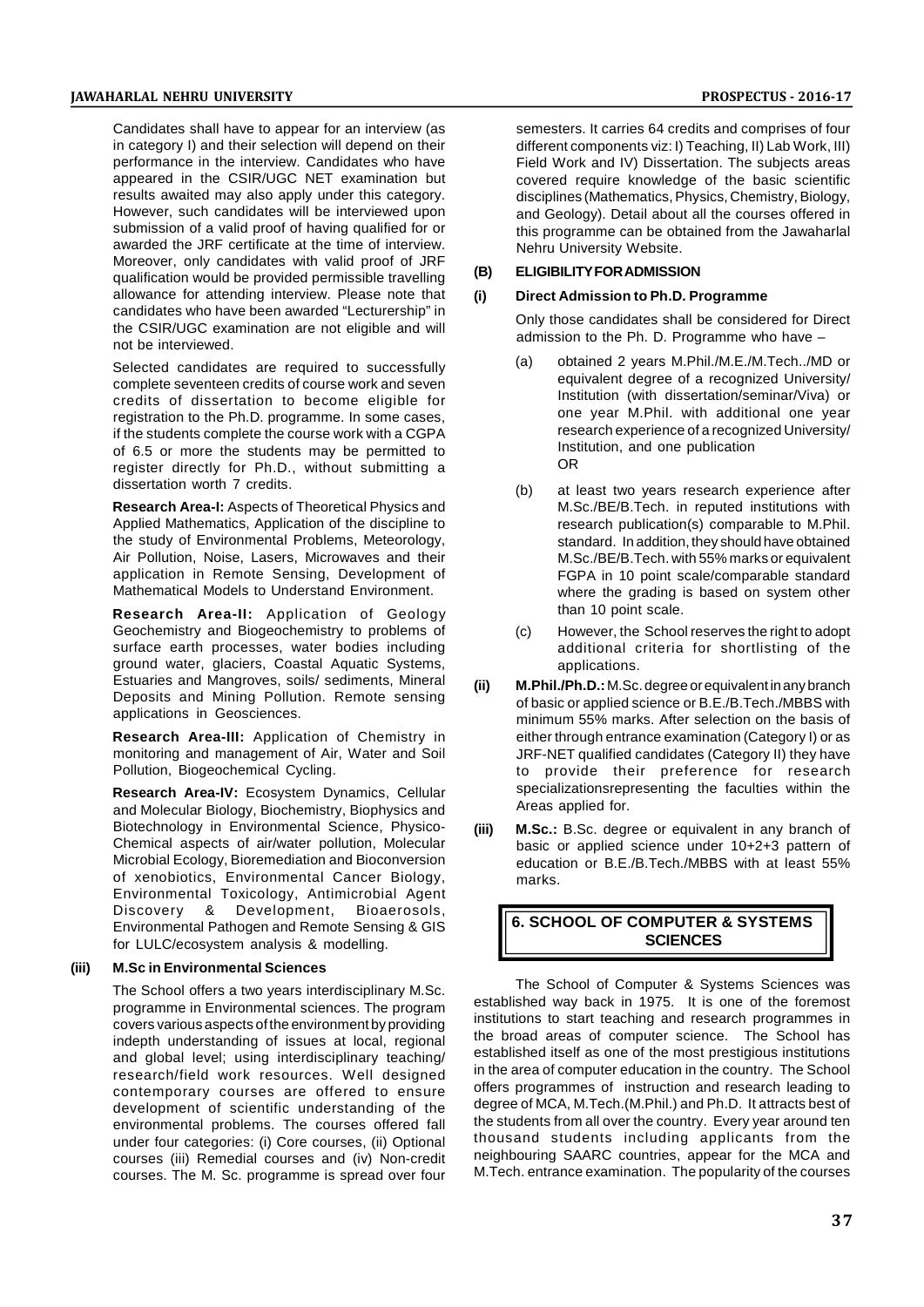Candidates shall have to appear for an interview (as in category I) and their selection will depend on their performance in the interview. Candidates who have appeared in the CSIR/UGC NET examination but results awaited may also apply under this category. However, such candidates will be interviewed upon submission of a valid proof of having qualified for or awarded the JRF certificate at the time of interview. Moreover, only candidates with valid proof of JRF qualification would be provided permissible travelling allowance for attending interview. Please note that candidates who have been awarded "Lecturership" in the CSIR/UGC examination are not eligible and will not be interviewed.

Selected candidates are required to successfully complete seventeen credits of course work and seven credits of dissertation to become eligible for registration to the Ph.D. programme. In some cases, if the students complete the course work with a CGPA of 6.5 or more the students may be permitted to register directly for Ph.D., without submitting a dissertation worth 7 credits.

**Research Area-I:** Aspects of Theoretical Physics and Applied Mathematics, Application of the discipline to the study of Environmental Problems, Meteorology, Air Pollution, Noise, Lasers, Microwaves and their application in Remote Sensing, Development of Mathematical Models to Understand Environment.

**Research Area-II:** Application of Geology Geochemistry and Biogeochemistry to problems of surface earth processes, water bodies including ground water, glaciers, Coastal Aquatic Systems, Estuaries and Mangroves, soils/ sediments, Mineral Deposits and Mining Pollution. Remote sensing applications in Geosciences.

**Research Area-III:** Application of Chemistry in monitoring and management of Air, Water and Soil Pollution, Biogeochemical Cycling.

**Research Area-IV:** Ecosystem Dynamics, Cellular and Molecular Biology, Biochemistry, Biophysics and Biotechnology in Environmental Science, Physico-Chemical aspects of air/water pollution, Molecular Microbial Ecology, Bioremediation and Bioconversion of xenobiotics, Environmental Cancer Biology, Environmental Toxicology, Antimicrobial Agent Discovery & Development, Bioaerosols, Environmental Pathogen and Remote Sensing & GIS for LULC/ecosystem analysis & modelling.

**(iii) M.Sc in Environmental Sciences**

The School offers a two years interdisciplinary M.Sc. programme in Environmental sciences. The program covers various aspects of the environment by providing indepth understanding of issues at local, regional and global level; using interdisciplinary teaching/ research/field work resources. Well designed contemporary courses are offered to ensure development of scientific understanding of the environmental problems. The courses offered fall under four categories: (i) Core courses, (ii) Optional courses (iii) Remedial courses and (iv) Non-credit courses. The M. Sc. programme is spread over four semesters. It carries 64 credits and comprises of four different components viz: I) Teaching, II) Lab Work, III) Field Work and IV) Dissertation. The subjects areas covered require knowledge of the basic scientific disciplines (Mathematics, Physics, Chemistry, Biology, and Geology). Detail about all the courses offered in this programme can be obtained from the Jawaharlal Nehru University Website.

**(B) ELIGIBILITY FOR ADMISSION**

**(i) Direct Admission to Ph.D. Programme**

Only those candidates shall be considered for Direct admission to the Ph. D. Programme who have –

(a) obtained 2 years M.Phil./M.E./M.Tech../MD or equivalent degree of a recognized University/ Institution (with dissertation/seminar/Viva) or one year M.Phil. with additional one year research experience of a recognized University/ Institution, and one publication
OR

(b) at least two years research experience after M.Sc./BE/B.Tech. in reputed institutions with research publication(s) comparable to M.Phil. standard. In addition, they should have obtained M.Sc./BE/B.Tech. with 55% marks or equivalent FGPA in 10 point scale/comparable standard where the grading is based on system other than 10 point scale.

(c) However, the School reserves the right to adopt additional criteria for shortlisting of the applications.

**(ii) M.Phil./Ph.D.:** M.Sc. degree or equivalent in any branch of basic or applied science or B.E./B.Tech./MBBS with minimum 55% marks. After selection on the basis of either through entrance examination (Category I) or as JRF-NET qualified candidates (Category II) they have to provide their preference for research specializationsrepresenting the faculties within the Areas applied for.

**(iii) M.Sc.:** B.Sc. degree or equivalent in any branch of basic or applied science under 10+2+3 pattern of education or B.E./B.Tech./MBBS with at least 55% marks.

## 6. SCHOOL OF COMPUTER & SYSTEMS SCIENCES

The School of Computer & Systems Sciences was established way back in 1975. It is one of the foremost institutions to start teaching and research programmes in the broad areas of computer science. The School has established itself as one of the most prestigious institutions in the area of computer education in the country. The School offers programmes of instruction and research leading to degree of MCA, M.Tech.(M.Phil.) and Ph.D. It attracts best of the students from all over the country. Every year around ten thousand students including applicants from the neighbouring SAARC countries, appear for the MCA and M.Tech. entrance examination. The popularity of the courses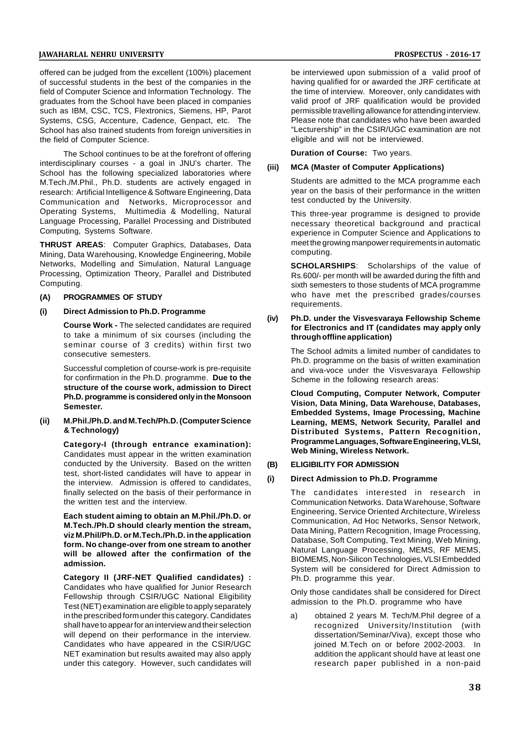offered can be judged from the excellent (100%) placement of successful students in the best of the companies in the field of Computer Science and Information Technology. The graduates from the School have been placed in companies such as IBM, CSC, TCS, Flextronics, Siemens, HP, Parot Systems, CSG, Accenture, Cadence, Genpact, etc. The School has also trained students from foreign universities in the field of Computer Science.

The School continues to be at the forefront of offering interdisciplinary courses - a goal in JNU's charter. The School has the following specialized laboratories where M.Tech./M.Phil., Ph.D. students are actively engaged in research: Artificial Intelligence & Software Engineering, Data Communication and Networks, Microprocessor and Operating Systems, Multimedia & Modelling, Natural Language Processing, Parallel Processing and Distributed Computing, Systems Software.

**THRUST AREAS**: Computer Graphics, Databases, Data Mining, Data Warehousing, Knowledge Engineering, Mobile Networks, Modelling and Simulation, Natural Language Processing, Optimization Theory, Parallel and Distributed Computing.

### (A) PROGRAMMES OF STUDY

#### (i) Direct Admission to Ph.D. Programme

**Course Work -** The selected candidates are required to take a minimum of six courses (including the seminar course of 3 credits) within first two consecutive semesters.

Successful completion of course-work is pre-requisite for confirmation in the Ph.D. programme. **Due to the structure of the course work, admission to Direct Ph.D. programme is considered only in the Monsoon Semester.**

#### (ii) M.Phil./Ph.D. and M.Tech/Ph.D. (Computer Science & Technology)

**Category-I (through entrance examination):** Candidates must appear in the written examination conducted by the University. Based on the written test, short-listed candidates will have to appear in the interview. Admission is offered to candidates, finally selected on the basis of their performance in the written test and the interview.

**Each student aiming to obtain an M.Phil./Ph.D. or M.Tech./Ph.D should clearly mention the stream, viz M.Phil/Ph.D. or M.Tech./Ph.D. in the application form. No change-over from one stream to another will be allowed after the confirmation of the admission.**

**Category II (JRF-NET Qualified candidates) :** Candidates who have qualified for Junior Research Fellowship through CSIR/UGC National Eligibility Test (NET) examination are eligible to apply separately in the prescribed form under this category. Candidates shall have to appear for an interview and their selection will depend on their performance in the interview. Candidates who have appeared in the CSIR/UGC NET examination but results awaited may also apply under this category. However, such candidates will be interviewed upon submission of a valid proof of having qualified for or awarded the JRF certificate at the time of interview. Moreover, only candidates with valid proof of JRF qualification would be provided permissible travelling allowance for attending interview. Please note that candidates who have been awarded "Lecturership" in the CSIR/UGC examination are not eligible and will not be interviewed.

**Duration of Course:** Two years.

#### (iii) MCA (Master of Computer Applications)

Students are admitted to the MCA programme each year on the basis of their performance in the written test conducted by the University.

This three-year programme is designed to provide necessary theoretical background and practical experience in Computer Science and Applications to meet the growing manpower requirements in automatic computing.

**SCHOLARSHIPS**: Scholarships of the value of Rs.600/- per month will be awarded during the fifth and sixth semesters to those students of MCA programme who have met the prescribed grades/courses requirements.

#### (iv) Ph.D. under the Visvesvaraya Fellowship Scheme for Electronics and IT (candidates may apply only through offline application)

The School admits a limited number of candidates to Ph.D. programme on the basis of written examination and viva-voce under the Visvesvaraya Fellowship Scheme in the following research areas:

**Cloud Computing, Computer Network, Computer Vision, Data Mining, Data Warehouse, Databases, Embedded Systems, Image Processing, Machine Learning, MEMS, Network Security, Parallel and Distributed Systems, Pattern Recognition, Programme Languages, Software Engineering, VLSI, Web Mining, Wireless Network.**

### (B) ELIGIBILITY FOR ADMISSION

#### (i) Direct Admission to Ph.D. Programme

The candidates interested in research in Communication Networks. Data Warehouse, Software Engineering, Service Oriented Architecture, Wireless Communication, Ad Hoc Networks, Sensor Network, Data Mining, Pattern Recognition, Image Processing, Database, Soft Computing, Text Mining, Web Mining, Natural Language Processing, MEMS, RF MEMS, BIOMEMS, Non-Silicon Technologies, VLSI Embedded System will be considered for Direct Admission to Ph.D. programme this year.

Only those candidates shall be considered for Direct admission to the Ph.D. programme who have

a) obtained 2 years M. Tech/M.Phil degree of a recognized University/Institution (with dissertation/Seminar/Viva), except those who joined M.Tech on or before 2002-2003. In addition the applicant should have at least one research paper published in a non-paid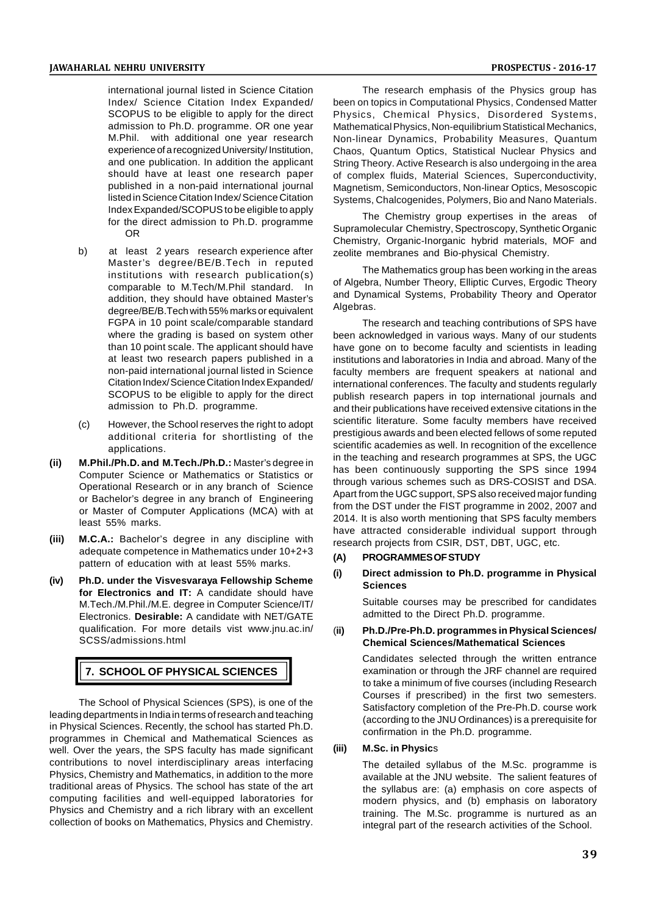international journal listed in Science Citation Index/ Science Citation Index Expanded/ SCOPUS to be eligible to apply for the direct admission to Ph.D. programme. OR one year M.Phil. with additional one year research experience of a recognized University/ Institution, and one publication. In addition the applicant should have at least one research paper published in a non-paid international journal listed in Science Citation Index/ Science Citation Index Expanded/SCOPUS to be eligible to apply for the direct admission to Ph.D. programme
OR

b) at least 2 years research experience after Master's degree/BE/B.Tech in reputed institutions with research publication(s) comparable to M.Tech/M.Phil standard. In addition, they should have obtained Master's degree/BE/B.Tech with 55% marks or equivalent FGPA in 10 point scale/comparable standard where the grading is based on system other than 10 point scale. The applicant should have at least two research papers published in a non-paid international journal listed in Science Citation Index/ Science Citation Index Expanded/ SCOPUS to be eligible to apply for the direct admission to Ph.D. programme.

(c) However, the School reserves the right to adopt additional criteria for shortlisting of the applications.

**(ii) M.Phil./Ph.D. and M.Tech./Ph.D.:** Master's degree in Computer Science or Mathematics or Statistics or Operational Research or in any branch of Science or Bachelor's degree in any branch of Engineering or Master of Computer Applications (MCA) with at least 55% marks.

**(iii) M.C.A.:** Bachelor's degree in any discipline with adequate competence in Mathematics under 10+2+3 pattern of education with at least 55% marks.

**(iv) Ph.D. under the Visvesvaraya Fellowship Scheme for Electronics and IT:** A candidate should have M.Tech./M.Phil./M.E. degree in Computer Science/IT/ Electronics. **Desirable:** A candidate with NET/GATE qualification. For more details vist www.jnu.ac.in/ SCSS/admissions.html

## 7. SCHOOL OF PHYSICAL SCIENCES

The School of Physical Sciences (SPS), is one of the leading departments in India in terms of research and teaching in Physical Sciences. Recently, the school has started Ph.D. programmes in Chemical and Mathematical Sciences as well. Over the years, the SPS faculty has made significant contributions to novel interdisciplinary areas interfacing Physics, Chemistry and Mathematics, in addition to the more traditional areas of Physics. The school has state of the art computing facilities and well-equipped laboratories for Physics and Chemistry and a rich library with an excellent collection of books on Mathematics, Physics and Chemistry.

The research emphasis of the Physics group has been on topics in Computational Physics, Condensed Matter Physics, Chemical Physics, Disordered Systems, Mathematical Physics, Non-equilibrium Statistical Mechanics, Non-linear Dynamics, Probability Measures, Quantum Chaos, Quantum Optics, Statistical Nuclear Physics and String Theory. Active Research is also undergoing in the area of complex fluids, Material Sciences, Superconductivity, Magnetism, Semiconductors, Non-linear Optics, Mesoscopic Systems, Chalcogenides, Polymers, Bio and Nano Materials.

The Chemistry group expertises in the areas of Supramolecular Chemistry, Spectroscopy, Synthetic Organic Chemistry, Organic-Inorganic hybrid materials, MOF and zeolite membranes and Bio-physical Chemistry.

The Mathematics group has been working in the areas of Algebra, Number Theory, Elliptic Curves, Ergodic Theory and Dynamical Systems, Probability Theory and Operator Algebras.

The research and teaching contributions of SPS have been acknowledged in various ways. Many of our students have gone on to become faculty and scientists in leading institutions and laboratories in India and abroad. Many of the faculty members are frequent speakers at national and international conferences. The faculty and students regularly publish research papers in top international journals and and their publications have received extensive citations in the scientific literature. Some faculty members have received prestigious awards and been elected fellows of some reputed scientific academies as well. In recognition of the excellence in the teaching and research programmes at SPS, the UGC has been continuously supporting the SPS since 1994 through various schemes such as DRS-COSIST and DSA. Apart from the UGC support, SPS also received major funding from the DST under the FIST programme in 2002, 2007 and 2014. It is also worth mentioning that SPS faculty members have attracted considerable individual support through research projects from CSIR, DST, DBT, UGC, etc.

### (A) PROGRAMMES OF STUDY

**(i) Direct admission to Ph.D. programme in Physical Sciences**

Suitable courses may be prescribed for candidates admitted to the Direct Ph.D. programme.

**(ii) Ph.D./Pre-Ph.D. programmes in Physical Sciences/ Chemical Sciences/Mathematical Sciences**

Candidates selected through the written entrance examination or through the JRF channel are required to take a minimum of five courses (including Research Courses if prescribed) in the first two semesters. Satisfactory completion of the Pre-Ph.D. course work (according to the JNU Ordinances) is a prerequisite for confirmation in the Ph.D. programme.

**(iii) M.Sc. in Physics**

The detailed syllabus of the M.Sc. programme is available at the JNU website. The salient features of the syllabus are: (a) emphasis on core aspects of modern physics, and (b) emphasis on laboratory training. The M.Sc. programme is nurtured as an integral part of the research activities of the School.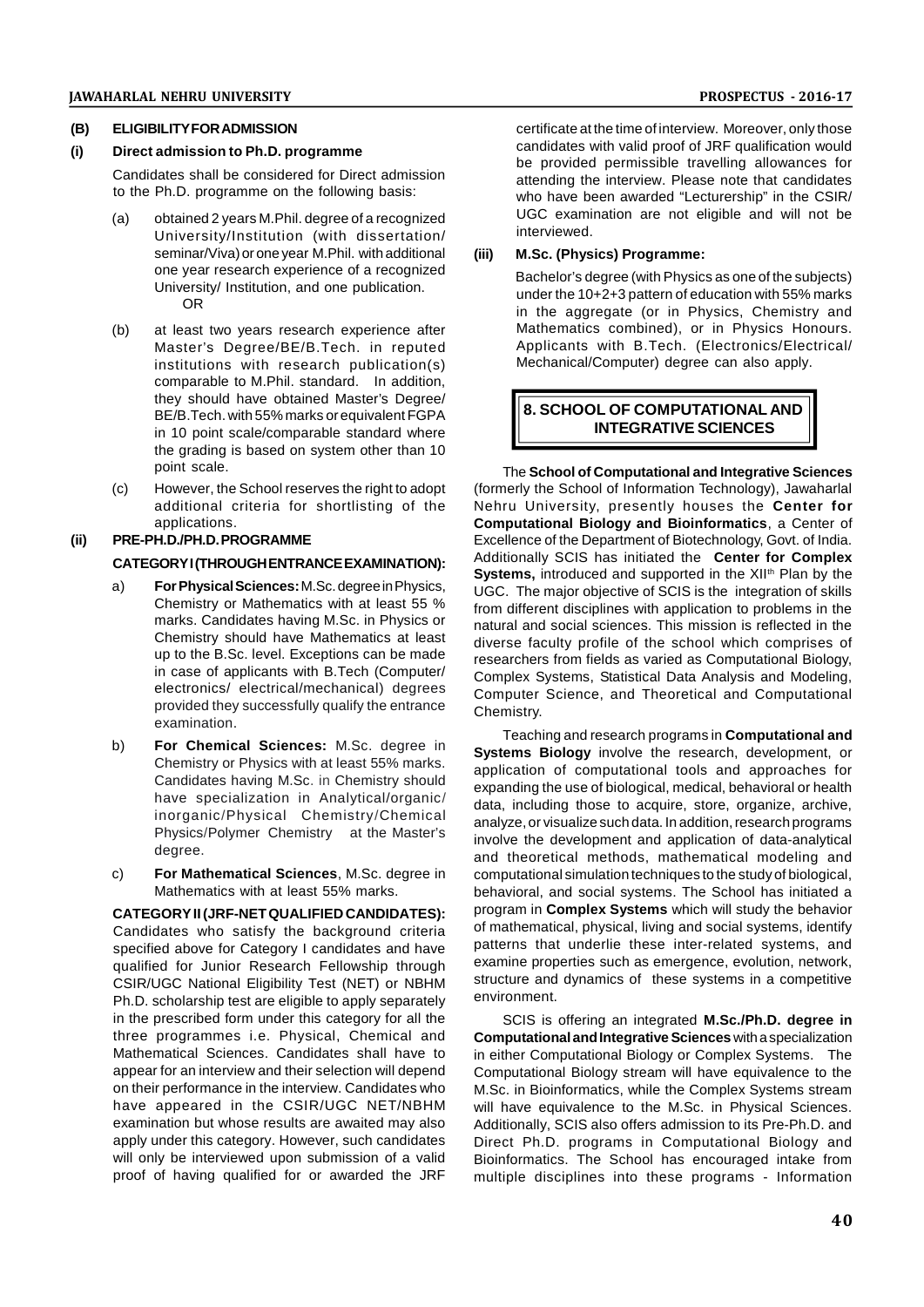### (B) ELIGIBILITY FOR ADMISSION

#### (i) Direct admission to Ph.D. programme

Candidates shall be considered for Direct admission to the Ph.D. programme on the following basis:

(a) obtained 2 years M.Phil. degree of a recognized University/Institution (with dissertation/ seminar/Viva) or one year M.Phil. with additional one year research experience of a recognized University/ Institution, and one publication.

OR

(b) at least two years research experience after Master's Degree/BE/B.Tech. in reputed institutions with research publication(s) comparable to M.Phil. standard. In addition, they should have obtained Master's Degree/ BE/B.Tech. with 55% marks or equivalent FGPA in 10 point scale/comparable standard where the grading is based on system other than 10 point scale.

(c) However, the School reserves the right to adopt additional criteria for shortlisting of the applications.

#### (ii) PRE-PH.D./PH.D. PROGRAMME

**CATEGORY I (THROUGH ENTRANCE EXAMINATION):**

a) **For Physical Sciences:** M.Sc. degree in Physics, Chemistry or Mathematics with at least 55 % marks. Candidates having M.Sc. in Physics or Chemistry should have Mathematics at least up to the B.Sc. level. Exceptions can be made in case of applicants with B.Tech (Computer/ electronics/ electrical/mechanical) degrees provided they successfully qualify the entrance examination.

b) **For Chemical Sciences:** M.Sc. degree in Chemistry or Physics with at least 55% marks. Candidates having M.Sc. in Chemistry should have specialization in Analytical/organic/ inorganic/Physical Chemistry/Chemical Physics/Polymer Chemistry at the Master's degree.

c) **For Mathematical Sciences**, M.Sc. degree in Mathematics with at least 55% marks.

**CATEGORY II (JRF-NET QUALIFIED CANDIDATES):** Candidates who satisfy the background criteria specified above for Category I candidates and have qualified for Junior Research Fellowship through CSIR/UGC National Eligibility Test (NET) or NBHM Ph.D. scholarship test are eligible to apply separately in the prescribed form under this category for all the three programmes i.e. Physical, Chemical and Mathematical Sciences. Candidates shall have to appear for an interview and their selection will depend on their performance in the interview. Candidates who have appeared in the CSIR/UGC NET/NBHM examination but whose results are awaited may also apply under this category. However, such candidates will only be interviewed upon submission of a valid proof of having qualified for or awarded the JRF certificate at the time of interview. Moreover, only those candidates with valid proof of JRF qualification would be provided permissible travelling allowances for attending the interview. Please note that candidates who have been awarded "Lecturership" in the CSIR/ UGC examination are not eligible and will not be interviewed.

#### (iii) M.Sc. (Physics) Programme:

Bachelor's degree (with Physics as one of the subjects) under the 10+2+3 pattern of education with 55% marks in the aggregate (or in Physics, Chemistry and Mathematics combined), or in Physics Honours. Applicants with B.Tech. (Electronics/Electrical/ Mechanical/Computer) degree can also apply.

## 8. SCHOOL OF COMPUTATIONAL AND INTEGRATIVE SCIENCES

The **School of Computational and Integrative Sciences** (formerly the School of Information Technology), Jawaharlal Nehru University, presently houses the **Center for Computational Biology and Bioinformatics**, a Center of Excellence of the Department of Biotechnology, Govt. of India. Additionally SCIS has initiated the **Center for Complex Systems,** introduced and supported in the XII[th] Plan by the UGC. The major objective of SCIS is the integration of skills from different disciplines with application to problems in the natural and social sciences. This mission is reflected in the diverse faculty profile of the school which comprises of researchers from fields as varied as Computational Biology, Complex Systems, Statistical Data Analysis and Modeling, Computer Science, and Theoretical and Computational Chemistry.

Teaching and research programs in **Computational and Systems Biology** involve the research, development, or application of computational tools and approaches for expanding the use of biological, medical, behavioral or health data, including those to acquire, store, organize, archive, analyze, or visualize such data. In addition, research programs involve the development and application of data-analytical and theoretical methods, mathematical modeling and computational simulation techniques to the study of biological, behavioral, and social systems. The School has initiated a program in **Complex Systems** which will study the behavior of mathematical, physical, living and social systems, identify patterns that underlie these inter-related systems, and examine properties such as emergence, evolution, network, structure and dynamics of these systems in a competitive environment.

SCIS is offering an integrated **M.Sc./Ph.D. degree in Computational and Integrative Sciences** with a specialization in either Computational Biology or Complex Systems. The Computational Biology stream will have equivalence to the M.Sc. in Bioinformatics, while the Complex Systems stream will have equivalence to the M.Sc. in Physical Sciences. Additionally, SCIS also offers admission to its Pre-Ph.D. and Direct Ph.D. programs in Computational Biology and Bioinformatics. The School has encouraged intake from multiple disciplines into these programs - Information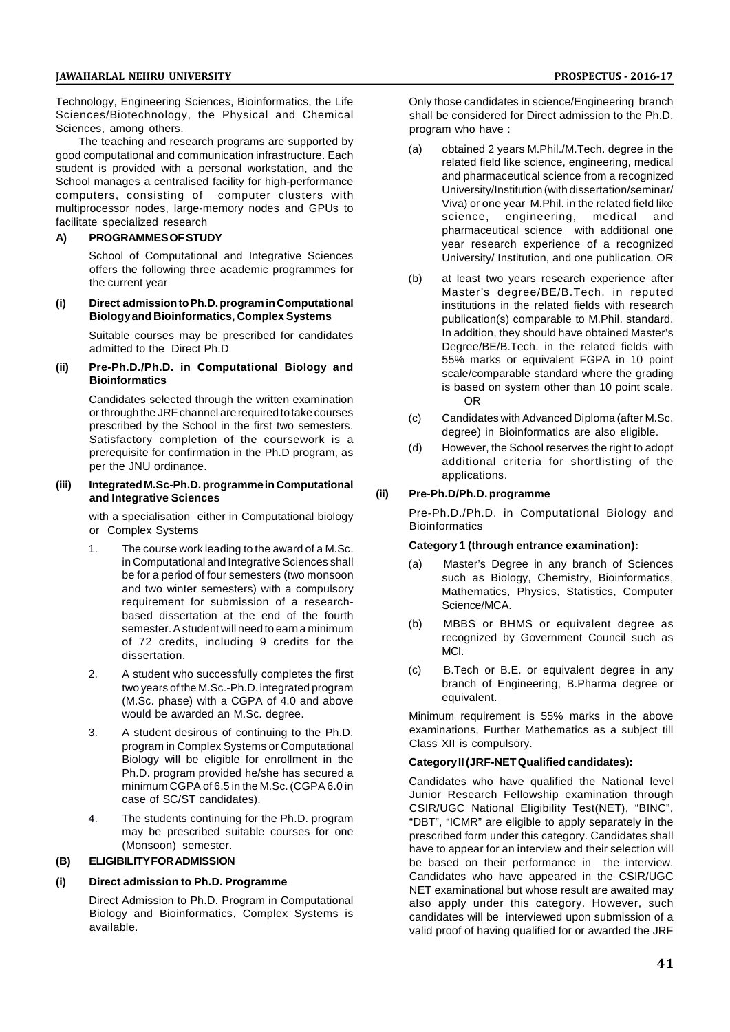Technology, Engineering Sciences, Bioinformatics, the Life Sciences/Biotechnology, the Physical and Chemical Sciences, among others.

The teaching and research programs are supported by good computational and communication infrastructure. Each student is provided with a personal workstation, and the School manages a centralised facility for high-performance computers, consisting of computer clusters with multiprocessor nodes, large-memory nodes and GPUs to facilitate specialized research

### A) PROGRAMMES OF STUDY

School of Computational and Integrative Sciences offers the following three academic programmes for the current year

#### (i) Direct admission to Ph.D. program in Computational Biology and Bioinformatics, Complex Systems

Suitable courses may be prescribed for candidates admitted to the Direct Ph.D

#### (ii) Pre-Ph.D./Ph.D. in Computational Biology and Bioinformatics

Candidates selected through the written examination or through the JRF channel are required to take courses prescribed by the School in the first two semesters. Satisfactory completion of the coursework is a prerequisite for confirmation in the Ph.D program, as per the JNU ordinance.

#### (iii) Integrated M.Sc-Ph.D. programme in Computational and Integrative Sciences

with a specialisation either in Computational biology or Complex Systems

1. The course work leading to the award of a M.Sc. in Computational and Integrative Sciences shall be for a period of four semesters (two monsoon and two winter semesters) with a compulsory requirement for submission of a research-based dissertation at the end of the fourth semester. A student will need to earn a minimum of 72 credits, including 9 credits for the dissertation.
2. A student who successfully completes the first two years of the M.Sc.-Ph.D. integrated program (M.Sc. phase) with a CGPA of 4.0 and above would be awarded an M.Sc. degree.
3. A student desirous of continuing to the Ph.D. program in Complex Systems or Computational Biology will be eligible for enrollment in the Ph.D. program provided he/she has secured a minimum CGPA of 6.5 in the M.Sc. (CGPA 6.0 in case of SC/ST candidates).
4. The students continuing for the Ph.D. program may be prescribed suitable courses for one (Monsoon) semester.

### (B) ELIGIBILITY FOR ADMISSION

#### (i) Direct admission to Ph.D. Programme

Direct Admission to Ph.D. Program in Computational Biology and Bioinformatics, Complex Systems is available.

Only those candidates in science/Engineering branch shall be considered for Direct admission to the Ph.D. program who have :

(a) obtained 2 years M.Phil./M.Tech. degree in the related field like science, engineering, medical and pharmaceutical science from a recognized University/Institution (with dissertation/seminar/ Viva) or one year M.Phil. in the related field like science, engineering, medical and pharmaceutical science with additional one year research experience of a recognized University/ Institution, and one publication. OR

(b) at least two years research experience after Master's degree/BE/B.Tech. in reputed institutions in the related fields with research publication(s) comparable to M.Phil. standard. In addition, they should have obtained Master's Degree/BE/B.Tech. in the related fields with 55% marks or equivalent FGPA in 10 point scale/comparable standard where the grading is based on system other than 10 point scale. OR

(c) Candidates with Advanced Diploma (after M.Sc. degree) in Bioinformatics are also eligible.

(d) However, the School reserves the right to adopt additional criteria for shortlisting of the applications.

#### (ii) Pre-Ph.D/Ph.D. programme

Pre-Ph.D./Ph.D. in Computational Biology and Bioinformatics

**Category 1 (through entrance examination):**

(a) Master's Degree in any branch of Sciences such as Biology, Chemistry, Bioinformatics, Mathematics, Physics, Statistics, Computer Science/MCA.

(b) MBBS or BHMS or equivalent degree as recognized by Government Council such as MCI.

(c) B.Tech or B.E. or equivalent degree in any branch of Engineering, B.Pharma degree or equivalent.

Minimum requirement is 55% marks in the above examinations, Further Mathematics as a subject till Class XII is compulsory.

**Category II (JRF-NET Qualified candidates):**

Candidates who have qualified the National level Junior Research Fellowship examination through CSIR/UGC National Eligibility Test(NET), "BINC", "DBT", "ICMR" are eligible to apply separately in the prescribed form under this category. Candidates shall have to appear for an interview and their selection will be based on their performance in the interview. Candidates who have appeared in the CSIR/UGC NET examinational but whose result are awaited may also apply under this category. However, such candidates will be interviewed upon submission of a valid proof of having qualified for or awarded the JRF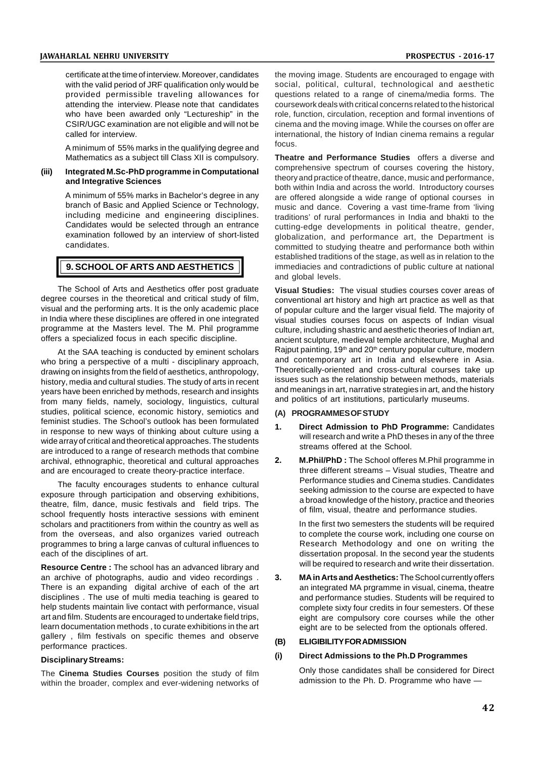certificate at the time of interview. Moreover, candidates with the valid period of JRF qualification only would be provided permissible traveling allowances for attending the interview. Please note that candidates who have been awarded only "Lectureship" in the CSIR/UGC examination are not eligible and will not be called for interview.

A minimum of 55% marks in the qualifying degree and Mathematics as a subject till Class XII is compulsory.

**(iii) Integrated M.Sc-PhD programme in Computational and Integrative Sciences**

A minimum of 55% marks in Bachelor's degree in any branch of Basic and Applied Science or Technology, including medicine and engineering disciplines. Candidates would be selected through an entrance examination followed by an interview of short-listed candidates.

## 9. SCHOOL OF ARTS AND AESTHETICS

The School of Arts and Aesthetics offer post graduate degree courses in the theoretical and critical study of film, visual and the performing arts. It is the only academic place in India where these disciplines are offered in one integrated programme at the Masters level. The M. Phil programme offers a specialized focus in each specific discipline.

At the SAA teaching is conducted by eminent scholars who bring a perspective of a multi - disciplinary approach, drawing on insights from the field of aesthetics, anthropology, history, media and cultural studies. The study of arts in recent years have been enriched by methods, research and insights from many fields, namely, sociology, linguistics, cultural studies, political science, economic history, semiotics and feminist studies. The School's outlook has been formulated in response to new ways of thinking about culture using a wide array of critical and theoretical approaches. The students are introduced to a range of research methods that combine archival, ethnographic, theoretical and cultural approaches and are encouraged to create theory-practice interface.

The faculty encourages students to enhance cultural exposure through participation and observing exhibitions, theatre, film, dance, music festivals and field trips. The school frequently hosts interactive sessions with eminent scholars and practitioners from within the country as well as from the overseas, and also organizes varied outreach programmes to bring a large canvas of cultural influences to each of the disciplines of art.

**Resource Centre :** The school has an advanced library and an archive of photographs, audio and video recordings . There is an expanding digital archive of each of the art disciplines . The use of multi media teaching is geared to help students maintain live contact with performance, visual art and film. Students are encouraged to undertake field trips, learn documentation methods , to curate exhibitions in the art gallery , film festivals on specific themes and observe performance practices.

**Disciplinary Streams:**

The **Cinema Studies Courses** position the study of film within the broader, complex and ever-widening networks of the moving image. Students are encouraged to engage with social, political, cultural, technological and aesthetic questions related to a range of cinema/media forms. The coursework deals with critical concerns related to the historical role, function, circulation, reception and formal inventions of cinema and the moving image. While the courses on offer are international, the history of Indian cinema remains a regular focus.

**Theatre and Performance Studies** offers a diverse and comprehensive spectrum of courses covering the history, theory and practice of theatre, dance, music and performance, both within India and across the world. Introductory courses are offered alongside a wide range of optional courses in music and dance. Covering a vast time-frame from 'living traditions' of rural performances in India and bhakti to the cutting-edge developments in political theatre, gender, globalization, and performance art, the Department is committed to studying theatre and performance both within established traditions of the stage, as well as in relation to the immediacies and contradictions of public culture at national and global levels.

**Visual Studies:** The visual studies courses cover areas of conventional art history and high art practice as well as that of popular culture and the larger visual field. The majority of visual studies courses focus on aspects of Indian visual culture, including shastric and aesthetic theories of Indian art, ancient sculpture, medieval temple architecture, Mughal and Rajput painting, 19th and 20th century popular culture, modern and contemporary art in India and elsewhere in Asia. Theoretically-oriented and cross-cultural courses take up issues such as the relationship between methods, materials and meanings in art, narrative strategies in art, and the history and politics of art institutions, particularly museums.

**(A) PROGRAMMES OF STUDY**

1. **Direct Admission to PhD Programme:** Candidates will research and write a PhD theses in any of the three streams offered at the School.

2. **M.Phil/PhD :** The School offeres M.Phil programme in three different streams – Visual studies, Theatre and Performance studies and Cinema studies. Candidates seeking admission to the course are expected to have a broad knowledge of the history, practice and theories of film, visual, theatre and performance studies.

   In the first two semesters the students will be required to complete the course work, including one course on Research Methodology and one on writing the dissertation proposal. In the second year the students will be required to research and write their dissertation.

3. **MA in Arts and Aesthetics:** The School currently offers an integrated MA prgramme in visual, cinema, theatre and performance studies. Students will be required to complete sixty four credits in four semesters. Of these eight are compulsory core courses while the other eight are to be selected from the optionals offered.

**(B) ELIGIBILITY FOR ADMISSION**

**(i) Direct Admissions to the Ph.D Programmes**

Only those candidates shall be considered for Direct admission to the Ph. D. Programme who have —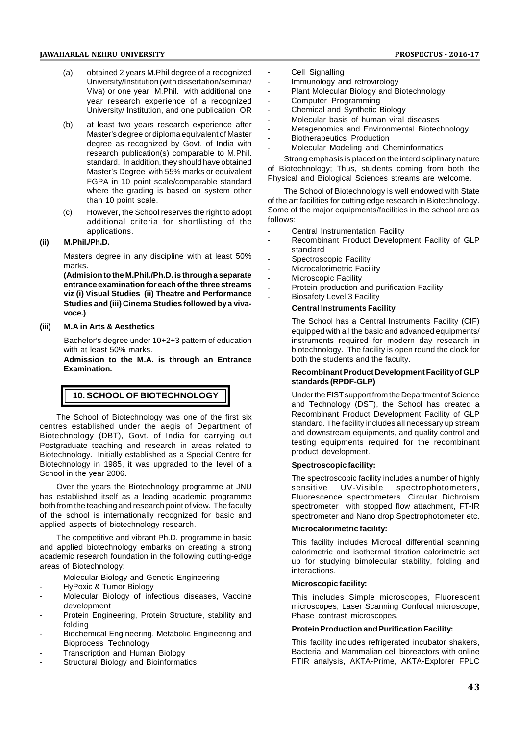(a) obtained 2 years M.Phil degree of a recognized University/Institution (with dissertation/seminar/ Viva) or one year M.Phil. with additional one year research experience of a recognized University/ Institution, and one publication OR

(b) at least two years research experience after Master's degree or diploma equivalent of Master degree as recognized by Govt. of India with research publication(s) comparable to M.Phil. standard. In addition, they should have obtained Master's Degree with 55% marks or equivalent FGPA in 10 point scale/comparable standard where the grading is based on system other than 10 point scale.

(c) However, the School reserves the right to adopt additional criteria for shortlisting of the applications.

**(ii) M.Phil./Ph.D.**

Masters degree in any discipline with at least 50% marks.

**(Admision to the M.Phil./Ph.D. is through a separate entrance examination for each of the three streams viz (i) Visual Studies (ii) Theatre and Performance Studies and (iii) Cinema Studies followed by a viva-voce.)**

**(iii) M.A in Arts & Aesthetics**

Bachelor's degree under 10+2+3 pattern of education with at least 50% marks.

**Admission to the M.A. is through an Entrance Examination.**

## 10. SCHOOL OF BIOTECHNOLOGY

The School of Biotechnology was one of the first six centres established under the aegis of Department of Biotechnology (DBT), Govt. of India for carrying out Postgraduate teaching and research in areas related to Biotechnology. Initially established as a Special Centre for Biotechnology in 1985, it was upgraded to the level of a School in the year 2006.

Over the years the Biotechnology programme at JNU has established itself as a leading academic programme both from the teaching and research point of view. The faculty of the school is internationally recognized for basic and applied aspects of biotechnology research.

The competitive and vibrant Ph.D. programme in basic and applied biotechnology embarks on creating a strong academic research foundation in the following cutting-edge areas of Biotechnology:

- Molecular Biology and Genetic Engineering
- HyPoxic & Tumor Biology
- Molecular Biology of infectious diseases, Vaccine development
- Protein Engineering, Protein Structure, stability and folding
- Biochemical Engineering, Metabolic Engineering and Bioprocess Technology
- Transcription and Human Biology
- Structural Biology and Bioinformatics
- Cell Signalling
- Immunology and retrovirology
- Plant Molecular Biology and Biotechnology
- Computer Programming
- Chemical and Synthetic Biology
- Molecular basis of human viral diseases
- Metagenomics and Environmental Biotechnology
- Biotherapeutics Production
- Molecular Modeling and Cheminformatics

Strong emphasis is placed on the interdisciplinary nature of Biotechnology; Thus, students coming from both the Physical and Biological Sciences streams are welcome.

The School of Biotechnology is well endowed with State of the art facilities for cutting edge research in Biotechnology. Some of the major equipments/facilities in the school are as follows:

- Central Instrumentation Facility
- Recombinant Product Development Facility of GLP standard
- Spectroscopic Facility
- Microcalorimetric Facility
- Microscopic Facility
- Protein production and purification Facility
- Biosafety Level 3 Facility

**Central Instruments Facility**

The School has a Central Instruments Facility (CIF) equipped with all the basic and advanced equipments/ instruments required for modern day research in biotechnology. The facility is open round the clock for both the students and the faculty.

**Recombinant Product Development Facility of GLP standards (RPDF-GLP)**

Under the FIST support from the Department of Science and Technology (DST), the School has created a Recombinant Product Development Facility of GLP standard. The facility includes all necessary up stream and downstream equipments, and quality control and testing equipments required for the recombinant product development.

**Spectroscopic facility:**

The spectroscopic facility includes a number of highly sensitive UV-Visible spectrophotometers, Fluorescence spectrometers, Circular Dichroism spectrometer with stopped flow attachment, FT-IR spectrometer and Nano drop Spectrophotometer etc.

**Microcalorimetric facility:**

This facility includes Microcal differential scanning calorimetric and isothermal titration calorimetric set up for studying bimolecular stability, folding and interactions.

**Microscopic facility:**

This includes Simple microscopes, Fluorescent microscopes, Laser Scanning Confocal microscope, Phase contrast microscopes.

**Protein Production and Purification Facility:**

This facility includes refrigerated incubator shakers, Bacterial and Mammalian cell bioreactors with online FTIR analysis, AKTA-Prime, AKTA-Explorer FPLC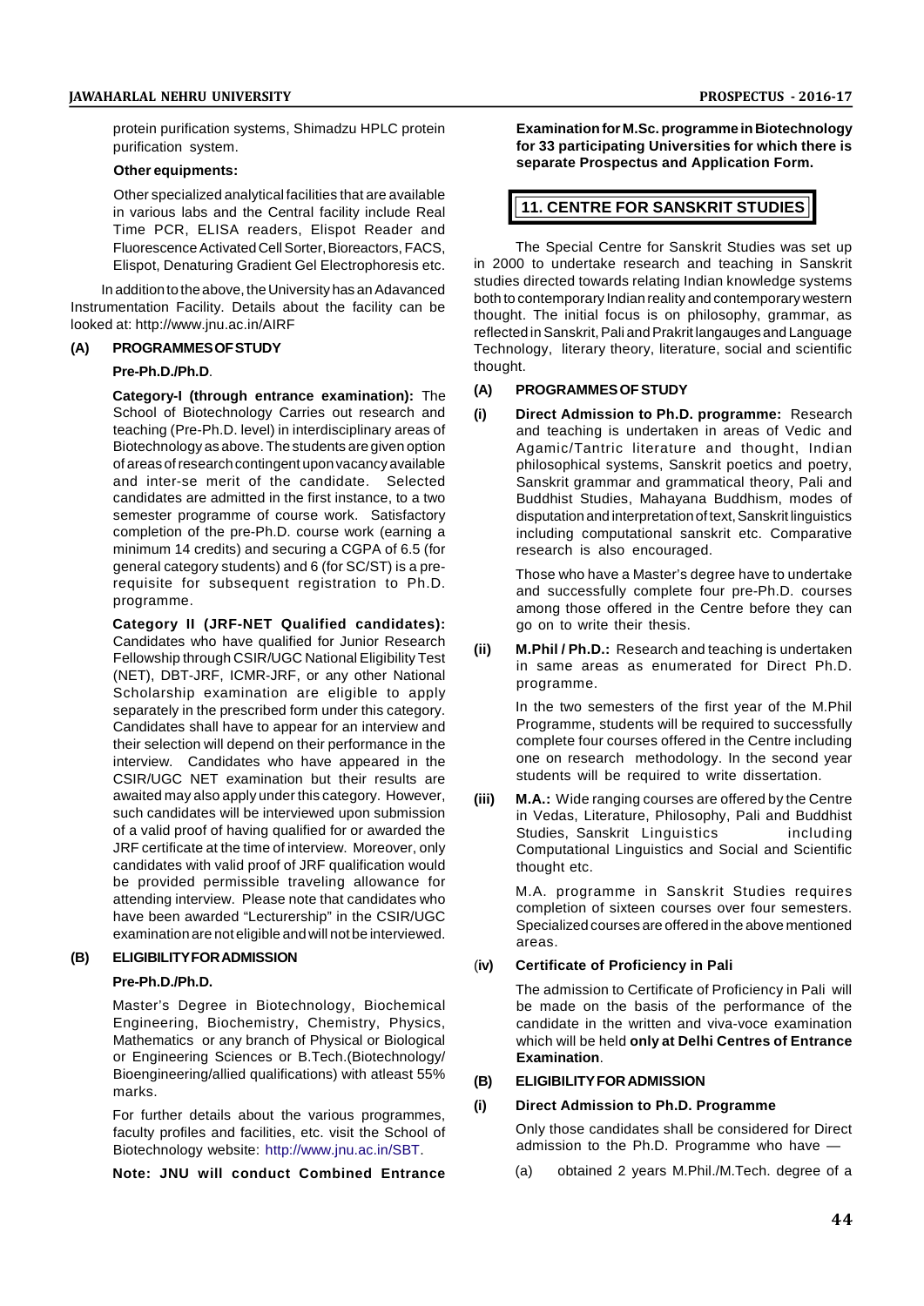protein purification systems, Shimadzu HPLC protein purification system.

**Other equipments:**

Other specialized analytical facilities that are available in various labs and the Central facility include Real Time PCR, ELISA readers, Elispot Reader and Fluorescence Activated Cell Sorter, Bioreactors, FACS, Elispot, Denaturing Gradient Gel Electrophoresis etc.

In addition to the above, the University has an Adavanced Instrumentation Facility. Details about the facility can be looked at: http://www.jnu.ac.in/AIRF

**(A) PROGRAMMES OF STUDY**

**Pre-Ph.D./Ph.D**.

**Category-I (through entrance examination):** The School of Biotechnology Carries out research and teaching (Pre-Ph.D. level) in interdisciplinary areas of Biotechnology as above. The students are given option of areas of research contingent upon vacancy available and inter-se merit of the candidate. Selected candidates are admitted in the first instance, to a two semester programme of course work. Satisfactory completion of the pre-Ph.D. course work (earning a minimum 14 credits) and securing a CGPA of 6.5 (for general category students) and 6 (for SC/ST) is a pre-requisite for subsequent registration to Ph.D. programme.

**Category II (JRF-NET Qualified candidates):** Candidates who have qualified for Junior Research Fellowship through CSIR/UGC National Eligibility Test (NET), DBT-JRF, ICMR-JRF, or any other National Scholarship examination are eligible to apply separately in the prescribed form under this category. Candidates shall have to appear for an interview and their selection will depend on their performance in the interview. Candidates who have appeared in the CSIR/UGC NET examination but their results are awaited may also apply under this category. However, such candidates will be interviewed upon submission of a valid proof of having qualified for or awarded the JRF certificate at the time of interview. Moreover, only candidates with valid proof of JRF qualification would be provided permissible traveling allowance for attending interview. Please note that candidates who have been awarded "Lecturership" in the CSIR/UGC examination are not eligible and will not be interviewed.

**(B) ELIGIBILITY FOR ADMISSION**

**Pre-Ph.D./Ph.D.**

Master's Degree in Biotechnology, Biochemical Engineering, Biochemistry, Chemistry, Physics, Mathematics or any branch of Physical or Biological or Engineering Sciences or B.Tech.(Biotechnology/ Bioengineering/allied qualifications) with atleast 55% marks.

For further details about the various programmes, faculty profiles and facilities, etc. visit the School of Biotechnology website: http://www.jnu.ac.in/SBT.

**Note: JNU will conduct Combined Entrance Examination for M.Sc. programme in Biotechnology for 33 participating Universities for which there is separate Prospectus and Application Form.**

## 11. CENTRE FOR SANSKRIT STUDIES

The Special Centre for Sanskrit Studies was set up in 2000 to undertake research and teaching in Sanskrit studies directed towards relating Indian knowledge systems both to contemporary Indian reality and contemporary western thought. The initial focus is on philosophy, grammar, as reflected in Sanskrit, Pali and Prakrit langauges and Language Technology, literary theory, literature, social and scientific thought.

**(A) PROGRAMMES OF STUDY**

**(i) Direct Admission to Ph.D. programme:** Research and teaching is undertaken in areas of Vedic and Agamic/Tantric literature and thought, Indian philosophical systems, Sanskrit poetics and poetry, Sanskrit grammar and grammatical theory, Pali and Buddhist Studies, Mahayana Buddhism, modes of disputation and interpretation of text, Sanskrit linguistics including computational sanskrit etc. Comparative research is also encouraged.

Those who have a Master's degree have to undertake and successfully complete four pre-Ph.D. courses among those offered in the Centre before they can go on to write their thesis.

**(ii) M.Phil / Ph.D.:** Research and teaching is undertaken in same areas as enumerated for Direct Ph.D. programme.

In the two semesters of the first year of the M.Phil Programme, students will be required to successfully complete four courses offered in the Centre including one on research methodology. In the second year students will be required to write dissertation.

**(iii) M.A.:** Wide ranging courses are offered by the Centre in Vedas, Literature, Philosophy, Pali and Buddhist Studies, Sanskrit Linguistics including Computational Linguistics and Social and Scientific thought etc.

M.A. programme in Sanskrit Studies requires completion of sixteen courses over four semesters. Specialized courses are offered in the above mentioned areas.

**(iv) Certificate of Proficiency in Pali**

The admission to Certificate of Proficiency in Pali will be made on the basis of the performance of the candidate in the written and viva-voce examination which will be held **only at Delhi Centres of Entrance Examination**.

**(B) ELIGIBILITY FOR ADMISSION**

**(i) Direct Admission to Ph.D. Programme**

Only those candidates shall be considered for Direct admission to the Ph.D. Programme who have —

(a) obtained 2 years M.Phil./M.Tech. degree of a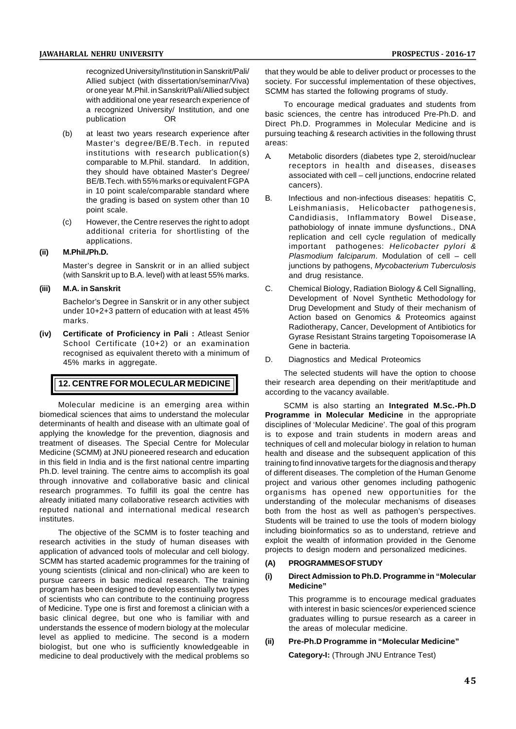recognized University/Institution in Sanskrit/Pali/ Allied subject (with dissertation/seminar/Viva) or one year M.Phil. in Sanskrit/Pali/Allied subject with additional one year research experience of a recognized University/ Institution, and one publication OR

(b) at least two years research experience after Master's degree/BE/B.Tech. in reputed institutions with research publication(s) comparable to M.Phil. standard. In addition, they should have obtained Master's Degree/ BE/B.Tech. with 55% marks or equivalent FGPA in 10 point scale/comparable standard where the grading is based on system other than 10 point scale.

(c) However, the Centre reserves the right to adopt additional criteria for shortlisting of the applications.

**(ii) M.Phil./Ph.D.**

Master's degree in Sanskrit or in an allied subject (with Sanskrit up to B.A. level) with at least 55% marks.

**(iii) M.A. in Sanskrit**

Bachelor's Degree in Sanskrit or in any other subject under 10+2+3 pattern of education with at least 45% marks.

**(iv) Certificate of Proficiency in Pali :** Atleast Senior School Certificate (10+2) or an examination recognised as equivalent thereto with a minimum of 45% marks in aggregate.

## 12. CENTRE FOR MOLECULAR MEDICINE

Molecular medicine is an emerging area within biomedical sciences that aims to understand the molecular determinants of health and disease with an ultimate goal of applying the knowledge for the prevention, diagnosis and treatment of diseases. The Special Centre for Molecular Medicine (SCMM) at JNU pioneered research and education in this field in India and is the first national centre imparting Ph.D. level training. The centre aims to accomplish its goal through innovative and collaborative basic and clinical research programmes. To fulfill its goal the centre has already initiated many collaborative research activities with reputed national and international medical research institutes.

The objective of the SCMM is to foster teaching and research activities in the study of human diseases with application of advanced tools of molecular and cell biology. SCMM has started academic programmes for the training of young scientists (clinical and non-clinical) who are keen to pursue careers in basic medical research. The training program has been designed to develop essentially two types of scientists who can contribute to the continuing progress of Medicine. Type one is first and foremost a clinician with a basic clinical degree, but one who is familiar with and understands the essence of modern biology at the molecular level as applied to medicine. The second is a modern biologist, but one who is sufficiently knowledgeable in medicine to deal productively with the medical problems so that they would be able to deliver product or processes to the society. For successful implementation of these objectives, SCMM has started the following programs of study.

To encourage medical graduates and students from basic sciences, the centre has introduced Pre-Ph.D. and Direct Ph.D. Programmes in Molecular Medicine and is pursuing teaching & research activities in the following thrust areas:

A. Metabolic disorders (diabetes type 2, steroid/nuclear receptors in health and diseases, diseases associated with cell – cell junctions, endocrine related cancers).

B. Infectious and non-infectious diseases: hepatitis C, Leishmaniasis, Helicobacter pathogenesis, Candidiasis, Inflammatory Bowel Disease, pathobiology of innate immune dysfunctions., DNA replication and cell cycle regulation of medically important pathogenes: *Helicobacter pylori & Plasmodium falciparum*. Modulation of cell – cell junctions by pathogens, *Mycobacterium Tuberculosis* and drug resistance.

C. Chemical Biology, Radiation Biology & Cell Signalling, Development of Novel Synthetic Methodology for Drug Development and Study of their mechanism of Action based on Genomics & Proteomics against Radiotherapy, Cancer, Development of Antibiotics for Gyrase Resistant Strains targeting Topoisomerase IA Gene in bacteria.

D. Diagnostics and Medical Proteomics

The selected students will have the option to choose their research area depending on their merit/aptitude and according to the vacancy available.

SCMM is also starting an **Integrated M.Sc.-Ph.D Programme in Molecular Medicine** in the appropriate disciplines of 'Molecular Medicine'. The goal of this program is to expose and train students in modern areas and techniques of cell and molecular biology in relation to human health and disease and the subsequent application of this training to find innovative targets for the diagnosis and therapy of different diseases. The completion of the Human Genome project and various other genomes including pathogenic organisms has opened new opportunities for the understanding of the molecular mechanisms of diseases both from the host as well as pathogen's perspectives. Students will be trained to use the tools of modern biology including bioinformatics so as to understand, retrieve and exploit the wealth of information provided in the Genome projects to design modern and personalized medicines.

**(A) PROGRAMMES OF STUDY**

**(i) Direct Admission to Ph.D. Programme in "Molecular Medicine"**

This programme is to encourage medical graduates with interest in basic sciences/or experienced science graduates willing to pursue research as a career in the areas of molecular medicine.

**(ii) Pre-Ph.D Programme in "Molecular Medicine"**

**Category-I:** (Through JNU Entrance Test)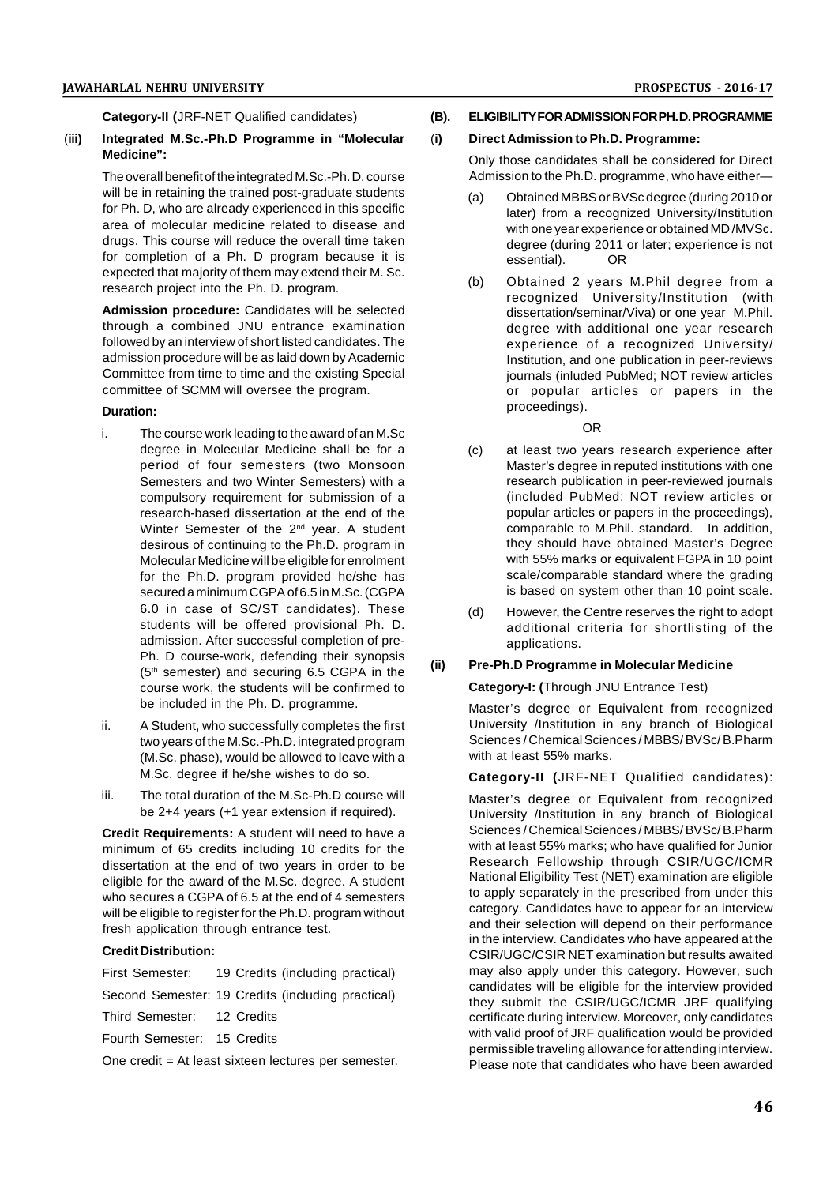**Category-II (**JRF-NET Qualified candidates)

### (iii) Integrated M.Sc.-Ph.D Programme in "Molecular Medicine":

The overall benefit of the integrated M.Sc.-Ph. D. course will be in retaining the trained post-graduate students for Ph. D, who are already experienced in this specific area of molecular medicine related to disease and drugs. This course will reduce the overall time taken for completion of a Ph. D program because it is expected that majority of them may extend their M. Sc. research project into the Ph. D. program.

**Admission procedure:** Candidates will be selected through a combined JNU entrance examination followed by an interview of short listed candidates. The admission procedure will be as laid down by Academic Committee from time to time and the existing Special committee of SCMM will oversee the program.

**Duration:**

i. The course work leading to the award of an M.Sc degree in Molecular Medicine shall be for a period of four semesters (two Monsoon Semesters and two Winter Semesters) with a compulsory requirement for submission of a research-based dissertation at the end of the Winter Semester of the 2nd year. A student desirous of continuing to the Ph.D. program in Molecular Medicine will be eligible for enrolment for the Ph.D. program provided he/she has secured a minimum CGPA of 6.5 in M.Sc. (CGPA 6.0 in case of SC/ST candidates). These students will be offered provisional Ph. D. admission. After successful completion of pre-Ph. D course-work, defending their synopsis (5th semester) and securing 6.5 CGPA in the course work, the students will be confirmed to be included in the Ph. D. programme.

ii. A Student, who successfully completes the first two years of the M.Sc.-Ph.D. integrated program (M.Sc. phase), would be allowed to leave with a M.Sc. degree if he/she wishes to do so.

iii. The total duration of the M.Sc-Ph.D course will be 2+4 years (+1 year extension if required).

**Credit Requirements:** A student will need to have a minimum of 65 credits including 10 credits for the dissertation at the end of two years in order to be eligible for the award of the M.Sc. degree. A student who secures a CGPA of 6.5 at the end of 4 semesters will be eligible to register for the Ph.D. program without fresh application through entrance test.

**Credit Distribution:**

First Semester: 19 Credits (including practical)

Second Semester: 19 Credits (including practical)

Third Semester: 12 Credits

Fourth Semester: 15 Credits

One credit = At least sixteen lectures per semester.

## (B). ELIGIBILITY FOR ADMISSION FOR PH.D. PROGRAMME

### (i) Direct Admission to Ph.D. Programme:

Only those candidates shall be considered for Direct Admission to the Ph.D. programme, who have either—

(a) Obtained MBBS or BVSc degree (during 2010 or later) from a recognized University/Institution with one year experience or obtained MD /MVSc. degree (during 2011 or later; experience is not essential). OR

(b) Obtained 2 years M.Phil degree from a recognized University/Institution (with dissertation/seminar/Viva) or one year M.Phil. degree with additional one year research experience of a recognized University/ Institution, and one publication in peer-reviews journals (inluded PubMed; NOT review articles or popular articles or papers in the proceedings).

OR

(c) at least two years research experience after Master's degree in reputed institutions with one research publication in peer-reviewed journals (included PubMed; NOT review articles or popular articles or papers in the proceedings), comparable to M.Phil. standard. In addition, they should have obtained Master's Degree with 55% marks or equivalent FGPA in 10 point scale/comparable standard where the grading is based on system other than 10 point scale.

(d) However, the Centre reserves the right to adopt additional criteria for shortlisting of the applications.

### (ii) Pre-Ph.D Programme in Molecular Medicine

**Category-I: (**Through JNU Entrance Test)

Master's degree or Equivalent from recognized University /Institution in any branch of Biological Sciences / Chemical Sciences / MBBS/ BVSc/ B.Pharm with at least 55% marks.

**Category-II (**JRF-NET Qualified candidates):

Master's degree or Equivalent from recognized University /Institution in any branch of Biological Sciences / Chemical Sciences / MBBS/ BVSc/ B.Pharm with at least 55% marks; who have qualified for Junior Research Fellowship through CSIR/UGC/ICMR National Eligibility Test (NET) examination are eligible to apply separately in the prescribed from under this category. Candidates have to appear for an interview and their selection will depend on their performance in the interview. Candidates who have appeared at the CSIR/UGC/CSIR NET examination but results awaited may also apply under this category. However, such candidates will be eligible for the interview provided they submit the CSIR/UGC/ICMR JRF qualifying certificate during interview. Moreover, only candidates with valid proof of JRF qualification would be provided permissible traveling allowance for attending interview. Please note that candidates who have been awarded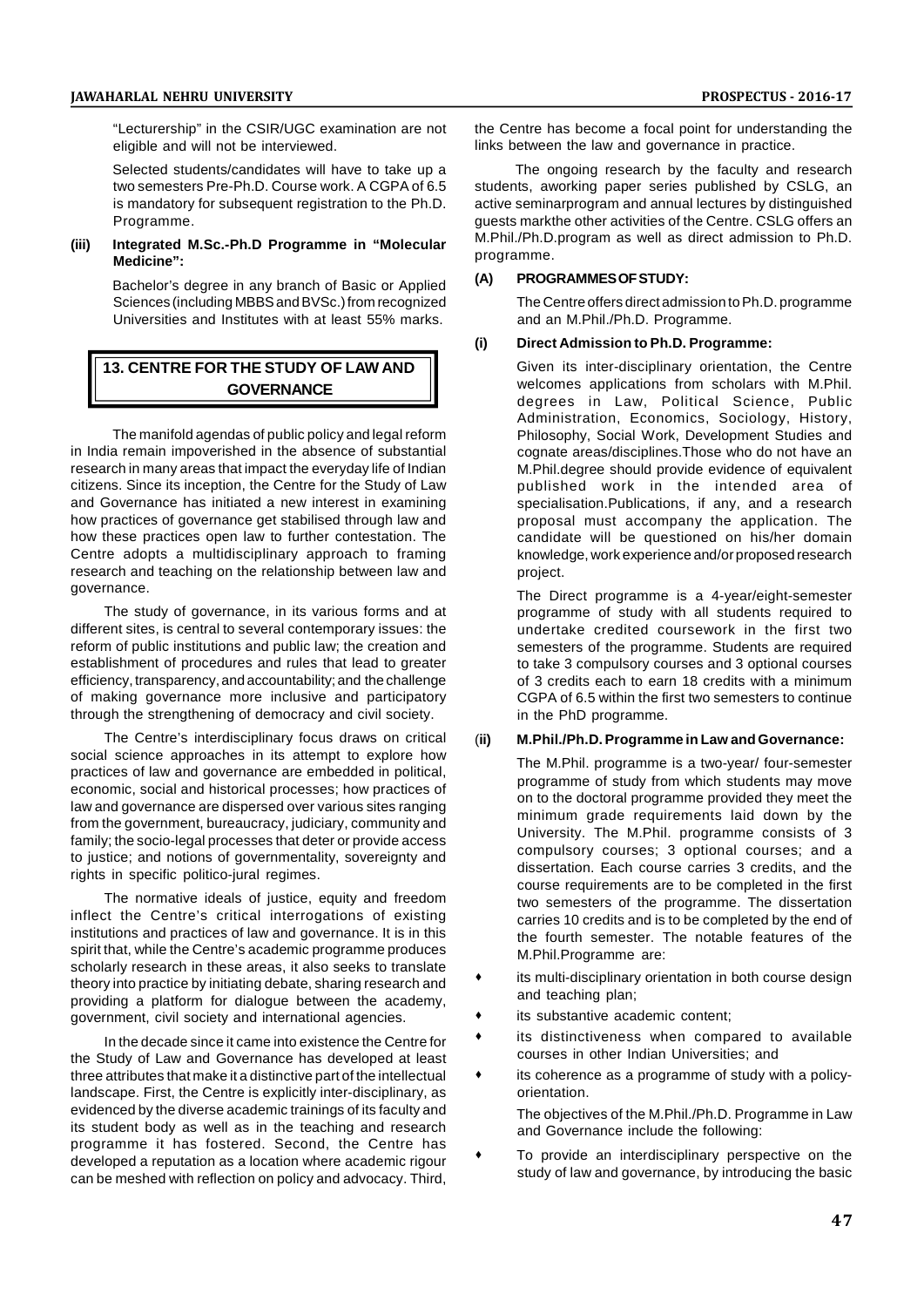"Lecturership" in the CSIR/UGC examination are not eligible and will not be interviewed.

Selected students/candidates will have to take up a two semesters Pre-Ph.D. Course work. A CGPA of 6.5 is mandatory for subsequent registration to the Ph.D. Programme.

**(iii) Integrated M.Sc.-Ph.D Programme in "Molecular Medicine":**

Bachelor's degree in any branch of Basic or Applied Sciences (including MBBS and BVSc.) from recognized Universities and Institutes with at least 55% marks.

## 13. CENTRE FOR THE STUDY OF LAW AND GOVERNANCE

The manifold agendas of public policy and legal reform in India remain impoverished in the absence of substantial research in many areas that impact the everyday life of Indian citizens. Since its inception, the Centre for the Study of Law and Governance has initiated a new interest in examining how practices of governance get stabilised through law and how these practices open law to further contestation. The Centre adopts a multidisciplinary approach to framing research and teaching on the relationship between law and governance.

The study of governance, in its various forms and at different sites, is central to several contemporary issues: the reform of public institutions and public law; the creation and establishment of procedures and rules that lead to greater efficiency, transparency, and accountability; and the challenge of making governance more inclusive and participatory through the strengthening of democracy and civil society.

The Centre's interdisciplinary focus draws on critical social science approaches in its attempt to explore how practices of law and governance are embedded in political, economic, social and historical processes; how practices of law and governance are dispersed over various sites ranging from the government, bureaucracy, judiciary, community and family; the socio-legal processes that deter or provide access to justice; and notions of governmentality, sovereignty and rights in specific politico-jural regimes.

The normative ideals of justice, equity and freedom inflect the Centre's critical interrogations of existing institutions and practices of law and governance. It is in this spirit that, while the Centre's academic programme produces scholarly research in these areas, it also seeks to translate theory into practice by initiating debate, sharing research and providing a platform for dialogue between the academy, government, civil society and international agencies.

In the decade since it came into existence the Centre for the Study of Law and Governance has developed at least three attributes that make it a distinctive part of the intellectual landscape. First, the Centre is explicitly inter-disciplinary, as evidenced by the diverse academic trainings of its faculty and its student body as well as in the teaching and research programme it has fostered. Second, the Centre has developed a reputation as a location where academic rigour can be meshed with reflection on policy and advocacy. Third, the Centre has become a focal point for understanding the links between the law and governance in practice.

The ongoing research by the faculty and research students, aworking paper series published by CSLG, an active seminarprogram and annual lectures by distinguished guests markthe other activities of the Centre. CSLG offers an M.Phil./Ph.D.program as well as direct admission to Ph.D. programme.

**(A) PROGRAMMES OF STUDY:**

The Centre offers direct admission to Ph.D. programme and an M.Phil./Ph.D. Programme.

**(i) Direct Admission to Ph.D. Programme:**

Given its inter-disciplinary orientation, the Centre welcomes applications from scholars with M.Phil. degrees in Law, Political Science, Public Administration, Economics, Sociology, History, Philosophy, Social Work, Development Studies and cognate areas/disciplines.Those who do not have an M.Phil.degree should provide evidence of equivalent published work in the intended area of specialisation.Publications, if any, and a research proposal must accompany the application. The candidate will be questioned on his/her domain knowledge, work experience and/or proposed research project.

The Direct programme is a 4-year/eight-semester programme of study with all students required to undertake credited coursework in the first two semesters of the programme. Students are required to take 3 compulsory courses and 3 optional courses of 3 credits each to earn 18 credits with a minimum CGPA of 6.5 within the first two semesters to continue in the PhD programme.

**(ii) M.Phil./Ph.D. Programme in Law and Governance:**

The M.Phil. programme is a two-year/ four-semester programme of study from which students may move on to the doctoral programme provided they meet the minimum grade requirements laid down by the University. The M.Phil. programme consists of 3 compulsory courses; 3 optional courses; and a dissertation. Each course carries 3 credits, and the course requirements are to be completed in the first two semesters of the programme. The dissertation carries 10 credits and is to be completed by the end of the fourth semester. The notable features of the M.Phil.Programme are:

- its multi-disciplinary orientation in both course design and teaching plan;
- its substantive academic content;
- its distinctiveness when compared to available courses in other Indian Universities; and
- its coherence as a programme of study with a policy-orientation.

The objectives of the M.Phil./Ph.D. Programme in Law and Governance include the following:

- To provide an interdisciplinary perspective on the study of law and governance, by introducing the basic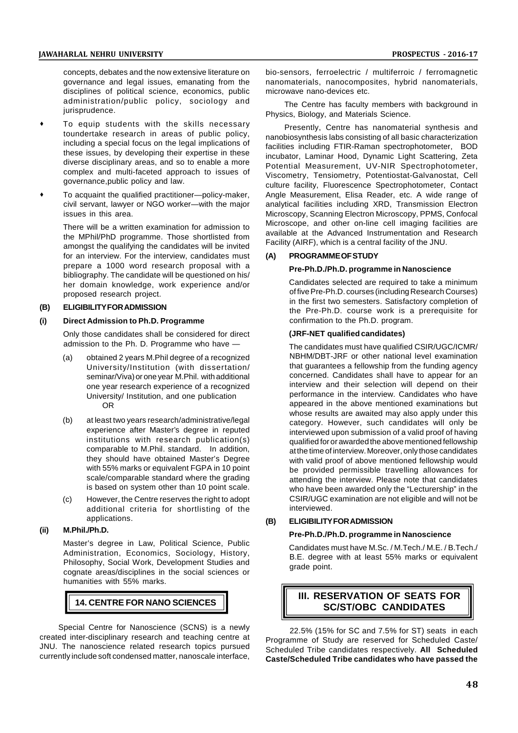concepts, debates and the now extensive literature on governance and legal issues, emanating from the disciplines of political science, economics, public administration/public policy, sociology and jurisprudence.

- To equip students with the skills necessary toundertake research in areas of public policy, including a special focus on the legal implications of these issues, by developing their expertise in these diverse disciplinary areas, and so to enable a more complex and multi-faceted approach to issues of governance,public policy and law.
- To acquaint the qualified practitioner—policy-maker, civil servant, lawyer or NGO worker—with the major issues in this area.

There will be a written examination for admission to the MPhil/PhD programme. Those shortlisted from amongst the qualifying the candidates will be invited for an interview. For the interview, candidates must prepare a 1000 word research proposal with a bibliography. The candidate will be questioned on his/ her domain knowledge, work experience and/or proposed research project.

**(B) ELIGIBILITY FOR ADMISSION**

**(i) Direct Admission to Ph.D. Programme**

Only those candidates shall be considered for direct admission to the Ph. D. Programme who have —

(a) obtained 2 years M.Phil degree of a recognized University/Institution (with dissertation/ seminar/Viva) or one year M.Phil. with additional one year research experience of a recognized University/ Institution, and one publication

OR

(b) at least two years research/administrative/legal experience after Master's degree in reputed institutions with research publication(s) comparable to M.Phil. standard. In addition, they should have obtained Master's Degree with 55% marks or equivalent FGPA in 10 point scale/comparable standard where the grading is based on system other than 10 point scale.

(c) However, the Centre reserves the right to adopt additional criteria for shortlisting of the applications.

**(ii) M.Phil./Ph.D.**

Master's degree in Law, Political Science, Public Administration, Economics, Sociology, History, Philosophy, Social Work, Development Studies and cognate areas/disciplines in the social sciences or humanities with 55% marks.

## 14. CENTRE FOR NANO SCIENCES

Special Centre for Nanoscience (SCNS) is a newly created inter-disciplinary research and teaching centre at JNU. The nanoscience related research topics pursued currently include soft condensed matter, nanoscale interface, bio-sensors, ferroelectric / multiferroic / ferromagnetic nanomaterials, nanocomposites, hybrid nanomaterials, microwave nano-devices etc.

The Centre has faculty members with background in Physics, Biology, and Materials Science.

Presently, Centre has nanomaterial synthesis and nanobiosynthesis labs consisting of all basic characterization facilities including FTIR-Raman spectrophotometer, BOD incubator, Laminar Hood, Dynamic Light Scattering, Zeta Potential Measurement, UV-NIR Spectrophotometer, Viscometry, Tensiometry, Potentiostat-Galvanostat, Cell culture facility, Fluorescence Spectrophotometer, Contact Angle Measurement, Elisa Reader, etc. A wide range of analytical facilities including XRD, Transmission Electron Microscopy, Scanning Electron Microscopy, PPMS, Confocal Microscope, and other on-line cell imaging facilities are available at the Advanced Instrumentation and Research Facility (AIRF), which is a central facility of the JNU.

**(A) PROGRAMME OF STUDY**

**Pre-Ph.D./Ph.D. programme in Nanoscience**

Candidates selected are required to take a minimum of five Pre-Ph.D. courses (including Research Courses) in the first two semesters. Satisfactory completion of the Pre-Ph.D. course work is a prerequisite for confirmation to the Ph.D. program.

**(JRF-NET qualified candidates)**

The candidates must have qualified CSIR/UGC/ICMR/ NBHM/DBT-JRF or other national level examination that guarantees a fellowship from the funding agency concerned. Candidates shall have to appear for an interview and their selection will depend on their performance in the interview. Candidates who have appeared in the above mentioned examinations but whose results are awaited may also apply under this category. However, such candidates will only be interviewed upon submission of a valid proof of having qualified for or awarded the above mentioned fellowship at the time of interview. Moreover, only those candidates with valid proof of above mentioned fellowship would be provided permissible travelling allowances for attending the interview. Please note that candidates who have been awarded only the "Lecturership" in the CSIR/UGC examination are not eligible and will not be interviewed.

**(B) ELIGIBILITY FOR ADMISSION**

**Pre-Ph.D./Ph.D. programme in Nanoscience**

Candidates must have M.Sc. / M.Tech./ M.E. / B.Tech./ B.E. degree with at least 55% marks or equivalent grade point.

## III. RESERVATION OF SEATS FOR SC/ST/OBC CANDIDATES

22.5% (15% for SC and 7.5% for ST) seats in each Programme of Study are reserved for Scheduled Caste/ Scheduled Tribe candidates respectively. **All Scheduled Caste/Scheduled Tribe candidates who have passed the**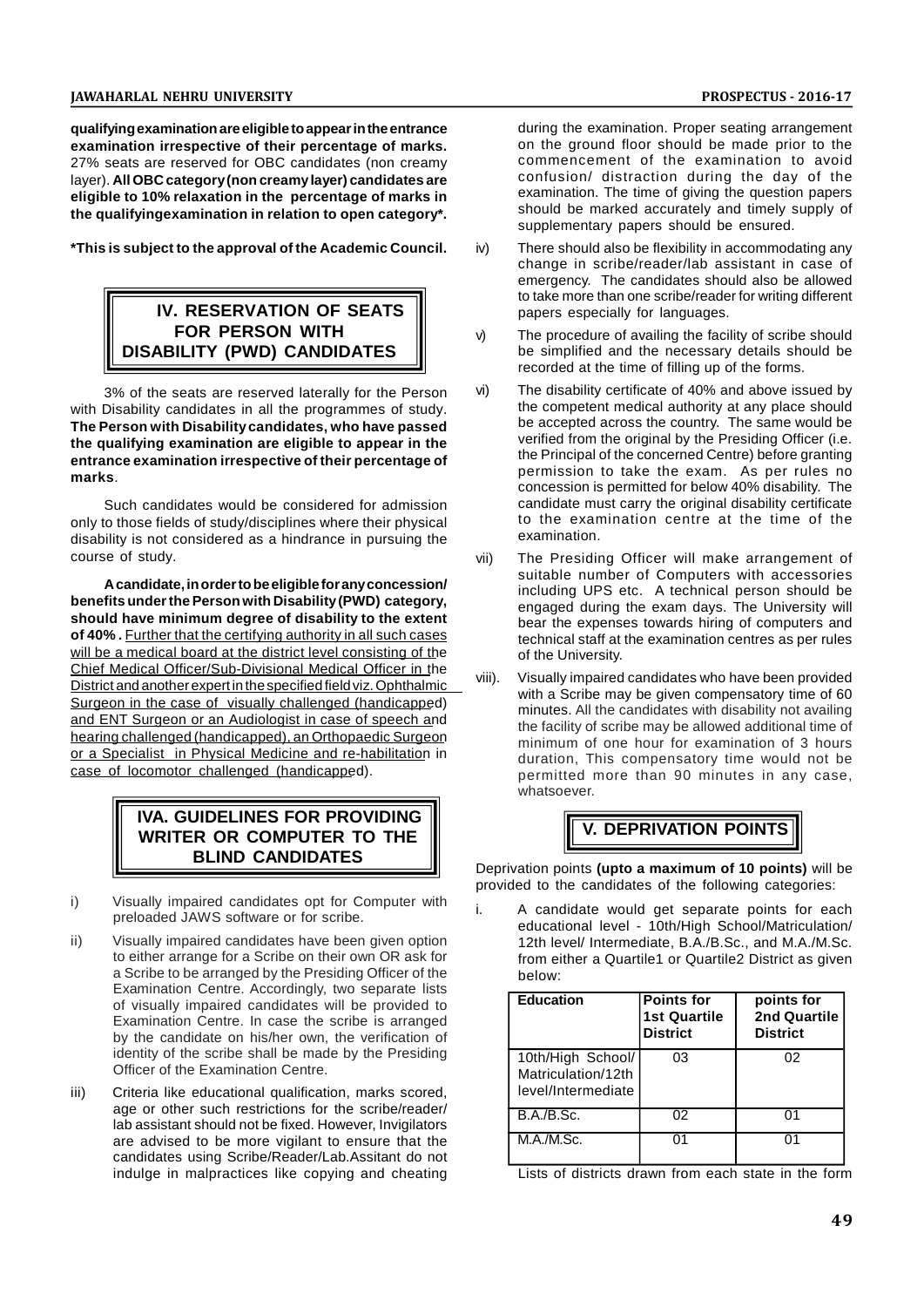**qualifying examination are eligible to appear in the entrance examination irrespective of their percentage of marks.** 27% seats are reserved for OBC candidates (non creamy layer). **All OBC category (non creamy layer) candidates are eligible to 10% relaxation in the percentage of marks in the qualifyingexamination in relation to open category*.**

***This is subject to the approval of the Academic Council.**

## IV. RESERVATION OF SEATS FOR PERSON WITH DISABILITY (PWD) CANDIDATES

3% of the seats are reserved laterally for the Person with Disability candidates in all the programmes of study. **The Person with Disability candidates, who have passed the qualifying examination are eligible to appear in the entrance examination irrespective of their percentage of marks**.

Such candidates would be considered for admission only to those fields of study/disciplines where their physical disability is not considered as a hindrance in pursuing the course of study.

**A candidate, in order to be eligible for any concession/ benefits under the Person with Disability (PWD) category, should have minimum degree of disability to the extent of 40% .** Further that the certifying authority in all such cases will be a medical board at the district level consisting of the Chief Medical Officer/Sub-Divisional Medical Officer in the District and another expert in the specified field viz. Ophthalmic Surgeon in the case of visually challenged (handicapped) and ENT Surgeon or an Audiologist in case of speech and hearing challenged (handicapped), an Orthopaedic Surgeon or a Specialist in Physical Medicine and re-habilitation in case of locomotor challenged (handicapped).

## IVA. GUIDELINES FOR PROVIDING WRITER OR COMPUTER TO THE BLIND CANDIDATES

i) Visually impaired candidates opt for Computer with preloaded JAWS software or for scribe.

ii) Visually impaired candidates have been given option to either arrange for a Scribe on their own OR ask for a Scribe to be arranged by the Presiding Officer of the Examination Centre. Accordingly, two separate lists of visually impaired candidates will be provided to Examination Centre. In case the scribe is arranged by the candidate on his/her own, the verification of identity of the scribe shall be made by the Presiding Officer of the Examination Centre.

iii) Criteria like educational qualification, marks scored, age or other such restrictions for the scribe/reader/ lab assistant should not be fixed. However, Invigilators are advised to be more vigilant to ensure that the candidates using Scribe/Reader/Lab.Assitant do not indulge in malpractices like copying and cheating during the examination. Proper seating arrangement on the ground floor should be made prior to the commencement of the examination to avoid confusion/ distraction during the day of the examination. The time of giving the question papers should be marked accurately and timely supply of supplementary papers should be ensured.

iv) There should also be flexibility in accommodating any change in scribe/reader/lab assistant in case of emergency. The candidates should also be allowed to take more than one scribe/reader for writing different papers especially for languages.

v) The procedure of availing the facility of scribe should be simplified and the necessary details should be recorded at the time of filling up of the forms.

vi) The disability certificate of 40% and above issued by the competent medical authority at any place should be accepted across the country. The same would be verified from the original by the Presiding Officer (i.e. the Principal of the concerned Centre) before granting permission to take the exam. As per rules no concession is permitted for below 40% disability. The candidate must carry the original disability certificate to the examination centre at the time of the examination.

vii) The Presiding Officer will make arrangement of suitable number of Computers with accessories including UPS etc. A technical person should be engaged during the exam days. The University will bear the expenses towards hiring of computers and technical staff at the examination centres as per rules of the University.

viii). Visually impaired candidates who have been provided with a Scribe may be given compensatory time of 60 minutes. All the candidates with disability not availing the facility of scribe may be allowed additional time of minimum of one hour for examination of 3 hours duration, This compensatory time would not be permitted more than 90 minutes in any case, whatsoever.

## V. DEPRIVATION POINTS

Deprivation points **(upto a maximum of 10 points)** will be provided to the candidates of the following categories:

i. A candidate would get separate points for each educational level - 10th/High School/Matriculation/ 12th level/ Intermediate, B.A./B.Sc., and M.A./M.Sc. from either a Quartile1 or Quartile2 District as given below:

| Education | Points for 1st Quartile District | points for 2nd Quartile District |
|---|---|---|
| 10th/High School/ Matriculation/12th level/Intermediate | 03 | 02 |
| B.A./B.Sc. | 02 | 01 |
| M.A./M.Sc. | 01 | 01 |

Lists of districts drawn from each state in the form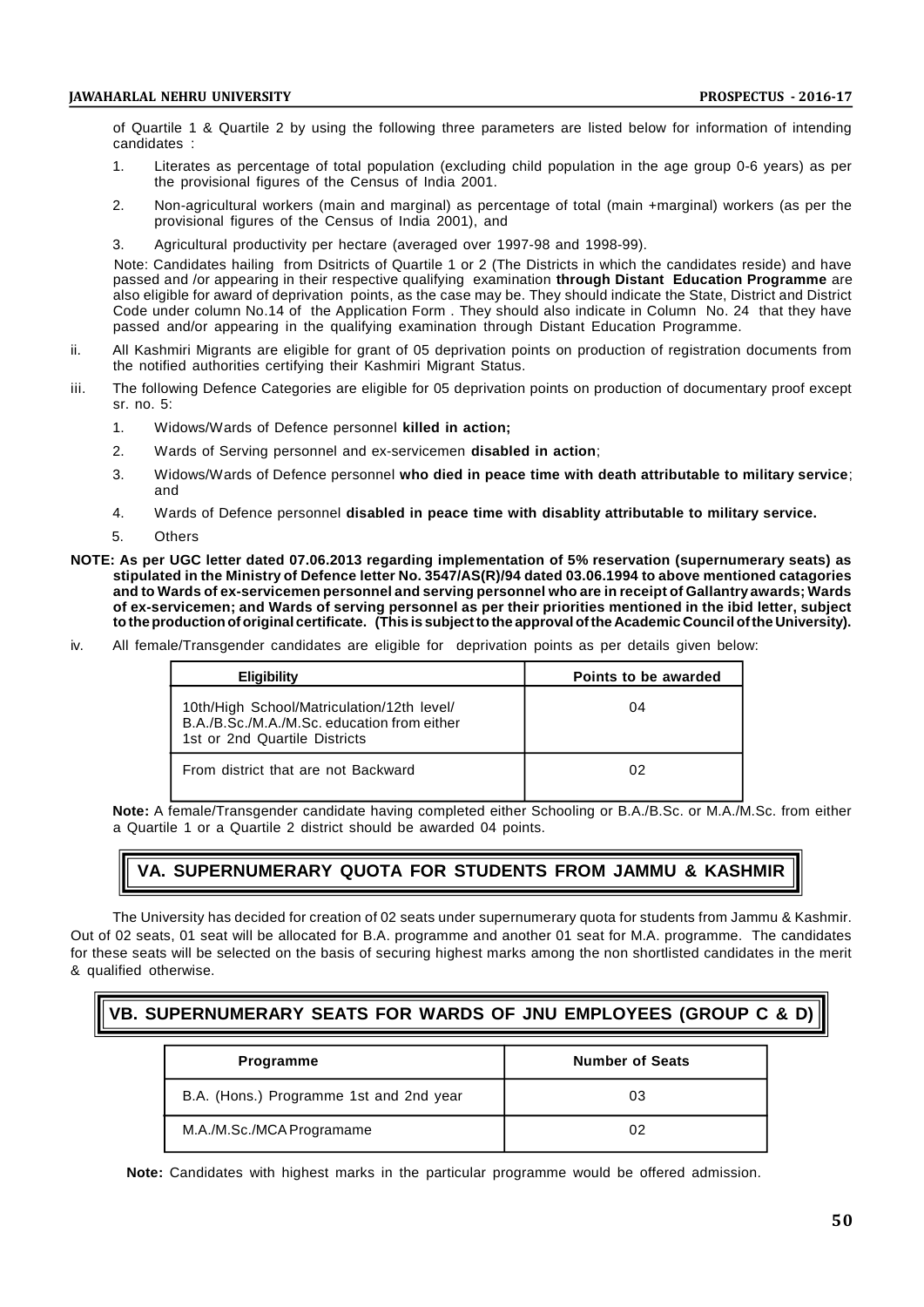of Quartile 1 & Quartile 2 by using the following three parameters are listed below for information of intending candidates :

1. Literates as percentage of total population (excluding child population in the age group 0-6 years) as per the provisional figures of the Census of India 2001.
2. Non-agricultural workers (main and marginal) as percentage of total (main +marginal) workers (as per the provisional figures of the Census of India 2001), and
3. Agricultural productivity per hectare (averaged over 1997-98 and 1998-99).

Note: Candidates hailing from Dsitricts of Quartile 1 or 2 (The Districts in which the candidates reside) and have passed and /or appearing in their respective qualifying examination **through Distant Education Programme** are also eligible for award of deprivation points, as the case may be. They should indicate the State, District and District Code under column No.14 of the Application Form . They should also indicate in Column No. 24 that they have passed and/or appearing in the qualifying examination through Distant Education Programme.

ii. All Kashmiri Migrants are eligible for grant of 05 deprivation points on production of registration documents from the notified authorities certifying their Kashmiri Migrant Status.

iii. The following Defence Categories are eligible for 05 deprivation points on production of documentary proof except sr. no. 5:

1. Widows/Wards of Defence personnel **killed in action;**
2. Wards of Serving personnel and ex-servicemen **disabled in action**;
3. Widows/Wards of Defence personnel **who died in peace time with death attributable to military service**; and
4. Wards of Defence personnel **disabled in peace time with disablity attributable to military service.**
5. Others

**NOTE: As per UGC letter dated 07.06.2013 regarding implementation of 5% reservation (supernumerary seats) as stipulated in the Ministry of Defence letter No. 3547/AS(R)/94 dated 03.06.1994 to above mentioned catagories and to Wards of ex-servicemen personnel and serving personnel who are in receipt of Gallantry awards; Wards of ex-servicemen; and Wards of serving personnel as per their priorities mentioned in the ibid letter, subject to the production of original certificate. (This is subject to the approval of the Academic Council of the University).**

iv. All female/Transgender candidates are eligible for deprivation points as per details given below:

| Eligibility | Points to be awarded |
|---|---|
| 10th/High School/Matriculation/12th level/ B.A./B.Sc./M.A./M.Sc. education from either 1st or 2nd Quartile Districts | 04 |
| From district that are not Backward | 02 |

**Note:** A female/Transgender candidate having completed either Schooling or B.A./B.Sc. or M.A./M.Sc. from either a Quartile 1 or a Quartile 2 district should be awarded 04 points.

## VA. SUPERNUMERARY QUOTA FOR STUDENTS FROM JAMMU & KASHMIR

The University has decided for creation of 02 seats under supernumerary quota for students from Jammu & Kashmir. Out of 02 seats, 01 seat will be allocated for B.A. programme and another 01 seat for M.A. programme. The candidates for these seats will be selected on the basis of securing highest marks among the non shortlisted candidates in the merit & qualified otherwise.

## VB. SUPERNUMERARY SEATS FOR WARDS OF JNU EMPLOYEES (GROUP C & D)

| Programme | Number of Seats |
|---|---|
| B.A. (Hons.) Programme 1st and 2nd year | 03 |
| M.A./M.Sc./MCA Programame | 02 |

**Note:** Candidates with highest marks in the particular programme would be offered admission.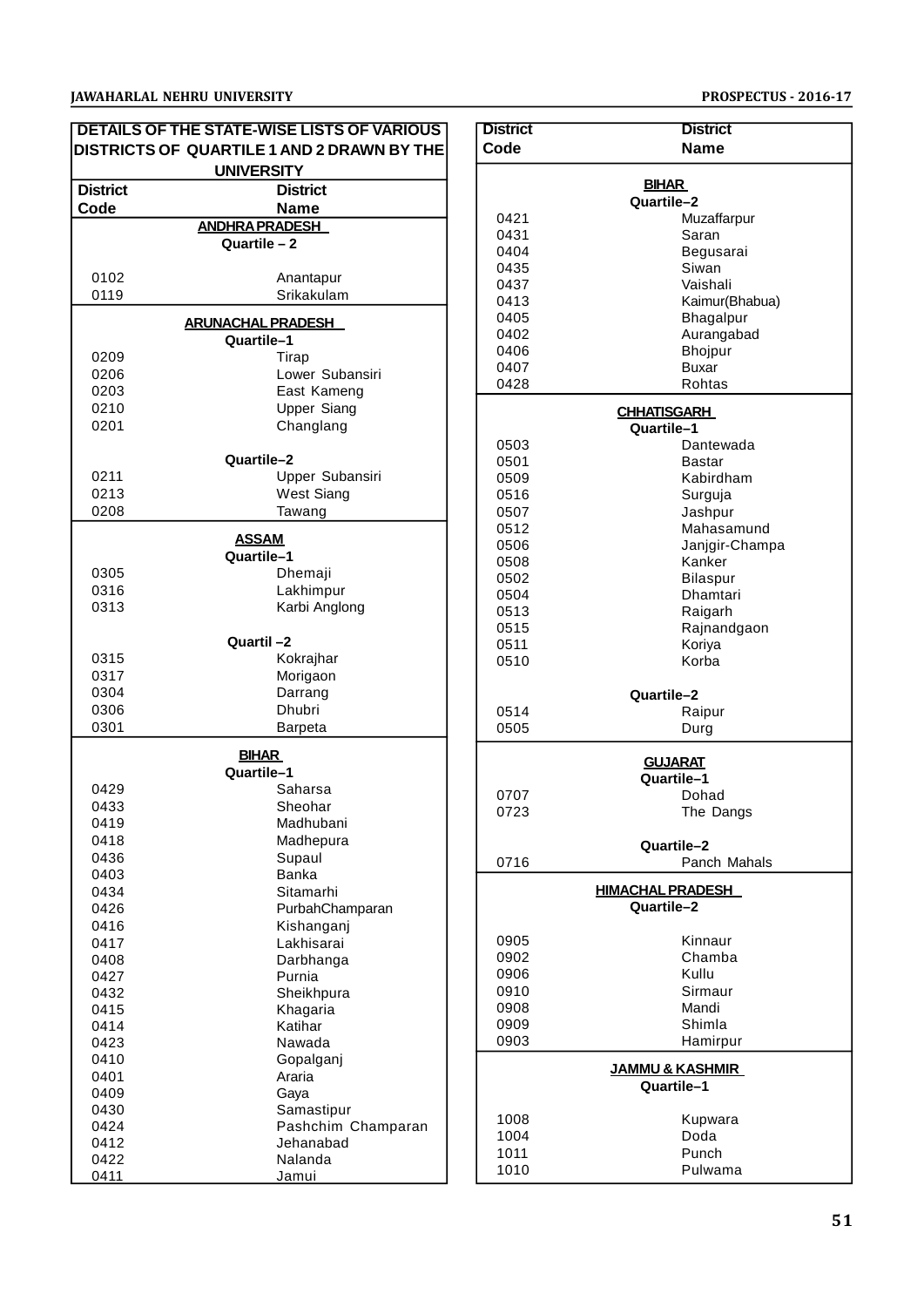## DETAILS OF THE STATE-WISE LISTS OF VARIOUS DISTRICTS OF QUARTILE 1 AND 2 DRAWN BY THE UNIVERSITY

| District Code | District Name |
|---|---|
| **ANDHRA PRADESH** | |
| **Quartile – 2** | |
| 0102 | Anantapur |
| 0119 | Srikakulam |
| **ARUNACHAL PRADESH** | |
| **Quartile–1** | |
| 0209 | Tirap |
| 0206 | Lower Subansiri |
| 0203 | East Kameng |
| 0210 | Upper Siang |
| 0201 | Changlang |
| **Quartile–2** | |
| 0211 | Upper Subansiri |
| 0213 | West Siang |
| 0208 | Tawang |
| **ASSAM** | |
| **Quartile–1** | |
| 0305 | Dhemaji |
| 0316 | Lakhimpur |
| 0313 | Karbi Anglong |
| **Quartil –2** | |
| 0315 | Kokrajhar |
| 0317 | Morigaon |
| 0304 | Darrang |
| 0306 | Dhubri |
| 0301 | Barpeta |
| **BIHAR** | |
| **Quartile–1** | |
| 0429 | Saharsa |
| 0433 | Sheohar |
| 0419 | Madhubani |
| 0418 | Madhepura |
| 0436 | Supaul |
| 0403 | Banka |
| 0434 | Sitamarhi |
| 0426 | PurbahChamparan |
| 0416 | Kishanganj |
| 0417 | Lakhisarai |
| 0408 | Darbhanga |
| 0427 | Purnia |
| 0432 | Sheikhpura |
| 0415 | Khagaria |
| 0414 | Katihar |
| 0423 | Nawada |
| 0410 | Gopalganj |
| 0401 | Araria |
| 0409 | Gaya |
| 0430 | Samastipur |
| 0424 | Pashchim Champaran |
| 0412 | Jehanabad |
| 0422 | Nalanda |
| 0411 | Jamui |
| **BIHAR** | |
| **Quartile–2** | |
| 0421 | Muzaffarpur |
| 0431 | Saran |
| 0404 | Begusarai |
| 0435 | Siwan |
| 0437 | Vaishali |
| 0413 | Kaimur(Bhabua) |
| 0405 | Bhagalpur |
| 0402 | Aurangabad |
| 0406 | Bhojpur |
| 0407 | Buxar |
| 0428 | Rohtas |
| **CHHATISGARH** | |
| **Quartile–1** | |
| 0503 | Dantewada |
| 0501 | Bastar |
| 0509 | Kabirdham |
| 0516 | Surguja |
| 0507 | Jashpur |
| 0512 | Mahasamund |
| 0506 | Janjgir-Champa |
| 0508 | Kanker |
| 0502 | Bilaspur |
| 0504 | Dhamtari |
| 0513 | Raigarh |
| 0515 | Rajnandgaon |
| 0511 | Koriya |
| 0510 | Korba |
| **Quartile–2** | |
| 0514 | Raipur |
| 0505 | Durg |
| **GUJARAT** | |
| **Quartile–1** | |
| 0707 | Dohad |
| 0723 | The Dangs |
| **Quartile–2** | |
| 0716 | Panch Mahals |
| **HIMACHAL PRADESH** | |
| **Quartile–2** | |
| 0905 | Kinnaur |
| 0902 | Chamba |
| 0906 | Kullu |
| 0910 | Sirmaur |
| 0908 | Mandi |
| 0909 | Shimla |
| 0903 | Hamirpur |
| **JAMMU & KASHMIR** | |
| **Quartile–1** | |
| 1008 | Kupwara |
| 1004 | Doda |
| 1011 | Punch |
| 1010 | Pulwama |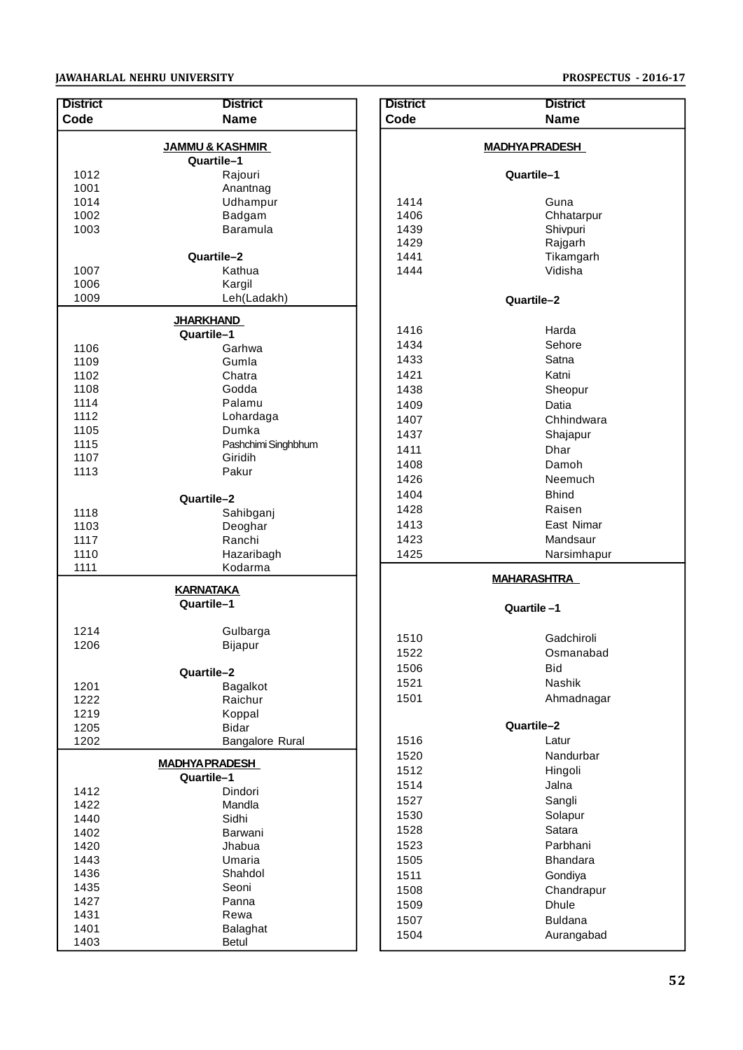| District Code | District Name |
|---|---|
| **JAMMU & KASHMIR** | |
| **Quartile–1** | |
| 1012 | Rajouri |
| 1001 | Anantnag |
| 1014 | Udhampur |
| 1002 | Badgam |
| 1003 | Baramula |
| **Quartile–2** | |
| 1007 | Kathua |
| 1006 | Kargil |
| 1009 | Leh(Ladakh) |
| **JHARKHAND** | |
| **Quartile–1** | |
| 1106 | Garhwa |
| 1109 | Gumla |
| 1102 | Chatra |
| 1108 | Godda |
| 1114 | Palamu |
| 1112 | Lohardaga |
| 1105 | Dumka |
| 1115 | Pashchimi Singhbhum |
| 1107 | Giridih |
| 1113 | Pakur |
| **Quartile–2** | |
| 1118 | Sahibganj |
| 1103 | Deoghar |
| 1117 | Ranchi |
| 1110 | Hazaribagh |
| 1111 | Kodarma |
| **KARNATAKA** | |
| **Quartile–1** | |
| 1214 | Gulbarga |
| 1206 | Bijapur |
| **Quartile–2** | |
| 1201 | Bagalkot |
| 1222 | Raichur |
| 1219 | Koppal |
| 1205 | Bidar |
| 1202 | Bangalore Rural |
| **MADHYA PRADESH** | |
| **Quartile–1** | |
| 1412 | Dindori |
| 1422 | Mandla |
| 1440 | Sidhi |
| 1402 | Barwani |
| 1420 | Jhabua |
| 1443 | Umaria |
| 1436 | Shahdol |
| 1435 | Seoni |
| 1427 | Panna |
| 1431 | Rewa |
| 1401 | Balaghat |
| 1403 | Betul |

| District Code | District Name |
|---|---|
| **MADHYA PRADESH** | |
| **Quartile–1** | |
| 1414 | Guna |
| 1406 | Chhatarpur |
| 1439 | Shivpuri |
| 1429 | Rajgarh |
| 1441 | Tikamgarh |
| 1444 | Vidisha |
| **Quartile–2** | |
| 1416 | Harda |
| 1434 | Sehore |
| 1433 | Satna |
| 1421 | Katni |
| 1438 | Sheopur |
| 1409 | Datia |
| 1407 | Chhindwara |
| 1437 | Shajapur |
| 1411 | Dhar |
| 1408 | Damoh |
| 1426 | Neemuch |
| 1404 | Bhind |
| 1428 | Raisen |
| 1413 | East Nimar |
| 1423 | Mandsaur |
| 1425 | Narsimhapur |
| **MAHARASHTRA** | |
| **Quartile –1** | |
| 1510 | Gadchiroli |
| 1522 | Osmanabad |
| 1506 | Bid |
| 1521 | Nashik |
| 1501 | Ahmadnagar |
| **Quartile–2** | |
| 1516 | Latur |
| 1520 | Nandurbar |
| 1512 | Hingoli |
| 1514 | Jalna |
| 1527 | Sangli |
| 1530 | Solapur |
| 1528 | Satara |
| 1523 | Parbhani |
| 1505 | Bhandara |
| 1511 | Gondiya |
| 1508 | Chandrapur |
| 1509 | Dhule |
| 1507 | Buldana |
| 1504 | Aurangabad |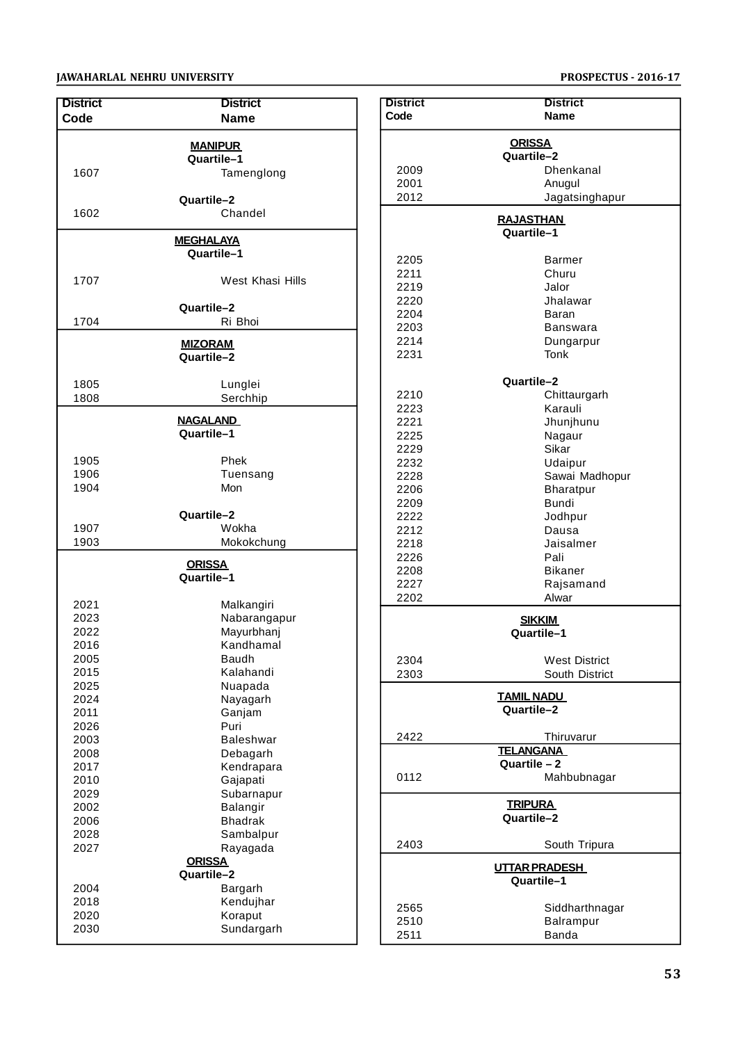| District Code | District Name |
|---|---|
| **MANIPUR** | |
| **Quartile–1** | |
| 1607 | Tamenglong |
| **Quartile–2** | |
| 1602 | Chandel |
| **MEGHALAYA** | |
| **Quartile–1** | |
| 1707 | West Khasi Hills |
| **Quartile–2** | |
| 1704 | Ri Bhoi |
| **MIZORAM** | |
| **Quartile–2** | |
| 1805 | Lunglei |
| 1808 | Serchhip |
| **NAGALAND** | |
| **Quartile–1** | |
| 1905 | Phek |
| 1906 | Tuensang |
| 1904 | Mon |
| **Quartile–2** | |
| 1907 | Wokha |
| 1903 | Mokokchung |
| **ORISSA** | |
| **Quartile–1** | |
| 2021 | Malkangiri |
| 2023 | Nabarangapur |
| 2022 | Mayurbhanj |
| 2016 | Kandhamal |
| 2005 | Baudh |
| 2015 | Kalahandi |
| 2025 | Nuapada |
| 2024 | Nayagarh |
| 2011 | Ganjam |
| 2026 | Puri |
| 2003 | Baleshwar |
| 2008 | Debagarh |
| 2017 | Kendrapara |
| 2010 | Gajapati |
| 2029 | Subarnapur |
| 2002 | Balangir |
| 2006 | Bhadrak |
| 2028 | Sambalpur |
| 2027 | Rayagada |
| **ORISSA** | |
| **Quartile–2** | |
| 2004 | Bargarh |
| 2018 | Kendujhar |
| 2020 | Koraput |
| 2030 | Sundargarh |
| **ORISSA** | |
| **Quartile–2** | |
| 2009 | Dhenkanal |
| 2001 | Anugul |
| 2012 | Jagatsinghapur |
| **RAJASTHAN** | |
| **Quartile–1** | |
| 2205 | Barmer |
| 2211 | Churu |
| 2219 | Jalor |
| 2220 | Jhalawar |
| 2204 | Baran |
| 2203 | Banswara |
| 2214 | Dungarpur |
| 2231 | Tonk |
| **Quartile–2** | |
| 2210 | Chittaurgarh |
| 2223 | Karauli |
| 2221 | Jhunjhunu |
| 2225 | Nagaur |
| 2229 | Sikar |
| 2232 | Udaipur |
| 2228 | Sawai Madhopur |
| 2206 | Bharatpur |
| 2209 | Bundi |
| 2222 | Jodhpur |
| 2212 | Dausa |
| 2218 | Jaisalmer |
| 2226 | Pali |
| 2208 | Bikaner |
| 2227 | Rajsamand |
| 2202 | Alwar |
| **SIKKIM** | |
| **Quartile–1** | |
| 2304 | West District |
| 2303 | South District |
| **TAMIL NADU** | |
| **Quartile–2** | |
| 2422 | Thiruvarur |
| **TELANGANA** | |
| **Quartile – 2** | |
| 0112 | Mahbubnagar |
| **TRIPURA** | |
| **Quartile–2** | |
| 2403 | South Tripura |
| **UTTAR PRADESH** | |
| **Quartile–1** | |
| 2565 | Siddharthnagar |
| 2510 | Balrampur |
| 2511 | Banda |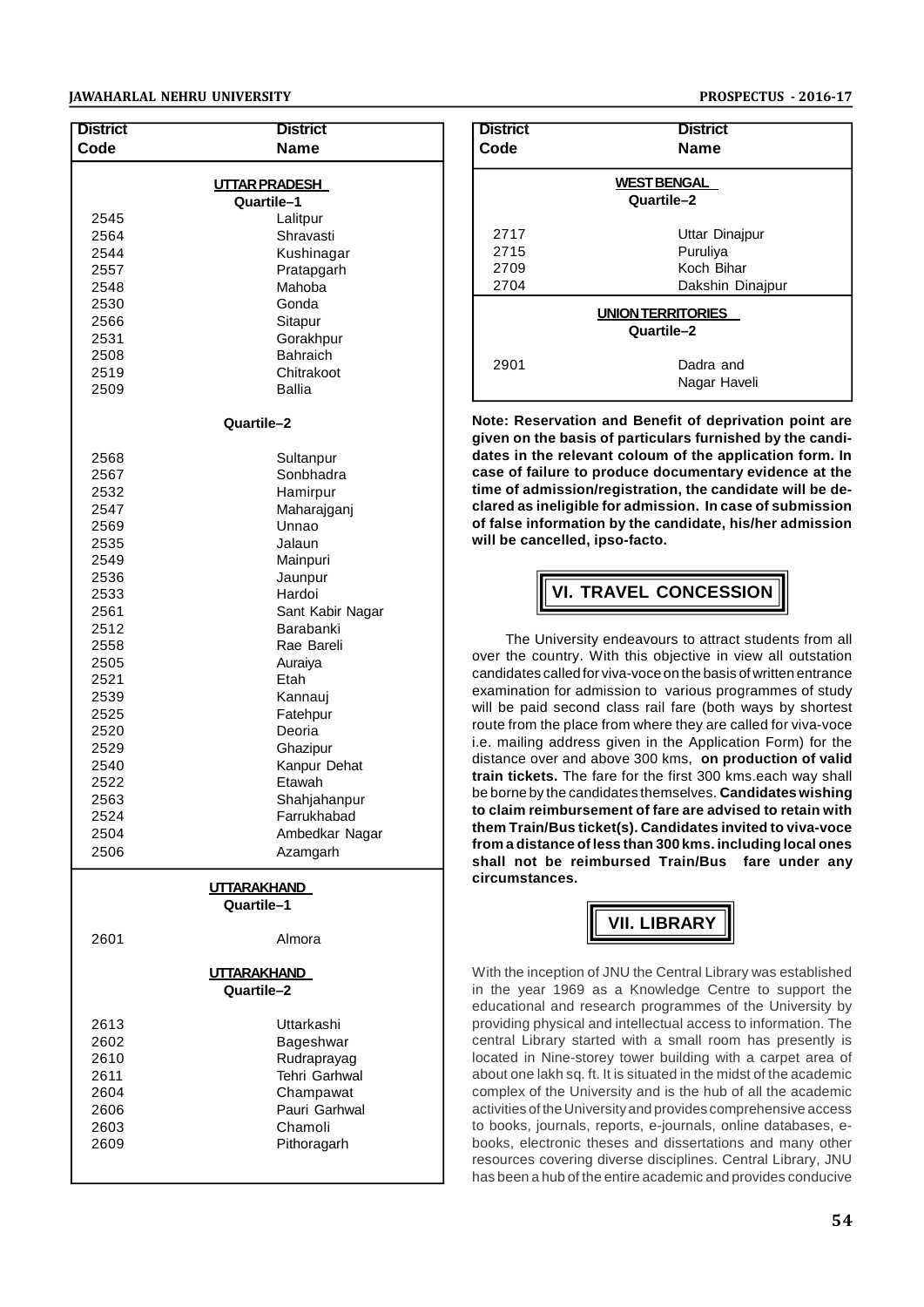| District Code | District Name |
|---|---|
| | **UTTAR PRADESH** |
| | **Quartile–1** |
| 2545 | Lalitpur |
| 2564 | Shravasti |
| 2544 | Kushinagar |
| 2557 | Pratapgarh |
| 2548 | Mahoba |
| 2530 | Gonda |
| 2566 | Sitapur |
| 2531 | Gorakhpur |
| 2508 | Bahraich |
| 2519 | Chitrakoot |
| 2509 | Ballia |
| | **Quartile–2** |
| 2568 | Sultanpur |
| 2567 | Sonbhadra |
| 2532 | Hamirpur |
| 2547 | Maharajganj |
| 2569 | Unnao |
| 2535 | Jalaun |
| 2549 | Mainpuri |
| 2536 | Jaunpur |
| 2533 | Hardoi |
| 2561 | Sant Kabir Nagar |
| 2512 | Barabanki |
| 2558 | Rae Bareli |
| 2505 | Auraiya |
| 2521 | Etah |
| 2539 | Kannauj |
| 2525 | Fatehpur |
| 2520 | Deoria |
| 2529 | Ghazipur |
| 2540 | Kanpur Dehat |
| 2522 | Etawah |
| 2563 | Shahjahanpur |
| 2524 | Farrukhabad |
| 2504 | Ambedkar Nagar |
| 2506 | Azamgarh |
| | **UTTARAKHAND** |
| | **Quartile–1** |
| 2601 | Almora |
| | **UTTARAKHAND** |
| | **Quartile–2** |
| 2613 | Uttarkashi |
| 2602 | Bageshwar |
| 2610 | Rudraprayag |
| 2611 | Tehri Garhwal |
| 2604 | Champawat |
| 2606 | Pauri Garhwal |
| 2603 | Chamoli |
| 2609 | Pithoragarh |
| | **WEST BENGAL** |
| | **Quartile–2** |
| 2717 | Uttar Dinajpur |
| 2715 | Puruliya |
| 2709 | Koch Bihar |
| 2704 | Dakshin Dinajpur |
| | **UNION TERRITORIES** |
| | **Quartile–2** |
| 2901 | Dadra and Nagar Haveli |

**Note: Reservation and Benefit of deprivation point are given on the basis of particulars furnished by the candidates in the relevant coloum of the application form. In case of failure to produce documentary evidence at the time of admission/registration, the candidate will be declared as ineligible for admission. In case of submission of false information by the candidate, his/her admission will be cancelled, ipso-facto.**

## VI. TRAVEL CONCESSION

The University endeavours to attract students from all over the country. With this objective in view all outstation candidates called for viva-voce on the basis of written entrance examination for admission to various programmes of study will be paid second class rail fare (both ways by shortest route from the place from where they are called for viva-voce i.e. mailing address given in the Application Form) for the distance over and above 300 kms, **on production of valid train tickets.** The fare for the first 300 kms.each way shall be borne by the candidates themselves. **Candidates wishing to claim reimbursement of fare are advised to retain with them Train/Bus ticket(s). Candidates invited to viva-voce from a distance of less than 300 kms. including local ones shall not be reimbursed Train/Bus fare under any circumstances.**

## VII. LIBRARY

With the inception of JNU the Central Library was established in the year 1969 as a Knowledge Centre to support the educational and research programmes of the University by providing physical and intellectual access to information. The central Library started with a small room has presently is located in Nine-storey tower building with a carpet area of about one lakh sq. ft. It is situated in the midst of the academic complex of the University and is the hub of all the academic activities of the University and provides comprehensive access to books, journals, reports, e-journals, online databases, e-books, electronic theses and dissertations and many other resources covering diverse disciplines. Central Library, JNU has been a hub of the entire academic and provides conducive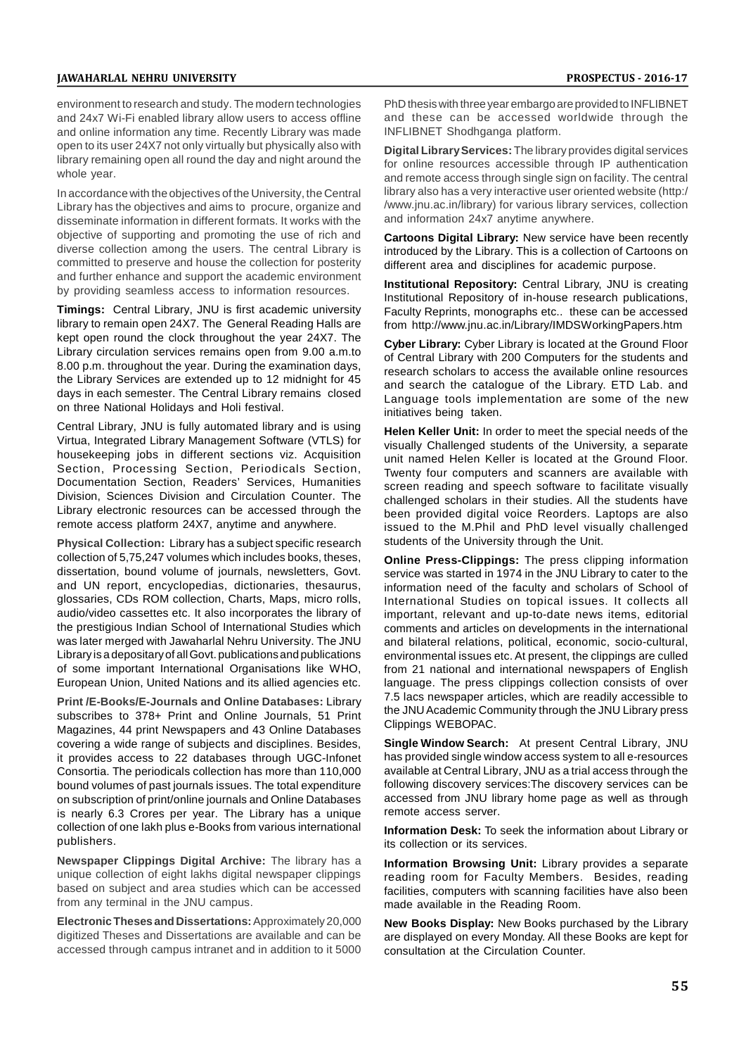environment to research and study. The modern technologies and 24x7 Wi-Fi enabled library allow users to access offline and online information any time. Recently Library was made open to its user 24X7 not only virtually but physically also with library remaining open all round the day and night around the whole year.

In accordance with the objectives of the University, the Central Library has the objectives and aims to procure, organize and disseminate information in different formats. It works with the objective of supporting and promoting the use of rich and diverse collection among the users. The central Library is committed to preserve and house the collection for posterity and further enhance and support the academic environment by providing seamless access to information resources.

**Timings:** Central Library, JNU is first academic university library to remain open 24X7. The General Reading Halls are kept open round the clock throughout the year 24X7. The Library circulation services remains open from 9.00 a.m.to 8.00 p.m. throughout the year. During the examination days, the Library Services are extended up to 12 midnight for 45 days in each semester. The Central Library remains closed on three National Holidays and Holi festival.

Central Library, JNU is fully automated library and is using Virtua, Integrated Library Management Software (VTLS) for housekeeping jobs in different sections viz. Acquisition Section, Processing Section, Periodicals Section, Documentation Section, Readers' Services, Humanities Division, Sciences Division and Circulation Counter. The Library electronic resources can be accessed through the remote access platform 24X7, anytime and anywhere.

**Physical Collection:** Library has a subject specific research collection of 5,75,247 volumes which includes books, theses, dissertation, bound volume of journals, newsletters, Govt. and UN report, encyclopedias, dictionaries, thesaurus, glossaries, CDs ROM collection, Charts, Maps, micro rolls, audio/video cassettes etc. It also incorporates the library of the prestigious Indian School of International Studies which was later merged with Jawaharlal Nehru University. The JNU Library is a depositary of all Govt. publications and publications of some important International Organisations like WHO, European Union, United Nations and its allied agencies etc.

**Print /E-Books/E-Journals and Online Databases:** Library subscribes to 378+ Print and Online Journals, 51 Print Magazines, 44 print Newspapers and 43 Online Databases covering a wide range of subjects and disciplines. Besides, it provides access to 22 databases through UGC-Infonet Consortia. The periodicals collection has more than 110,000 bound volumes of past journals issues. The total expenditure on subscription of print/online journals and Online Databases is nearly 6.3 Crores per year. The Library has a unique collection of one lakh plus e-Books from various international publishers.

**Newspaper Clippings Digital Archive:** The library has a unique collection of eight lakhs digital newspaper clippings based on subject and area studies which can be accessed from any terminal in the JNU campus.

**Electronic Theses and Dissertations:** Approximately 20,000 digitized Theses and Dissertations are available and can be accessed through campus intranet and in addition to it 5000 PhD thesis with three year embargo are provided to INFLIBNET and these can be accessed worldwide through the INFLIBNET Shodhganga platform.

**Digital Library Services:** The library provides digital services for online resources accessible through IP authentication and remote access through single sign on facility. The central library also has a very interactive user oriented website (http://www.jnu.ac.in/library) for various library services, collection and information 24x7 anytime anywhere.

**Cartoons Digital Library:** New service have been recently introduced by the Library. This is a collection of Cartoons on different area and disciplines for academic purpose.

**Institutional Repository:** Central Library, JNU is creating Institutional Repository of in-house research publications, Faculty Reprints, monographs etc.. these can be accessed from http://www.jnu.ac.in/Library/IMDSWorkingPapers.htm

**Cyber Library:** Cyber Library is located at the Ground Floor of Central Library with 200 Computers for the students and research scholars to access the available online resources and search the catalogue of the Library. ETD Lab. and Language tools implementation are some of the new initiatives being taken.

**Helen Keller Unit:** In order to meet the special needs of the visually Challenged students of the University, a separate unit named Helen Keller is located at the Ground Floor. Twenty four computers and scanners are available with screen reading and speech software to facilitate visually challenged scholars in their studies. All the students have been provided digital voice Reorders. Laptops are also issued to the M.Phil and PhD level visually challenged students of the University through the Unit.

**Online Press-Clippings:** The press clipping information service was started in 1974 in the JNU Library to cater to the information need of the faculty and scholars of School of International Studies on topical issues. It collects all important, relevant and up-to-date news items, editorial comments and articles on developments in the international and bilateral relations, political, economic, socio-cultural, environmental issues etc. At present, the clippings are culled from 21 national and international newspapers of English language. The press clippings collection consists of over 7.5 lacs newspaper articles, which are readily accessible to the JNU Academic Community through the JNU Library press Clippings WEBOPAC.

**Single Window Search:** At present Central Library, JNU has provided single window access system to all e-resources available at Central Library, JNU as a trial access through the following discovery services:The discovery services can be accessed from JNU library home page as well as through remote access server.

**Information Desk:** To seek the information about Library or its collection or its services.

**Information Browsing Unit:** Library provides a separate reading room for Faculty Members. Besides, reading facilities, computers with scanning facilities have also been made available in the Reading Room.

**New Books Display:** New Books purchased by the Library are displayed on every Monday. All these Books are kept for consultation at the Circulation Counter.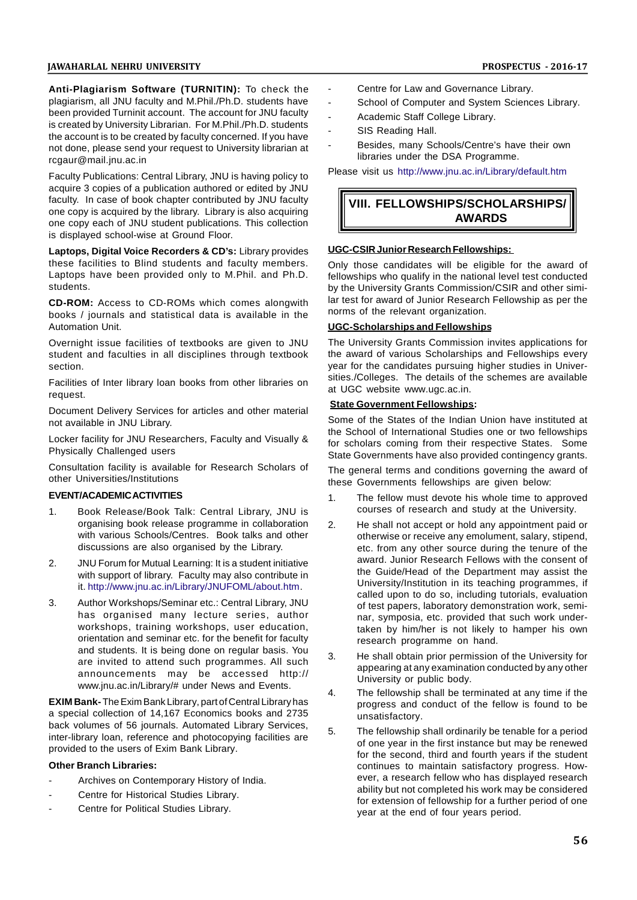**Anti-Plagiarism Software (TURNITIN):** To check the plagiarism, all JNU faculty and M.Phil./Ph.D. students have been provided Turninit account. The account for JNU faculty is created by University Librarian. For M.Phil./Ph.D. students the account is to be created by faculty concerned. If you have not done, please send your request to University librarian at rcgaur@mail.jnu.ac.in

Faculty Publications: Central Library, JNU is having policy to acquire 3 copies of a publication authored or edited by JNU faculty. In case of book chapter contributed by JNU faculty one copy is acquired by the library. Library is also acquiring one copy each of JNU student publications. This collection is displayed school-wise at Ground Floor.

**Laptops, Digital Voice Recorders & CD's:** Library provides these facilities to Blind students and faculty members. Laptops have been provided only to M.Phil. and Ph.D. students.

**CD-ROM:** Access to CD-ROMs which comes alongwith books / journals and statistical data is available in the Automation Unit.

Overnight issue facilities of textbooks are given to JNU student and faculties in all disciplines through textbook section.

Facilities of Inter library loan books from other libraries on request.

Document Delivery Services for articles and other material not available in JNU Library.

Locker facility for JNU Researchers, Faculty and Visually & Physically Challenged users

Consultation facility is available for Research Scholars of other Universities/Institutions

**EVENT/ACADEMIC ACTIVITIES**

1. Book Release/Book Talk: Central Library, JNU is organising book release programme in collaboration with various Schools/Centres. Book talks and other discussions are also organised by the Library.
2. JNU Forum for Mutual Learning: It is a student initiative with support of library. Faculty may also contribute in it. http://www.jnu.ac.in/Library/JNUFOML/about.htm.
3. Author Workshops/Seminar etc.: Central Library, JNU has organised many lecture series, author workshops, training workshops, user education, orientation and seminar etc. for the benefit for faculty and students. It is being done on regular basis. You are invited to attend such programmes. All such announcements may be accessed http://www.jnu.ac.in/Library/# under News and Events.

**EXIM Bank-** The Exim Bank Library, part of Central Library has a special collection of 14,167 Economics books and 2735 back volumes of 56 journals. Automated Library Services, inter-library loan, reference and photocopying facilities are provided to the users of Exim Bank Library.

**Other Branch Libraries:**

- Archives on Contemporary History of India.
- Centre for Historical Studies Library.
- Centre for Political Studies Library.
- Centre for Law and Governance Library.
- School of Computer and System Sciences Library.
- Academic Staff College Library.
- SIS Reading Hall.
- Besides, many Schools/Centre's have their own libraries under the DSA Programme.

Please visit us http://www.jnu.ac.in/Library/default.htm

## VIII. FELLOWSHIPS/SCHOLARSHIPS/ AWARDS

**UGC-CSIR Junior Research Fellowships:**

Only those candidates will be eligible for the award of fellowships who qualify in the national level test conducted by the University Grants Commission/CSIR and other similar test for award of Junior Research Fellowship as per the norms of the relevant organization.

**UGC-Scholarships and Fellowships**

The University Grants Commission invites applications for the award of various Scholarships and Fellowships every year for the candidates pursuing higher studies in Universities./Colleges. The details of the schemes are available at UGC website www.ugc.ac.in.

**State Government Fellowships:**

Some of the States of the Indian Union have instituted at the School of International Studies one or two fellowships for scholars coming from their respective States. Some State Governments have also provided contingency grants.

The general terms and conditions governing the award of these Governments fellowships are given below:

1. The fellow must devote his whole time to approved courses of research and study at the University.
2. He shall not accept or hold any appointment paid or otherwise or receive any emolument, salary, stipend, etc. from any other source during the tenure of the award. Junior Research Fellows with the consent of the Guide/Head of the Department may assist the University/Institution in its teaching programmes, if called upon to do so, including tutorials, evaluation of test papers, laboratory demonstration work, seminar, symposia, etc. provided that such work undertaken by him/her is not likely to hamper his own research programme on hand.
3. He shall obtain prior permission of the University for appearing at any examination conducted by any other University or public body.
4. The fellowship shall be terminated at any time if the progress and conduct of the fellow is found to be unsatisfactory.
5. The fellowship shall ordinarily be tenable for a period of one year in the first instance but may be renewed for the second, third and fourth years if the student continues to maintain satisfactory progress. However, a research fellow who has displayed research ability but not completed his work may be considered for extension of fellowship for a further period of one year at the end of four years period.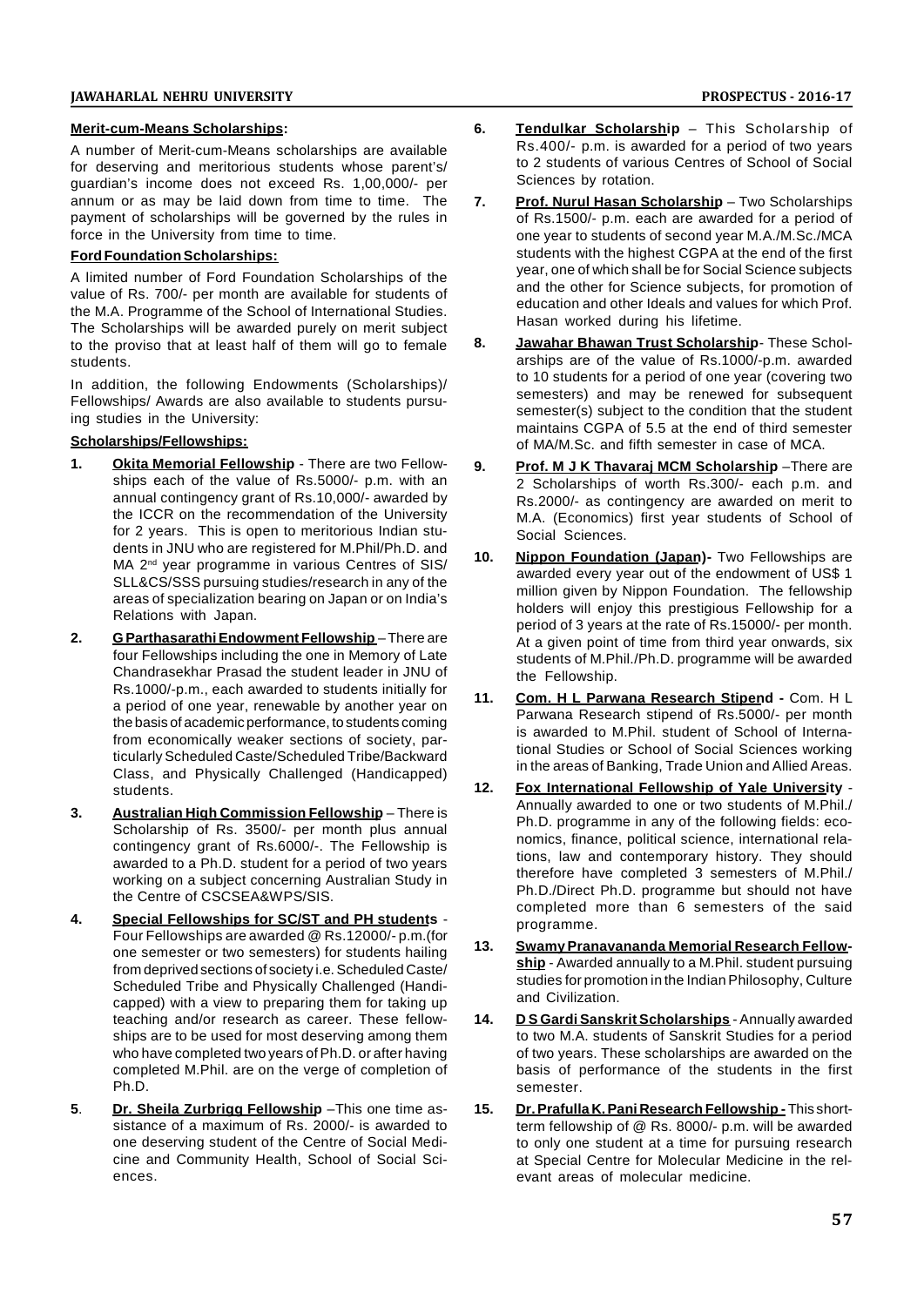**Merit-cum-Means Scholarships:**

A number of Merit-cum-Means scholarships are available for deserving and meritorious students whose parent's/ guardian's income does not exceed Rs. 1,00,000/- per annum or as may be laid down from time to time. The payment of scholarships will be governed by the rules in force in the University from time to time.

**Ford Foundation Scholarships:**

A limited number of Ford Foundation Scholarships of the value of Rs. 700/- per month are available for students of the M.A. Programme of the School of International Studies. The Scholarships will be awarded purely on merit subject to the proviso that at least half of them will go to female students.

In addition, the following Endowments (Scholarships)/ Fellowships/ Awards are also available to students pursuing studies in the University:

**Scholarships/Fellowships:**

1. **Okita Memorial Fellowship** - There are two Fellowships each of the value of Rs.5000/- p.m. with an annual contingency grant of Rs.10,000/- awarded by the ICCR on the recommendation of the University for 2 years. This is open to meritorious Indian students in JNU who are registered for M.Phil/Ph.D. and MA 2nd year programme in various Centres of SIS/ SLL&CS/SSS pursuing studies/research in any of the areas of specialization bearing on Japan or on India's Relations with Japan.

2. **G Parthasarathi Endowment Fellowship** – There are four Fellowships including the one in Memory of Late Chandrasekhar Prasad the student leader in JNU of Rs.1000/-p.m., each awarded to students initially for a period of one year, renewable by another year on the basis of academic performance, to students coming from economically weaker sections of society, particularly Scheduled Caste/Scheduled Tribe/Backward Class, and Physically Challenged (Handicapped) students.

3. **Australian High Commission Fellowship** – There is Scholarship of Rs. 3500/- per month plus annual contingency grant of Rs.6000/-. The Fellowship is awarded to a Ph.D. student for a period of two years working on a subject concerning Australian Study in the Centre of CSCSEA&WPS/SIS.

4. **Special Fellowships for SC/ST and PH students** - Four Fellowships are awarded @ Rs.12000/- p.m.(for one semester or two semesters) for students hailing from deprived sections of society i.e. Scheduled Caste/ Scheduled Tribe and Physically Challenged (Handicapped) with a view to preparing them for taking up teaching and/or research as career. These fellowships are to be used for most deserving among them who have completed two years of Ph.D. or after having completed M.Phil. are on the verge of completion of Ph.D.

5. **Dr. Sheila Zurbrigg Fellowship** –This one time assistance of a maximum of Rs. 2000/- is awarded to one deserving student of the Centre of Social Medicine and Community Health, School of Social Sciences.

6. **Tendulkar Scholarship** – This Scholarship of Rs.400/- p.m. is awarded for a period of two years to 2 students of various Centres of School of Social Sciences by rotation.

7. **Prof. Nurul Hasan Scholarship** – Two Scholarships of Rs.1500/- p.m. each are awarded for a period of one year to students of second year M.A./M.Sc./MCA students with the highest CGPA at the end of the first year, one of which shall be for Social Science subjects and the other for Science subjects, for promotion of education and other Ideals and values for which Prof. Hasan worked during his lifetime.

8. **Jawahar Bhawan Trust Scholarship**- These Scholarships are of the value of Rs.1000/-p.m. awarded to 10 students for a period of one year (covering two semesters) and may be renewed for subsequent semester(s) subject to the condition that the student maintains CGPA of 5.5 at the end of third semester of MA/M.Sc. and fifth semester in case of MCA.

9. **Prof. M J K Thavaraj MCM Scholarship** –There are 2 Scholarships of worth Rs.300/- each p.m. and Rs.2000/- as contingency are awarded on merit to M.A. (Economics) first year students of School of Social Sciences.

10. **Nippon Foundation (Japan)-** Two Fellowships are awarded every year out of the endowment of US$ 1 million given by Nippon Foundation. The fellowship holders will enjoy this prestigious Fellowship for a period of 3 years at the rate of Rs.15000/- per month. At a given point of time from third year onwards, six students of M.Phil./Ph.D. programme will be awarded the Fellowship.

11. **Com. H L Parwana Research Stipend -** Com. H L Parwana Research stipend of Rs.5000/- per month is awarded to M.Phil. student of School of International Studies or School of Social Sciences working in the areas of Banking, Trade Union and Allied Areas.

12. **Fox International Fellowship of Yale University** - Annually awarded to one or two students of M.Phil./ Ph.D. programme in any of the following fields: economics, finance, political science, international relations, law and contemporary history. They should therefore have completed 3 semesters of M.Phil./ Ph.D./Direct Ph.D. programme but should not have completed more than 6 semesters of the said programme.

13. **Swamy Pranavananda Memorial Research Fellowship** - Awarded annually to a M.Phil. student pursuing studies for promotion in the Indian Philosophy, Culture and Civilization.

14. **D S Gardi Sanskrit Scholarships** - Annually awarded to two M.A. students of Sanskrit Studies for a period of two years. These scholarships are awarded on the basis of performance of the students in the first semester.

15. **Dr. Prafulla K. Pani Research Fellowship -** This short-term fellowship of @ Rs. 8000/- p.m. will be awarded to only one student at a time for pursuing research at Special Centre for Molecular Medicine in the relevant areas of molecular medicine.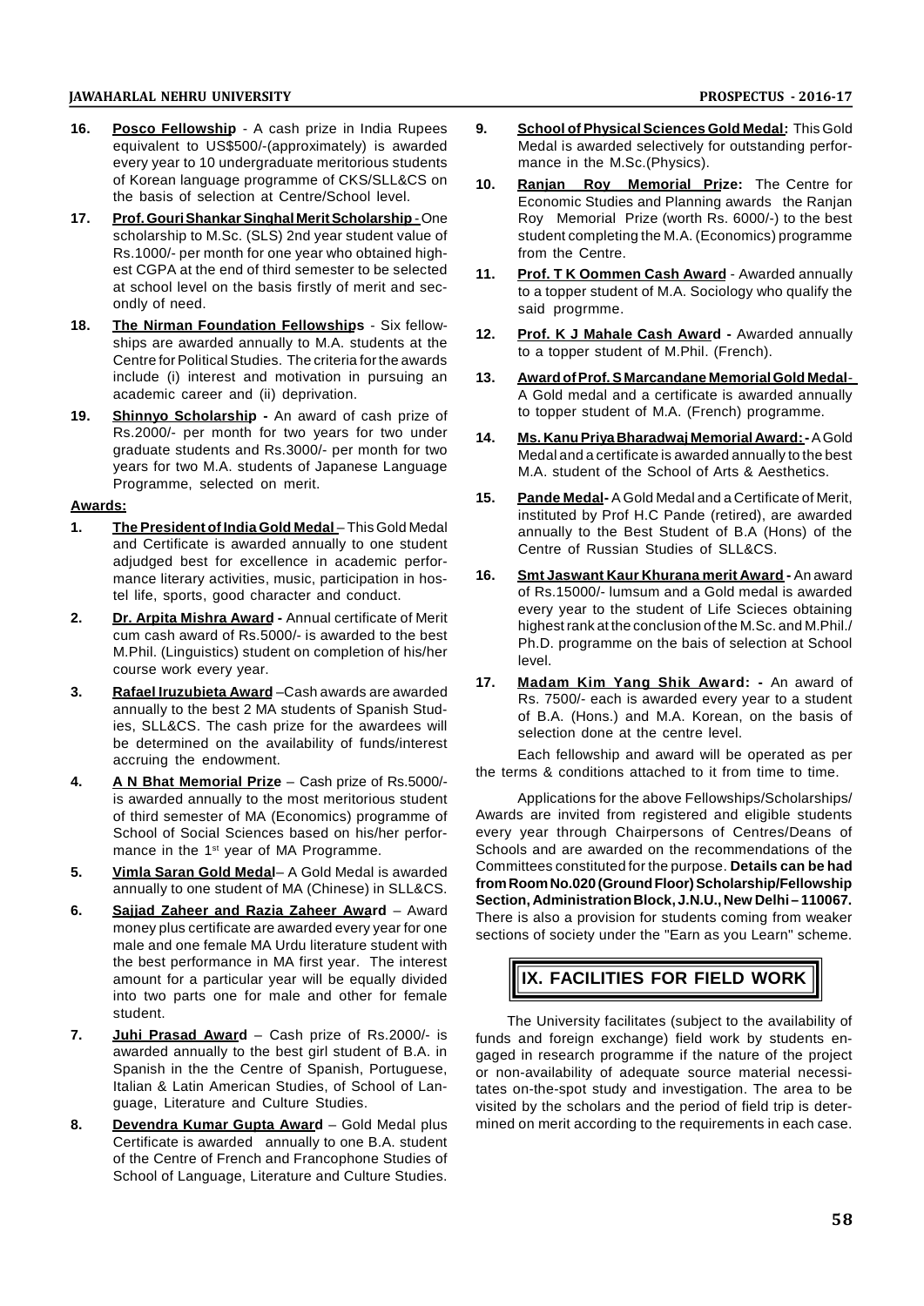16. **Posco Fellowship** - A cash prize in India Rupees equivalent to US$500/-(approximately) is awarded every year to 10 undergraduate meritorious students of Korean language programme of CKS/SLL&CS on the basis of selection at Centre/School level.

17. **Prof. Gouri Shankar Singhal Merit Scholarship** - One scholarship to M.Sc. (SLS) 2nd year student value of Rs.1000/- per month for one year who obtained highest CGPA at the end of third semester to be selected at school level on the basis firstly of merit and secondly of need.

18. **The Nirman Foundation Fellowships** - Six fellowships are awarded annually to M.A. students at the Centre for Political Studies. The criteria for the awards include (i) interest and motivation in pursuing an academic career and (ii) deprivation.

19. **Shinnyo Scholarship -** An award of cash prize of Rs.2000/- per month for two years for two under graduate students and Rs.3000/- per month for two years for two M.A. students of Japanese Language Programme, selected on merit.

**Awards:**

1. **The President of India Gold Medal** – This Gold Medal and Certificate is awarded annually to one student adjudged best for excellence in academic performance literary activities, music, participation in hostel life, sports, good character and conduct.

2. **Dr. Arpita Mishra Award -** Annual certificate of Merit cum cash award of Rs.5000/- is awarded to the best M.Phil. (Linguistics) student on completion of his/her course work every year.

3. **Rafael Iruzubieta Award** –Cash awards are awarded annually to the best 2 MA students of Spanish Studies, SLL&CS. The cash prize for the awardees will be determined on the availability of funds/interest accruing the endowment.

4. **A N Bhat Memorial Prize** – Cash prize of Rs.5000/- is awarded annually to the most meritorious student of third semester of MA (Economics) programme of School of Social Sciences based on his/her performance in the 1st year of MA Programme.

5. **Vimla Saran Gold Medal**– A Gold Medal is awarded annually to one student of MA (Chinese) in SLL&CS.

6. **Sajjad Zaheer and Razia Zaheer Award** – Award money plus certificate are awarded every year for one male and one female MA Urdu literature student with the best performance in MA first year. The interest amount for a particular year will be equally divided into two parts one for male and other for female student.

7. **Juhi Prasad Award** – Cash prize of Rs.2000/- is awarded annually to the best girl student of B.A. in Spanish in the the Centre of Spanish, Portuguese, Italian & Latin American Studies, of School of Language, Literature and Culture Studies.

8. **Devendra Kumar Gupta Award** – Gold Medal plus Certificate is awarded annually to one B.A. student of the Centre of French and Francophone Studies of School of Language, Literature and Culture Studies.

9. **School of Physical Sciences Gold Medal:** This Gold Medal is awarded selectively for outstanding performance in the M.Sc.(Physics).

10. **Ranjan Roy Memorial Prize:** The Centre for Economic Studies and Planning awards the Ranjan Roy Memorial Prize (worth Rs. 6000/-) to the best student completing the M.A. (Economics) programme from the Centre.

11. **Prof. T K Oommen Cash Award** - Awarded annually to a topper student of M.A. Sociology who qualify the said progrmme.

12. **Prof. K J Mahale Cash Award -** Awarded annually to a topper student of M.Phil. (French).

13. **Award of Prof. S Marcandane Memorial Gold Medal**- A Gold medal and a certificate is awarded annually to topper student of M.A. (French) programme.

14. **Ms. Kanu Priya Bharadwaj Memorial Award: -** A Gold Medal and a certificate is awarded annually to the best M.A. student of the School of Arts & Aesthetics.

15. **Pande Medal-** A Gold Medal and a Certificate of Merit, instituted by Prof H.C Pande (retired), are awarded annually to the Best Student of B.A (Hons) of the Centre of Russian Studies of SLL&CS.

16. **Smt Jaswant Kaur Khurana merit Award -** An award of Rs.15000/- lumsum and a Gold medal is awarded every year to the student of Life Scieces obtaining highest rank at the conclusion of the M.Sc. and M.Phil./Ph.D. programme on the bais of selection at School level.

17. **Madam Kim Yang Shik Award: -** An award of Rs. 7500/- each is awarded every year to a student of B.A. (Hons.) and M.A. Korean, on the basis of selection done at the centre level.

Each fellowship and award will be operated as per the terms & conditions attached to it from time to time.

Applications for the above Fellowships/Scholarships/Awards are invited from registered and eligible students every year through Chairpersons of Centres/Deans of Schools and are awarded on the recommendations of the Committees constituted for the purpose. **Details can be had from Room No.020 (Ground Floor) Scholarship/Fellowship Section, Administration Block, J.N.U., New Delhi – 110067.** There is also a provision for students coming from weaker sections of society under the "Earn as you Learn" scheme.

## IX. FACILITIES FOR FIELD WORK

The University facilitates (subject to the availability of funds and foreign exchange) field work by students engaged in research programme if the nature of the project or non-availability of adequate source material necessitates on-the-spot study and investigation. The area to be visited by the scholars and the period of field trip is determined on merit according to the requirements in each case.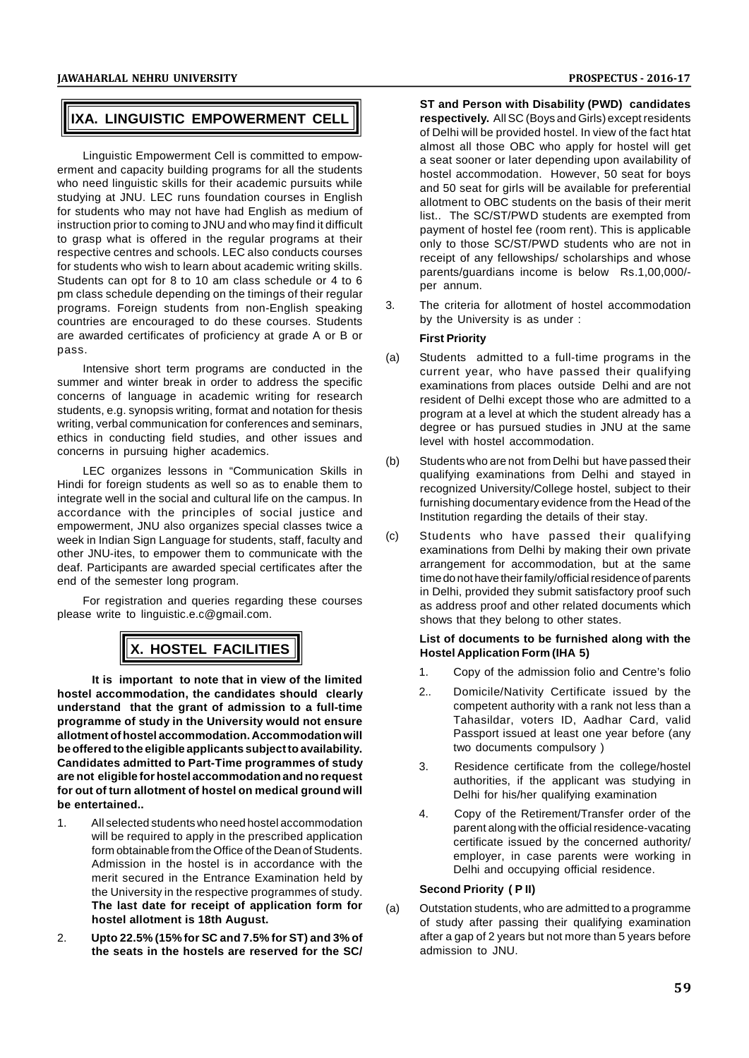## IXA. LINGUISTIC EMPOWERMENT CELL

Linguistic Empowerment Cell is committed to empowerment and capacity building programs for all the students who need linguistic skills for their academic pursuits while studying at JNU. LEC runs foundation courses in English for students who may not have had English as medium of instruction prior to coming to JNU and who may find it difficult to grasp what is offered in the regular programs at their respective centres and schools. LEC also conducts courses for students who wish to learn about academic writing skills. Students can opt for 8 to 10 am class schedule or 4 to 6 pm class schedule depending on the timings of their regular programs. Foreign students from non-English speaking countries are encouraged to do these courses. Students are awarded certificates of proficiency at grade A or B or pass.

Intensive short term programs are conducted in the summer and winter break in order to address the specific concerns of language in academic writing for research students, e.g. synopsis writing, format and notation for thesis writing, verbal communication for conferences and seminars, ethics in conducting field studies, and other issues and concerns in pursuing higher academics.

LEC organizes lessons in "Communication Skills in Hindi for foreign students as well so as to enable them to integrate well in the social and cultural life on the campus. In accordance with the principles of social justice and empowerment, JNU also organizes special classes twice a week in Indian Sign Language for students, staff, faculty and other JNU-ites, to empower them to communicate with the deaf. Participants are awarded special certificates after the end of the semester long program.

For registration and queries regarding these courses please write to linguistic.e.c@gmail.com.

## X. HOSTEL FACILITIES

**It is important to note that in view of the limited hostel accommodation, the candidates should clearly understand that the grant of admission to a full-time programme of study in the University would not ensure allotment of hostel accommodation. Accommodation will be offered to the eligible applicants subject to availability. Candidates admitted to Part-Time programmes of study are not eligible for hostel accommodation and no request for out of turn allotment of hostel on medical ground will be entertained..**

1. All selected students who need hostel accommodation will be required to apply in the prescribed application form obtainable from the Office of the Dean of Students. Admission in the hostel is in accordance with the merit secured in the Entrance Examination held by the University in the respective programmes of study. **The last date for receipt of application form for hostel allotment is 18th August.**

2. **Upto 22.5% (15% for SC and 7.5% for ST) and 3% of the seats in the hostels are reserved for the SC/ ST and Person with Disability (PWD) candidates respectively.** All SC (Boys and Girls) except residents of Delhi will be provided hostel. In view of the fact htat almost all those OBC who apply for hostel will get a seat sooner or later depending upon availability of hostel accommodation. However, 50 seat for boys and 50 seat for girls will be available for preferential allotment to OBC students on the basis of their merit list.. The SC/ST/PWD students are exempted from payment of hostel fee (room rent). This is applicable only to those SC/ST/PWD students who are not in receipt of any fellowships/ scholarships and whose parents/guardians income is below Rs.1,00,000/- per annum.

3. The criteria for allotment of hostel accommodation by the University is as under :

**First Priority**

(a) Students admitted to a full-time programs in the current year, who have passed their qualifying examinations from places outside Delhi and are not resident of Delhi except those who are admitted to a program at a level at which the student already has a degree or has pursued studies in JNU at the same level with hostel accommodation.

(b) Students who are not from Delhi but have passed their qualifying examinations from Delhi and stayed in recognized University/College hostel, subject to their furnishing documentary evidence from the Head of the Institution regarding the details of their stay.

(c) Students who have passed their qualifying examinations from Delhi by making their own private arrangement for accommodation, but at the same time do not have their family/official residence of parents in Delhi, provided they submit satisfactory proof such as address proof and other related documents which shows that they belong to other states.

**List of documents to be furnished along with the Hostel Application Form (IHA 5)**

1. Copy of the admission folio and Centre's folio
2.. Domicile/Nativity Certificate issued by the competent authority with a rank not less than a Tahasildar, voters ID, Aadhar Card, valid Passport issued at least one year before (any two documents compulsory )
3. Residence certificate from the college/hostel authorities, if the applicant was studying in Delhi for his/her qualifying examination
4. Copy of the Retirement/Transfer order of the parent along with the official residence-vacating certificate issued by the concerned authority/ employer, in case parents were working in Delhi and occupying official residence.

**Second Priority ( P II)**

(a) Outstation students, who are admitted to a programme of study after passing their qualifying examination after a gap of 2 years but not more than 5 years before admission to JNU.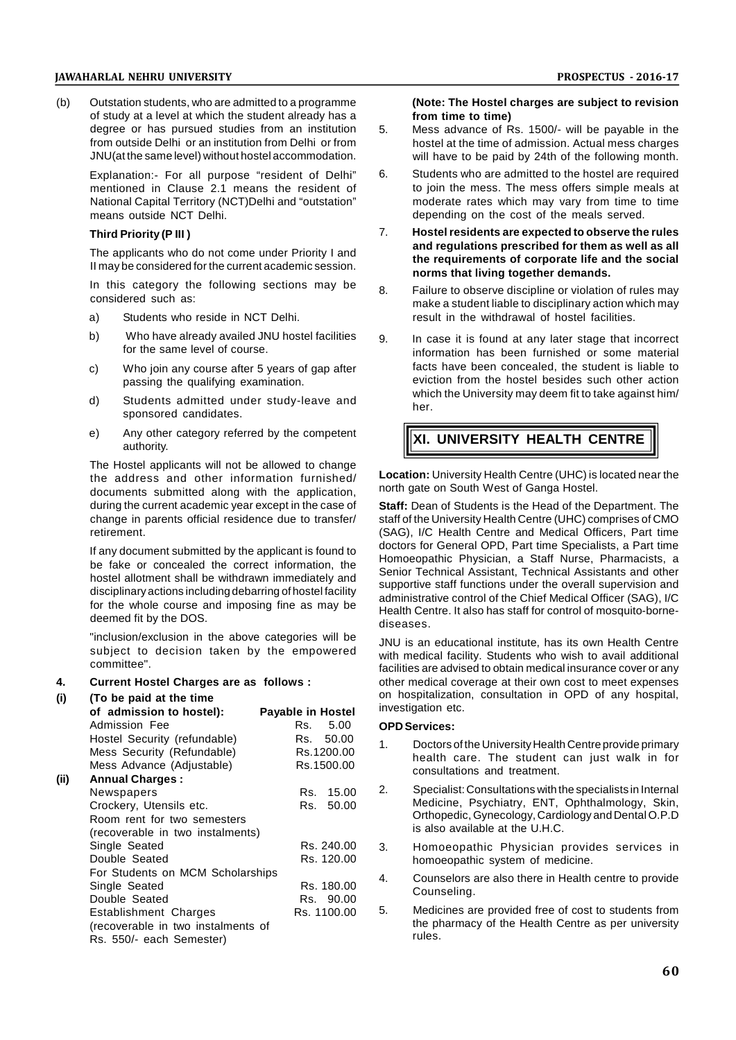(b) Outstation students, who are admitted to a programme of study at a level at which the student already has a degree or has pursued studies from an institution from outside Delhi or an institution from Delhi or from JNU(at the same level) without hostel accommodation.

Explanation:- For all purpose "resident of Delhi" mentioned in Clause 2.1 means the resident of National Capital Territory (NCT)Delhi and "outstation" means outside NCT Delhi.

**Third Priority (P III )**

The applicants who do not come under Priority I and II may be considered for the current academic session.

In this category the following sections may be considered such as:

a) Students who reside in NCT Delhi.

b) Who have already availed JNU hostel facilities for the same level of course.

c) Who join any course after 5 years of gap after passing the qualifying examination.

d) Students admitted under study-leave and sponsored candidates.

e) Any other category referred by the competent authority.

The Hostel applicants will not be allowed to change the address and other information furnished/ documents submitted along with the application, during the current academic year except in the case of change in parents official residence due to transfer/ retirement.

If any document submitted by the applicant is found to be fake or concealed the correct information, the hostel allotment shall be withdrawn immediately and disciplinary actions including debarring of hostel facility for the whole course and imposing fine as may be deemed fit by the DOS.

"inclusion/exclusion in the above categories will be subject to decision taken by the empowered committee".

**4. Current Hostel Charges are as follows :**

| | | |
|---|---|---|
| **(i)** | **(To be paid at the time of admission to hostel):** | **Payable in Hostel** |
| | Admission Fee | Rs. 5.00 |
| | Hostel Security (refundable) | Rs. 50.00 |
| | Mess Security (Refundable) | Rs.1200.00 |
| | Mess Advance (Adjustable) | Rs.1500.00 |
| **(ii)** | **Annual Charges :** | |
| | Newspapers | Rs. 15.00 |
| | Crockery, Utensils etc. | Rs. 50.00 |
| | Room rent for two semesters (recoverable in two instalments) | |
| | Single Seated | Rs. 240.00 |
| | Double Seated | Rs. 120.00 |
| | For Students on MCM Scholarships | |
| | Single Seated | Rs. 180.00 |
| | Double Seated | Rs. 90.00 |
| | Establishment Charges (recoverable in two instalments of Rs. 550/- each Semester) | Rs. 1100.00 |

**(Note: The Hostel charges are subject to revision from time to time)**

5. Mess advance of Rs. 1500/- will be payable in the hostel at the time of admission. Actual mess charges will have to be paid by 24th of the following month.

6. Students who are admitted to the hostel are required to join the mess. The mess offers simple meals at moderate rates which may vary from time to time depending on the cost of the meals served.

7. **Hostel residents are expected to observe the rules and regulations prescribed for them as well as all the requirements of corporate life and the social norms that living together demands.**

8. Failure to observe discipline or violation of rules may make a student liable to disciplinary action which may result in the withdrawal of hostel facilities.

9. In case it is found at any later stage that incorrect information has been furnished or some material facts have been concealed, the student is liable to eviction from the hostel besides such other action which the University may deem fit to take against him/ her.

## XI. UNIVERSITY HEALTH CENTRE

**Location:** University Health Centre (UHC) is located near the north gate on South West of Ganga Hostel.

**Staff:** Dean of Students is the Head of the Department. The staff of the University Health Centre (UHC) comprises of CMO (SAG), I/C Health Centre and Medical Officers, Part time doctors for General OPD, Part time Specialists, a Part time Homoeopathic Physician, a Staff Nurse, Pharmacists, a Senior Technical Assistant, Technical Assistants and other supportive staff functions under the overall supervision and administrative control of the Chief Medical Officer (SAG), I/C Health Centre. It also has staff for control of mosquito-borne-diseases.

JNU is an educational institute, has its own Health Centre with medical facility. Students who wish to avail additional facilities are advised to obtain medical insurance cover or any other medical coverage at their own cost to meet expenses on hospitalization, consultation in OPD of any hospital, investigation etc.

**OPD Services:**

1. Doctors of the University Health Centre provide primary health care. The student can just walk in for consultations and treatment.

2. Specialist: Consultations with the specialists in Internal Medicine, Psychiatry, ENT, Ophthalmology, Skin, Orthopedic, Gynecology, Cardiology and Dental O.P.D is also available at the U.H.C.

3. Homoeopathic Physician provides services in homoeopathic system of medicine.

4. Counselors are also there in Health centre to provide Counseling.

5. Medicines are provided free of cost to students from the pharmacy of the Health Centre as per university rules.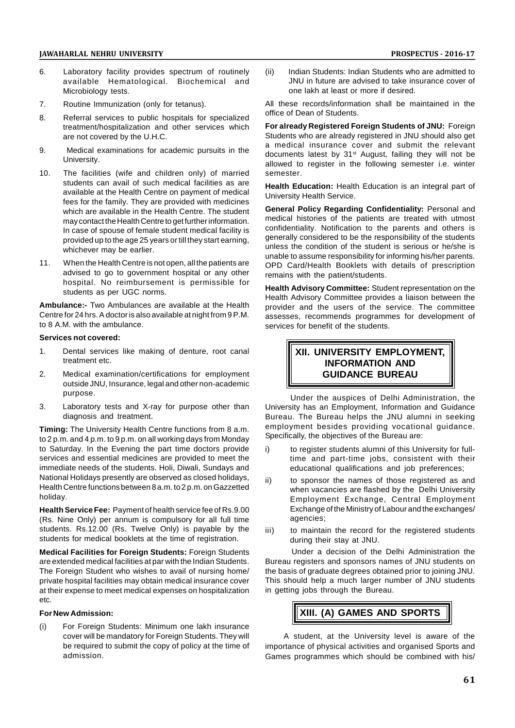6. Laboratory facility provides spectrum of routinely available Hematological. Biochemical and Microbiology tests.

7. Routine Immunization (only for tetanus).

8. Referral services to public hospitals for specialized treatment/hospitalization and other services which are not covered by the U.H.C.

9. Medical examinations for academic pursuits in the University.

10. The facilities (wife and children only) of married students can avail of such medical facilities as are available at the Health Centre on payment of medical fees for the family. They are provided with medicines which are available in the Health Centre. The student may contact the Health Centre to get further information. In case of spouse of female student medical facility is provided up to the age 25 years or till they start earning, whichever may be earlier.

11. When the Health Centre is not open, all the patients are advised to go to government hospital or any other hospital. No reimbursement is permissible for students as per UGC norms.

**Ambulance:-** Two Ambulances are available at the Health Centre for 24 hrs. A doctor is also available at night from 9 P.M. to 8 A.M. with the ambulance.

**Services not covered:**

1. Dental services like making of denture, root canal treatment etc.

2. Medical examination/certifications for employment outside JNU, Insurance, legal and other non-academic purpose.

3. Laboratory tests and X-ray for purpose other than diagnosis and treatment.

**Timing:** The University Health Centre functions from 8 a.m. to 2 p.m. and 4 p.m. to 9 p.m. on all working days from Monday to Saturday. In the Evening the part time doctors provide services and essential medicines are provided to meet the immediate needs of the students. Holi, Diwali, Sundays and National Holidays presently are observed as closed holidays, Health Centre functions between 8 a.m. to 2 p.m. on Gazzetted holiday.

**Health Service Fee:** Payment of health service fee of Rs.9.00 (Rs. Nine Only) per annum is compulsory for all full time students. Rs.12.00 (Rs. Twelve Only) is payable by the students for medical booklets at the time of registration.

**Medical Facilities for Foreign Students:** Foreign Students are extended medical facilities at par with the Indian Students. The Foreign Student who wishes to avail of nursing home/ private hospital facilities may obtain medical insurance cover at their expense to meet medical expenses on hospitalization etc.

**For New Admission:**

(i) For Foreign Students: Minimum one lakh insurance cover will be mandatory for Foreign Students. They will be required to submit the copy of policy at the time of admission.

(ii) Indian Students: Indian Students who are admitted to JNU in future are advised to take insurance cover of one lakh at least or more if desired.

All these records/information shall be maintained in the office of Dean of Students.

**For already Registered Foreign Students of JNU:** Foreign Students who are already registered in JNU should also get a medical insurance cover and submit the relevant documents latest by 31st August, failing they will not be allowed to register in the following semester i.e. winter semester.

**Health Education:** Health Education is an integral part of University Health Service.

**General Policy Regarding Confidentiality:** Personal and medical histories of the patients are treated with utmost confidentiality. Notification to the parents and others is generally considered to be the responsibility of the students unless the condition of the student is serious or he/she is unable to assume responsibility for informing his/her parents. OPD Card/Health Booklets with details of prescription remains with the patient/students.

**Health Advisory Committee:** Student representation on the Health Advisory Committee provides a liaison between the provider and the users of the service. The committee assesses, recommends programmes for development of services for benefit of the students.

## XII. UNIVERSITY EMPLOYMENT, INFORMATION AND GUIDANCE BUREAU

Under the auspices of Delhi Administration, the University has an Employment, Information and Guidance Bureau. The Bureau helps the JNU alumni in seeking employment besides providing vocational guidance. Specifically, the objectives of the Bureau are:

i) to register students alumni of this University for full-time and part-time jobs, consistent with their educational qualifications and job preferences;

ii) to sponsor the names of those registered as and when vacancies are flashed by the Delhi University Employment Exchange, Central Employment Exchange of the Ministry of Labour and the exchanges/ agencies;

iii) to maintain the record for the registered students during their stay at JNU.

Under a decision of the Delhi Administration the Bureau registers and sponsors names of JNU students on the basis of graduate degrees obtained prior to joining JNU. This should help a much larger number of JNU students in getting jobs through the Bureau.

## XIII. (A) GAMES AND SPORTS

A student, at the University level is aware of the importance of physical activities and organised Sports and Games programmes which should be combined with his/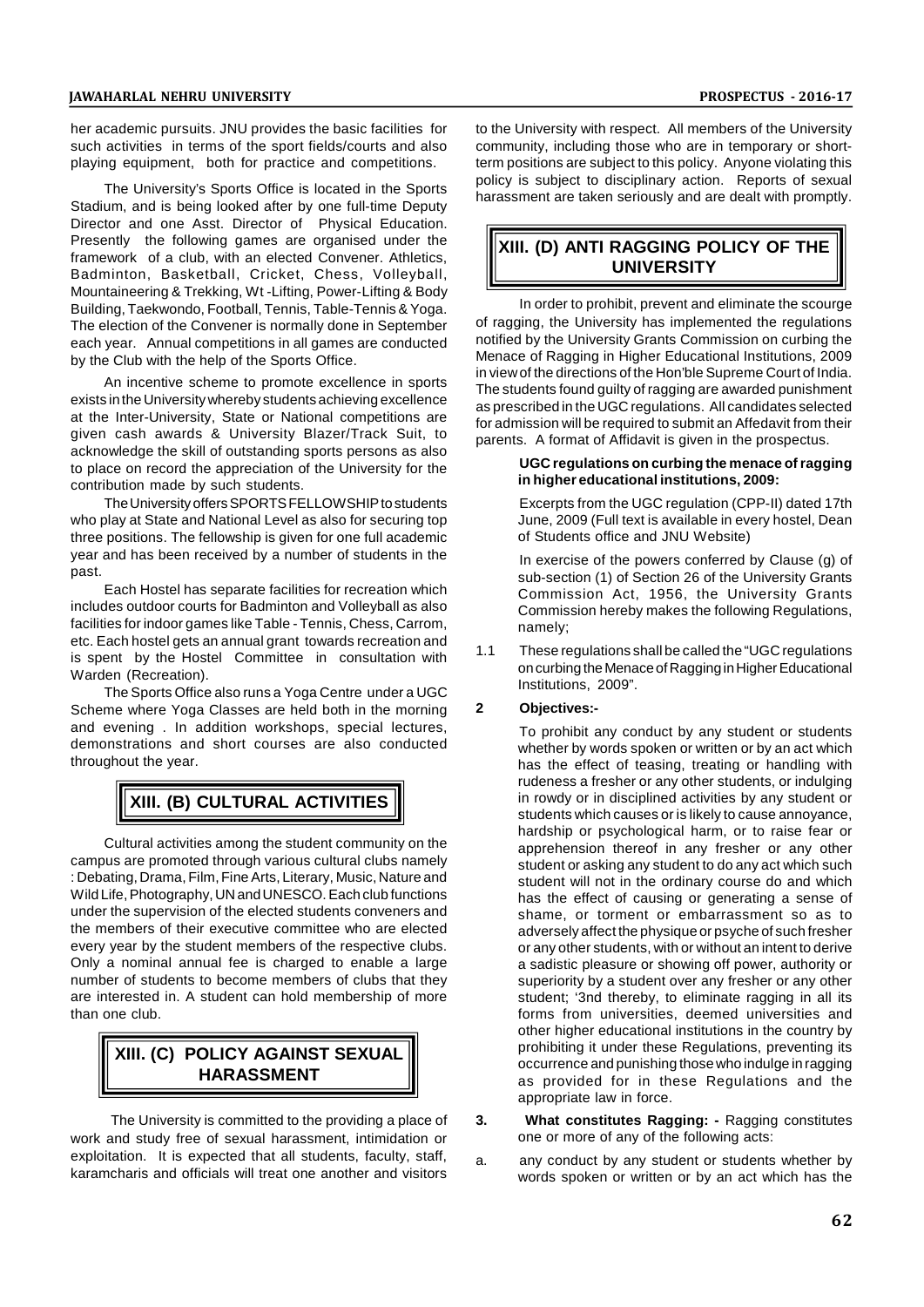her academic pursuits. JNU provides the basic facilities for such activities in terms of the sport fields/courts and also playing equipment, both for practice and competitions.

The University's Sports Office is located in the Sports Stadium, and is being looked after by one full-time Deputy Director and one Asst. Director of Physical Education. Presently the following games are organised under the framework of a club, with an elected Convener. Athletics, Badminton, Basketball, Cricket, Chess, Volleyball, Mountaineering & Trekking, Wt -Lifting, Power-Lifting & Body Building, Taekwondo, Football, Tennis, Table-Tennis & Yoga. The election of the Convener is normally done in September each year. Annual competitions in all games are conducted by the Club with the help of the Sports Office.

An incentive scheme to promote excellence in sports exists in the University whereby students achieving excellence at the Inter-University, State or National competitions are given cash awards & University Blazer/Track Suit, to acknowledge the skill of outstanding sports persons as also to place on record the appreciation of the University for the contribution made by such students.

The University offers SPORTS FELLOWSHIP to students who play at State and National Level as also for securing top three positions. The fellowship is given for one full academic year and has been received by a number of students in the past.

Each Hostel has separate facilities for recreation which includes outdoor courts for Badminton and Volleyball as also facilities for indoor games like Table - Tennis, Chess, Carrom, etc. Each hostel gets an annual grant towards recreation and is spent by the Hostel Committee in consultation with Warden (Recreation).

The Sports Office also runs a Yoga Centre under a UGC Scheme where Yoga Classes are held both in the morning and evening . In addition workshops, special lectures, demonstrations and short courses are also conducted throughout the year.

## XIII. (B) CULTURAL ACTIVITIES

Cultural activities among the student community on the campus are promoted through various cultural clubs namely : Debating, Drama, Film, Fine Arts, Literary, Music, Nature and Wild Life, Photography, UN and UNESCO. Each club functions under the supervision of the elected students conveners and the members of their executive committee who are elected every year by the student members of the respective clubs. Only a nominal annual fee is charged to enable a large number of students to become members of clubs that they are interested in. A student can hold membership of more than one club.

## XIII. (C) POLICY AGAINST SEXUAL HARASSMENT

The University is committed to the providing a place of work and study free of sexual harassment, intimidation or exploitation. It is expected that all students, faculty, staff, karamcharis and officials will treat one another and visitors to the University with respect. All members of the University community, including those who are in temporary or short-term positions are subject to this policy. Anyone violating this policy is subject to disciplinary action. Reports of sexual harassment are taken seriously and are dealt with promptly.

## XIII. (D) ANTI RAGGING POLICY OF THE UNIVERSITY

In order to prohibit, prevent and eliminate the scourge of ragging, the University has implemented the regulations notified by the University Grants Commission on curbing the Menace of Ragging in Higher Educational Institutions, 2009 in view of the directions of the Hon'ble Supreme Court of India. The students found guilty of ragging are awarded punishment as prescribed in the UGC regulations. All candidates selected for admission will be required to submit an Affedavit from their parents. A format of Affidavit is given in the prospectus.

**UGC regulations on curbing the menace of ragging in higher educational institutions, 2009:**

Excerpts from the UGC regulation (CPP-II) dated 17th June, 2009 (Full text is available in every hostel, Dean of Students office and JNU Website)

In exercise of the powers conferred by Clause (g) of sub-section (1) of Section 26 of the University Grants Commission Act, 1956, the University Grants Commission hereby makes the following Regulations, namely;

1.1 These regulations shall be called the "UGC regulations on curbing the Menace of Ragging in Higher Educational Institutions, 2009".

**2 Objectives:-**

To prohibit any conduct by any student or students whether by words spoken or written or by an act which has the effect of teasing, treating or handling with rudeness a fresher or any other students, or indulging in rowdy or in disciplined activities by any student or students which causes or is likely to cause annoyance, hardship or psychological harm, or to raise fear or apprehension thereof in any fresher or any other student or asking any student to do any act which such student will not in the ordinary course do and which has the effect of causing or generating a sense of shame, or torment or embarrassment so as to adversely affect the physique or psyche of such fresher or any other students, with or without an intent to derive a sadistic pleasure or showing off power, authority or superiority by a student over any fresher or any other student; '3nd thereby, to eliminate ragging in all its forms from universities, deemed universities and other higher educational institutions in the country by prohibiting it under these Regulations, preventing its occurrence and punishing those who indulge in ragging as provided for in these Regulations and the appropriate law in force.

**3. What constitutes Ragging: -** Ragging constitutes one or more of any of the following acts:

a. any conduct by any student or students whether by words spoken or written or by an act which has the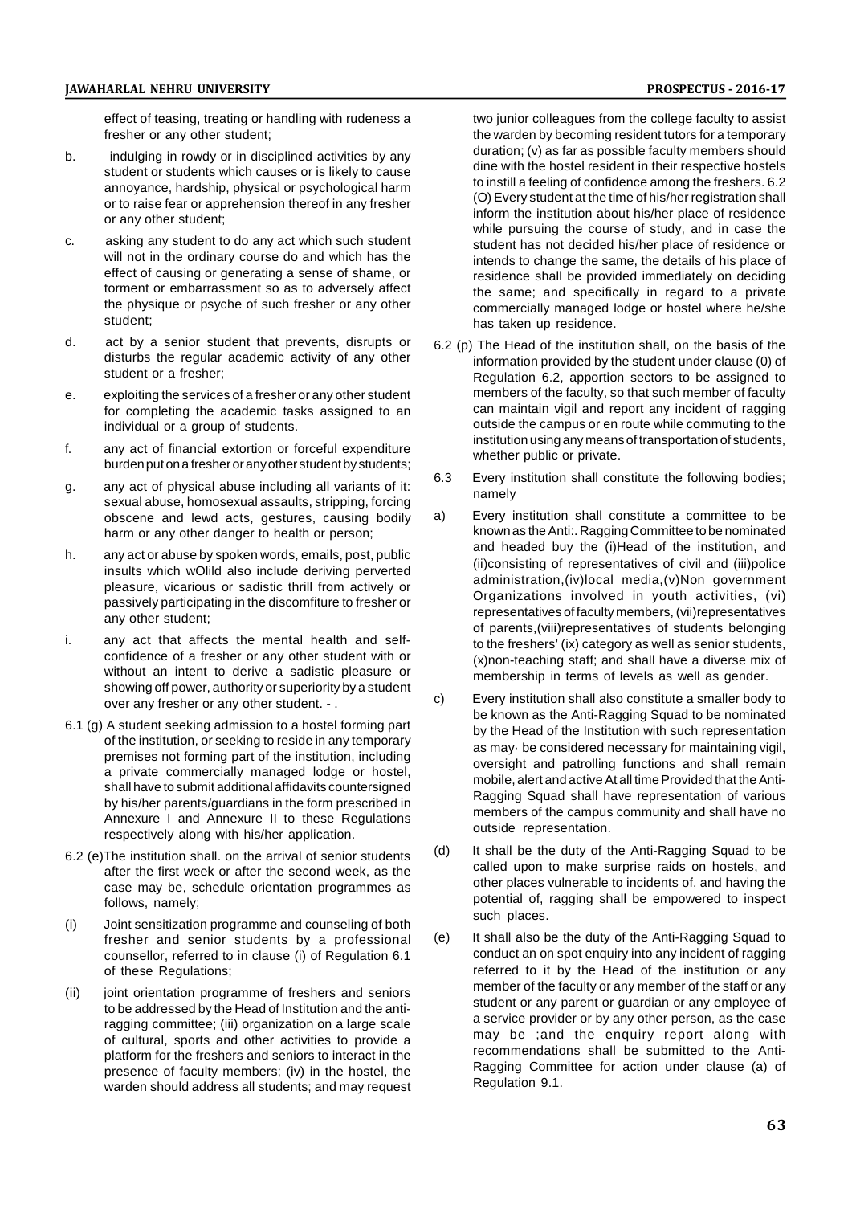effect of teasing, treating or handling with rudeness a fresher or any other student;

b. indulging in rowdy or in disciplined activities by any student or students which causes or is likely to cause annoyance, hardship, physical or psychological harm or to raise fear or apprehension thereof in any fresher or any other student;

c. asking any student to do any act which such student will not in the ordinary course do and which has the effect of causing or generating a sense of shame, or torment or embarrassment so as to adversely affect the physique or psyche of such fresher or any other student;

d. act by a senior student that prevents, disrupts or disturbs the regular academic activity of any other student or a fresher;

e. exploiting the services of a fresher or any other student for completing the academic tasks assigned to an individual or a group of students.

f. any act of financial extortion or forceful expenditure burden put on a fresher or any other student by students;

g. any act of physical abuse including all variants of it: sexual abuse, homosexual assaults, stripping, forcing obscene and lewd acts, gestures, causing bodily harm or any other danger to health or person;

h. any act or abuse by spoken words, emails, post, public insults which wOlild also include deriving perverted pleasure, vicarious or sadistic thrill from actively or passively participating in the discomfiture to fresher or any other student;

i. any act that affects the mental health and self-confidence of a fresher or any other student with or without an intent to derive a sadistic pleasure or showing off power, authority or superiority by a student over any fresher or any other student. - .

6.1 (g) A student seeking admission to a hostel forming part of the institution, or seeking to reside in any temporary premises not forming part of the institution, including a private commercially managed lodge or hostel, shall have to submit additional affidavits countersigned by his/her parents/guardians in the form prescribed in Annexure I and Annexure II to these Regulations respectively along with his/her application.

6.2 (e)The institution shall. on the arrival of senior students after the first week or after the second week, as the case may be, schedule orientation programmes as follows, namely;

(i) Joint sensitization programme and counseling of both fresher and senior students by a professional counsellor, referred to in clause (i) of Regulation 6.1 of these Regulations;

(ii) joint orientation programme of freshers and seniors to be addressed by the Head of Institution and the anti-ragging committee; (iii) organization on a large scale of cultural, sports and other activities to provide a platform for the freshers and seniors to interact in the presence of faculty members; (iv) in the hostel, the warden should address all students; and may request two junior colleagues from the college faculty to assist the warden by becoming resident tutors for a temporary duration; (v) as far as possible faculty members should dine with the hostel resident in their respective hostels to instill a feeling of confidence among the freshers. 6.2 (O) Every student at the time of his/her registration shall inform the institution about his/her place of residence while pursuing the course of study, and in case the student has not decided his/her place of residence or intends to change the same, the details of his place of residence shall be provided immediately on deciding the same; and specifically in regard to a private commercially managed lodge or hostel where he/she has taken up residence.

6.2 (p) The Head of the institution shall, on the basis of the information provided by the student under clause (0) of Regulation 6.2, apportion sectors to be assigned to members of the faculty, so that such member of faculty can maintain vigil and report any incident of ragging outside the campus or en route while commuting to the institution using any means of transportation of students, whether public or private.

6.3 Every institution shall constitute the following bodies; namely

a) Every institution shall constitute a committee to be known as the Anti:. Ragging Committee to be nominated and headed buy the (i)Head of the institution, and (ii)consisting of representatives of civil and (iii)police administration,(iv)local media,(v)Non government Organizations involved in youth activities, (vi) representatives of faculty members, (vii)representatives of parents,(viii)representatives of students belonging to the freshers' (ix) category as well as senior students, (x)non-teaching staff; and shall have a diverse mix of membership in terms of levels as well as gender.

c) Every institution shall also constitute a smaller body to be known as the Anti-Ragging Squad to be nominated by the Head of the Institution with such representation as may· be considered necessary for maintaining vigil, oversight and patrolling functions and shall remain mobile, alert and active At all time Provided that the Anti-Ragging Squad shall have representation of various members of the campus community and shall have no outside representation.

(d) It shall be the duty of the Anti-Ragging Squad to be called upon to make surprise raids on hostels, and other places vulnerable to incidents of, and having the potential of, ragging shall be empowered to inspect such places.

(e) It shall also be the duty of the Anti-Ragging Squad to conduct an on spot enquiry into any incident of ragging referred to it by the Head of the institution or any member of the faculty or any member of the staff or any student or any parent or guardian or any employee of a service provider or by any other person, as the case may be ;and the enquiry report along with recommendations shall be submitted to the Anti-Ragging Committee for action under clause (a) of Regulation 9.1.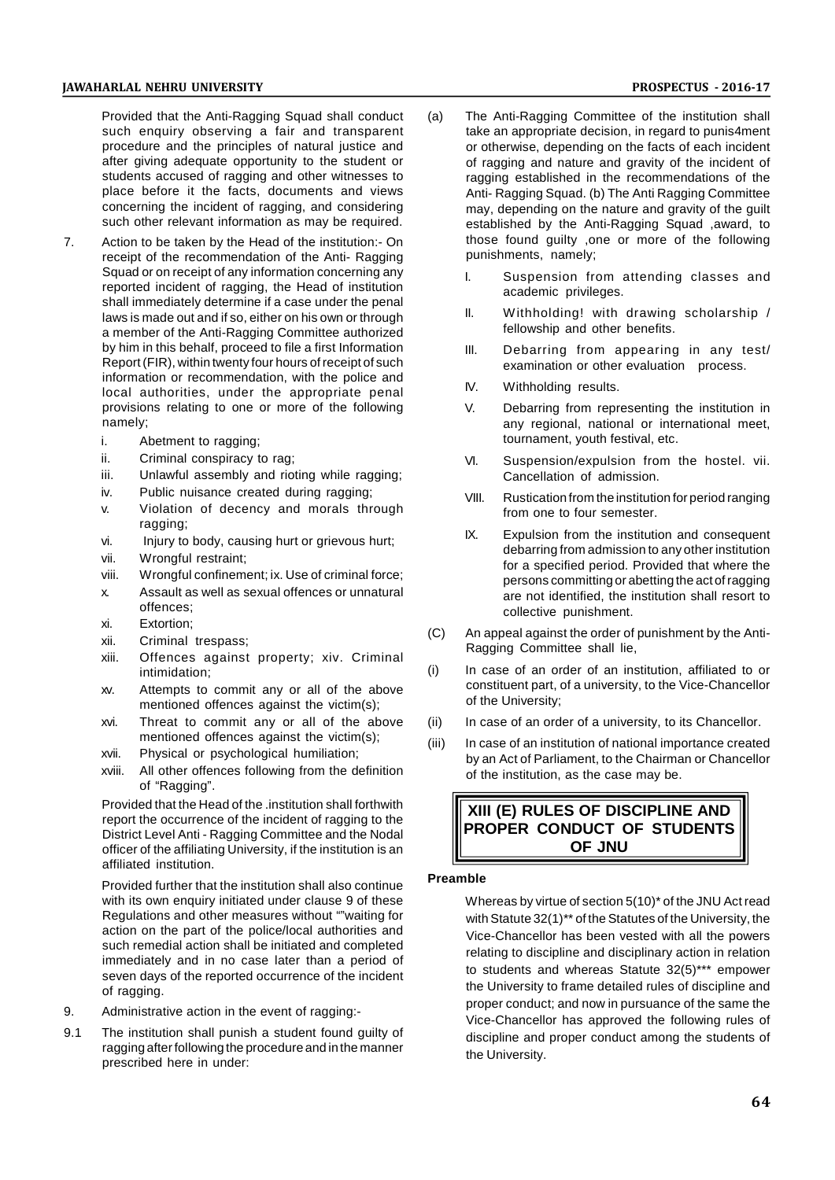Provided that the Anti-Ragging Squad shall conduct such enquiry observing a fair and transparent procedure and the principles of natural justice and after giving adequate opportunity to the student or students accused of ragging and other witnesses to place before it the facts, documents and views concerning the incident of ragging, and considering such other relevant information as may be required.

7. Action to be taken by the Head of the institution:- On receipt of the recommendation of the Anti- Ragging Squad or on receipt of any information concerning any reported incident of ragging, the Head of institution shall immediately determine if a case under the penal laws is made out and if so, either on his own or through a member of the Anti-Ragging Committee authorized by him in this behalf, proceed to file a first Information Report (FIR), within twenty four hours of receipt of such information or recommendation, with the police and local authorities, under the appropriate penal provisions relating to one or more of the following namely;

   i. Abetment to ragging;
   ii. Criminal conspiracy to rag;
   iii. Unlawful assembly and rioting while ragging;
   iv. Public nuisance created during ragging;
   v. Violation of decency and morals through ragging;
   vi. Injury to body, causing hurt or grievous hurt;
   vii. Wrongful restraint;
   viii. Wrongful confinement; ix. Use of criminal force;
   x. Assault as well as sexual offences or unnatural offences;
   xi. Extortion;
   xii. Criminal trespass;
   xiii. Offences against property; xiv. Criminal intimidation;
   xv. Attempts to commit any or all of the above mentioned offences against the victim(s);
   xvi. Threat to commit any or all of the above mentioned offences against the victim(s);
   xvii. Physical or psychological humiliation;
   xviii. All other offences following from the definition of "Ragging".

   Provided that the Head of the .institution shall forthwith report the occurrence of the incident of ragging to the District Level Anti - Ragging Committee and the Nodal officer of the affiliating University, if the institution is an affiliated institution.

   Provided further that the institution shall also continue with its own enquiry initiated under clause 9 of these Regulations and other measures without ""waiting for action on the part of the police/local authorities and such remedial action shall be initiated and completed immediately and in no case later than a period of seven days of the reported occurrence of the incident of ragging.

9. Administrative action in the event of ragging:-

9.1 The institution shall punish a student found guilty of ragging after following the procedure and in the manner prescribed here in under:

(a) The Anti-Ragging Committee of the institution shall take an appropriate decision, in regard to punis4ment or otherwise, depending on the facts of each incident of ragging and nature and gravity of the incident of ragging established in the recommendations of the Anti- Ragging Squad. (b) The Anti Ragging Committee may, depending on the nature and gravity of the guilt established by the Anti-Ragging Squad ,award, to those found guilty ,one or more of the following punishments, namely;

   I. Suspension from attending classes and academic privileges.
   II. Withholding! with drawing scholarship / fellowship and other benefits.
   III. Debarring from appearing in any test/ examination or other evaluation process.
   IV. Withholding results.
   V. Debarring from representing the institution in any regional, national or international meet, tournament, youth festival, etc.
   VI. Suspension/expulsion from the hostel. vii. Cancellation of admission.
   VIII. Rustication from the institution for period ranging from one to four semester.
   IX. Expulsion from the institution and consequent debarring from admission to any other institution for a specified period. Provided that where the persons committing or abetting the act of ragging are not identified, the institution shall resort to collective punishment.

(C) An appeal against the order of punishment by the Anti- Ragging Committee shall lie,

(i) In case of an order of an institution, affiliated to or constituent part, of a university, to the Vice-Chancellor of the University;

(ii) In case of an order of a university, to its Chancellor.

(iii) In case of an institution of national importance created by an Act of Parliament, to the Chairman or Chancellor of the institution, as the case may be.

## XIII (E) RULES OF DISCIPLINE AND PROPER CONDUCT OF STUDENTS OF JNU

**Preamble**

Whereas by virtue of section 5(10)* of the JNU Act read with Statute 32(1)** of the Statutes of the University, the Vice-Chancellor has been vested with all the powers relating to discipline and disciplinary action in relation to students and whereas Statute 32(5)*** empower the University to frame detailed rules of discipline and proper conduct; and now in pursuance of the same the Vice-Chancellor has approved the following rules of discipline and proper conduct among the students of the University.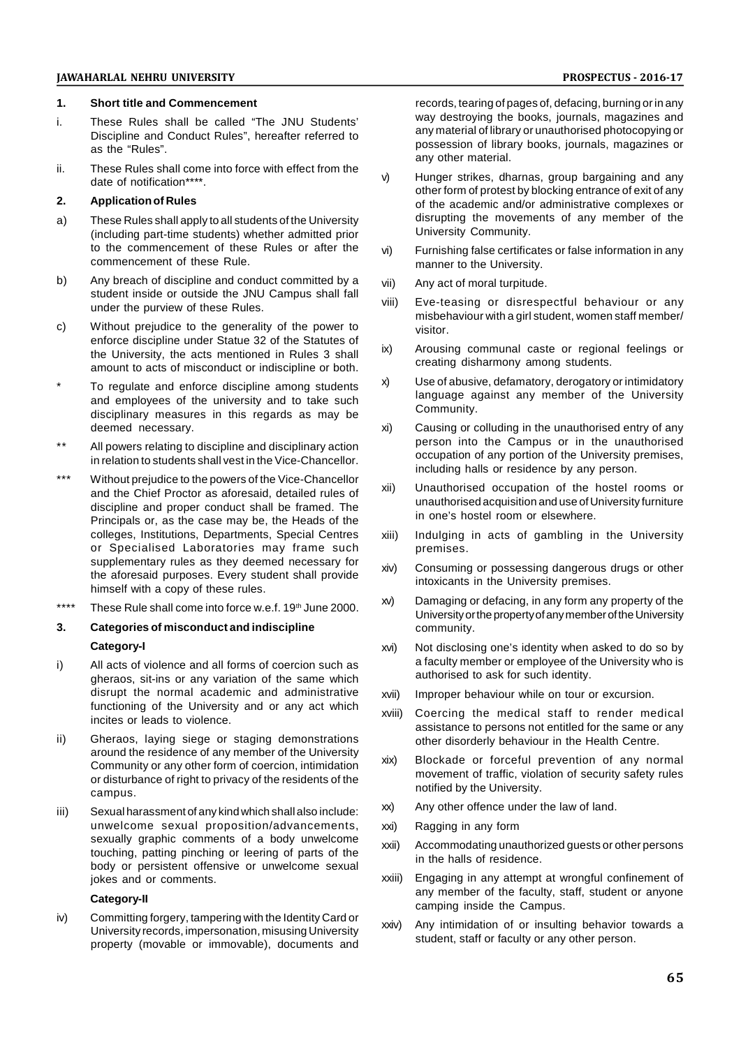## 1. Short title and Commencement

i. These Rules shall be called "The JNU Students' Discipline and Conduct Rules", hereafter referred to as the "Rules".

ii. These Rules shall come into force with effect from the date of notification****.

## 2. Application of Rules

a) These Rules shall apply to all students of the University (including part-time students) whether admitted prior to the commencement of these Rules or after the commencement of these Rule.

b) Any breach of discipline and conduct committed by a student inside or outside the JNU Campus shall fall under the purview of these Rules.

c) Without prejudice to the generality of the power to enforce discipline under Statue 32 of the Statutes of the University, the acts mentioned in Rules 3 shall amount to acts of misconduct or indiscipline or both.

\* To regulate and enforce discipline among students and employees of the university and to take such disciplinary measures in this regards as may be deemed necessary.

\*\* All powers relating to discipline and disciplinary action in relation to students shall vest in the Vice-Chancellor.

\*\*\* Without prejudice to the powers of the Vice-Chancellor and the Chief Proctor as aforesaid, detailed rules of discipline and proper conduct shall be framed. The Principals or, as the case may be, the Heads of the colleges, Institutions, Departments, Special Centres or Specialised Laboratories may frame such supplementary rules as they deemed necessary for the aforesaid purposes. Every student shall provide himself with a copy of these rules.

\*\*\*\* These Rule shall come into force w.e.f. 19th June 2000.

## 3. Categories of misconduct and indiscipline

**Category-I**

i) All acts of violence and all forms of coercion such as gheraos, sit-ins or any variation of the same which disrupt the normal academic and administrative functioning of the University and or any act which incites or leads to violence.

ii) Gheraos, laying siege or staging demonstrations around the residence of any member of the University Community or any other form of coercion, intimidation or disturbance of right to privacy of the residents of the campus.

iii) Sexual harassment of any kind which shall also include: unwelcome sexual proposition/advancements, sexually graphic comments of a body unwelcome touching, patting pinching or leering of parts of the body or persistent offensive or unwelcome sexual jokes and or comments.

**Category-II**

iv) Committing forgery, tampering with the Identity Card or University records, impersonation, misusing University property (movable or immovable), documents and records, tearing of pages of, defacing, burning or in any way destroying the books, journals, magazines and any material of library or unauthorised photocopying or possession of library books, journals, magazines or any other material.

v) Hunger strikes, dharnas, group bargaining and any other form of protest by blocking entrance of exit of any of the academic and/or administrative complexes or disrupting the movements of any member of the University Community.

vi) Furnishing false certificates or false information in any manner to the University.

vii) Any act of moral turpitude.

viii) Eve-teasing or disrespectful behaviour or any misbehaviour with a girl student, women staff member/ visitor.

ix) Arousing communal caste or regional feelings or creating disharmony among students.

x) Use of abusive, defamatory, derogatory or intimidatory language against any member of the University Community.

xi) Causing or colluding in the unauthorised entry of any person into the Campus or in the unauthorised occupation of any portion of the University premises, including halls or residence by any person.

xii) Unauthorised occupation of the hostel rooms or unauthorised acquisition and use of University furniture in one's hostel room or elsewhere.

xiii) Indulging in acts of gambling in the University premises.

xiv) Consuming or possessing dangerous drugs or other intoxicants in the University premises.

xv) Damaging or defacing, in any form any property of the University or the property of any member of the University community.

xvi) Not disclosing one's identity when asked to do so by a faculty member or employee of the University who is authorised to ask for such identity.

xvii) Improper behaviour while on tour or excursion.

xviii) Coercing the medical staff to render medical assistance to persons not entitled for the same or any other disorderly behaviour in the Health Centre.

xix) Blockade or forceful prevention of any normal movement of traffic, violation of security safety rules notified by the University.

xx) Any other offence under the law of land.

xxi) Ragging in any form

xxii) Accommodating unauthorized guests or other persons in the halls of residence.

xxiii) Engaging in any attempt at wrongful confinement of any member of the faculty, staff, student or anyone camping inside the Campus.

xxiv) Any intimidation of or insulting behavior towards a student, staff or faculty or any other person.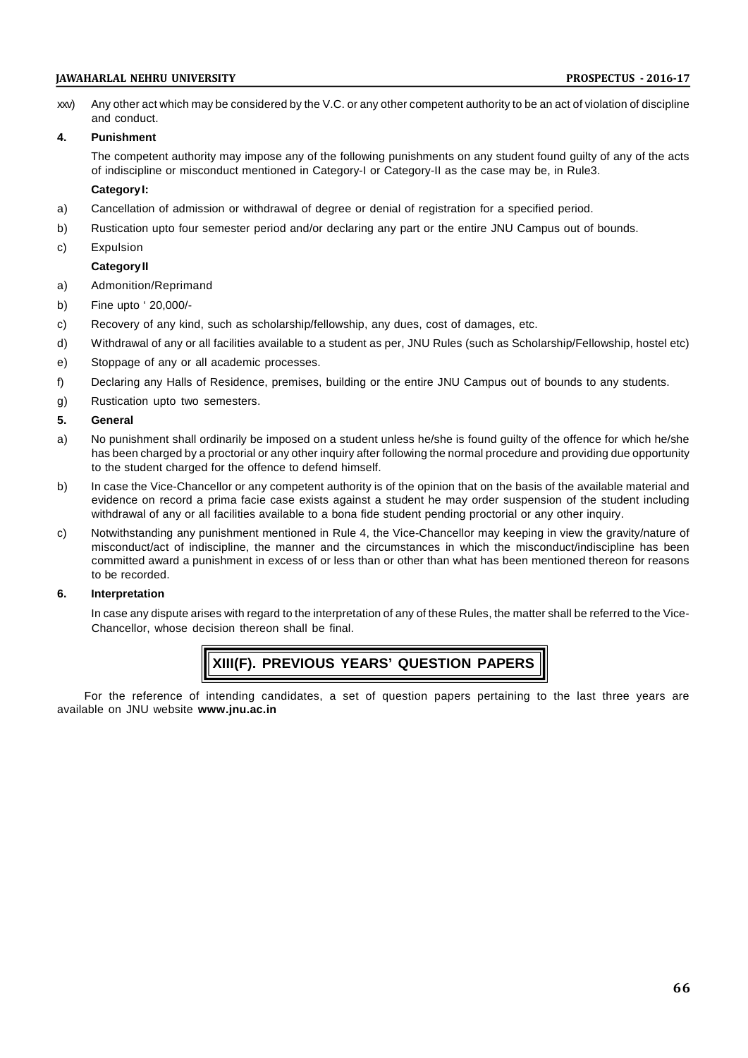xxv) Any other act which may be considered by the V.C. or any other competent authority to be an act of violation of discipline and conduct.

**4. Punishment**

The competent authority may impose any of the following punishments on any student found guilty of any of the acts of indiscipline or misconduct mentioned in Category-I or Category-II as the case may be, in Rule3.

**Category I:**

a) Cancellation of admission or withdrawal of degree or denial of registration for a specified period.

b) Rustication upto four semester period and/or declaring any part or the entire JNU Campus out of bounds.

c) Expulsion

**Category II**

a) Admonition/Reprimand

b) Fine upto ' 20,000/-

c) Recovery of any kind, such as scholarship/fellowship, any dues, cost of damages, etc.

d) Withdrawal of any or all facilities available to a student as per, JNU Rules (such as Scholarship/Fellowship, hostel etc)

e) Stoppage of any or all academic processes.

f) Declaring any Halls of Residence, premises, building or the entire JNU Campus out of bounds to any students.

g) Rustication upto two semesters.

**5. General**

a) No punishment shall ordinarily be imposed on a student unless he/she is found guilty of the offence for which he/she has been charged by a proctorial or any other inquiry after following the normal procedure and providing due opportunity to the student charged for the offence to defend himself.

b) In case the Vice-Chancellor or any competent authority is of the opinion that on the basis of the available material and evidence on record a prima facie case exists against a student he may order suspension of the student including withdrawal of any or all facilities available to a bona fide student pending proctorial or any other inquiry.

c) Notwithstanding any punishment mentioned in Rule 4, the Vice-Chancellor may keeping in view the gravity/nature of misconduct/act of indiscipline, the manner and the circumstances in which the misconduct/indiscipline has been committed award a punishment in excess of or less than or other than what has been mentioned thereon for reasons to be recorded.

**6. Interpretation**

In case any dispute arises with regard to the interpretation of any of these Rules, the matter shall be referred to the Vice-Chancellor, whose decision thereon shall be final.

## XIII(F). PREVIOUS YEARS' QUESTION PAPERS

For the reference of intending candidates, a set of question papers pertaining to the last three years are available on JNU website **www.jnu.ac.in**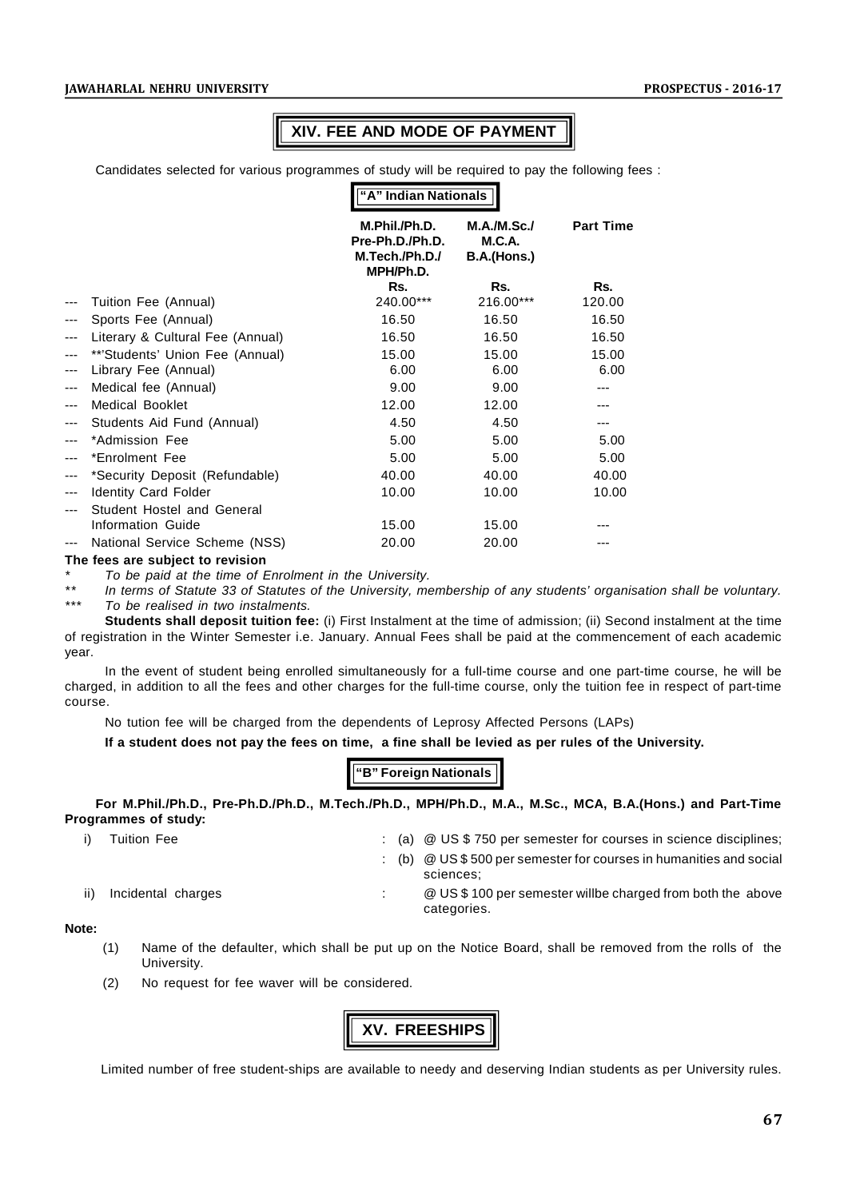## XIV. FEE AND MODE OF PAYMENT

Candidates selected for various programmes of study will be required to pay the following fees :

**"A" Indian Nationals**

| | M.Phil./Ph.D. Pre-Ph.D./Ph.D. M.Tech./Ph.D./ MPH/Ph.D. | M.A./M.Sc./ M.C.A. B.A.(Hons.) | Part Time |
|---|---|---|---|
| | Rs. | Rs. | Rs. |
| --- Tuition Fee (Annual) | 240.00*** | 216.00*** | 120.00 |
| --- Sports Fee (Annual) | 16.50 | 16.50 | 16.50 |
| --- Literary & Cultural Fee (Annual) | 16.50 | 16.50 | 16.50 |
| --- **'Students' Union Fee (Annual) | 15.00 | 15.00 | 15.00 |
| --- Library Fee (Annual) | 6.00 | 6.00 | 6.00 |
| --- Medical fee (Annual) | 9.00 | 9.00 | --- |
| --- Medical Booklet | 12.00 | 12.00 | --- |
| --- Students Aid Fund (Annual) | 4.50 | 4.50 | --- |
| --- *Admission Fee | 5.00 | 5.00 | 5.00 |
| --- *Enrolment Fee | 5.00 | 5.00 | 5.00 |
| --- *Security Deposit (Refundable) | 40.00 | 40.00 | 40.00 |
| --- Identity Card Folder | 10.00 | 10.00 | 10.00 |
| --- Student Hostel and General Information Guide | 15.00 | 15.00 | --- |
| --- National Service Scheme (NSS) | 20.00 | 20.00 | --- |

**The fees are subject to revision**

\* *To be paid at the time of Enrolment in the University.*

** *In terms of Statute 33 of Statutes of the University, membership of any students' organisation shall be voluntary.*

*** *To be realised in two instalments.*

**Students shall deposit tuition fee:** (i) First Instalment at the time of admission; (ii) Second instalment at the time of registration in the Winter Semester i.e. January. Annual Fees shall be paid at the commencement of each academic year.

In the event of student being enrolled simultaneously for a full-time course and one part-time course, he will be charged, in addition to all the fees and other charges for the full-time course, only the tuition fee in respect of part-time course.

No tution fee will be charged from the dependents of Leprosy Affected Persons (LAPs)

**If a student does not pay the fees on time, a fine shall be levied as per rules of the University.**

**"B" Foreign Nationals**

**For M.Phil./Ph.D., Pre-Ph.D./Ph.D., M.Tech./Ph.D., MPH/Ph.D., M.A., M.Sc., MCA, B.A.(Hons.) and Part-Time Programmes of study:**

i) Tuition Fee : (a) @ US $ 750 per semester for courses in science disciplines;

: (b) @ US $ 500 per semester for courses in humanities and social sciences;

ii) Incidental charges : @ US $ 100 per semester willbe charged from both the above categories.

**Note:**

(1) Name of the defaulter, which shall be put up on the Notice Board, shall be removed from the rolls of the University.

(2) No request for fee waver will be considered.

## XV. FREESHIPS

Limited number of free student-ships are available to needy and deserving Indian students as per University rules.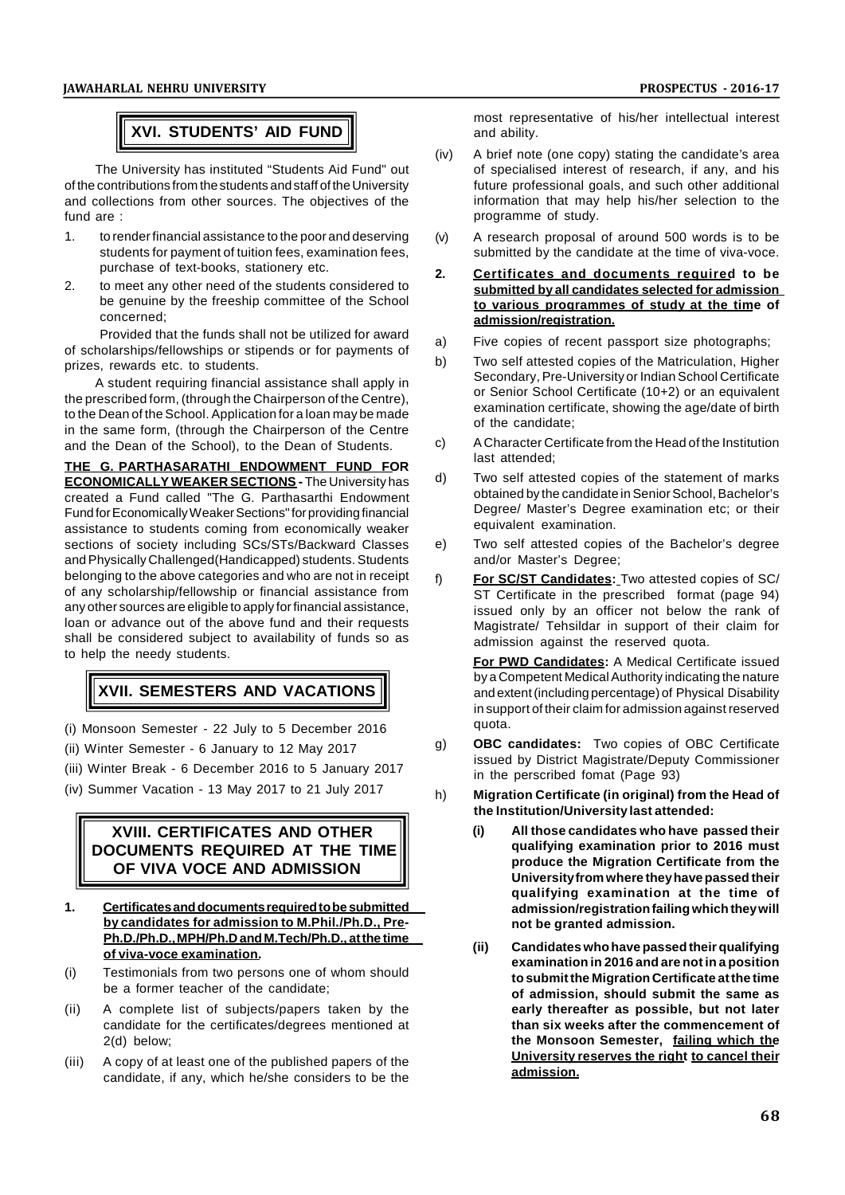## XVI. STUDENTS' AID FUND

The University has instituted "Students Aid Fund" out of the contributions from the students and staff of the University and collections from other sources. The objectives of the fund are :

1. to render financial assistance to the poor and deserving students for payment of tuition fees, examination fees, purchase of text-books, stationery etc.
2. to meet any other need of the students considered to be genuine by the freeship committee of the School concerned;

Provided that the funds shall not be utilized for award of scholarships/fellowships or stipends or for payments of prizes, rewards etc. to students.

A student requiring financial assistance shall apply in the prescribed form, (through the Chairperson of the Centre), to the Dean of the School. Application for a loan may be made in the same form, (through the Chairperson of the Centre and the Dean of the School), to the Dean of Students.

**THE G. PARTHASARATHI ENDOWMENT FUND FOR ECONOMICALLY WEAKER SECTIONS -** The University has created a Fund called "The G. Parthasarthi Endowment Fund for Economically Weaker Sections" for providing financial assistance to students coming from economically weaker sections of society including SCs/STs/Backward Classes and Physically Challenged(Handicapped) students. Students belonging to the above categories and who are not in receipt of any scholarship/fellowship or financial assistance from any other sources are eligible to apply for financial assistance, loan or advance out of the above fund and their requests shall be considered subject to availability of funds so as to help the needy students.

## XVII. SEMESTERS AND VACATIONS

(i) Monsoon Semester - 22 July to 5 December 2016

(ii) Winter Semester - 6 January to 12 May 2017

(iii) Winter Break - 6 December 2016 to 5 January 2017

(iv) Summer Vacation - 13 May 2017 to 21 July 2017

## XVIII. CERTIFICATES AND OTHER DOCUMENTS REQUIRED AT THE TIME OF VIVA VOCE AND ADMISSION

**1. Certificates and documents required to be submitted by candidates for admission to M.Phil./Ph.D., Pre-Ph.D./Ph.D., MPH/Ph.D and M.Tech/Ph.D., at the time of viva-voce examination.**

(i) Testimonials from two persons one of whom should be a former teacher of the candidate;

(ii) A complete list of subjects/papers taken by the candidate for the certificates/degrees mentioned at 2(d) below;

(iii) A copy of at least one of the published papers of the candidate, if any, which he/she considers to be the most representative of his/her intellectual interest and ability.

(iv) A brief note (one copy) stating the candidate's area of specialised interest of research, if any, and his future professional goals, and such other additional information that may help his/her selection to the programme of study.

(v) A research proposal of around 500 words is to be submitted by the candidate at the time of viva-voce.

**2. Certificates and documents required to be submitted by all candidates selected for admission to various programmes of study at the time of admission/registration.**

a) Five copies of recent passport size photographs;

b) Two self attested copies of the Matriculation, Higher Secondary, Pre-University or Indian School Certificate or Senior School Certificate (10+2) or an equivalent examination certificate, showing the age/date of birth of the candidate;

c) A Character Certificate from the Head of the Institution last attended;

d) Two self attested copies of the statement of marks obtained by the candidate in Senior School, Bachelor's Degree/ Master's Degree examination etc; or their equivalent examination.

e) Two self attested copies of the Bachelor's degree and/or Master's Degree;

f) **For SC/ST Candidates:** Two attested copies of SC/ ST Certificate in the prescribed format (page 94) issued only by an officer not below the rank of Magistrate/ Tehsildar in support of their claim for admission against the reserved quota.

   **For PWD Candidates:** A Medical Certificate issued by a Competent Medical Authority indicating the nature and extent (including percentage) of Physical Disability in support of their claim for admission against reserved quota.

g) **OBC candidates:** Two copies of OBC Certificate issued by District Magistrate/Deputy Commissioner in the perscribed fomat (Page 93)

h) **Migration Certificate (in original) from the Head of the Institution/University last attended:**

   **(i) All those candidates who have passed their qualifying examination prior to 2016 must produce the Migration Certificate from the University from where they have passed their qualifying examination at the time of admission/registration failing which they will not be granted admission.**

   **(ii) Candidates who have passed their qualifying examination in 2016 and are not in a position to submit the Migration Certificate at the time of admission, should submit the same as early thereafter as possible, but not later than six weeks after the commencement of the Monsoon Semester, failing which the University reserves the right to cancel their admission.**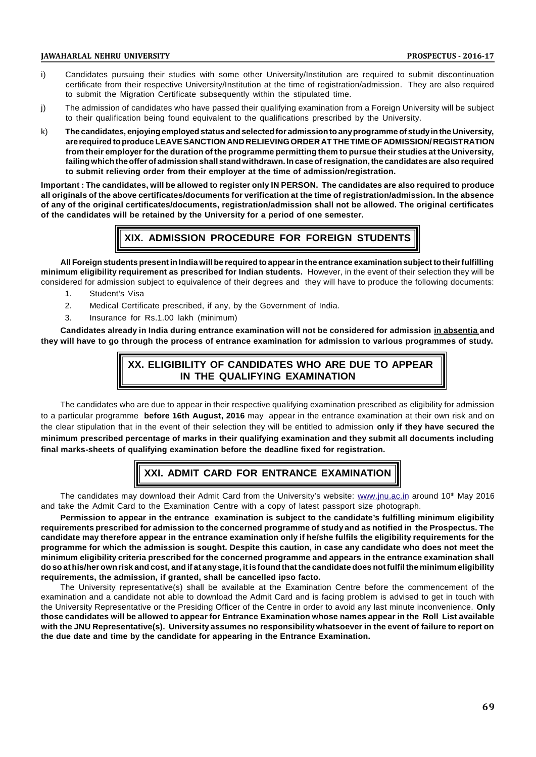i) Candidates pursuing their studies with some other University/Institution are required to submit discontinuation certificate from their respective University/Institution at the time of registration/admission. They are also required to submit the Migration Certificate subsequently within the stipulated time.

j) The admission of candidates who have passed their qualifying examination from a Foreign University will be subject to their qualification being found equivalent to the qualifications prescribed by the University.

k) **The candidates, enjoying employed status and selected for admission to any programme of study in the University, are required to produce LEAVE SANCTION AND RELIEVING ORDER AT THE TIME OF ADMISSION/ REGISTRATION from their employer for the duration of the programme permitting them to pursue their studies at the University, failing which the offer of admission shall stand withdrawn. In case of resignation, the candidates are also required to submit relieving order from their employer at the time of admission/registration.**

**Important : The candidates, will be allowed to register only IN PERSON. The candidates are also required to produce all originals of the above certificates/documents for verification at the time of registration/admission. In the absence of any of the original certificates/documents, registration/admission shall not be allowed. The original certificates of the candidates will be retained by the University for a period of one semester.**

## XIX. ADMISSION PROCEDURE FOR FOREIGN STUDENTS

**All Foreign students present in India will be required to appear in the entrance examination subject to their fulfilling minimum eligibility requirement as prescribed for Indian students.** However, in the event of their selection they will be considered for admission subject to equivalence of their degrees and they will have to produce the following documents:

1. Student's Visa
2. Medical Certificate prescribed, if any, by the Government of India.
3. Insurance for Rs.1.00 lakh (minimum)

**Candidates already in India during entrance examination will not be considered for admission <u>in absentia</u> and they will have to go through the process of entrance examination for admission to various programmes of study.**

## XX. ELIGIBILITY OF CANDIDATES WHO ARE DUE TO APPEAR IN THE QUALIFYING EXAMINATION

The candidates who are due to appear in their respective qualifying examination prescribed as eligibility for admission to a particular programme **before 16th August, 2016** may appear in the entrance examination at their own risk and on the clear stipulation that in the event of their selection they will be entitled to admission **only if they have secured the minimum prescribed percentage of marks in their qualifying examination and they submit all documents including final marks-sheets of qualifying examination before the deadline fixed for registration.**

## XXI. ADMIT CARD FOR ENTRANCE EXAMINATION

The candidates may download their Admit Card from the University's website: www.jnu.ac.in around 10th May 2016 and take the Admit Card to the Examination Centre with a copy of latest passport size photograph.

**Permission to appear in the entrance examination is subject to the candidate's fulfilling minimum eligibility requirements prescribed for admission to the concerned programme of study and as notified in the Prospectus. The candidate may therefore appear in the entrance examination only if he/she fulfils the eligibility requirements for the programme for which the admission is sought. Despite this caution, in case any candidate who does not meet the minimum eligibility criteria prescribed for the concerned programme and appears in the entrance examination shall do so at his/her own risk and cost, and if at any stage, it is found that the candidate does not fulfil the minimum eligibility requirements, the admission, if granted, shall be cancelled ipso facto.**

The University representative(s) shall be available at the Examination Centre before the commencement of the examination and a candidate not able to download the Admit Card and is facing problem is advised to get in touch with the University Representative or the Presiding Officer of the Centre in order to avoid any last minute inconvenience. **Only those candidates will be allowed to appear for Entrance Examination whose names appear in the Roll List available with the JNU Representative(s). University assumes no responsibility whatsoever in the event of failure to report on the due date and time by the candidate for appearing in the Entrance Examination.**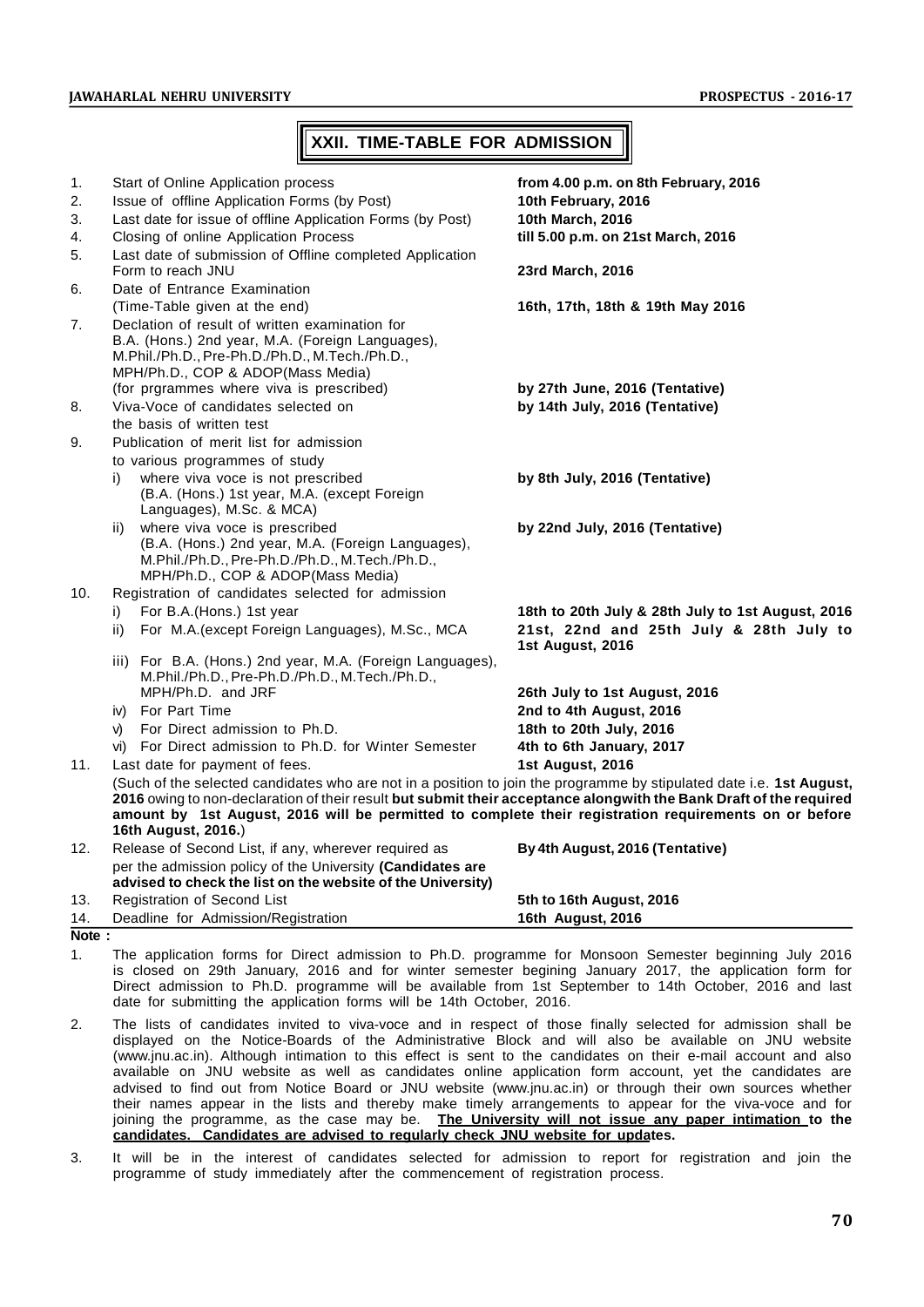## XXII. TIME-TABLE FOR ADMISSION

| | | |
|---|---|---|
| 1. | Start of Online Application process | **from 4.00 p.m. on 8th February, 2016** |
| 2. | Issue of offline Application Forms (by Post) | **10th February, 2016** |
| 3. | Last date for issue of offline Application Forms (by Post) | **10th March, 2016** |
| 4. | Closing of online Application Process | **till 5.00 p.m. on 21st March, 2016** |
| 5. | Last date of submission of Offline completed Application Form to reach JNU | **23rd March, 2016** |
| 6. | Date of Entrance Examination (Time-Table given at the end) | **16th, 17th, 18th & 19th May 2016** |
| 7. | Declation of result of written examination for B.A. (Hons.) 2nd year, M.A. (Foreign Languages), M.Phil./Ph.D., Pre-Ph.D./Ph.D., M.Tech./Ph.D., MPH/Ph.D., COP & ADOP(Mass Media) (for prgrammes where viva is prescribed) | **by 27th June, 2016 (Tentative)** |
| 8. | Viva-Voce of candidates selected on the basis of written test | **by 14th July, 2016 (Tentative)** |
| 9. | Publication of merit list for admission to various programmes of study | |
| | i) where viva voce is not prescribed (B.A. (Hons.) 1st year, M.A. (except Foreign Languages), M.Sc. & MCA) | **by 8th July, 2016 (Tentative)** |
| | ii) where viva voce is prescribed (B.A. (Hons.) 2nd year, M.A. (Foreign Languages), M.Phil./Ph.D., Pre-Ph.D./Ph.D., M.Tech./Ph.D., MPH/Ph.D., COP & ADOP(Mass Media) | **by 22nd July, 2016 (Tentative)** |
| 10. | Registration of candidates selected for admission | |
| | i) For B.A.(Hons.) 1st year | **18th to 20th July & 28th July to 1st August, 2016** |
| | ii) For M.A.(except Foreign Languages), M.Sc., MCA | **21st, 22nd and 25th July & 28th July to 1st August, 2016** |
| | iii) For B.A. (Hons.) 2nd year, M.A. (Foreign Languages), M.Phil./Ph.D., Pre-Ph.D./Ph.D., M.Tech./Ph.D., MPH/Ph.D. and JRF | **26th July to 1st August, 2016** |
| | iv) For Part Time | **2nd to 4th August, 2016** |
| | v) For Direct admission to Ph.D. | **18th to 20th July, 2016** |
| | vi) For Direct admission to Ph.D. for Winter Semester | **4th to 6th January, 2017** |
| 11. | Last date for payment of fees. | **1st August, 2016** |
| | (Such of the selected candidates who are not in a position to join the programme by stipulated date i.e. **1st August, 2016** owing to non-declaration of their result **but submit their acceptance alongwith the Bank Draft of the required amount by 1st August, 2016 will be permitted to complete their registration requirements on or before 16th August, 2016.**) | |
| 12. | Release of Second List, if any, wherever required as per the admission policy of the University **(Candidates are advised to check the list on the website of the University)** | **By 4th August, 2016 (Tentative)** |
| 13. | Registration of Second List | **5th to 16th August, 2016** |
| 14. | Deadline for Admission/Registration | **16th August, 2016** |

**Note :**

1. The application forms for Direct admission to Ph.D. programme for Monsoon Semester beginning July 2016 is closed on 29th January, 2016 and for winter semester begining January 2017, the application form for Direct admission to Ph.D. programme will be available from 1st September to 14th October, 2016 and last date for submitting the application forms will be 14th October, 2016.

2. The lists of candidates invited to viva-voce and in respect of those finally selected for admission shall be displayed on the Notice-Boards of the Administrative Block and will also be available on JNU website (www.jnu.ac.in). Although intimation to this effect is sent to the candidates on their e-mail account and also available on JNU website as well as candidates online application form account, yet the candidates are advised to find out from Notice Board or JNU website (www.jnu.ac.in) or through their own sources whether their names appear in the lists and thereby make timely arrangements to appear for the viva-voce and for joining the programme, as the case may be. **The University will not issue any paper intimation to the candidates. Candidates are advised to regularly check JNU website for updates.**

3. It will be in the interest of candidates selected for admission to report for registration and join the programme of study immediately after the commencement of registration process.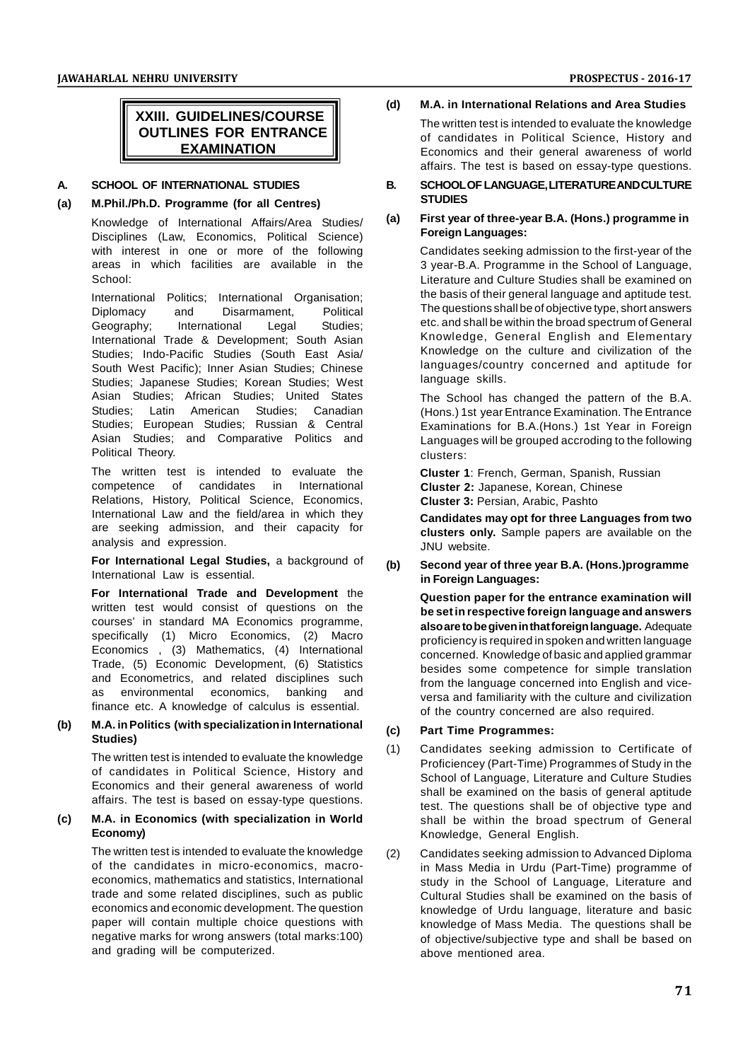# XXIII. GUIDELINES/COURSE OUTLINES FOR ENTRANCE EXAMINATION

## A. SCHOOL OF INTERNATIONAL STUDIES

### (a) M.Phil./Ph.D. Programme (for all Centres)

Knowledge of International Affairs/Area Studies/ Disciplines (Law, Economics, Political Science) with interest in one or more of the following areas in which facilities are available in the School:

International Politics; International Organisation; Diplomacy and Disarmament, Political Geography; International Legal Studies; International Trade & Development; South Asian Studies; Indo-Pacific Studies (South East Asia/ South West Pacific); Inner Asian Studies; Chinese Studies; Japanese Studies; Korean Studies; West Asian Studies; African Studies; United States Studies; Latin American Studies; Canadian Studies; European Studies; Russian & Central Asian Studies; and Comparative Politics and Political Theory.

The written test is intended to evaluate the competence of candidates in International Relations, History, Political Science, Economics, International Law and the field/area in which they are seeking admission, and their capacity for analysis and expression.

**For International Legal Studies,** a background of International Law is essential.

**For International Trade and Development** the written test would consist of questions on the courses' in standard MA Economics programme, specifically (1) Micro Economics, (2) Macro Economics , (3) Mathematics, (4) International Trade, (5) Economic Development, (6) Statistics and Econometrics, and related disciplines such as environmental economics, banking and finance etc. A knowledge of calculus is essential.

### (b) M.A. in Politics (with specialization in International Studies)

The written test is intended to evaluate the knowledge of candidates in Political Science, History and Economics and their general awareness of world affairs. The test is based on essay-type questions.

### (c) M.A. in Economics (with specialization in World Economy)

The written test is intended to evaluate the knowledge of the candidates in micro-economics, macro-economics, mathematics and statistics, International trade and some related disciplines, such as public economics and economic development. The question paper will contain multiple choice questions with negative marks for wrong answers (total marks:100) and grading will be computerized.

### (d) M.A. in International Relations and Area Studies

The written test is intended to evaluate the knowledge of candidates in Political Science, History and Economics and their general awareness of world affairs. The test is based on essay-type questions.

## B. SCHOOL OF LANGUAGE, LITERATURE AND CULTURE STUDIES

### (a) First year of three-year B.A. (Hons.) programme in Foreign Languages:

Candidates seeking admission to the first-year of the 3 year-B.A. Programme in the School of Language, Literature and Culture Studies shall be examined on the basis of their general language and aptitude test. The questions shall be of objective type, short answers etc. and shall be within the broad spectrum of General Knowledge, General English and Elementary Knowledge on the culture and civilization of the languages/country concerned and aptitude for language skills.

The School has changed the pattern of the B.A. (Hons.) 1st year Entrance Examination. The Entrance Examinations for B.A.(Hons.) 1st Year in Foreign Languages will be grouped accroding to the following clusters:

**Cluster 1**: French, German, Spanish, Russian
**Cluster 2:** Japanese, Korean, Chinese
**Cluster 3:** Persian, Arabic, Pashto

**Candidates may opt for three Languages from two clusters only.** Sample papers are available on the JNU website.

### (b) Second year of three year B.A. (Hons.)programme in Foreign Languages:

**Question paper for the entrance examination will be set in respective foreign language and answers also are to be given in that foreign language.** Adequate proficiency is required in spoken and written language concerned. Knowledge of basic and applied grammar besides some competence for simple translation from the language concerned into English and vice-versa and familiarity with the culture and civilization of the country concerned are also required.

### (c) Part Time Programmes:

(1) Candidates seeking admission to Certificate of Proficiencey (Part-Time) Programmes of Study in the School of Language, Literature and Culture Studies shall be examined on the basis of general aptitude test. The questions shall be of objective type and shall be within the broad spectrum of General Knowledge, General English.

(2) Candidates seeking admission to Advanced Diploma in Mass Media in Urdu (Part-Time) programme of study in the School of Language, Literature and Cultural Studies shall be examined on the basis of knowledge of Urdu language, literature and basic knowledge of Mass Media. The questions shall be of objective/subjective type and shall be based on above mentioned area.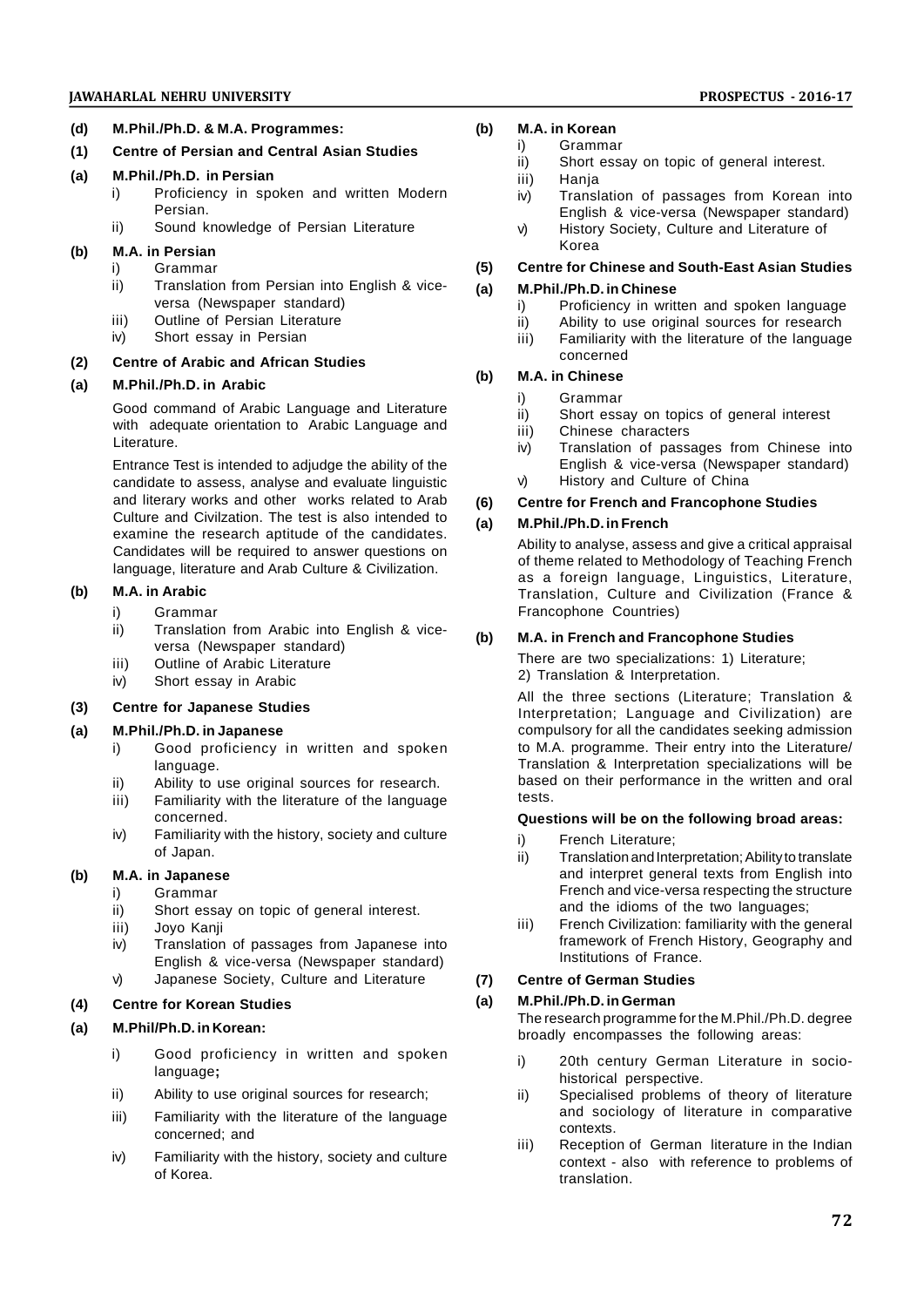**(d) M.Phil./Ph.D. & M.A. Programmes:**

**(1) Centre of Persian and Central Asian Studies**

**(a) M.Phil./Ph.D. in Persian**

i) Proficiency in spoken and written Modern Persian.

ii) Sound knowledge of Persian Literature

**(b) M.A. in Persian**

i) Grammar

ii) Translation from Persian into English & vice-versa (Newspaper standard)

iii) Outline of Persian Literature

iv) Short essay in Persian

**(2) Centre of Arabic and African Studies**

**(a) M.Phil./Ph.D. in Arabic**

Good command of Arabic Language and Literature with adequate orientation to Arabic Language and Literature.

Entrance Test is intended to adjudge the ability of the candidate to assess, analyse and evaluate linguistic and literary works and other works related to Arab Culture and Civilzation. The test is also intended to examine the research aptitude of the candidates. Candidates will be required to answer questions on language, literature and Arab Culture & Civilization.

**(b) M.A. in Arabic**

i) Grammar

ii) Translation from Arabic into English & vice-versa (Newspaper standard)

iii) Outline of Arabic Literature

iv) Short essay in Arabic

**(3) Centre for Japanese Studies**

**(a) M.Phil./Ph.D. in Japanese**

i) Good proficiency in written and spoken language.

ii) Ability to use original sources for research.

iii) Familiarity with the literature of the language concerned.

iv) Familiarity with the history, society and culture of Japan.

**(b) M.A. in Japanese**

i) Grammar

ii) Short essay on topic of general interest.

iii) Joyo Kanji

iv) Translation of passages from Japanese into English & vice-versa (Newspaper standard)

v) Japanese Society, Culture and Literature

**(4) Centre for Korean Studies**

**(a) M.Phil/Ph.D. in Korean:**

i) Good proficiency in written and spoken language**;**

ii) Ability to use original sources for research;

iii) Familiarity with the literature of the language concerned; and

iv) Familiarity with the history, society and culture of Korea.

**(b) M.A. in Korean**

i) Grammar

ii) Short essay on topic of general interest.

iii) Hanja

iv) Translation of passages from Korean into English & vice-versa (Newspaper standard)

v) History Society, Culture and Literature of Korea

**(5) Centre for Chinese and South-East Asian Studies**

**(a) M.Phil./Ph.D. in Chinese**

i) Proficiency in written and spoken language

ii) Ability to use original sources for research

iii) Familiarity with the literature of the language concerned

**(b) M.A. in Chinese**

i) Grammar

ii) Short essay on topics of general interest

iii) Chinese characters

iv) Translation of passages from Chinese into English & vice-versa (Newspaper standard)

v) History and Culture of China

**(6) Centre for French and Francophone Studies**

**(a) M.Phil./Ph.D. in French**

Ability to analyse, assess and give a critical appraisal of theme related to Methodology of Teaching French as a foreign language, Linguistics, Literature, Translation, Culture and Civilization (France & Francophone Countries)

**(b) M.A. in French and Francophone Studies**

There are two specializations: 1) Literature; 2) Translation & Interpretation.

All the three sections (Literature; Translation & Interpretation; Language and Civilization) are compulsory for all the candidates seeking admission to M.A. programme. Their entry into the Literature/ Translation & Interpretation specializations will be based on their performance in the written and oral tests.

**Questions will be on the following broad areas:**

i) French Literature;

ii) Translation and Interpretation; Ability to translate and interpret general texts from English into French and vice-versa respecting the structure and the idioms of the two languages;

iii) French Civilization: familiarity with the general framework of French History, Geography and Institutions of France.

**(7) Centre of German Studies**

**(a) M.Phil./Ph.D. in German**

The research programme for the M.Phil./Ph.D. degree broadly encompasses the following areas:

i) 20th century German Literature in socio-historical perspective.

ii) Specialised problems of theory of literature and sociology of literature in comparative contexts.

iii) Reception of German literature in the Indian context - also with reference to problems of translation.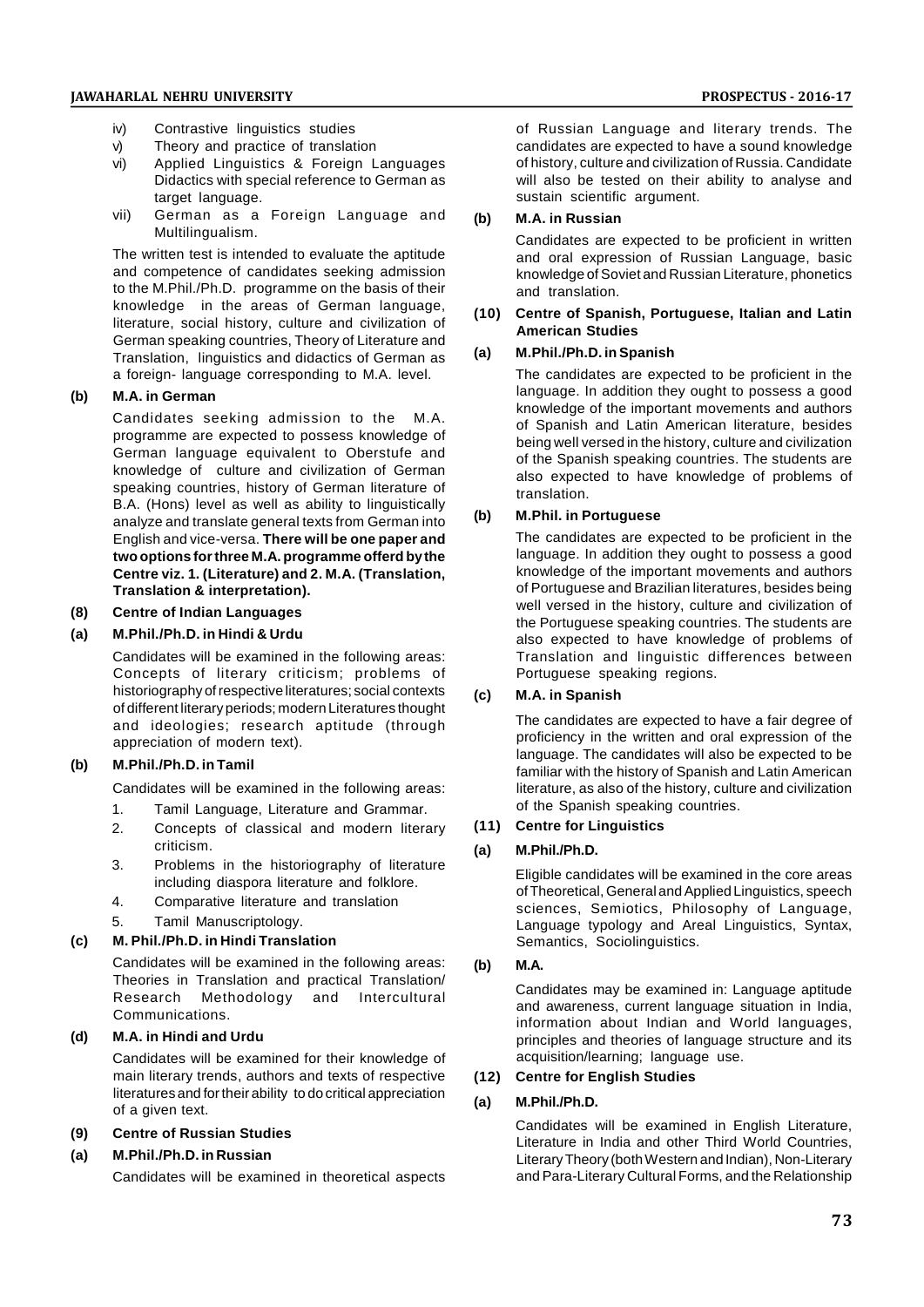iv) Contrastive linguistics studies

v) Theory and practice of translation

vi) Applied Linguistics & Foreign Languages Didactics with special reference to German as target language.

vii) German as a Foreign Language and Multilingualism.

The written test is intended to evaluate the aptitude and competence of candidates seeking admission to the M.Phil./Ph.D. programme on the basis of their knowledge in the areas of German language, literature, social history, culture and civilization of German speaking countries, Theory of Literature and Translation, linguistics and didactics of German as a foreign- language corresponding to M.A. level.

**(b) M.A. in German**

Candidates seeking admission to the M.A. programme are expected to possess knowledge of German language equivalent to Oberstufe and knowledge of culture and civilization of German speaking countries, history of German literature of B.A. (Hons) level as well as ability to linguistically analyze and translate general texts from German into English and vice-versa. **There will be one paper and two options for three M.A. programme offerd by the Centre viz. 1. (Literature) and 2. M.A. (Translation, Translation & interpretation).**

**(8) Centre of Indian Languages**

**(a) M.Phil./Ph.D. in Hindi & Urdu**

Candidates will be examined in the following areas: Concepts of literary criticism; problems of historiography of respective literatures; social contexts of different literary periods; modern Literatures thought and ideologies; research aptitude (through appreciation of modern text).

**(b) M.Phil./Ph.D. in Tamil**

Candidates will be examined in the following areas:

1. Tamil Language, Literature and Grammar.
2. Concepts of classical and modern literary criticism.
3. Problems in the historiography of literature including diaspora literature and folklore.
4. Comparative literature and translation
5. Tamil Manuscriptology.

**(c) M. Phil./Ph.D. in Hindi Translation**

Candidates will be examined in the following areas: Theories in Translation and practical Translation/ Research Methodology and Intercultural Communications.

**(d) M.A. in Hindi and Urdu**

Candidates will be examined for their knowledge of main literary trends, authors and texts of respective literatures and for their ability to do critical appreciation of a given text.

**(9) Centre of Russian Studies**

**(a) M.Phil./Ph.D. in Russian**

Candidates will be examined in theoretical aspects of Russian Language and literary trends. The candidates are expected to have a sound knowledge of history, culture and civilization of Russia. Candidate will also be tested on their ability to analyse and sustain scientific argument.

**(b) M.A. in Russian**

Candidates are expected to be proficient in written and oral expression of Russian Language, basic knowledge of Soviet and Russian Literature, phonetics and translation.

**(10) Centre of Spanish, Portuguese, Italian and Latin American Studies**

**(a) M.Phil./Ph.D. in Spanish**

The candidates are expected to be proficient in the language. In addition they ought to possess a good knowledge of the important movements and authors of Spanish and Latin American literature, besides being well versed in the history, culture and civilization of the Spanish speaking countries. The students are also expected to have knowledge of problems of translation.

**(b) M.Phil. in Portuguese**

The candidates are expected to be proficient in the language. In addition they ought to possess a good knowledge of the important movements and authors of Portuguese and Brazilian literatures, besides being well versed in the history, culture and civilization of the Portuguese speaking countries. The students are also expected to have knowledge of problems of Translation and linguistic differences between Portuguese speaking regions.

**(c) M.A. in Spanish**

The candidates are expected to have a fair degree of proficiency in the written and oral expression of the language. The candidates will also be expected to be familiar with the history of Spanish and Latin American literature, as also of the history, culture and civilization of the Spanish speaking countries.

**(11) Centre for Linguistics**

**(a) M.Phil./Ph.D.**

Eligible candidates will be examined in the core areas of Theoretical, General and Applied Linguistics, speech sciences, Semiotics, Philosophy of Language, Language typology and Areal Linguistics, Syntax, Semantics, Sociolinguistics.

**(b) M.A.**

Candidates may be examined in: Language aptitude and awareness, current language situation in India, information about Indian and World languages, principles and theories of language structure and its acquisition/learning; language use.

**(12) Centre for English Studies**

**(a) M.Phil./Ph.D.**

Candidates will be examined in English Literature, Literature in India and other Third World Countries, Literary Theory (both Western and Indian), Non-Literary and Para-Literary Cultural Forms, and the Relationship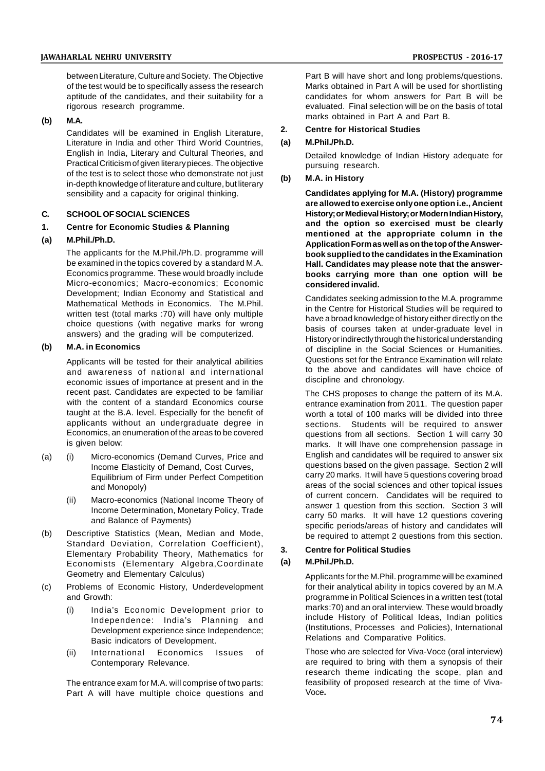between Literature, Culture and Society. The Objective of the test would be to specifically assess the research aptitude of the candidates, and their suitability for a rigorous research programme.

**(b) M.A.**

Candidates will be examined in English Literature, Literature in India and other Third World Countries, English in India, Literary and Cultural Theories, and Practical Criticism of given literary pieces. The objective of the test is to select those who demonstrate not just in-depth knowledge of literature and culture, but literary sensibility and a capacity for original thinking.

## C. SCHOOL OF SOCIAL SCIENCES

### 1. Centre for Economic Studies & Planning

**(a) M.Phil./Ph.D.**

The applicants for the M.Phil./Ph.D. programme will be examined in the topics covered by a standard M.A. Economics programme. These would broadly include Micro-economics; Macro-economics; Economic Development; Indian Economy and Statistical and Mathematical Methods in Economics. The M.Phil. written test (total marks :70) will have only multiple choice questions (with negative marks for wrong answers) and the grading will be computerized.

**(b) M.A. in Economics**

Applicants will be tested for their analytical abilities and awareness of national and international economic issues of importance at present and in the recent past. Candidates are expected to be familiar with the content of a standard Economics course taught at the B.A. level. Especially for the benefit of applicants without an undergraduate degree in Economics, an enumeration of the areas to be covered is given below:

(a) (i) Micro-economics (Demand Curves, Price and Income Elasticity of Demand, Cost Curves, Equilibrium of Firm under Perfect Competition and Monopoly)

(ii) Macro-economics (National Income Theory of Income Determination, Monetary Policy, Trade and Balance of Payments)

(b) Descriptive Statistics (Mean, Median and Mode, Standard Deviation, Correlation Coefficient), Elementary Probability Theory, Mathematics for Economists (Elementary Algebra,Coordinate Geometry and Elementary Calculus)

(c) Problems of Economic History, Underdevelopment and Growth:

(i) India's Economic Development prior to Independence: India's Planning and Development experience since Independence; Basic indicators of Development.

(ii) International Economics Issues of Contemporary Relevance.

The entrance exam for M.A. will comprise of two parts: Part A will have multiple choice questions and Part B will have short and long problems/questions. Marks obtained in Part A will be used for shortlisting candidates for whom answers for Part B will be evaluated. Final selection will be on the basis of total marks obtained in Part A and Part B.

### 2. Centre for Historical Studies

**(a) M.Phil./Ph.D.**

Detailed knowledge of Indian History adequate for pursuing research.

**(b) M.A. in History**

**Candidates applying for M.A. (History) programme are allowed to exercise only one option i.e., Ancient History; or Medieval History; or Modern Indian History, and the option so exercised must be clearly mentioned at the appropriate column in the Application Form as well as on the top of the Answer-book supplied to the candidates in the Examination Hall. Candidates may please note that the answer-books carrying more than one option will be considered invalid.**

Candidates seeking admission to the M.A. programme in the Centre for Historical Studies will be required to have a broad knowledge of history either directly on the basis of courses taken at under-graduate level in History or indirectly through the historical understanding of discipline in the Social Sciences or Humanities. Questions set for the Entrance Examination will relate to the above and candidates will have choice of discipline and chronology.

The CHS proposes to change the pattern of its M.A. entrance examination from 2011. The question paper worth a total of 100 marks will be divided into three sections. Students will be required to answer questions from all sections. Section 1 will carry 30 marks. It will lhave one comprehension passage in English and candidates will be required to answer six questions based on the given passage. Section 2 will carry 20 marks. It will have 5 questions covering broad areas of the social sciences and other topical issues of current concern. Candidates will be required to answer 1 question from this section. Section 3 will carry 50 marks. It will have 12 questions covering specific periods/areas of history and candidates will be required to attempt 2 questions from this section.

### 3. Centre for Political Studies

**(a) M.Phil./Ph.D.**

Applicants for the M.Phil. programme will be examined for their analytical ability in topics covered by an M.A programme in Political Sciences in a written test (total marks:70) and an oral interview. These would broadly include History of Political Ideas, Indian politics (Institutions, Processes and Policies), International Relations and Comparative Politics.

Those who are selected for Viva-Voce (oral interview) are required to bring with them a synopsis of their research theme indicating the scope, plan and feasibility of proposed research at the time of Viva-Voce**.**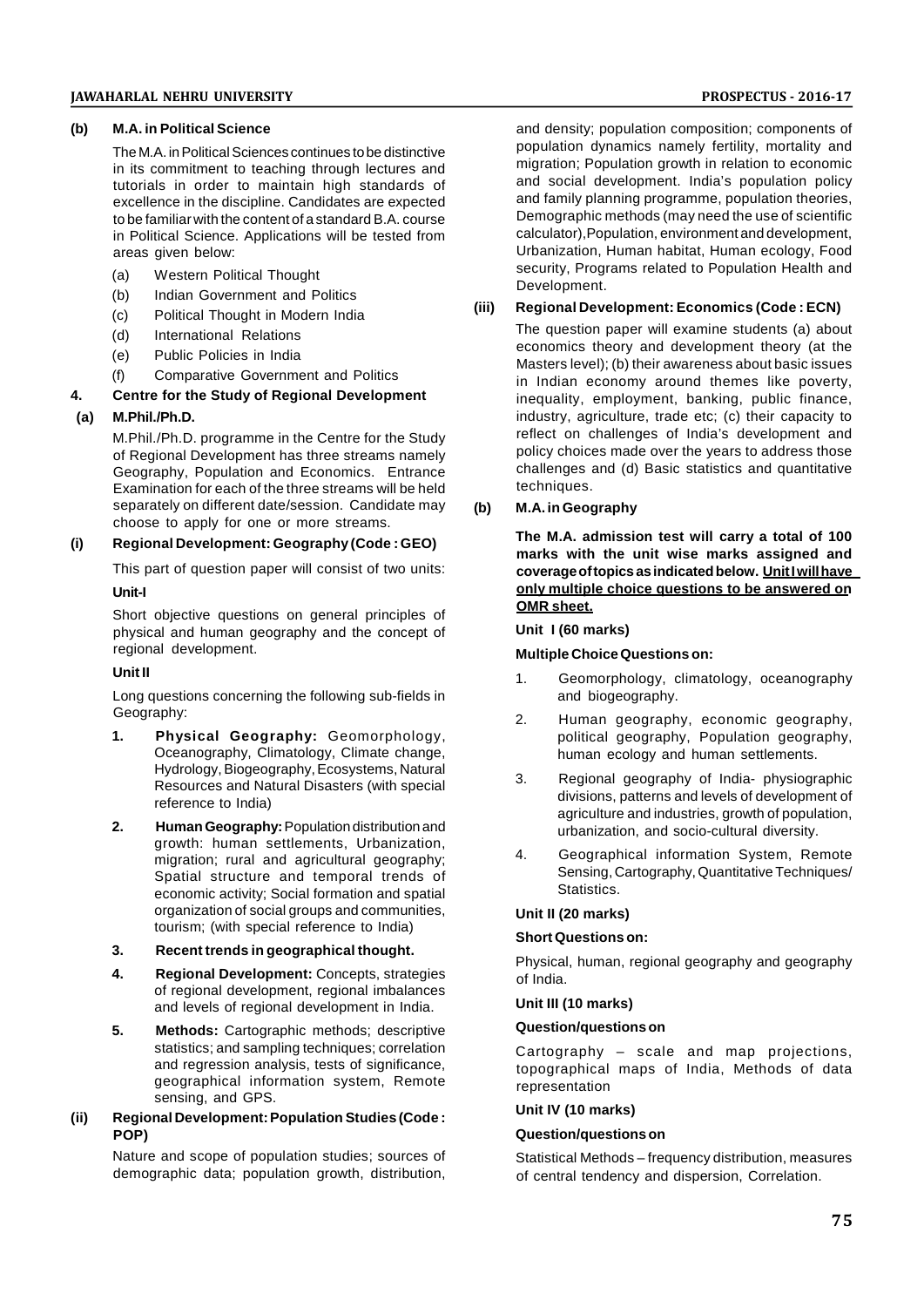**(b) M.A. in Political Science**

The M.A. in Political Sciences continues to be distinctive in its commitment to teaching through lectures and tutorials in order to maintain high standards of excellence in the discipline. Candidates are expected to be familiar with the content of a standard B.A. course in Political Science. Applications will be tested from areas given below:

(a) Western Political Thought

(b) Indian Government and Politics

(c) Political Thought in Modern India

(d) International Relations

(e) Public Policies in India

(f) Comparative Government and Politics

**4. Centre for the Study of Regional Development**

**(a) M.Phil./Ph.D.**

M.Phil./Ph.D. programme in the Centre for the Study of Regional Development has three streams namely Geography, Population and Economics. Entrance Examination for each of the three streams will be held separately on different date/session. Candidate may choose to apply for one or more streams.

**(i) Regional Development: Geography (Code : GEO)**

This part of question paper will consist of two units:

**Unit-I**

Short objective questions on general principles of physical and human geography and the concept of regional development.

**Unit II**

Long questions concerning the following sub-fields in Geography:

1. **Physical Geography:** Geomorphology, Oceanography, Climatology, Climate change, Hydrology, Biogeography, Ecosystems, Natural Resources and Natural Disasters (with special reference to India)
2. **Human Geography:** Population distribution and growth: human settlements, Urbanization, migration; rural and agricultural geography; Spatial structure and temporal trends of economic activity; Social formation and spatial organization of social groups and communities, tourism; (with special reference to India)
3. **Recent trends in geographical thought.**
4. **Regional Development:** Concepts, strategies of regional development, regional imbalances and levels of regional development in India.
5. **Methods:** Cartographic methods; descriptive statistics; and sampling techniques; correlation and regression analysis, tests of significance, geographical information system, Remote sensing, and GPS.

**(ii) Regional Development: Population Studies (Code : POP)**

Nature and scope of population studies; sources of demographic data; population growth, distribution, and density; population composition; components of population dynamics namely fertility, mortality and migration; Population growth in relation to economic and social development. India's population policy and family planning programme, population theories, Demographic methods (may need the use of scientific calculator),Population, environment and development, Urbanization, Human habitat, Human ecology, Food security, Programs related to Population Health and Development.

**(iii) Regional Development: Economics (Code : ECN)**

The question paper will examine students (a) about economics theory and development theory (at the Masters level); (b) their awareness about basic issues in Indian economy around themes like poverty, inequality, employment, banking, public finance, industry, agriculture, trade etc; (c) their capacity to reflect on challenges of India's development and policy choices made over the years to address those challenges and (d) Basic statistics and quantitative techniques.

**(b) M.A. in Geography**

**The M.A. admission test will carry a total of 100 marks with the unit wise marks assigned and coverage of topics as indicated below. <u>Unit I will have only multiple choice questions to be answered on OMR sheet.</u>**

**Unit I (60 marks)**

**Multiple Choice Questions on:**

1. Geomorphology, climatology, oceanography and biogeography.
2. Human geography, economic geography, political geography, Population geography, human ecology and human settlements.
3. Regional geography of India- physiographic divisions, patterns and levels of development of agriculture and industries, growth of population, urbanization, and socio-cultural diversity.
4. Geographical information System, Remote Sensing, Cartography, Quantitative Techniques/ Statistics.

**Unit II (20 marks)**

**Short Questions on:**

Physical, human, regional geography and geography of India.

**Unit III (10 marks)**

**Question/questions on**

Cartography – scale and map projections, topographical maps of India, Methods of data representation

**Unit IV (10 marks)**

**Question/questions on**

Statistical Methods – frequency distribution, measures of central tendency and dispersion, Correlation.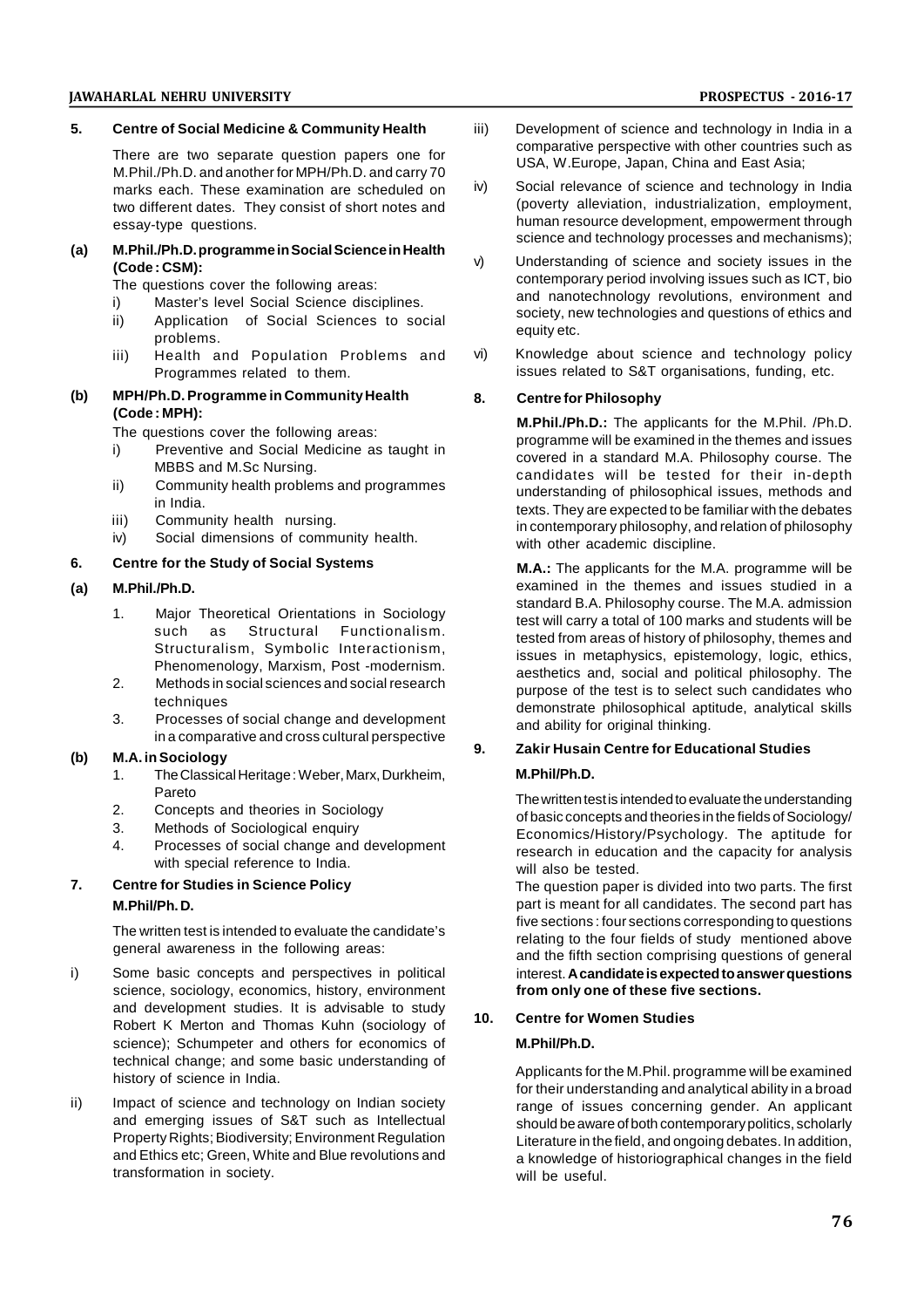### 5. Centre of Social Medicine & Community Health

There are two separate question papers one for M.Phil./Ph.D. and another for MPH/Ph.D. and carry 70 marks each. These examination are scheduled on two different dates. They consist of short notes and essay-type questions.

**(a) M.Phil./Ph.D. programme in Social Science in Health (Code : CSM):**

The questions cover the following areas:

i) Master's level Social Science disciplines.
ii) Application of Social Sciences to social problems.
iii) Health and Population Problems and Programmes related to them.

**(b) MPH/Ph.D. Programme in Community Health (Code : MPH):**

The questions cover the following areas:

i) Preventive and Social Medicine as taught in MBBS and M.Sc Nursing.
ii) Community health problems and programmes in India.
iii) Community health nursing.
iv) Social dimensions of community health.

### 6. Centre for the Study of Social Systems

**(a) M.Phil./Ph.D.**

1. Major Theoretical Orientations in Sociology such as Structural Functionalism. Structuralism, Symbolic Interactionism, Phenomenology, Marxism, Post -modernism.
2. Methods in social sciences and social research techniques
3. Processes of social change and development in a comparative and cross cultural perspective

**(b) M.A. in Sociology**

1. The Classical Heritage : Weber, Marx, Durkheim, Pareto
2. Concepts and theories in Sociology
3. Methods of Sociological enquiry
4. Processes of social change and development with special reference to India.

### 7. Centre for Studies in Science Policy

**M.Phil/Ph. D.**

The written test is intended to evaluate the candidate's general awareness in the following areas:

i) Some basic concepts and perspectives in political science, sociology, economics, history, environment and development studies. It is advisable to study Robert K Merton and Thomas Kuhn (sociology of science); Schumpeter and others for economics of technical change; and some basic understanding of history of science in India.

ii) Impact of science and technology on Indian society and emerging issues of S&T such as Intellectual Property Rights; Biodiversity; Environment Regulation and Ethics etc; Green, White and Blue revolutions and transformation in society.

iii) Development of science and technology in India in a comparative perspective with other countries such as USA, W.Europe, Japan, China and East Asia;

iv) Social relevance of science and technology in India (poverty alleviation, industrialization, employment, human resource development, empowerment through science and technology processes and mechanisms);

v) Understanding of science and society issues in the contemporary period involving issues such as ICT, bio and nanotechnology revolutions, environment and society, new technologies and questions of ethics and equity etc.

vi) Knowledge about science and technology policy issues related to S&T organisations, funding, etc.

### 8. Centre for Philosophy

**M.Phil./Ph.D.:** The applicants for the M.Phil. /Ph.D. programme will be examined in the themes and issues covered in a standard M.A. Philosophy course. The candidates will be tested for their in-depth understanding of philosophical issues, methods and texts. They are expected to be familiar with the debates in contemporary philosophy, and relation of philosophy with other academic discipline.

**M.A.:** The applicants for the M.A. programme will be examined in the themes and issues studied in a standard B.A. Philosophy course. The M.A. admission test will carry a total of 100 marks and students will be tested from areas of history of philosophy, themes and issues in metaphysics, epistemology, logic, ethics, aesthetics and, social and political philosophy. The purpose of the test is to select such candidates who demonstrate philosophical aptitude, analytical skills and ability for original thinking.

### 9. Zakir Husain Centre for Educational Studies

**M.Phil/Ph.D.**

The written test is intended to evaluate the understanding of basic concepts and theories in the fields of Sociology/ Economics/History/Psychology. The aptitude for research in education and the capacity for analysis will also be tested.

The question paper is divided into two parts. The first part is meant for all candidates. The second part has five sections : four sections corresponding to questions relating to the four fields of study mentioned above and the fifth section comprising questions of general interest. **A candidate is expected to answer questions from only one of these five sections.**

### 10. Centre for Women Studies

**M.Phil/Ph.D.**

Applicants for the M.Phil. programme will be examined for their understanding and analytical ability in a broad range of issues concerning gender. An applicant should be aware of both contemporary politics, scholarly Literature in the field, and ongoing debates. In addition, a knowledge of historiographical changes in the field will be useful.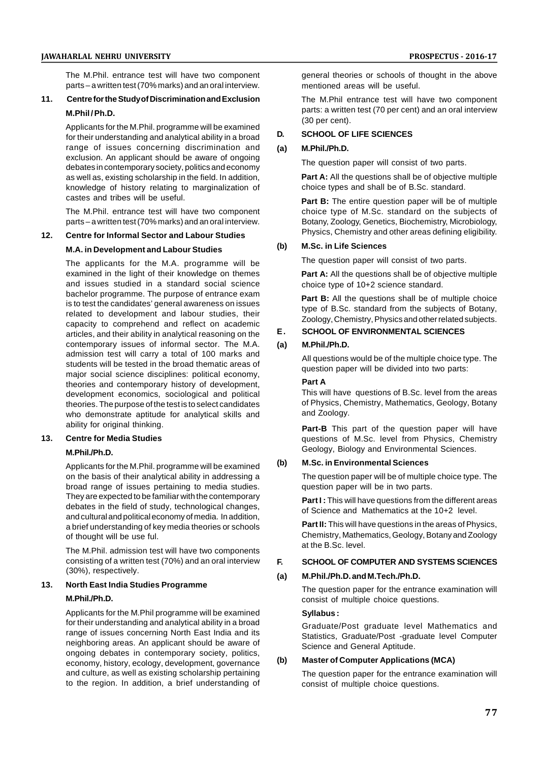The M.Phil. entrance test will have two component parts – a written test (70% marks) and an oral interview.

## 11. Centre for the Study of Discrimination and Exclusion

### M.Phil / Ph.D.

Applicants for the M.Phil. programme will be examined for their understanding and analytical ability in a broad range of issues concerning discrimination and exclusion. An applicant should be aware of ongoing debates in contemporary society, politics and economy as well as, existing scholarship in the field. In addition, knowledge of history relating to marginalization of castes and tribes will be useful.

The M.Phil. entrance test will have two component parts – a written test (70% marks) and an oral interview.

## 12. Centre for Informal Sector and Labour Studies

### M.A. in Development and Labour Studies

The applicants for the M.A. programme will be examined in the light of their knowledge on themes and issues studied in a standard social science bachelor programme. The purpose of entrance exam is to test the candidates' general awareness on issues related to development and labour studies, their capacity to comprehend and reflect on academic articles, and their ability in analytical reasoning on the contemporary issues of informal sector. The M.A. admission test will carry a total of 100 marks and students will be tested in the broad thematic areas of major social science disciplines: political economy, theories and contemporary history of development, development economics, sociological and political theories. The purpose of the test is to select candidates who demonstrate aptitude for analytical skills and ability for original thinking.

## 13. Centre for Media Studies

### M.Phil./Ph.D.

Applicants for the M.Phil. programme will be examined on the basis of their analytical ability in addressing a broad range of issues pertaining to media studies. They are expected to be familiar with the contemporary debates in the field of study, technological changes, and cultural and political economy of media. In addition, a brief understanding of key media theories or schools of thought will be use ful.

The M.Phil. admission test will have two components consisting of a written test (70%) and an oral interview (30%), respectively.

## 13. North East India Studies Programme

### M.Phil./Ph.D.

Applicants for the M.Phil programme will be examined for their understanding and analytical ability in a broad range of issues concerning North East India and its neighboring areas. An applicant should be aware of ongoing debates in contemporary society, politics, economy, history, ecology, development, governance and culture, as well as existing scholarship pertaining to the region. In addition, a brief understanding of general theories or schools of thought in the above mentioned areas will be useful.

The M.Phil entrance test will have two component parts: a written test (70 per cent) and an oral interview (30 per cent).

## D. SCHOOL OF LIFE SCIENCES

### (a) M.Phil./Ph.D.

The question paper will consist of two parts.

**Part A:** All the questions shall be of objective multiple choice types and shall be of B.Sc. standard.

**Part B:** The entire question paper will be of multiple choice type of M.Sc. standard on the subjects of Botany, Zoology, Genetics, Biochemistry, Microbiology, Physics, Chemistry and other areas defining eligibility.

### (b) M.Sc. in Life Sciences

The question paper will consist of two parts.

**Part A:** All the questions shall be of objective multiple choice type of 10+2 science standard.

**Part B:** All the questions shall be of multiple choice type of B.Sc. standard from the subjects of Botany, Zoology, Chemistry, Physics and other related subjects.

## E. SCHOOL OF ENVIRONMENTAL SCIENCES

### (a) M.Phil./Ph.D.

All questions would be of the multiple choice type. The question paper will be divided into two parts:

**Part A**

This will have questions of B.Sc. level from the areas of Physics, Chemistry, Mathematics, Geology, Botany and Zoology.

**Part-B** This part of the question paper will have questions of M.Sc. level from Physics, Chemistry Geology, Biology and Environmental Sciences.

### (b) M.Sc. in Environmental Sciences

The question paper will be of multiple choice type. The question paper will be in two parts.

**Part I :** This will have questions from the different areas of Science and Mathematics at the 10+2 level.

**Part II:** This will have questions in the areas of Physics, Chemistry, Mathematics, Geology, Botany and Zoology at the B.Sc. level.

## F. SCHOOL OF COMPUTER AND SYSTEMS SCIENCES

### (a) M.Phil./Ph.D. and M.Tech./Ph.D.

The question paper for the entrance examination will consist of multiple choice questions.

**Syllabus :**

Graduate/Post graduate level Mathematics and Statistics, Graduate/Post -graduate level Computer Science and General Aptitude.

### (b) Master of Computer Applications (MCA)

The question paper for the entrance examination will consist of multiple choice questions.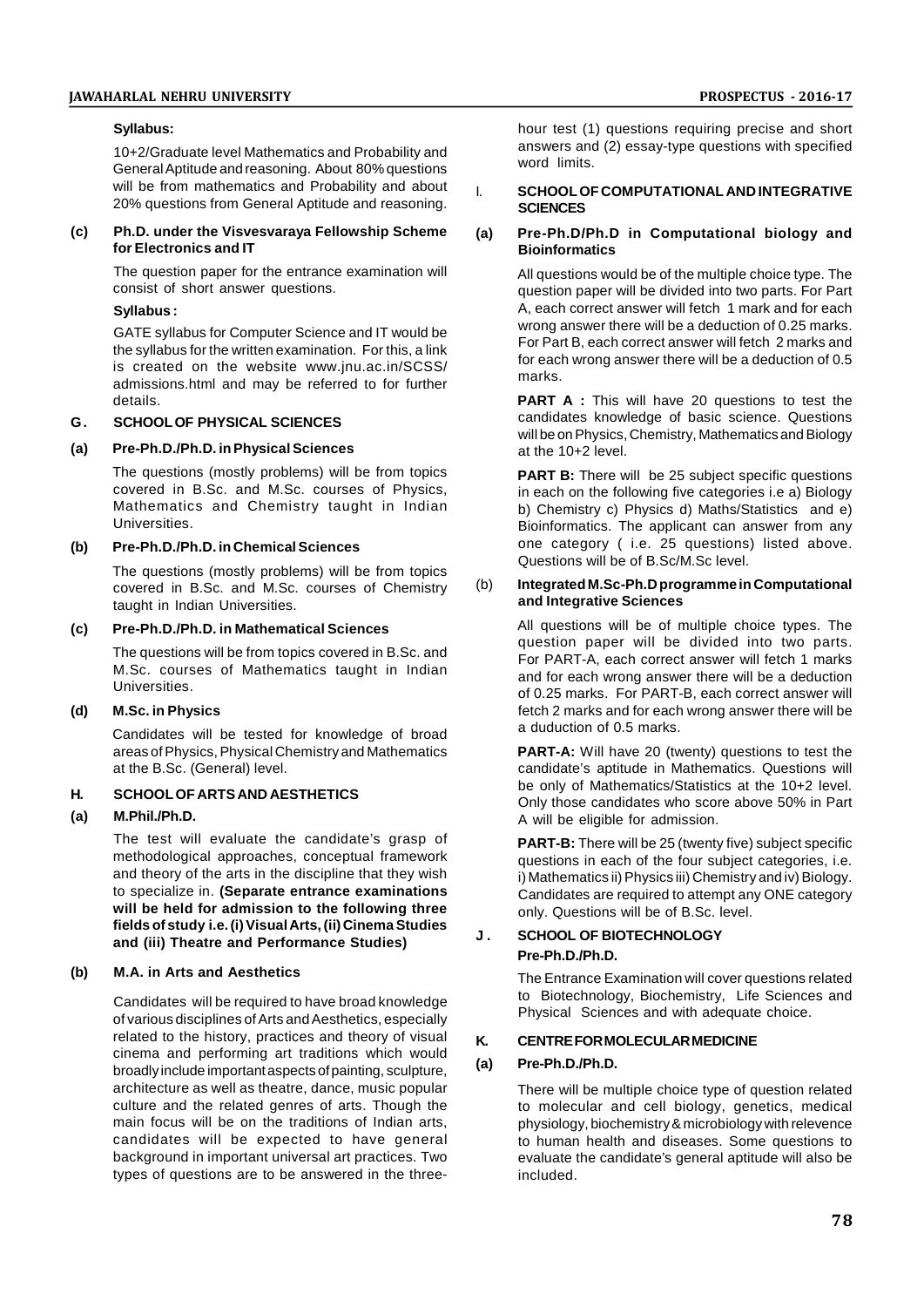**Syllabus:**

10+2/Graduate level Mathematics and Probability and General Aptitude and reasoning. About 80% questions will be from mathematics and Probability and about 20% questions from General Aptitude and reasoning.

### (c) Ph.D. under the Visvesvaraya Fellowship Scheme for Electronics and IT

The question paper for the entrance examination will consist of short answer questions.

**Syllabus :**

GATE syllabus for Computer Science and IT would be the syllabus for the written examination. For this, a link is created on the website www.jnu.ac.in/SCSS/admissions.html and may be referred to for further details.

## G. SCHOOL OF PHYSICAL SCIENCES

### (a) Pre-Ph.D./Ph.D. in Physical Sciences

The questions (mostly problems) will be from topics covered in B.Sc. and M.Sc. courses of Physics, Mathematics and Chemistry taught in Indian Universities.

### (b) Pre-Ph.D./Ph.D. in Chemical Sciences

The questions (mostly problems) will be from topics covered in B.Sc. and M.Sc. courses of Chemistry taught in Indian Universities.

### (c) Pre-Ph.D./Ph.D. in Mathematical Sciences

The questions will be from topics covered in B.Sc. and M.Sc. courses of Mathematics taught in Indian Universities.

### (d) M.Sc. in Physics

Candidates will be tested for knowledge of broad areas of Physics, Physical Chemistry and Mathematics at the B.Sc. (General) level.

## H. SCHOOL OF ARTS AND AESTHETICS

### (a) M.Phil./Ph.D.

The test will evaluate the candidate's grasp of methodological approaches, conceptual framework and theory of the arts in the discipline that they wish to specialize in. **(Separate entrance examinations will be held for admission to the following three fields of study i.e. (i) Visual Arts, (ii) Cinema Studies and (iii) Theatre and Performance Studies)**

### (b) M.A. in Arts and Aesthetics

Candidates will be required to have broad knowledge of various disciplines of Arts and Aesthetics, especially related to the history, practices and theory of visual cinema and performing art traditions which would broadly include important aspects of painting, sculpture, architecture as well as theatre, dance, music popular culture and the related genres of arts. Though the main focus will be on the traditions of Indian arts, candidates will be expected to have general background in important universal art practices. Two types of questions are to be answered in the three-hour test (1) questions requiring precise and short answers and (2) essay-type questions with specified word limits.

## I. SCHOOL OF COMPUTATIONAL AND INTEGRATIVE SCIENCES

### (a) Pre-Ph.D/Ph.D in Computational biology and Bioinformatics

All questions would be of the multiple choice type. The question paper will be divided into two parts. For Part A, each correct answer will fetch 1 mark and for each wrong answer there will be a deduction of 0.25 marks. For Part B, each correct answer will fetch 2 marks and for each wrong answer there will be a deduction of 0.5 marks.

**PART A :** This will have 20 questions to test the candidates knowledge of basic science. Questions will be on Physics, Chemistry, Mathematics and Biology at the 10+2 level.

**PART B:** There will be 25 subject specific questions in each on the following five categories i.e a) Biology b) Chemistry c) Physics d) Maths/Statistics and e) Bioinformatics. The applicant can answer from any one category ( i.e. 25 questions) listed above. Questions will be of B.Sc/M.Sc level.

### (b) Integrated M.Sc-Ph.D programme in Computational and Integrative Sciences

All questions will be of multiple choice types. The question paper will be divided into two parts. For PART-A, each correct answer will fetch 1 marks and for each wrong answer there will be a deduction of 0.25 marks. For PART-B, each correct answer will fetch 2 marks and for each wrong answer there will be a duduction of 0.5 marks.

**PART-A:** Will have 20 (twenty) questions to test the candidate's aptitude in Mathematics. Questions will be only of Mathematics/Statistics at the 10+2 level. Only those candidates who score above 50% in Part A will be eligible for admission.

**PART-B:** There will be 25 (twenty five) subject specific questions in each of the four subject categories, i.e. i) Mathematics ii) Physics iii) Chemistry and iv) Biology. Candidates are required to attempt any ONE category only. Questions will be of B.Sc. level.

## J. SCHOOL OF BIOTECHNOLOGY

### Pre-Ph.D./Ph.D.

The Entrance Examination will cover questions related to Biotechnology, Biochemistry, Life Sciences and Physical Sciences and with adequate choice.

## K. CENTRE FOR MOLECULAR MEDICINE

### (a) Pre-Ph.D./Ph.D.

There will be multiple choice type of question related to molecular and cell biology, genetics, medical physiology, biochemistry & microbiology with relevence to human health and diseases. Some questions to evaluate the candidate's general aptitude will also be included.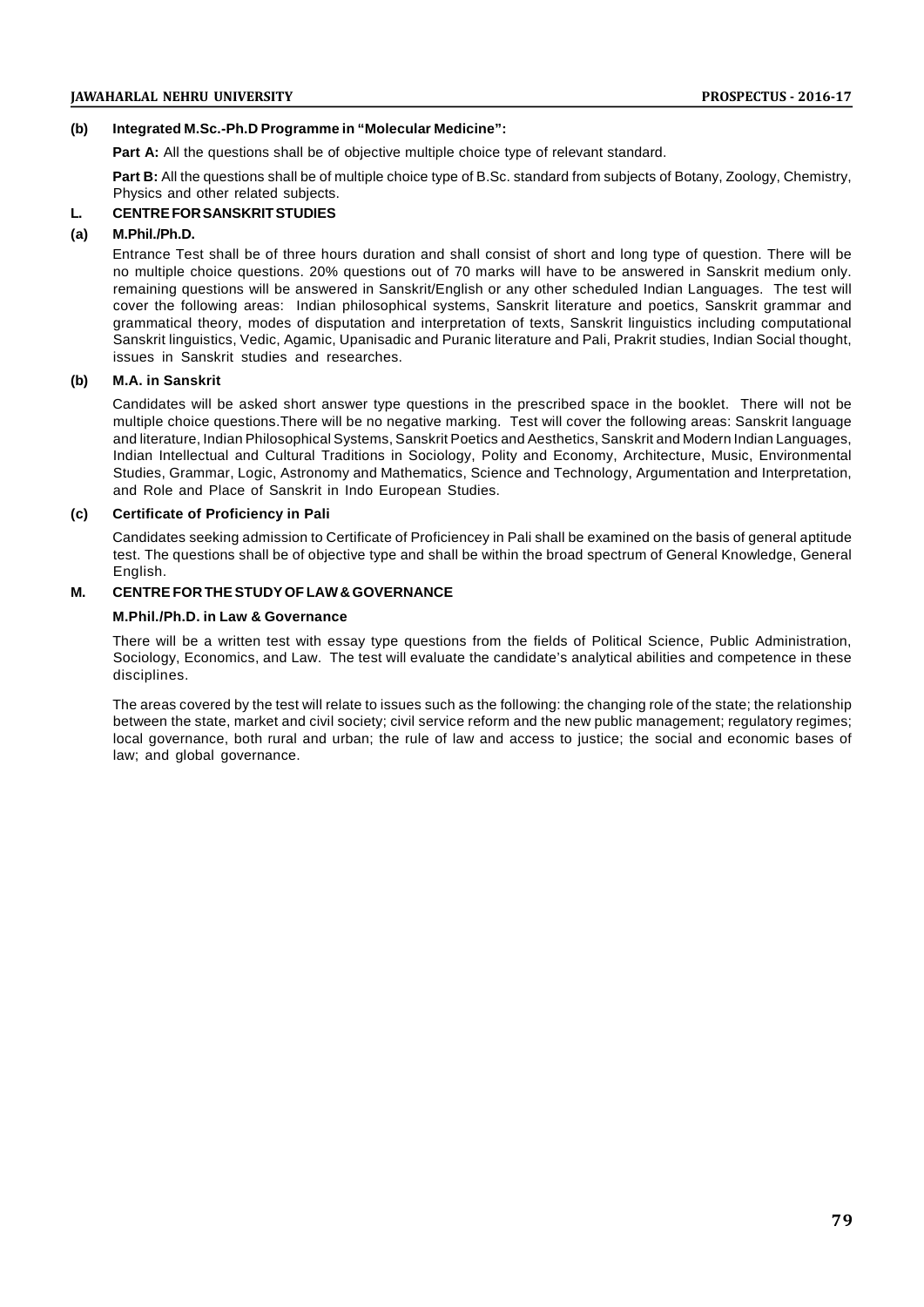**(b) Integrated M.Sc.-Ph.D Programme in "Molecular Medicine":**

**Part A:** All the questions shall be of objective multiple choice type of relevant standard.

**Part B:** All the questions shall be of multiple choice type of B.Sc. standard from subjects of Botany, Zoology, Chemistry, Physics and other related subjects.

## L. CENTRE FOR SANSKRIT STUDIES

### (a) M.Phil./Ph.D.

Entrance Test shall be of three hours duration and shall consist of short and long type of question. There will be no multiple choice questions. 20% questions out of 70 marks will have to be answered in Sanskrit medium only. remaining questions will be answered in Sanskrit/English or any other scheduled Indian Languages. The test will cover the following areas: Indian philosophical systems, Sanskrit literature and poetics, Sanskrit grammar and grammatical theory, modes of disputation and interpretation of texts, Sanskrit linguistics including computational Sanskrit linguistics, Vedic, Agamic, Upanisadic and Puranic literature and Pali, Prakrit studies, Indian Social thought, issues in Sanskrit studies and researches.

### (b) M.A. in Sanskrit

Candidates will be asked short answer type questions in the prescribed space in the booklet. There will not be multiple choice questions.There will be no negative marking. Test will cover the following areas: Sanskrit language and literature, Indian Philosophical Systems, Sanskrit Poetics and Aesthetics, Sanskrit and Modern Indian Languages, Indian Intellectual and Cultural Traditions in Sociology, Polity and Economy, Architecture, Music, Environmental Studies, Grammar, Logic, Astronomy and Mathematics, Science and Technology, Argumentation and Interpretation, and Role and Place of Sanskrit in Indo European Studies.

### (c) Certificate of Proficiency in Pali

Candidates seeking admission to Certificate of Proficiencey in Pali shall be examined on the basis of general aptitude test. The questions shall be of objective type and shall be within the broad spectrum of General Knowledge, General English.

## M. CENTRE FOR THE STUDY OF LAW & GOVERNANCE

### M.Phil./Ph.D. in Law & Governance

There will be a written test with essay type questions from the fields of Political Science, Public Administration, Sociology, Economics, and Law. The test will evaluate the candidate's analytical abilities and competence in these disciplines.

The areas covered by the test will relate to issues such as the following: the changing role of the state; the relationship between the state, market and civil society; civil service reform and the new public management; regulatory regimes; local governance, both rural and urban; the rule of law and access to justice; the social and economic bases of law; and global governance.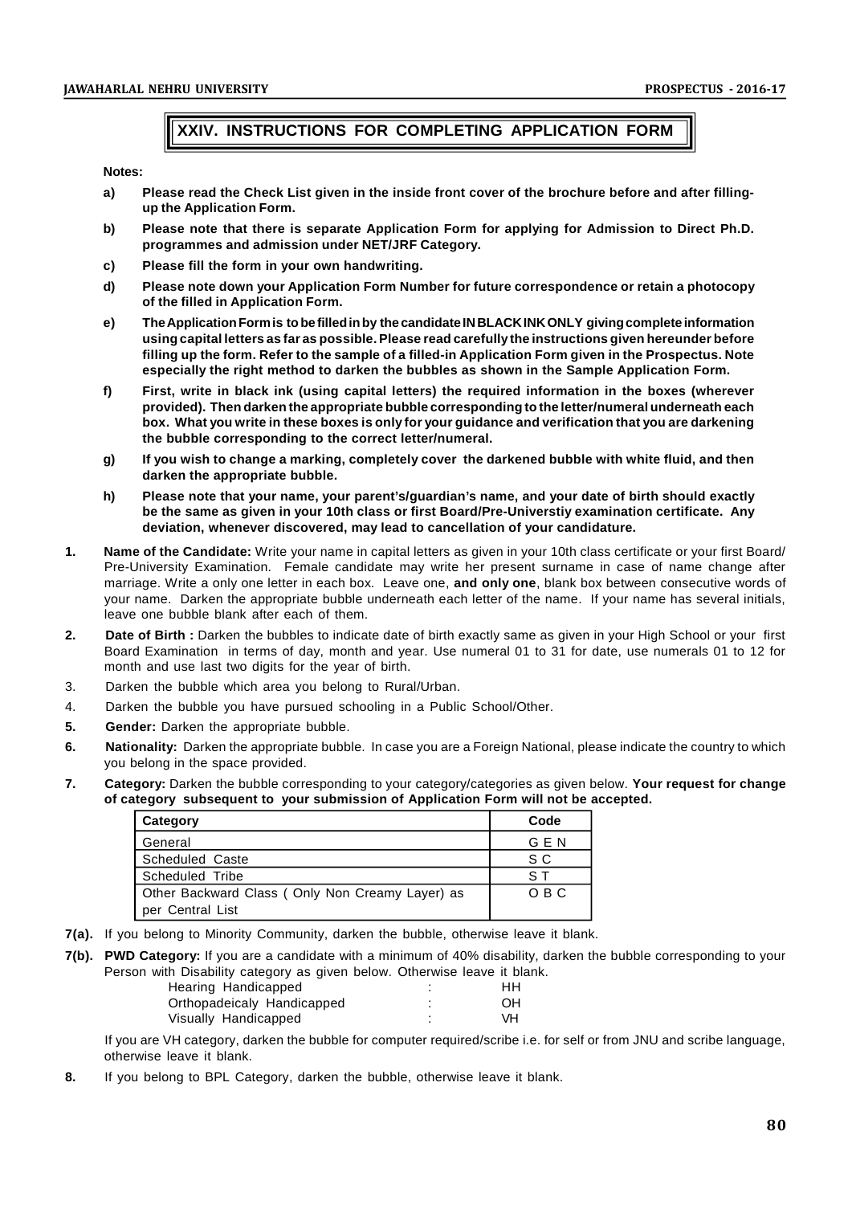## XXIV. INSTRUCTIONS FOR COMPLETING APPLICATION FORM

**Notes:**

**a) Please read the Check List given in the inside front cover of the brochure before and after filling-up the Application Form.**

**b) Please note that there is separate Application Form for applying for Admission to Direct Ph.D. programmes and admission under NET/JRF Category.**

**c) Please fill the form in your own handwriting.**

**d) Please note down your Application Form Number for future correspondence or retain a photocopy of the filled in Application Form.**

**e) The Application Form is to be filled in by the candidate IN BLACK INK ONLY giving complete information using capital letters as far as possible. Please read carefully the instructions given hereunder before filling up the form. Refer to the sample of a filled-in Application Form given in the Prospectus. Note especially the right method to darken the bubbles as shown in the Sample Application Form.**

**f) First, write in black ink (using capital letters) the required information in the boxes (wherever provided). Then darken the appropriate bubble corresponding to the letter/numeral underneath each box. What you write in these boxes is only for your guidance and verification that you are darkening the bubble corresponding to the correct letter/numeral.**

**g) If you wish to change a marking, completely cover the darkened bubble with white fluid, and then darken the appropriate bubble.**

**h) Please note that your name, your parent's/guardian's name, and your date of birth should exactly be the same as given in your 10th class or first Board/Pre-Universtiy examination certificate. Any deviation, whenever discovered, may lead to cancellation of your candidature.**

**1. Name of the Candidate:** Write your name in capital letters as given in your 10th class certificate or your first Board/ Pre-University Examination. Female candidate may write her present surname in case of name change after marriage. Write a only one letter in each box. Leave one, **and only one**, blank box between consecutive words of your name. Darken the appropriate bubble underneath each letter of the name. If your name has several initials, leave one bubble blank after each of them.

**2. Date of Birth :** Darken the bubbles to indicate date of birth exactly same as given in your High School or your first Board Examination in terms of day, month and year. Use numeral 01 to 31 for date, use numerals 01 to 12 for month and use last two digits for the year of birth.

3. Darken the bubble which area you belong to Rural/Urban.

4. Darken the bubble you have pursued schooling in a Public School/Other.

**5. Gender:** Darken the appropriate bubble.

**6. Nationality:** Darken the appropriate bubble. In case you are a Foreign National, please indicate the country to which you belong in the space provided.

**7. Category:** Darken the bubble corresponding to your category/categories as given below. **Your request for change of category subsequent to your submission of Application Form will not be accepted.**

| Category | Code |
|---|---|
| General | G E N |
| Scheduled Caste | S C |
| Scheduled Tribe | S T |
| Other Backward Class ( Only Non Creamy Layer) as per Central List | O B C |

**7(a).** If you belong to Minority Community, darken the bubble, otherwise leave it blank.

**7(b). PWD Category:** If you are a candidate with a minimum of 40% disability, darken the bubble corresponding to your Person with Disability category as given below. Otherwise leave it blank.

| | | |
|---|---|---|
| Hearing Handicapped | : | HH |
| Orthopadeicaly Handicapped | : | OH |
| Visually Handicapped | : | VH |

If you are VH category, darken the bubble for computer required/scribe i.e. for self or from JNU and scribe language, otherwise leave it blank.

**8.** If you belong to BPL Category, darken the bubble, otherwise leave it blank.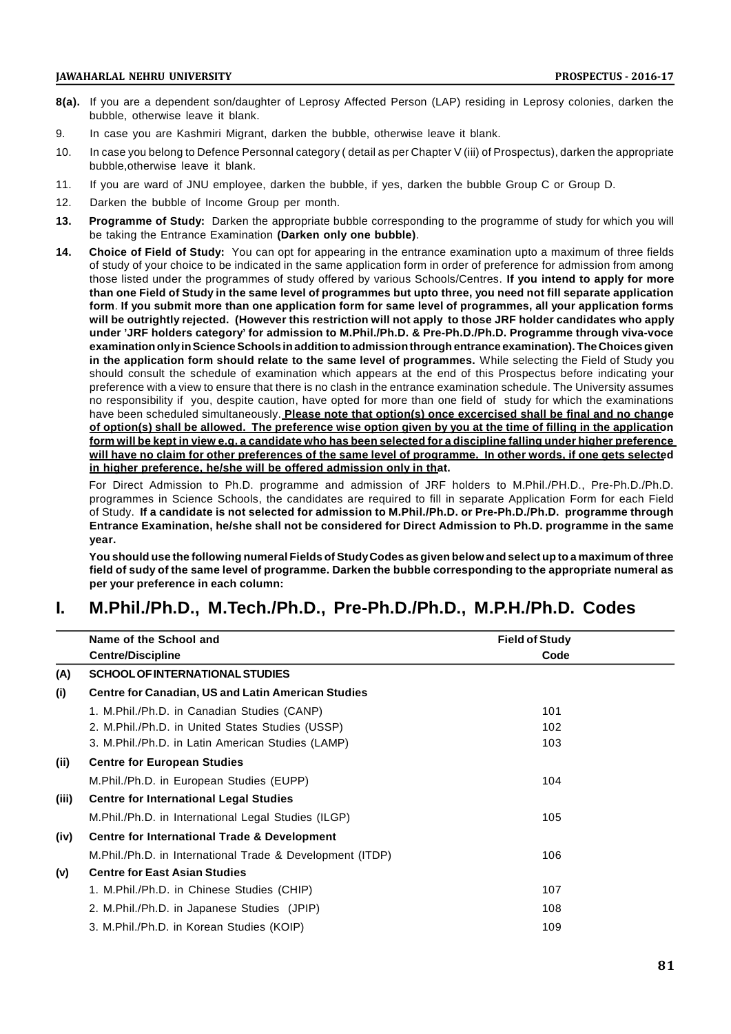**8(a).** If you are a dependent son/daughter of Leprosy Affected Person (LAP) residing in Leprosy colonies, darken the bubble, otherwise leave it blank.

9. In case you are Kashmiri Migrant, darken the bubble, otherwise leave it blank.

10. In case you belong to Defence Personnal category ( detail as per Chapter V (iii) of Prospectus), darken the appropriate bubble,otherwise leave it blank.

11. If you are ward of JNU employee, darken the bubble, if yes, darken the bubble Group C or Group D.

12. Darken the bubble of Income Group per month.

**13. Programme of Study:** Darken the appropriate bubble corresponding to the programme of study for which you will be taking the Entrance Examination **(Darken only one bubble)**.

**14. Choice of Field of Study:** You can opt for appearing in the entrance examination upto a maximum of three fields of study of your choice to be indicated in the same application form in order of preference for admission from among those listed under the programmes of study offered by various Schools/Centres. **If you intend to apply for more than one Field of Study in the same level of programmes but upto three, you need not fill separate application form**. **If you submit more than one application form for same level of programmes, all your application forms will be outrightly rejected. (However this restriction will not apply to those JRF holder candidates who apply under 'JRF holders category' for admission to M.Phil./Ph.D. & Pre-Ph.D./Ph.D. Programme through viva-voce examination only in Science Schools in addition to admission through entrance examination). The Choices given in the application form should relate to the same level of programmes.** While selecting the Field of Study you should consult the schedule of examination which appears at the end of this Prospectus before indicating your preference with a view to ensure that there is no clash in the entrance examination schedule. The University assumes no responsibility if you, despite caution, have opted for more than one field of study for which the examinations have been scheduled simultaneously. **Please note that option(s) once excercised shall be final and no change of option(s) shall be allowed. The preference wise option given by you at the time of filling in the application form will be kept in view e.g. a candidate who has been selected for a discipline falling under higher preference will have no claim for other preferences of the same level of programme. In other words, if one gets selected in higher preference, he/she will be offered admission only in that.**

For Direct Admission to Ph.D. programme and admission of JRF holders to M.Phil./PH.D., Pre-Ph.D./Ph.D. programmes in Science Schools, the candidates are required to fill in separate Application Form for each Field of Study. **If a candidate is not selected for admission to M.Phil./Ph.D. or Pre-Ph.D./Ph.D. programme through Entrance Examination, he/she shall not be considered for Direct Admission to Ph.D. programme in the same year.**

**You should use the following numeral Fields of Study Codes as given below and select up to a maximum of three field of sudy of the same level of programme. Darken the bubble corresponding to the appropriate numeral as per your preference in each column:**

# I. M.Phil./Ph.D., M.Tech./Ph.D., Pre-Ph.D./Ph.D., M.P.H./Ph.D. Codes

| | Name of the School and Centre/Discipline | Field of Study Code |
|---|---|---|
| **(A)** | **SCHOOL OF INTERNATIONAL STUDIES** | |
| **(i)** | **Centre for Canadian, US and Latin American Studies** | |
| | 1. M.Phil./Ph.D. in Canadian Studies (CANP) | 101 |
| | 2. M.Phil./Ph.D. in United States Studies (USSP) | 102 |
| | 3. M.Phil./Ph.D. in Latin American Studies (LAMP) | 103 |
| **(ii)** | **Centre for European Studies** | |
| | M.Phil./Ph.D. in European Studies (EUPP) | 104 |
| **(iii)** | **Centre for International Legal Studies** | |
| | M.Phil./Ph.D. in International Legal Studies (ILGP) | 105 |
| **(iv)** | **Centre for International Trade & Development** | |
| | M.Phil./Ph.D. in International Trade & Development (ITDP) | 106 |
| **(v)** | **Centre for East Asian Studies** | |
| | 1. M.Phil./Ph.D. in Chinese Studies (CHIP) | 107 |
| | 2. M.Phil./Ph.D. in Japanese Studies (JPIP) | 108 |
| | 3. M.Phil./Ph.D. in Korean Studies (KOIP) | 109 |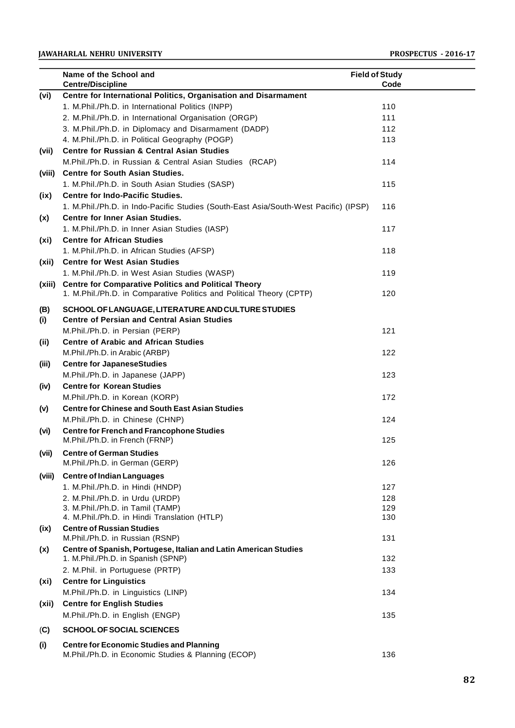| | Name of the School and Centre/Discipline | Field of Study Code |
|---|---|---|
| **(vi)** | **Centre for International Politics, Organisation and Disarmament** | |
| | 1. M.Phil./Ph.D. in International Politics (INPP) | 110 |
| | 2. M.Phil./Ph.D. in International Organisation (ORGP) | 111 |
| | 3. M.Phil./Ph.D. in Diplomacy and Disarmament (DADP) | 112 |
| | 4. M.Phil./Ph.D. in Political Geography (POGP) | 113 |
| **(vii)** | **Centre for Russian & Central Asian Studies** | |
| | M.Phil./Ph.D. in Russian & Central Asian Studies (RCAP) | 114 |
| **(viii)** | **Centre for South Asian Studies.** | |
| | 1. M.Phil./Ph.D. in South Asian Studies (SASP) | 115 |
| **(ix)** | **Centre for Indo-Pacific Studies.** | |
| | 1. M.Phil./Ph.D. in Indo-Pacific Studies (South-East Asia/South-West Pacific) (IPSP) | 116 |
| **(x)** | **Centre for Inner Asian Studies.** | |
| | 1. M.Phil./Ph.D. in Inner Asian Studies (IASP) | 117 |
| **(xi)** | **Centre for African Studies** | |
| | 1. M.Phil./Ph.D. in African Studies (AFSP) | 118 |
| **(xii)** | **Centre for West Asian Studies** | |
| | 1. M.Phil./Ph.D. in West Asian Studies (WASP) | 119 |
| **(xiii)** | **Centre for Comparative Politics and Political Theory** | |
| | 1. M.Phil./Ph.D. in Comparative Politics and Political Theory (CPTP) | 120 |
| **(B)** | **SCHOOL OF LANGUAGE, LITERATURE AND CULTURE STUDIES** | |
| **(i)** | **Centre of Persian and Central Asian Studies** | |
| | M.Phil./Ph.D. in Persian (PERP) | 121 |
| **(ii)** | **Centre of Arabic and African Studies** | |
| | M.Phil./Ph.D. in Arabic (ARBP) | 122 |
| **(iii)** | **Centre for JapaneseStudies** | |
| | M.Phil./Ph.D. in Japanese (JAPP) | 123 |
| **(iv)** | **Centre for Korean Studies** | |
| | M.Phil./Ph.D. in Korean (KORP) | 172 |
| **(v)** | **Centre for Chinese and South East Asian Studies** | |
| | M.Phil./Ph.D. in Chinese (CHNP) | 124 |
| **(vi)** | **Centre for French and Francophone Studies** | |
| | M.Phil./Ph.D. in French (FRNP) | 125 |
| **(vii)** | **Centre of German Studies** | |
| | M.Phil./Ph.D. in German (GERP) | 126 |
| **(viii)** | **Centre of Indian Languages** | |
| | 1. M.Phil./Ph.D. in Hindi (HNDP) | 127 |
| | 2. M.Phil./Ph.D. in Urdu (URDP) | 128 |
| | 3. M.Phil./Ph.D. in Tamil (TAMP) | 129 |
| | 4. M.Phil./Ph.D. in Hindi Translation (HTLP) | 130 |
| **(ix)** | **Centre of Russian Studies** | |
| | M.Phil./Ph.D. in Russian (RSNP) | 131 |
| **(x)** | **Centre of Spanish, Portugese, Italian and Latin American Studies** | |
| | 1. M.Phil./Ph.D. in Spanish (SPNP) | 132 |
| | 2. M.Phil. in Portuguese (PRTP) | 133 |
| **(xi)** | **Centre for Linguistics** | |
| | M.Phil./Ph.D. in Linguistics (LINP) | 134 |
| **(xii)** | **Centre for English Studies** | |
| | M.Phil./Ph.D. in English (ENGP) | 135 |
| **(C)** | **SCHOOL OF SOCIAL SCIENCES** | |
| **(i)** | **Centre for Economic Studies and Planning** | |
| | M.Phil./Ph.D. in Economic Studies & Planning (ECOP) | 136 |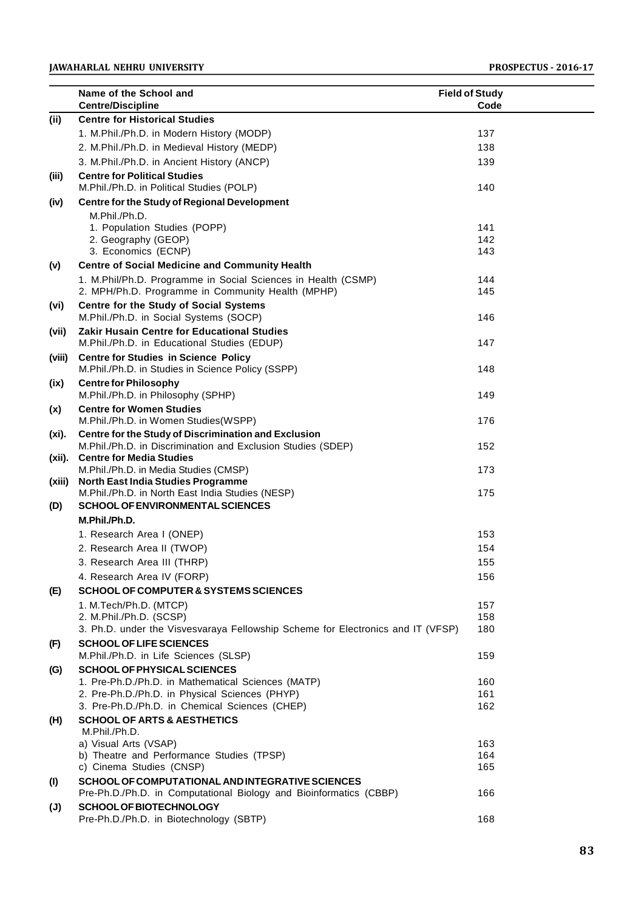|  | Name of the School and Centre/Discipline | Field of Study Code |
|---|---|---|
| **(ii)** | **Centre for Historical Studies** | |
| | 1. M.Phil./Ph.D. in Modern History (MODP) | 137 |
| | 2. M.Phil./Ph.D. in Medieval History (MEDP) | 138 |
| | 3. M.Phil./Ph.D. in Ancient History (ANCP) | 139 |
| **(iii)** | **Centre for Political Studies** | |
| | M.Phil./Ph.D. in Political Studies (POLP) | 140 |
| **(iv)** | **Centre for the Study of Regional Development** | |
| | M.Phil./Ph.D. | |
| | 1. Population Studies (POPP) | 141 |
| | 2. Geography (GEOP) | 142 |
| | 3. Economics (ECNP) | 143 |
| **(v)** | **Centre of Social Medicine and Community Health** | |
| | 1. M.Phil/Ph.D. Programme in Social Sciences in Health (CSMP) | 144 |
| | 2. MPH/Ph.D. Programme in Community Health (MPHP) | 145 |
| **(vi)** | **Centre for the Study of Social Systems** | |
| | M.Phil./Ph.D. in Social Systems (SOCP) | 146 |
| **(vii)** | **Zakir Husain Centre for Educational Studies** | |
| | M.Phil./Ph.D. in Educational Studies (EDUP) | 147 |
| **(viii)** | **Centre for Studies in Science Policy** | |
| | M.Phil./Ph.D. in Studies in Science Policy (SSPP) | 148 |
| **(ix)** | **Centre for Philosophy** | |
| | M.Phil./Ph.D. in Philosophy (SPHP) | 149 |
| **(x)** | **Centre for Women Studies** | |
| | M.Phil./Ph.D. in Women Studies(WSPP) | 176 |
| **(xi).** | **Centre for the Study of Discrimination and Exclusion** | |
| | M.Phil./Ph.D. in Discrimination and Exclusion Studies (SDEP) | 152 |
| **(xii).** | **Centre for Media Studies** | |
| | M.Phil./Ph.D. in Media Studies (CMSP) | 173 |
| **(xiii)** | **North East India Studies Programme** | |
| | M.Phil./Ph.D. in North East India Studies (NESP) | 175 |
| **(D)** | **SCHOOL OF ENVIRONMENTAL SCIENCES** | |
| | **M.Phil./Ph.D.** | |
| | 1. Research Area I (ONEP) | 153 |
| | 2. Research Area II (TWOP) | 154 |
| | 3. Research Area III (THRP) | 155 |
| | 4. Research Area IV (FORP) | 156 |
| **(E)** | **SCHOOL OF COMPUTER & SYSTEMS SCIENCES** | |
| | 1. M.Tech/Ph.D. (MTCP) | 157 |
| | 2. M.Phil./Ph.D. (SCSP) | 158 |
| | 3. Ph.D. under the Visvesvaraya Fellowship Scheme for Electronics and IT (VFSP) | 180 |
| **(F)** | **SCHOOL OF LIFE SCIENCES** | |
| | M.Phil./Ph.D. in Life Sciences (SLSP) | 159 |
| **(G)** | **SCHOOL OF PHYSICAL SCIENCES** | |
| | 1. Pre-Ph.D./Ph.D. in Mathematical Sciences (MATP) | 160 |
| | 2. Pre-Ph.D./Ph.D. in Physical Sciences (PHYP) | 161 |
| | 3. Pre-Ph.D./Ph.D. in Chemical Sciences (CHEP) | 162 |
| **(H)** | **SCHOOL OF ARTS & AESTHETICS** | |
| | M.Phil./Ph.D. | |
| | a) Visual Arts (VSAP) | 163 |
| | b) Theatre and Performance Studies (TPSP) | 164 |
| | c) Cinema Studies (CNSP) | 165 |
| **(I)** | **SCHOOL OF COMPUTATIONAL AND INTEGRATIVE SCIENCES** | |
| | Pre-Ph.D./Ph.D. in Computational Biology and Bioinformatics (CBBP) | 166 |
| **(J)** | **SCHOOL OF BIOTECHNOLOGY** | |
| | Pre-Ph.D./Ph.D. in Biotechnology (SBTP) | 168 |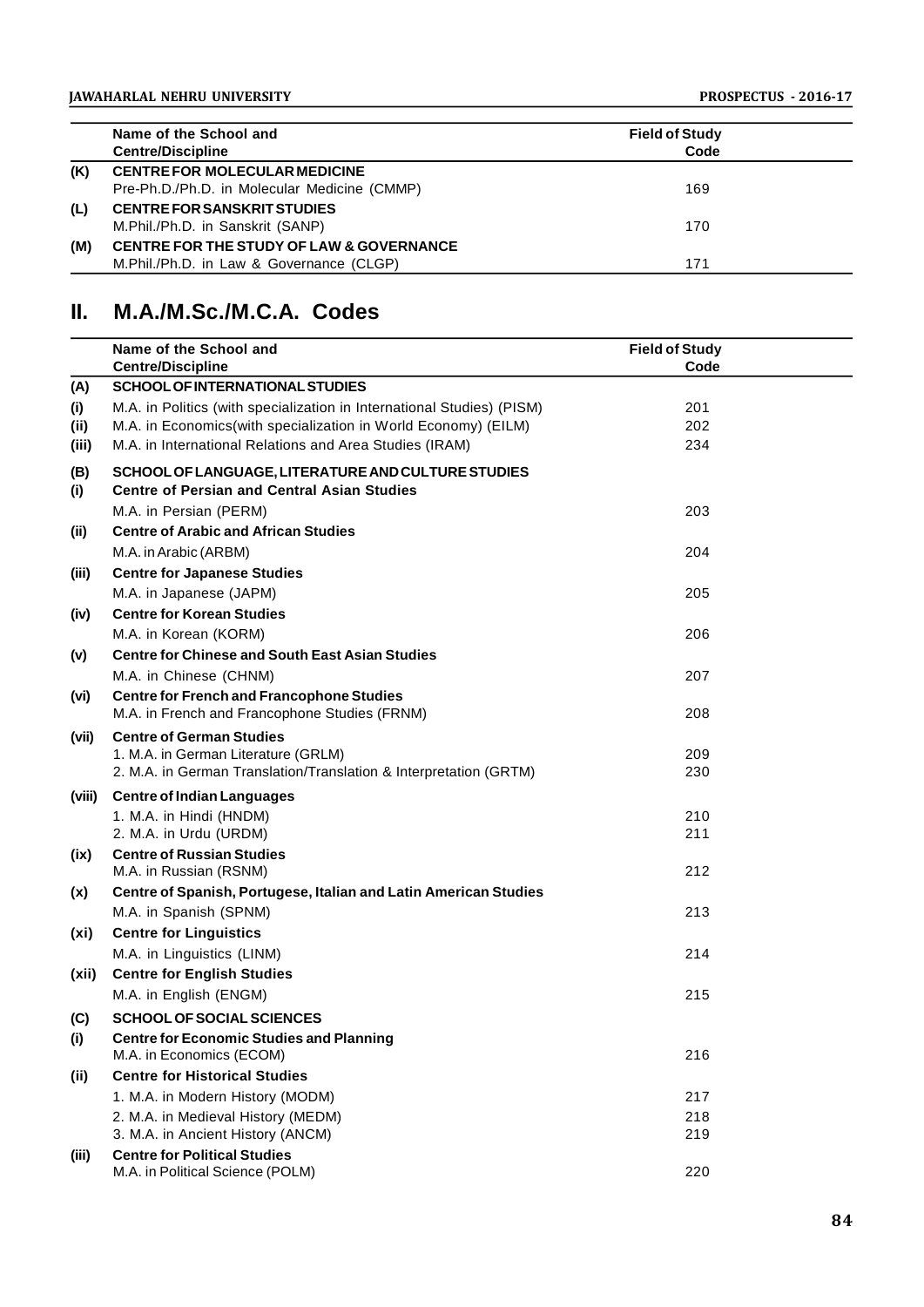| | Name of the School and Centre/Discipline | Field of Study Code |
|---|---|---|
| (K) | **CENTRE FOR MOLECULAR MEDICINE** | |
| | Pre-Ph.D./Ph.D. in Molecular Medicine (CMMP) | 169 |
| (L) | **CENTRE FOR SANSKRIT STUDIES** | |
| | M.Phil./Ph.D. in Sanskrit (SANP) | 170 |
| (M) | **CENTRE FOR THE STUDY OF LAW & GOVERNANCE** | |
| | M.Phil./Ph.D. in Law & Governance (CLGP) | 171 |

## II. M.A./M.Sc./M.C.A. Codes

| | Name of the School and Centre/Discipline | Field of Study Code |
|---|---|---|
| (A) | **SCHOOL OF INTERNATIONAL STUDIES** | |
| (i) | M.A. in Politics (with specialization in International Studies) (PISM) | 201 |
| (ii) | M.A. in Economics(with specialization in World Economy) (EILM) | 202 |
| (iii) | M.A. in International Relations and Area Studies (IRAM) | 234 |
| (B) | **SCHOOL OF LANGUAGE, LITERATURE AND CULTURE STUDIES** | |
| (i) | **Centre of Persian and Central Asian Studies** | |
| | M.A. in Persian (PERM) | 203 |
| (ii) | **Centre of Arabic and African Studies** | |
| | M.A. in Arabic (ARBM) | 204 |
| (iii) | **Centre for Japanese Studies** | |
| | M.A. in Japanese (JAPM) | 205 |
| (iv) | **Centre for Korean Studies** | |
| | M.A. in Korean (KORM) | 206 |
| (v) | **Centre for Chinese and South East Asian Studies** | |
| | M.A. in Chinese (CHNM) | 207 |
| (vi) | **Centre for French and Francophone Studies** | |
| | M.A. in French and Francophone Studies (FRNM) | 208 |
| (vii) | **Centre of German Studies** | |
| | 1. M.A. in German Literature (GRLM) | 209 |
| | 2. M.A. in German Translation/Translation & Interpretation (GRTM) | 230 |
| (viii) | **Centre of Indian Languages** | |
| | 1. M.A. in Hindi (HNDM) | 210 |
| | 2. M.A. in Urdu (URDM) | 211 |
| (ix) | **Centre of Russian Studies** | |
| | M.A. in Russian (RSNM) | 212 |
| (x) | **Centre of Spanish, Portugese, Italian and Latin American Studies** | |
| | M.A. in Spanish (SPNM) | 213 |
| (xi) | **Centre for Linguistics** | |
| | M.A. in Linguistics (LINM) | 214 |
| (xii) | **Centre for English Studies** | |
| | M.A. in English (ENGM) | 215 |
| (C) | **SCHOOL OF SOCIAL SCIENCES** | |
| (i) | **Centre for Economic Studies and Planning** | |
| | M.A. in Economics (ECOM) | 216 |
| (ii) | **Centre for Historical Studies** | |
| | 1. M.A. in Modern History (MODM) | 217 |
| | 2. M.A. in Medieval History (MEDM) | 218 |
| | 3. M.A. in Ancient History (ANCM) | 219 |
| (iii) | **Centre for Political Studies** | |
| | M.A. in Political Science (POLM) | 220 |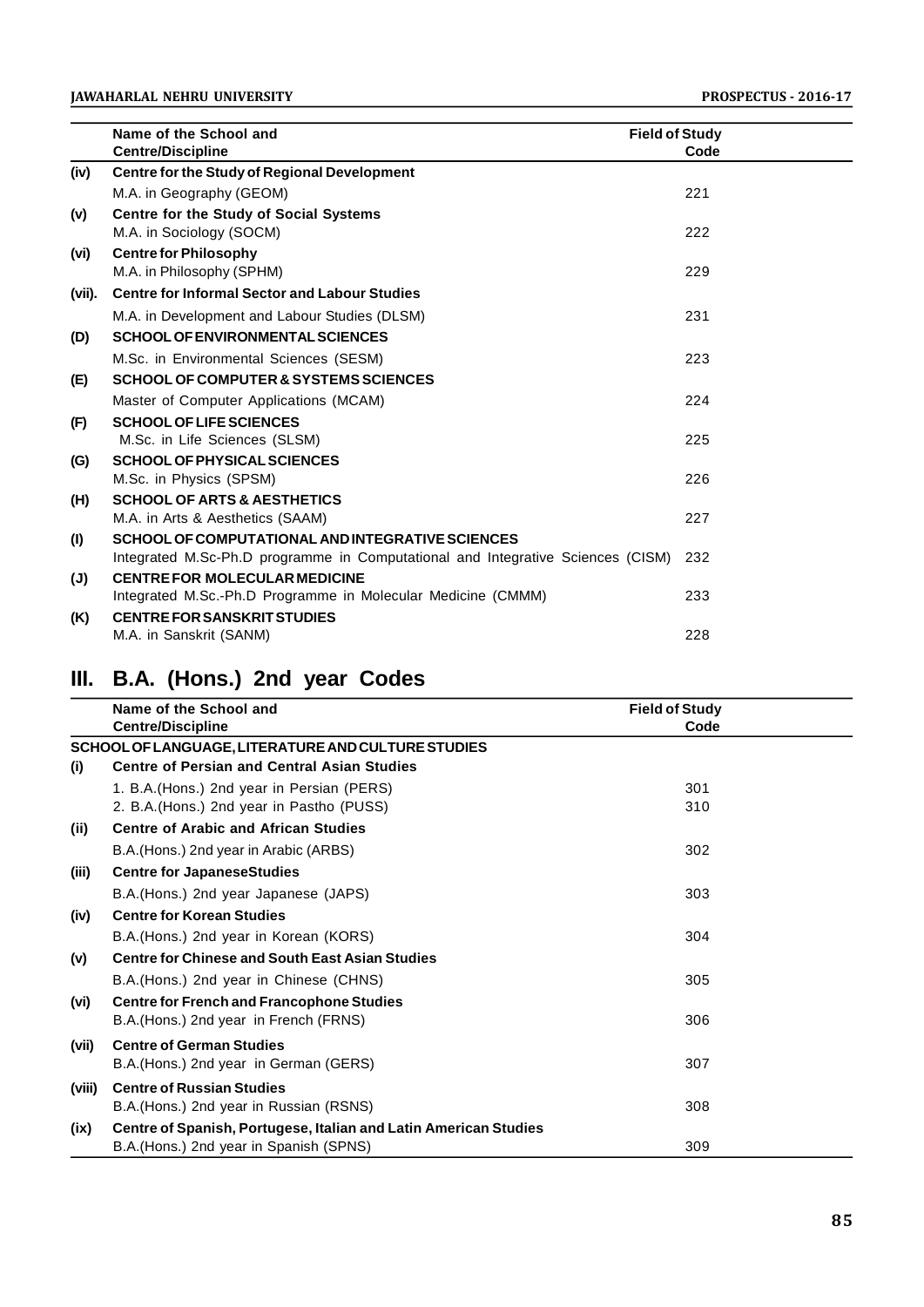| | Name of the School and Centre/Discipline | Field of Study Code |
|---|---|---|
| (iv) | **Centre for the Study of Regional Development** | |
| | M.A. in Geography (GEOM) | 221 |
| (v) | **Centre for the Study of Social Systems** | |
| | M.A. in Sociology (SOCM) | 222 |
| (vi) | **Centre for Philosophy** | |
| | M.A. in Philosophy (SPHM) | 229 |
| (vii). | **Centre for Informal Sector and Labour Studies** | |
| | M.A. in Development and Labour Studies (DLSM) | 231 |
| (D) | **SCHOOL OF ENVIRONMENTAL SCIENCES** | |
| | M.Sc. in Environmental Sciences (SESM) | 223 |
| (E) | **SCHOOL OF COMPUTER & SYSTEMS SCIENCES** | |
| | Master of Computer Applications (MCAM) | 224 |
| (F) | **SCHOOL OF LIFE SCIENCES** | |
| | M.Sc. in Life Sciences (SLSM) | 225 |
| (G) | **SCHOOL OF PHYSICAL SCIENCES** | |
| | M.Sc. in Physics (SPSM) | 226 |
| (H) | **SCHOOL OF ARTS & AESTHETICS** | |
| | M.A. in Arts & Aesthetics (SAAM) | 227 |
| (I) | **SCHOOL OF COMPUTATIONAL AND INTEGRATIVE SCIENCES** | |
| | Integrated M.Sc-Ph.D programme in Computational and Integrative Sciences (CISM) | 232 |
| (J) | **CENTRE FOR MOLECULAR MEDICINE** | |
| | Integrated M.Sc.-Ph.D Programme in Molecular Medicine (CMMM) | 233 |
| (K) | **CENTRE FOR SANSKRIT STUDIES** | |
| | M.A. in Sanskrit (SANM) | 228 |

## III. B.A. (Hons.) 2nd year Codes

| | Name of the School and Centre/Discipline | Field of Study Code |
|---|---|---|
| | **SCHOOL OF LANGUAGE, LITERATURE AND CULTURE STUDIES** | |
| (i) | **Centre of Persian and Central Asian Studies** | |
| | 1. B.A.(Hons.) 2nd year in Persian (PERS) | 301 |
| | 2. B.A.(Hons.) 2nd year in Pastho (PUSS) | 310 |
| (ii) | **Centre of Arabic and African Studies** | |
| | B.A.(Hons.) 2nd year in Arabic (ARBS) | 302 |
| (iii) | **Centre for JapaneseStudies** | |
| | B.A.(Hons.) 2nd year Japanese (JAPS) | 303 |
| (iv) | **Centre for Korean Studies** | |
| | B.A.(Hons.) 2nd year in Korean (KORS) | 304 |
| (v) | **Centre for Chinese and South East Asian Studies** | |
| | B.A.(Hons.) 2nd year in Chinese (CHNS) | 305 |
| (vi) | **Centre for French and Francophone Studies** | |
| | B.A.(Hons.) 2nd year in French (FRNS) | 306 |
| (vii) | **Centre of German Studies** | |
| | B.A.(Hons.) 2nd year in German (GERS) | 307 |
| (viii) | **Centre of Russian Studies** | |
| | B.A.(Hons.) 2nd year in Russian (RSNS) | 308 |
| (ix) | **Centre of Spanish, Portugese, Italian and Latin American Studies** | |
| | B.A.(Hons.) 2nd year in Spanish (SPNS) | 309 |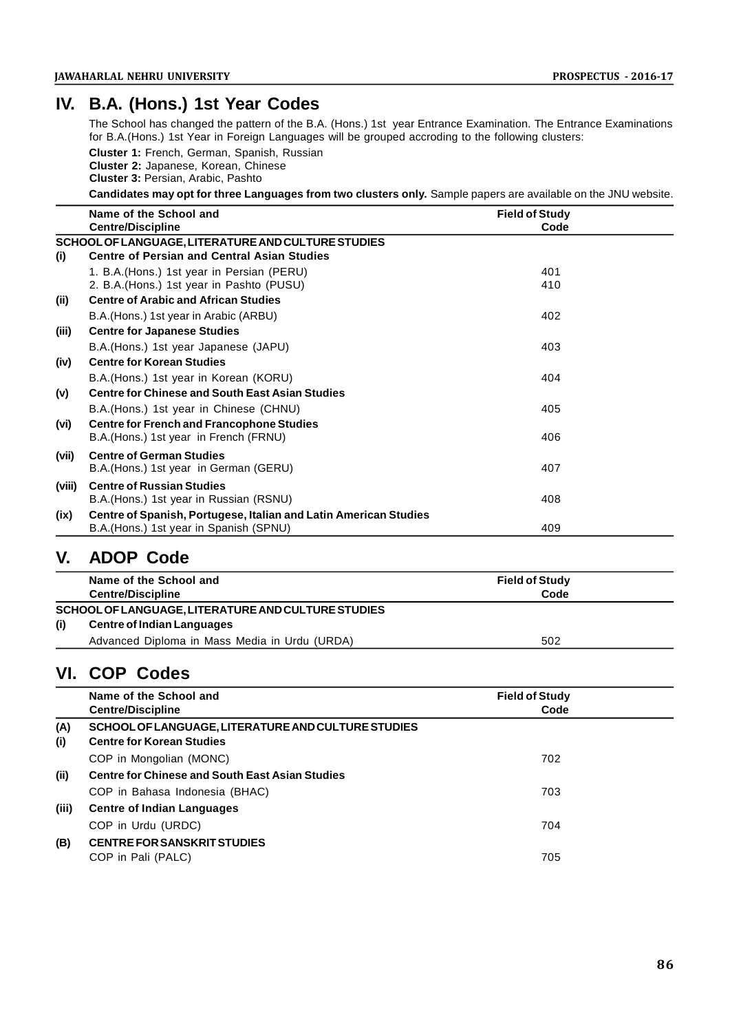## IV. B.A. (Hons.) 1st Year Codes

The School has changed the pattern of the B.A. (Hons.) 1st year Entrance Examination. The Entrance Examinations for B.A.(Hons.) 1st Year in Foreign Languages will be grouped accroding to the following clusters:

**Cluster 1:** French, German, Spanish, Russian
**Cluster 2:** Japanese, Korean, Chinese
**Cluster 3:** Persian, Arabic, Pashto

**Candidates may opt for three Languages from two clusters only.** Sample papers are available on the JNU website.

| | Name of the School and Centre/Discipline | Field of Study Code |
|---|---|---|
| | **SCHOOL OF LANGUAGE, LITERATURE AND CULTURE STUDIES** | |
| **(i)** | **Centre of Persian and Central Asian Studies** | |
| | 1. B.A.(Hons.) 1st year in Persian (PERU) | 401 |
| | 2. B.A.(Hons.) 1st year in Pashto (PUSU) | 410 |
| **(ii)** | **Centre of Arabic and African Studies** | |
| | B.A.(Hons.) 1st year in Arabic (ARBU) | 402 |
| **(iii)** | **Centre for Japanese Studies** | |
| | B.A.(Hons.) 1st year Japanese (JAPU) | 403 |
| **(iv)** | **Centre for Korean Studies** | |
| | B.A.(Hons.) 1st year in Korean (KORU) | 404 |
| **(v)** | **Centre for Chinese and South East Asian Studies** | |
| | B.A.(Hons.) 1st year in Chinese (CHNU) | 405 |
| **(vi)** | **Centre for French and Francophone Studies** | |
| | B.A.(Hons.) 1st year in French (FRNU) | 406 |
| **(vii)** | **Centre of German Studies** | |
| | B.A.(Hons.) 1st year in German (GERU) | 407 |
| **(viii)** | **Centre of Russian Studies** | |
| | B.A.(Hons.) 1st year in Russian (RSNU) | 408 |
| **(ix)** | **Centre of Spanish, Portugese, Italian and Latin American Studies** | |
| | B.A.(Hons.) 1st year in Spanish (SPNU) | 409 |

## V. ADOP Code

| | Name of the School and Centre/Discipline | Field of Study Code |
|---|---|---|
| | **SCHOOL OF LANGUAGE, LITERATURE AND CULTURE STUDIES** | |
| **(i)** | **Centre of Indian Languages** | |
| | Advanced Diploma in Mass Media in Urdu (URDA) | 502 |

## VI. COP Codes

| | Name of the School and Centre/Discipline | Field of Study Code |
|---|---|---|
| **(A)** | **SCHOOL OF LANGUAGE, LITERATURE AND CULTURE STUDIES** | |
| **(i)** | **Centre for Korean Studies** | |
| | COP in Mongolian (MONC) | 702 |
| **(ii)** | **Centre for Chinese and South East Asian Studies** | |
| | COP in Bahasa Indonesia (BHAC) | 703 |
| **(iii)** | **Centre of Indian Languages** | |
| | COP in Urdu (URDC) | 704 |
| **(B)** | **CENTRE FOR SANSKRIT STUDIES** | |
| | COP in Pali (PALC) | 705 |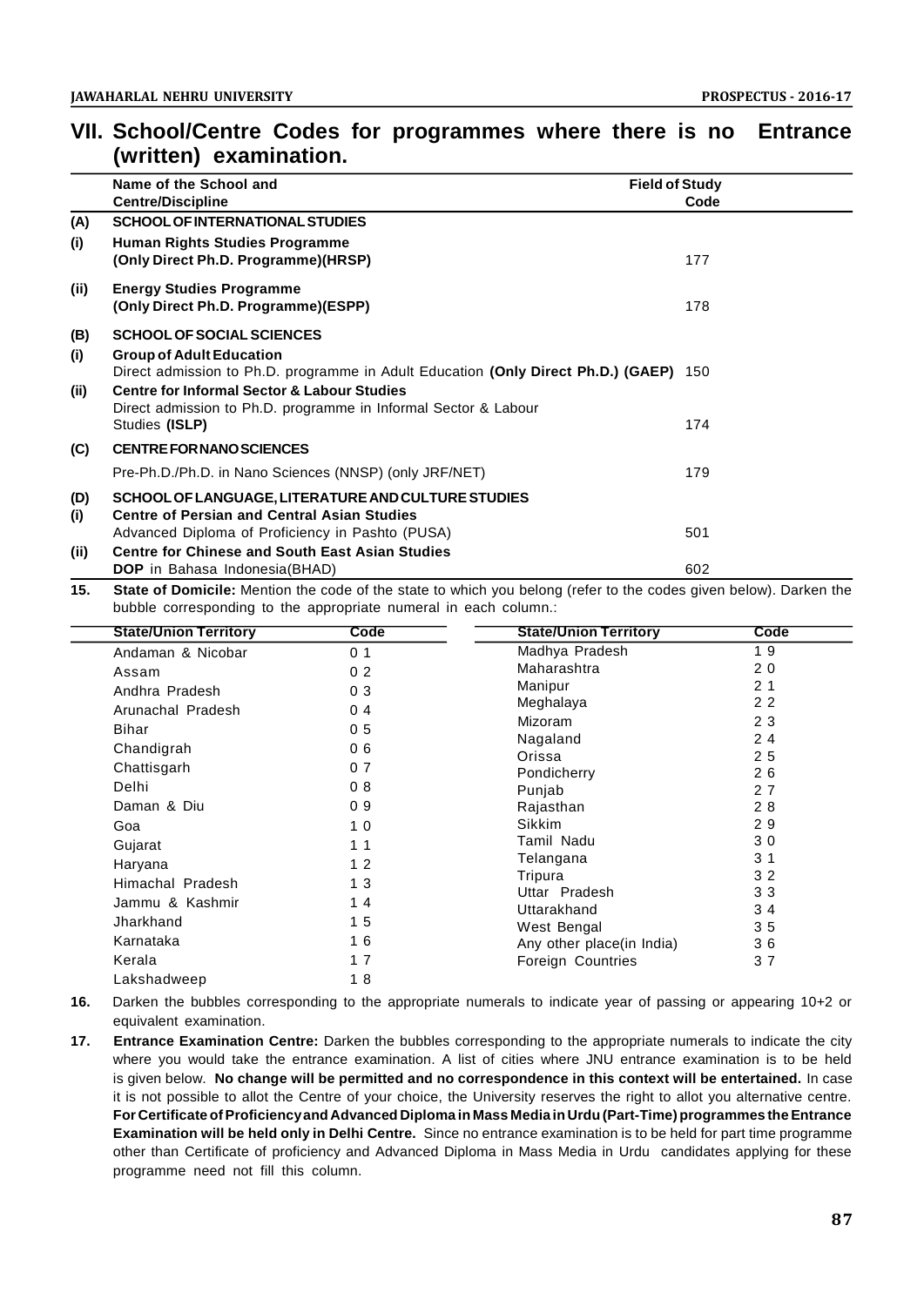## VII. School/Centre Codes for programmes where there is no Entrance (written) examination.

| | Name of the School and Centre/Discipline | Field of Study Code |
|---|---|---|
| **(A)** | **SCHOOL OF INTERNATIONAL STUDIES** | |
| **(i)** | **Human Rights Studies Programme (Only Direct Ph.D. Programme)(HRSP)** | 177 |
| **(ii)** | **Energy Studies Programme (Only Direct Ph.D. Programme)(ESPP)** | 178 |
| **(B)** | **SCHOOL OF SOCIAL SCIENCES** | |
| **(i)** | **Group of Adult Education** Direct admission to Ph.D. programme in Adult Education **(Only Direct Ph.D.) (GAEP)** | 150 |
| **(ii)** | **Centre for Informal Sector & Labour Studies** Direct admission to Ph.D. programme in Informal Sector & Labour Studies **(ISLP)** | 174 |
| **(C)** | **CENTRE FOR NANO SCIENCES** | |
| | Pre-Ph.D./Ph.D. in Nano Sciences (NNSP) (only JRF/NET) | 179 |
| **(D)** | **SCHOOL OF LANGUAGE, LITERATURE AND CULTURE STUDIES** | |
| **(i)** | **Centre of Persian and Central Asian Studies** Advanced Diploma of Proficiency in Pashto (PUSA) | 501 |
| **(ii)** | **Centre for Chinese and South East Asian Studies** **DOP** in Bahasa Indonesia(BHAD) | 602 |

**15.** **State of Domicile:** Mention the code of the state to which you belong (refer to the codes given below). Darken the bubble corresponding to the appropriate numeral in each column.:

| State/Union Territory | Code | State/Union Territory | Code |
|---|---|---|---|
| Andaman & Nicobar | 0 1 | Madhya Pradesh | 1 9 |
| Assam | 0 2 | Maharashtra | 2 0 |
| Andhra Pradesh | 0 3 | Manipur | 2 1 |
| Arunachal Pradesh | 0 4 | Meghalaya | 2 2 |
| Bihar | 0 5 | Mizoram | 2 3 |
| Chandigrah | 0 6 | Nagaland | 2 4 |
| Chattisgarh | 0 7 | Orissa | 2 5 |
| Delhi | 0 8 | Pondicherry | 2 6 |
| Daman & Diu | 0 9 | Punjab | 2 7 |
| Goa | 1 0 | Rajasthan | 2 8 |
| Gujarat | 1 1 | Sikkim | 2 9 |
| Haryana | 1 2 | Tamil Nadu | 3 0 |
| Himachal Pradesh | 1 3 | Telangana | 3 1 |
| Jammu & Kashmir | 1 4 | Tripura | 3 2 |
| Jharkhand | 1 5 | Uttar Pradesh | 3 3 |
| Karnataka | 1 6 | Uttarakhand | 3 4 |
| Kerala | 1 7 | West Bengal | 3 5 |
| Lakshadweep | 1 8 | Any other place(in India) | 3 6 |
| | | Foreign Countries | 3 7 |

**16.** Darken the bubbles corresponding to the appropriate numerals to indicate year of passing or appearing 10+2 or equivalent examination.

**17.** **Entrance Examination Centre:** Darken the bubbles corresponding to the appropriate numerals to indicate the city where you would take the entrance examination. A list of cities where JNU entrance examination is to be held is given below. **No change will be permitted and no correspondence in this context will be entertained.** In case it is not possible to allot the Centre of your choice, the University reserves the right to allot you alternative centre. **For Certificate of Proficiency and Advanced Diploma in Mass Media in Urdu (Part-Time) programmes the Entrance Examination will be held only in Delhi Centre.** Since no entrance examination is to be held for part time programme other than Certificate of proficiency and Advanced Diploma in Mass Media in Urdu candidates applying for these programme need not fill this column.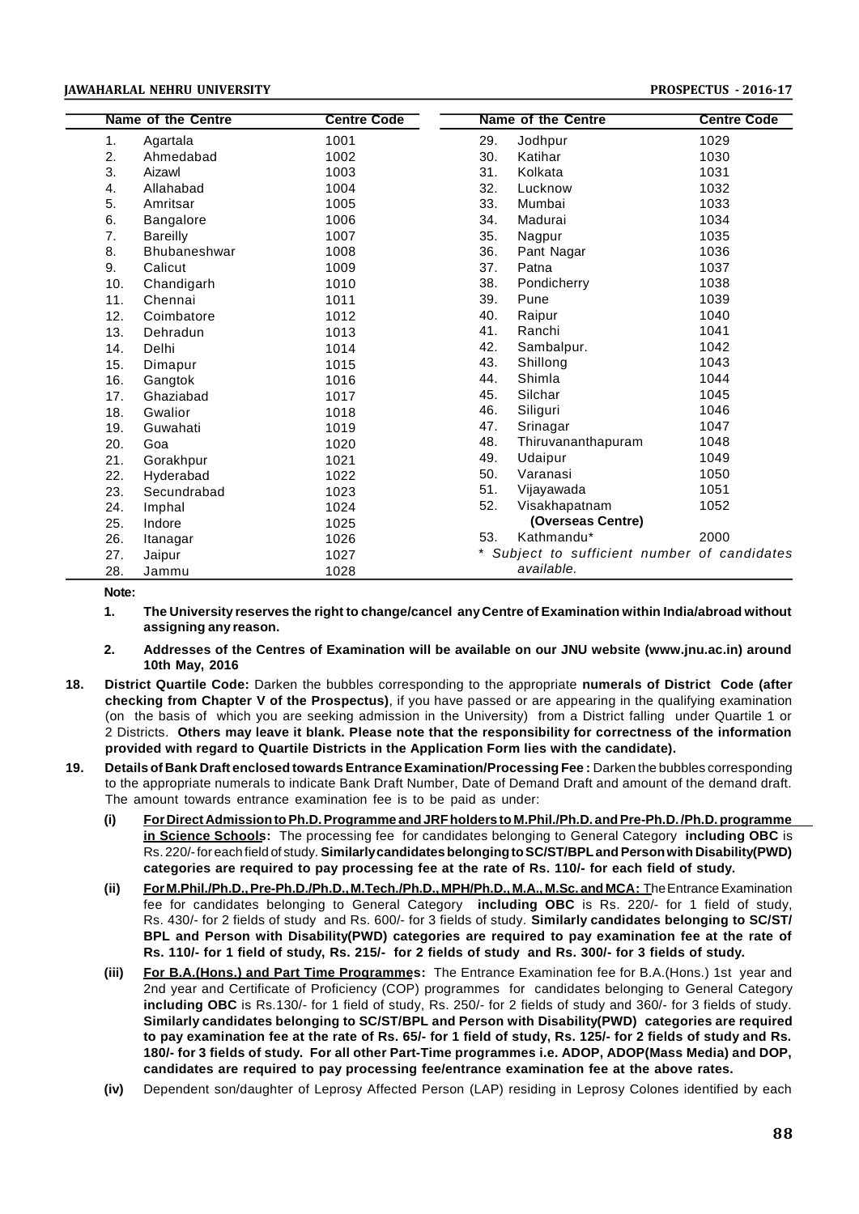| | Name of the Centre | Centre Code | | Name of the Centre | Centre Code |
|---|---|---|---|---|---|
| 1. | Agartala | 1001 | 29. | Jodhpur | 1029 |
| 2. | Ahmedabad | 1002 | 30. | Katihar | 1030 |
| 3. | Aizawl | 1003 | 31. | Kolkata | 1031 |
| 4. | Allahabad | 1004 | 32. | Lucknow | 1032 |
| 5. | Amritsar | 1005 | 33. | Mumbai | 1033 |
| 6. | Bangalore | 1006 | 34. | Madurai | 1034 |
| 7. | Bareilly | 1007 | 35. | Nagpur | 1035 |
| 8. | Bhubaneshwar | 1008 | 36. | Pant Nagar | 1036 |
| 9. | Calicut | 1009 | 37. | Patna | 1037 |
| 10. | Chandigarh | 1010 | 38. | Pondicherry | 1038 |
| 11. | Chennai | 1011 | 39. | Pune | 1039 |
| 12. | Coimbatore | 1012 | 40. | Raipur | 1040 |
| 13. | Dehradun | 1013 | 41. | Ranchi | 1041 |
| 14. | Delhi | 1014 | 42. | Sambalpur. | 1042 |
| 15. | Dimapur | 1015 | 43. | Shillong | 1043 |
| 16. | Gangtok | 1016 | 44. | Shimla | 1044 |
| 17. | Ghaziabad | 1017 | 45. | Silchar | 1045 |
| 18. | Gwalior | 1018 | 46. | Siliguri | 1046 |
| 19. | Guwahati | 1019 | 47. | Srinagar | 1047 |
| 20. | Goa | 1020 | 48. | Thiruvananthapuram | 1048 |
| 21. | Gorakhpur | 1021 | 49. | Udaipur | 1049 |
| 22. | Hyderabad | 1022 | 50. | Varanasi | 1050 |
| 23. | Secundrabad | 1023 | 51. | Vijayawada | 1051 |
| 24. | Imphal | 1024 | 52. | Visakhapatnam | 1052 |
| 25. | Indore | 1025 | | **(Overseas Centre)** | |
| 26. | Itanagar | 1026 | 53. | Kathmandu* | 2000 |
| 27. | Jaipur | 1027 | | | |
| 28. | Jammu | 1028 | | | |

*\* Subject to sufficient number of candidates available.*

**Note:**

1. **The University reserves the right to change/cancel any Centre of Examination within India/abroad without assigning any reason.**
2. **Addresses of the Centres of Examination will be available on our JNU website (www.jnu.ac.in) around 10th May, 2016**

18. **District Quartile Code:** Darken the bubbles corresponding to the appropriate **numerals of District Code (after checking from Chapter V of the Prospectus)**, if you have passed or are appearing in the qualifying examination (on the basis of which you are seeking admission in the University) from a District falling under Quartile 1 or 2 Districts. **Others may leave it blank. Please note that the responsibility for correctness of the information provided with regard to Quartile Districts in the Application Form lies with the candidate).**

19. **Details of Bank Draft enclosed towards Entrance Examination/Processing Fee :** Darken the bubbles corresponding to the appropriate numerals to indicate Bank Draft Number, Date of Demand Draft and amount of the demand draft. The amount towards entrance examination fee is to be paid as under:

    **(i)** **For Direct Admission to Ph.D. Programme and JRF holders to M.Phil./Ph.D. and Pre-Ph.D. /Ph.D. programme in Science Schools:** The processing fee for candidates belonging to General Category **including OBC** is Rs. 220/- for each field of study. **Similarly candidates belonging to SC/ST/BPL and Person with Disability(PWD) categories are required to pay processing fee at the rate of Rs. 110/- for each field of study.**

    **(ii)** **For M.Phil./Ph.D., Pre-Ph.D./Ph.D., M.Tech./Ph.D., MPH/Ph.D., M.A., M.Sc. and MCA:** The Entrance Examination fee for candidates belonging to General Category **including OBC** is Rs. 220/- for 1 field of study, Rs. 430/- for 2 fields of study and Rs. 600/- for 3 fields of study. **Similarly candidates belonging to SC/ST/BPL and Person with Disability(PWD) categories are required to pay examination fee at the rate of Rs. 110/- for 1 field of study, Rs. 215/- for 2 fields of study and Rs. 300/- for 3 fields of study.**

    **(iii)** **For B.A.(Hons.) and Part Time Programmes:** The Entrance Examination fee for B.A.(Hons.) 1st year and 2nd year and Certificate of Proficiency (COP) programmes for candidates belonging to General Category **including OBC** is Rs.130/- for 1 field of study, Rs. 250/- for 2 fields of study and 360/- for 3 fields of study. **Similarly candidates belonging to SC/ST/BPL and Person with Disability(PWD) categories are required to pay examination fee at the rate of Rs. 65/- for 1 field of study, Rs. 125/- for 2 fields of study and Rs. 180/- for 3 fields of study. For all other Part-Time programmes i.e. ADOP, ADOP(Mass Media) and DOP, candidates are required to pay processing fee/entrance examination fee at the above rates.**

    **(iv)** Dependent son/daughter of Leprosy Affected Person (LAP) residing in Leprosy Colones identified by each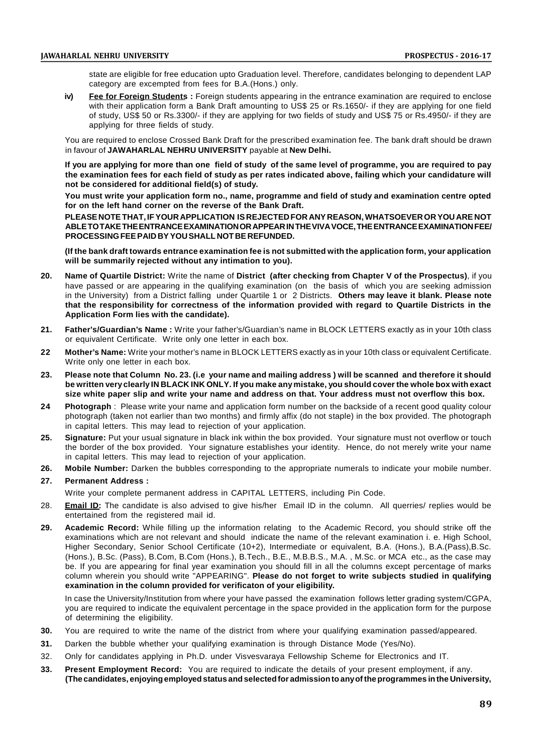state are eligible for free education upto Graduation level. Therefore, candidates belonging to dependent LAP category are excempted from fees for B.A.(Hons.) only.

**iv)** **Fee for Foreign Students :** Foreign students appearing in the entrance examination are required to enclose with their application form a Bank Draft amounting to US$ 25 or Rs.1650/- if they are applying for one field of study, US$ 50 or Rs.3300/- if they are applying for two fields of study and US$ 75 or Rs.4950/- if they are applying for three fields of study.

You are required to enclose Crossed Bank Draft for the prescribed examination fee. The bank draft should be drawn in favour of **JAWAHARLAL NEHRU UNIVERSITY** payable at **New Delhi.**

**If you are applying for more than one field of study of the same level of programme, you are required to pay the examination fees for each field of study as per rates indicated above, failing which your candidature will not be considered for additional field(s) of study.**

**You must write your application form no., name, programme and field of study and examination centre opted for on the left hand corner on the reverse of the Bank Draft.**

**PLEASE NOTE THAT, IF YOUR APPLICATION IS REJECTED FOR ANY REASON, WHATSOEVER OR YOU ARE NOT ABLE TO TAKE THE ENTRANCE EXAMINATION OR APPEAR IN THE VIVA VOCE, THE ENTRANCE EXAMINATION FEE/ PROCESSING FEE PAID BY YOU SHALL NOT BE REFUNDED.**

**(If the bank draft towards entrance examination fee is not submitted with the application form, your application will be summarily rejected without any intimation to you).**

**20.** **Name of Quartile District:** Write the name of **District (after checking from Chapter V of the Prospectus)**, if you have passed or are appearing in the qualifying examination (on the basis of which you are seeking admission in the University) from a District falling under Quartile 1 or 2 Districts. **Others may leave it blank. Please note that the responsibility for correctness of the information provided with regard to Quartile Districts in the Application Form lies with the candidate).**

**21.** **Father's/Guardian's Name :** Write your father's/Guardian's name in BLOCK LETTERS exactly as in your 10th class or equivalent Certificate. Write only one letter in each box.

**22** **Mother's Name:** Write your mother's name in BLOCK LETTERS exactly as in your 10th class or equivalent Certificate. Write only one letter in each box.

**23.** **Please note that Column No. 23. (i.e your name and mailing address ) will be scanned and therefore it should be written very clearly IN BLACK INK ONLY. If you make any mistake, you should cover the whole box with exact size white paper slip and write your name and address on that. Your address must not overflow this box.**

**24** **Photograph** : Please write your name and application form number on the backside of a recent good quality colour photograph (taken not earlier than two months) and firmly affix (do not staple) in the box provided. The photograph in capital letters. This may lead to rejection of your application.

**25.** **Signature:** Put your usual signature in black ink within the box provided. Your signature must not overflow or touch the border of the box provided. Your signature establishes your identity. Hence, do not merely write your name in capital letters. This may lead to rejection of your application.

**26.** **Mobile Number:** Darken the bubbles corresponding to the appropriate numerals to indicate your mobile number.

**27.** **Permanent Address :**

Write your complete permanent address in CAPITAL LETTERS, including Pin Code.

28. **Email ID:** The candidate is also advised to give his/her Email ID in the column. All querries/ replies would be entertained from the registered mail id.

**29.** **Academic Record:** While filling up the information relating to the Academic Record, you should strike off the examinations which are not relevant and should indicate the name of the relevant examination i. e. High School, Higher Secondary, Senior School Certificate (10+2), Intermediate or equivalent, B.A. (Hons.), B.A.(Pass),B.Sc. (Hons.), B.Sc. (Pass), B.Com, B.Com (Hons.), B.Tech., B.E., M.B.B.S., M.A. , M.Sc. or MCA etc., as the case may be. If you are appearing for final year examination you should fill in all the columns except percentage of marks column wherein you should write "APPEARING". **Please do not forget to write subjects studied in qualifying examination in the column provided for verificaton of your eligibility.**

In case the University/Institution from where your have passed the examination follows letter grading system/CGPA, you are required to indicate the equivalent percentage in the space provided in the application form for the purpose of determining the eligibility.

**30.** You are required to write the name of the district from where your qualifying examination passed/appeared.

**31.** Darken the bubble whether your qualifying examination is through Distance Mode (Yes/No).

32. Only for candidates applying in Ph.D. under Visvesvaraya Fellowship Scheme for Electronics and IT.

**33.** **Present Employment Record:** You are required to indicate the details of your present employment, if any. **(The candidates, enjoying employed status and selected for admission to any of the programmes in the University,**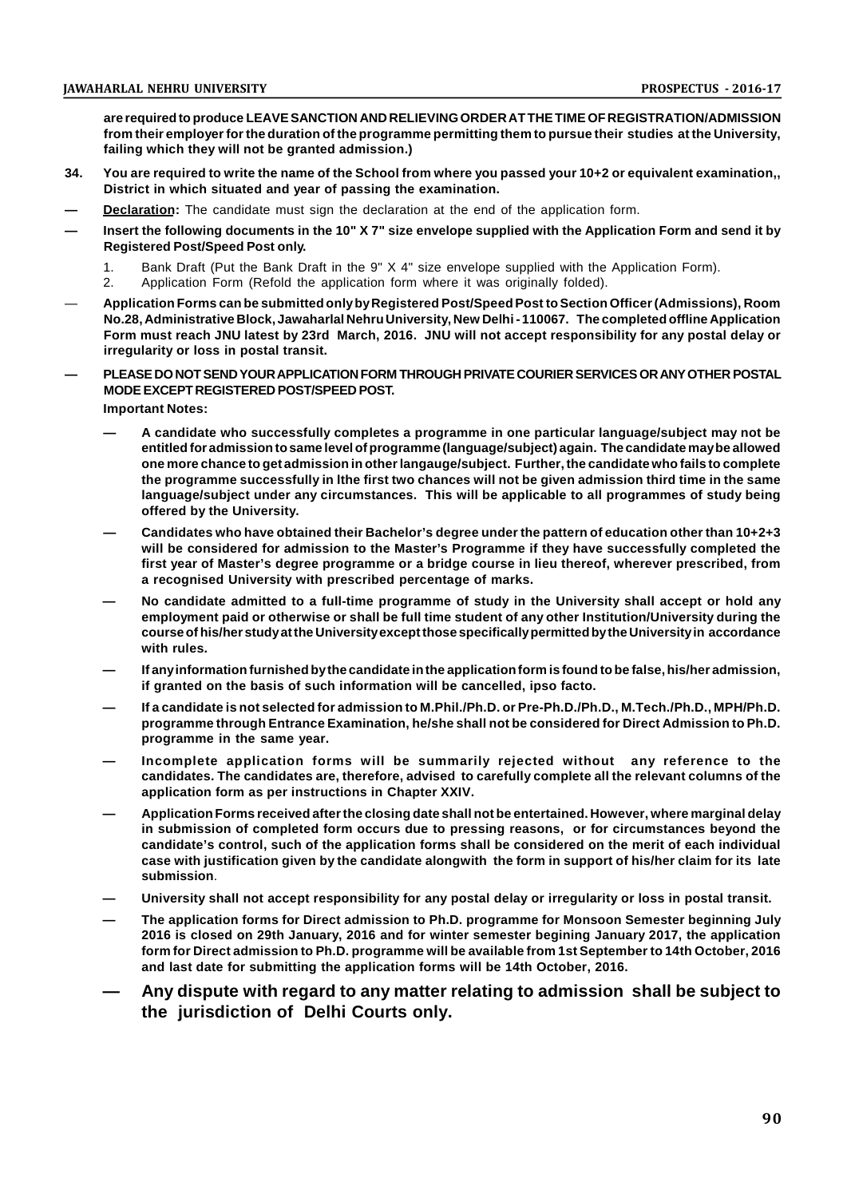**are required to produce LEAVE SANCTION AND RELIEVING ORDER AT THE TIME OF REGISTRATION/ADMISSION from their employer for the duration of the programme permitting them to pursue their studies at the University, failing which they will not be granted admission.)**

**34. You are required to write the name of the School from where you passed your 10+2 or equivalent examination,, District in which situated and year of passing the examination.**

— **Declaration:** The candidate must sign the declaration at the end of the application form.

— **Insert the following documents in the 10" X 7" size envelope supplied with the Application Form and send it by Registered Post/Speed Post only.**

1. Bank Draft (Put the Bank Draft in the 9" X 4" size envelope supplied with the Application Form).
2. Application Form (Refold the application form where it was originally folded).

— **Application Forms can be submitted only by Registered Post/Speed Post to Section Officer (Admissions), Room No.28, Administrative Block, Jawaharlal Nehru University, New Delhi - 110067. The completed offline Application Form must reach JNU latest by 23rd March, 2016. JNU will not accept responsibility for any postal delay or irregularity or loss in postal transit.**

— **PLEASE DO NOT SEND YOUR APPLICATION FORM THROUGH PRIVATE COURIER SERVICES OR ANY OTHER POSTAL MODE EXCEPT REGISTERED POST/SPEED POST.**

**Important Notes:**

— **A candidate who successfully completes a programme in one particular language/subject may not be entitled for admission to same level of programme (language/subject) again. The candidate may be allowed one more chance to get admission in other langauge/subject. Further, the candidate who fails to complete the programme successfully in lthe first two chances will not be given admission third time in the same language/subject under any circumstances. This will be applicable to all programmes of study being offered by the University.**

— **Candidates who have obtained their Bachelor's degree under the pattern of education other than 10+2+3 will be considered for admission to the Master's Programme if they have successfully completed the first year of Master's degree programme or a bridge course in lieu thereof, wherever prescribed, from a recognised University with prescribed percentage of marks.**

— **No candidate admitted to a full-time programme of study in the University shall accept or hold any employment paid or otherwise or shall be full time student of any other Institution/University during the course of his/her study at the University except those specifically permitted by the University in accordance with rules.**

— **If any information furnished by the candidate in the application form is found to be false, his/her admission, if granted on the basis of such information will be cancelled, ipso facto.**

— **If a candidate is not selected for admission to M.Phil./Ph.D. or Pre-Ph.D./Ph.D., M.Tech./Ph.D., MPH/Ph.D. programme through Entrance Examination, he/she shall not be considered for Direct Admission to Ph.D. programme in the same year.**

— **Incomplete application forms will be summarily rejected without any reference to the candidates. The candidates are, therefore, advised to carefully complete all the relevant columns of the application form as per instructions in Chapter XXIV.**

— **Application Forms received after the closing date shall not be entertained. However, where marginal delay in submission of completed form occurs due to pressing reasons, or for circumstances beyond the candidate's control, such of the application forms shall be considered on the merit of each individual case with justification given by the candidate alongwith the form in support of his/her claim for its late submission**.

— **University shall not accept responsibility for any postal delay or irregularity or loss in postal transit.**

— **The application forms for Direct admission to Ph.D. programme for Monsoon Semester beginning July 2016 is closed on 29th January, 2016 and for winter semester begining January 2017, the application form for Direct admission to Ph.D. programme will be available from 1st September to 14th October, 2016 and last date for submitting the application forms will be 14th October, 2016.**

— **Any dispute with regard to any matter relating to admission shall be subject to the jurisdiction of Delhi Courts only.**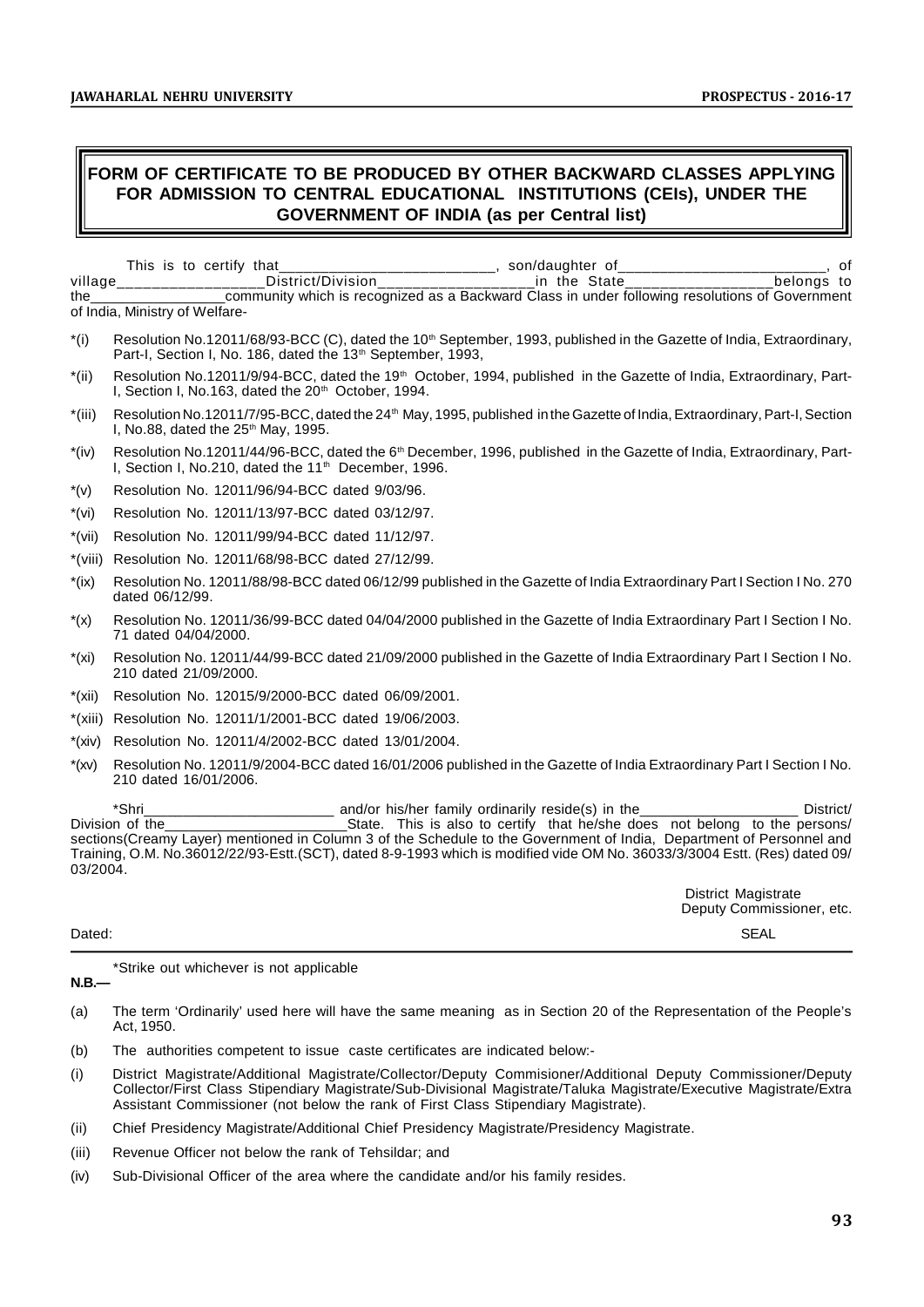## FORM OF CERTIFICATE TO BE PRODUCED BY OTHER BACKWARD CLASSES APPLYING FOR ADMISSION TO CENTRAL EDUCATIONAL INSTITUTIONS (CEIs), UNDER THE GOVERNMENT OF INDIA (as per Central list)

This is to certify that__________________________, son/daughter of_________________________, of village_________________District/Division__________________in the State_________________belongs to the_________________community which is recognized as a Backward Class in under following resolutions of Government of India, Ministry of Welfare-

*(i) Resolution No.12011/68/93-BCC (C), dated the 10th September, 1993, published in the Gazette of India, Extraordinary, Part-I, Section I, No. 186, dated the 13th September, 1993,

*(ii) Resolution No.12011/9/94-BCC, dated the 19th October, 1994, published in the Gazette of India, Extraordinary, Part-I, Section I, No.163, dated the 20th October, 1994.

*(iii) Resolution No.12011/7/95-BCC, dated the 24th May, 1995, published in the Gazette of India, Extraordinary, Part-I, Section I, No.88, dated the 25th May, 1995.

*(iv) Resolution No.12011/44/96-BCC, dated the 6th December, 1996, published in the Gazette of India, Extraordinary, Part-I, Section I, No.210, dated the 11th December, 1996.

*(v) Resolution No. 12011/96/94-BCC dated 9/03/96.

*(vi) Resolution No. 12011/13/97-BCC dated 03/12/97.

*(vii) Resolution No. 12011/99/94-BCC dated 11/12/97.

*(viii) Resolution No. 12011/68/98-BCC dated 27/12/99.

*(ix) Resolution No. 12011/88/98-BCC dated 06/12/99 published in the Gazette of India Extraordinary Part I Section I No. 270 dated 06/12/99.

*(x) Resolution No. 12011/36/99-BCC dated 04/04/2000 published in the Gazette of India Extraordinary Part I Section I No. 71 dated 04/04/2000.

*(xi) Resolution No. 12011/44/99-BCC dated 21/09/2000 published in the Gazette of India Extraordinary Part I Section I No. 210 dated 21/09/2000.

*(xii) Resolution No. 12015/9/2000-BCC dated 06/09/2001.

*(xiii) Resolution No. 12011/1/2001-BCC dated 19/06/2003.

*(xiv) Resolution No. 12011/4/2002-BCC dated 13/01/2004.

*(xv) Resolution No. 12011/9/2004-BCC dated 16/01/2006 published in the Gazette of India Extraordinary Part I Section I No. 210 dated 16/01/2006.

*Shri________________________ and/or his/her family ordinarily reside(s) in the____________________ District/ Division of the_______________________State. This is also to certify that he/she does not belong to the persons/ sections(Creamy Layer) mentioned in Column 3 of the Schedule to the Government of India, Department of Personnel and Training, O.M. No.36012/22/93-Estt.(SCT), dated 8-9-1993 which is modified vide OM No. 36033/3/3004 Estt. (Res) dated 09/ 03/2004.

District Magistrate
Deputy Commissioner, etc.

Dated: SEAL

*Strike out whichever is not applicable

**N.B.—**

(a) The term 'Ordinarily' used here will have the same meaning as in Section 20 of the Representation of the People's Act, 1950.

(b) The authorities competent to issue caste certificates are indicated below:-

(i) District Magistrate/Additional Magistrate/Collector/Deputy Commisioner/Additional Deputy Commissioner/Deputy Collector/First Class Stipendiary Magistrate/Sub-Divisional Magistrate/Taluka Magistrate/Executive Magistrate/Extra Assistant Commissioner (not below the rank of First Class Stipendiary Magistrate).

(ii) Chief Presidency Magistrate/Additional Chief Presidency Magistrate/Presidency Magistrate.

(iii) Revenue Officer not below the rank of Tehsildar; and

(iv) Sub-Divisional Officer of the area where the candidate and/or his family resides.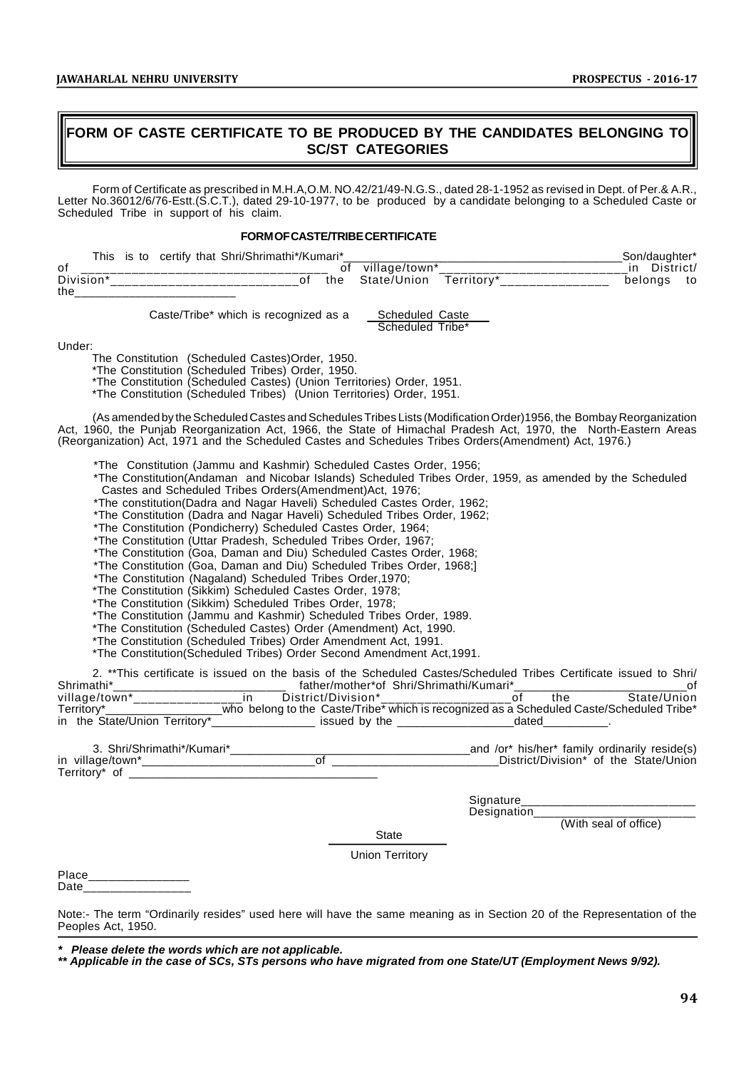## FORM OF CASTE CERTIFICATE TO BE PRODUCED BY THE CANDIDATES BELONGING TO SC/ST CATEGORIES

Form of Certificate as prescribed in M.H.A,O.M. NO.42/21/49-N.G.S., dated 28-1-1952 as revised in Dept. of Per.& A.R., Letter No.36012/6/76-Estt.(S.C.T.), dated 29-10-1977, to be produced by a candidate belonging to a Scheduled Caste or Scheduled Tribe in support of his claim.

**FORM OF CASTE/TRIBE CERTIFICATE**

This is to certify that Shri/Shrimathi*/Kumari*__________________________________________Son/daughter* of ___________________________________ of village/town*___________________________in District/ Division*___________________________of the State/Union Territory*_______________ belongs to the________________________

Caste/Tribe* which is recognized as a Scheduled Caste / Scheduled Tribe*

Under:

The Constitution (Scheduled Castes)Order, 1950.
*The Constitution (Scheduled Tribes) Order, 1950.
*The Constitution (Scheduled Castes) (Union Territories) Order, 1951.
*The Constitution (Scheduled Tribes) (Union Territories) Order, 1951.

(As amended by the Scheduled Castes and Schedules Tribes Lists (Modification Order)1956, the Bombay Reorganization Act, 1960, the Punjab Reorganization Act, 1966, the State of Himachal Pradesh Act, 1970, the North-Eastern Areas (Reorganization) Act, 1971 and the Scheduled Castes and Schedules Tribes Orders(Amendment) Act, 1976.)

*The Constitution (Jammu and Kashmir) Scheduled Castes Order, 1956;
*The Constitution(Andaman and Nicobar Islands) Scheduled Tribes Order, 1959, as amended by the Scheduled Castes and Scheduled Tribes Orders(Amendment)Act, 1976;
*The constitution(Dadra and Nagar Haveli) Scheduled Castes Order, 1962;
*The Constitution (Dadra and Nagar Haveli) Scheduled Tribes Order, 1962;
*The Constitution (Pondicherry) Scheduled Castes Order, 1964;
*The Constitution (Uttar Pradesh, Scheduled Tribes Order, 1967;
*The Constitution (Goa, Daman and Diu) Scheduled Castes Order, 1968;
*The Constitution (Goa, Daman and Diu) Scheduled Tribes Order, 1968;]
*The Constitution (Nagaland) Scheduled Tribes Order,1970;
*The Constitution (Sikkim) Scheduled Castes Order, 1978;
*The Constitution (Sikkim) Scheduled Tribes Order, 1978;
*The Constitution (Jammu and Kashmir) Scheduled Tribes Order, 1989.
*The Constitution (Scheduled Castes) Order (Amendment) Act, 1990.
*The Constitution (Scheduled Tribes) Order Amendment Act, 1991.
*The Constitution(Scheduled Tribes) Order Second Amendment Act,1991.

2. **This certificate is issued on the basis of the Scheduled Castes/Scheduled Tribes Certificate issued to Shri/ Shrimathi*___________________________ father/mother*of Shri/Shrimathi/Kumari*___________________________of village/town*________________in District/Division*___________________of the State/Union Territory*__________________who belong to the Caste/Tribe* which is recognized as a Scheduled Caste/Scheduled Tribe* in the State/Union Territory*________________ issued by the __________________dated__________.

3. Shri/Shrimathi*/Kumari*_____________________________________and /or* his/her* family ordinarily reside(s) in village/town*__________________________of _________________________District/Division* of the State/Union Territory* of ______________________________________

Signature__________________________
Designation________________________
(With seal of office)

State
Union Territory

Place_______________
Date________________

Note:- The term "Ordinarily resides" used here will have the same meaning as in Section 20 of the Representation of the Peoples Act, 1950.

***\* Please delete the words which are not applicable.***

***\*\* Applicable in the case of SCs, STs persons who have migrated from one State/UT (Employment News 9/92).***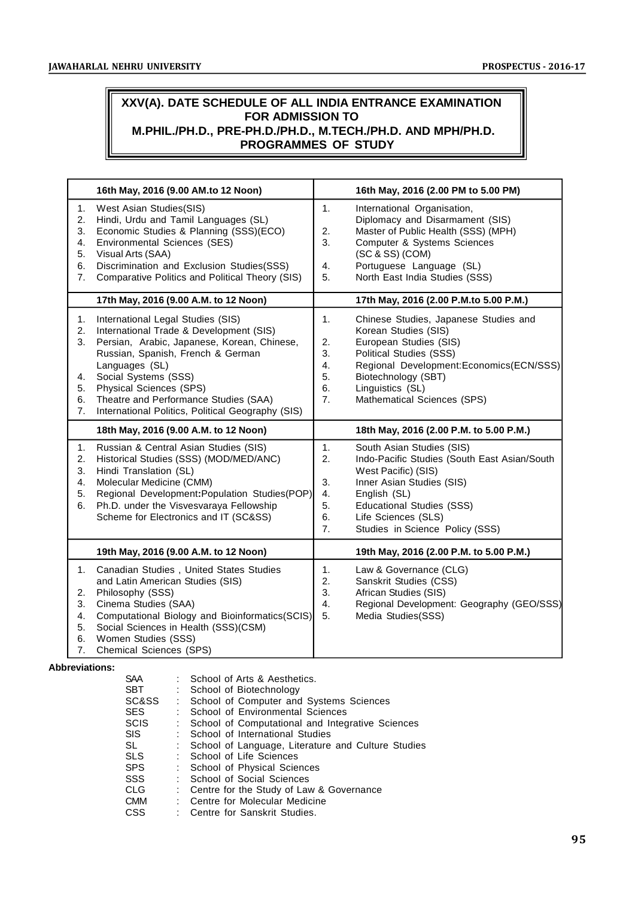# XXV(A). DATE SCHEDULE OF ALL INDIA ENTRANCE EXAMINATION FOR ADMISSION TO M.PHIL./PH.D., PRE-PH.D./PH.D., M.TECH./PH.D. AND MPH/PH.D. PROGRAMMES OF STUDY

| 16th May, 2016 (9.00 AM.to 12 Noon) | 16th May, 2016 (2.00 PM to 5.00 PM) |
|---|---|
| 1. West Asian Studies(SIS)<br>2. Hindi, Urdu and Tamil Languages (SL)<br>3. Economic Studies & Planning (SSS)(ECO)<br>4. Environmental Sciences (SES)<br>5. Visual Arts (SAA)<br>6. Discrimination and Exclusion Studies(SSS)<br>7. Comparative Politics and Political Theory (SIS) | 1. International Organisation, Diplomacy and Disarmament (SIS)<br>2. Master of Public Health (SSS) (MPH)<br>3. Computer & Systems Sciences (SC & SS) (COM)<br>4. Portuguese Language (SL)<br>5. North East India Studies (SSS) |
| **17th May, 2016 (9.00 A.M. to 12 Noon)** | **17th May, 2016 (2.00 P.M.to 5.00 P.M.)** |
| 1. International Legal Studies (SIS)<br>2. International Trade & Development (SIS)<br>3. Persian, Arabic, Japanese, Korean, Chinese, Russian, Spanish, French & German Languages (SL)<br>4. Social Systems (SSS)<br>5. Physical Sciences (SPS)<br>6. Theatre and Performance Studies (SAA)<br>7. International Politics, Political Geography (SIS) | 1. Chinese Studies, Japanese Studies and Korean Studies (SIS)<br>2. European Studies (SIS)<br>3. Political Studies (SSS)<br>4. Regional Development:Economics(ECN/SSS)<br>5. Biotechnology (SBT)<br>6. Linguistics (SL)<br>7. Mathematical Sciences (SPS) |
| **18th May, 2016 (9.00 A.M. to 12 Noon)** | **18th May, 2016 (2.00 P.M. to 5.00 P.M.)** |
| 1. Russian & Central Asian Studies (SIS)<br>2. Historical Studies (SSS) (MOD/MED/ANC)<br>3. Hindi Translation (SL)<br>4. Molecular Medicine (CMM)<br>5. Regional Development:Population Studies(POP)<br>6. Ph.D. under the Visvesvaraya Fellowship Scheme for Electronics and IT (SC&SS) | 1. South Asian Studies (SIS)<br>2. Indo-Pacific Studies (South East Asian/South West Pacific) (SIS)<br>3. Inner Asian Studies (SIS)<br>4. English (SL)<br>5. Educational Studies (SSS)<br>6. Life Sciences (SLS)<br>7. Studies in Science Policy (SSS) |
| **19th May, 2016 (9.00 A.M. to 12 Noon)** | **19th May, 2016 (2.00 P.M. to 5.00 P.M.)** |
| 1. Canadian Studies , United States Studies and Latin American Studies (SIS)<br>2. Philosophy (SSS)<br>3. Cinema Studies (SAA)<br>4. Computational Biology and Bioinformatics(SCIS)<br>5. Social Sciences in Health (SSS)(CSM)<br>6. Women Studies (SSS)<br>7. Chemical Sciences (SPS) | 1. Law & Governance (CLG)<br>2. Sanskrit Studies (CSS)<br>3. African Studies (SIS)<br>4. Regional Development: Geography (GEO/SSS)<br>5. Media Studies(SSS) |

**Abbreviations:**

SAA : School of Arts & Aesthetics.
SBT : School of Biotechnology
SC&SS : School of Computer and Systems Sciences
SES : School of Environmental Sciences
SCIS : School of Computational and Integrative Sciences
SIS : School of International Studies
SL : School of Language, Literature and Culture Studies
SLS : School of Life Sciences
SPS : School of Physical Sciences
SSS : School of Social Sciences
CLG : Centre for the Study of Law & Governance
CMM : Centre for Molecular Medicine
CSS : Centre for Sanskrit Studies.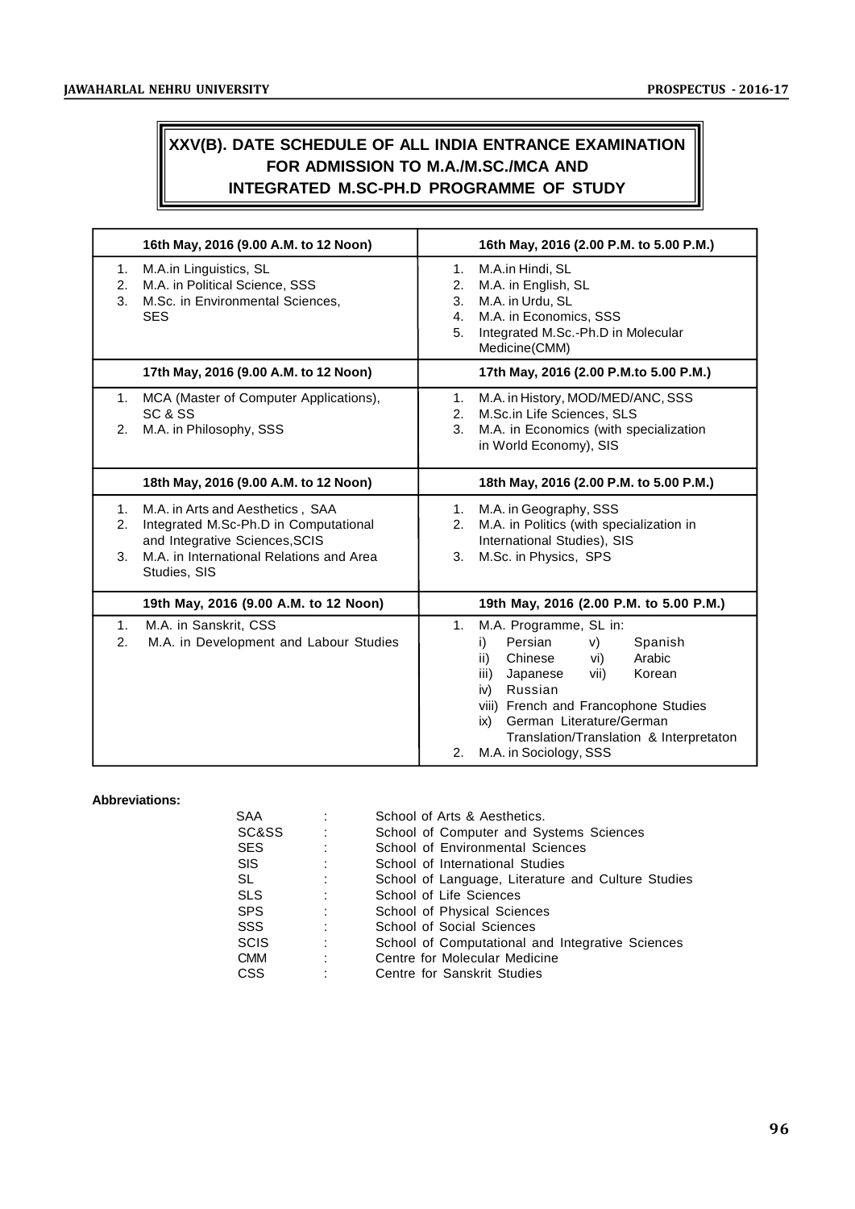## XXV(B). DATE SCHEDULE OF ALL INDIA ENTRANCE EXAMINATION FOR ADMISSION TO M.A./M.SC./MCA AND INTEGRATED M.SC-PH.D PROGRAMME OF STUDY

| 16th May, 2016 (9.00 A.M. to 12 Noon) | 16th May, 2016 (2.00 P.M. to 5.00 P.M.) |
|---|---|
| 1. M.A.in Linguistics, SL<br>2. M.A. in Political Science, SSS<br>3. M.Sc. in Environmental Sciences, SES | 1. M.A.in Hindi, SL<br>2. M.A. in English, SL<br>3. M.A. in Urdu, SL<br>4. M.A. in Economics, SSS<br>5. Integrated M.Sc.-Ph.D in Molecular Medicine(CMM) |
| **17th May, 2016 (9.00 A.M. to 12 Noon)** | **17th May, 2016 (2.00 P.M.to 5.00 P.M.)** |
| 1. MCA (Master of Computer Applications), SC & SS<br>2. M.A. in Philosophy, SSS | 1. M.A. in History, MOD/MED/ANC, SSS<br>2. M.Sc.in Life Sciences, SLS<br>3. M.A. in Economics (with specialization in World Economy), SIS |
| **18th May, 2016 (9.00 A.M. to 12 Noon)** | **18th May, 2016 (2.00 P.M. to 5.00 P.M.)** |
| 1. M.A. in Arts and Aesthetics , SAA<br>2. Integrated M.Sc-Ph.D in Computational and Integrative Sciences,SCIS<br>3. M.A. in International Relations and Area Studies, SIS | 1. M.A. in Geography, SSS<br>2. M.A. in Politics (with specialization in International Studies), SIS<br>3. M.Sc. in Physics, SPS |
| **19th May, 2016 (9.00 A.M. to 12 Noon)** | **19th May, 2016 (2.00 P.M. to 5.00 P.M.)** |
| 1. M.A. in Sanskrit, CSS<br>2. M.A. in Development and Labour Studies | 1. M.A. Programme, SL in:<br>i) Persian v) Spanish<br>ii) Chinese vi) Arabic<br>iii) Japanese vii) Korean<br>iv) Russian<br>viii) French and Francophone Studies<br>ix) German Literature/German Translation/Translation & Interpretaton<br>2. M.A. in Sociology, SSS |

**Abbreviations:**

| | | |
|---|---|---|
| SAA | : | School of Arts & Aesthetics. |
| SC&SS | : | School of Computer and Systems Sciences |
| SES | : | School of Environmental Sciences |
| SIS | : | School of International Studies |
| SL | : | School of Language, Literature and Culture Studies |
| SLS | : | School of Life Sciences |
| SPS | : | School of Physical Sciences |
| SSS | : | School of Social Sciences |
| SCIS | : | School of Computational and Integrative Sciences |
| CMM | : | Centre for Molecular Medicine |
| CSS | : | Centre for Sanskrit Studies |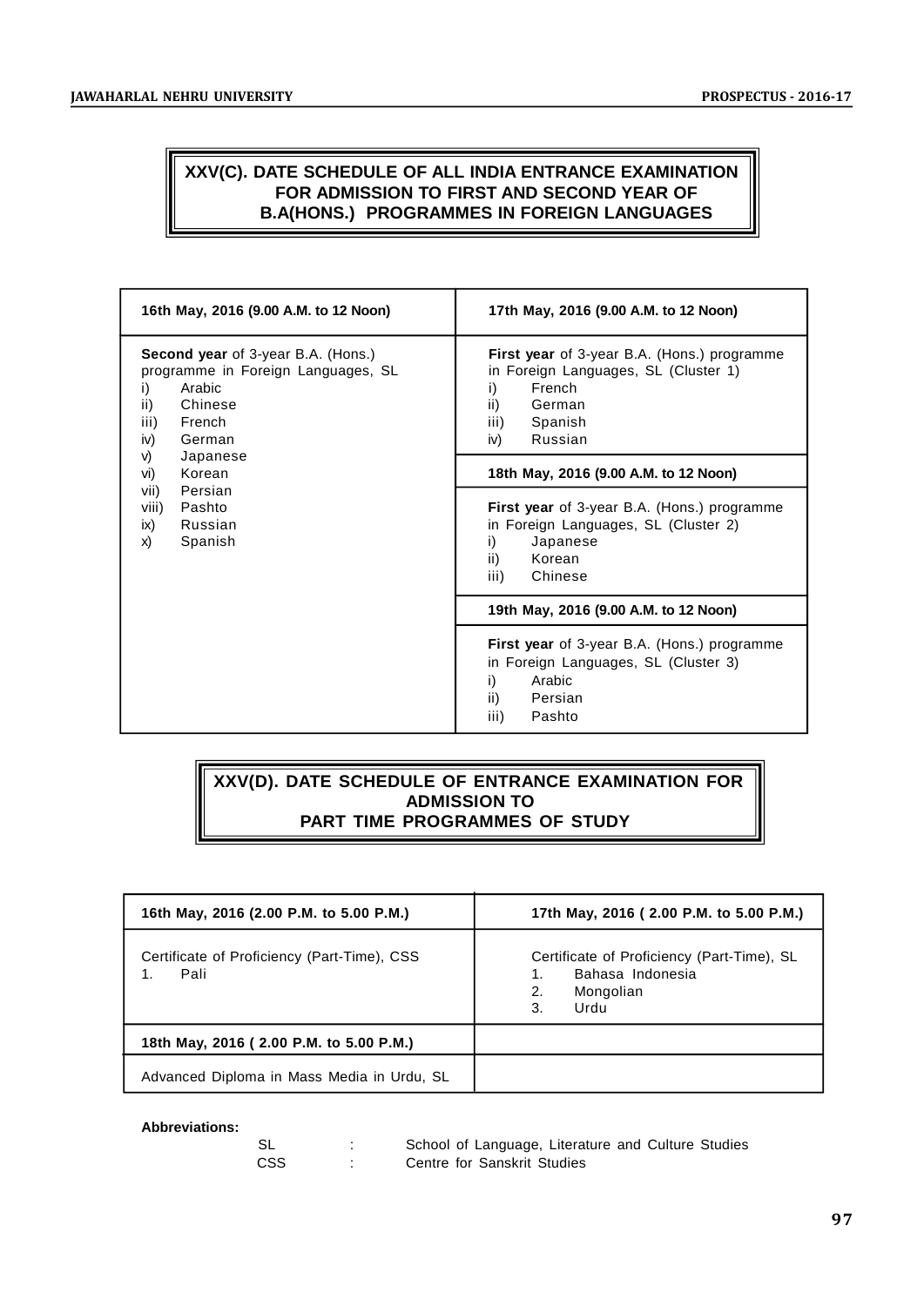## XXV(C). DATE SCHEDULE OF ALL INDIA ENTRANCE EXAMINATION FOR ADMISSION TO FIRST AND SECOND YEAR OF B.A(HONS.) PROGRAMMES IN FOREIGN LANGUAGES

| 16th May, 2016 (9.00 A.M. to 12 Noon) | 17th May, 2016 (9.00 A.M. to 12 Noon) |
|---|---|
| **Second year** of 3-year B.A. (Hons.) programme in Foreign Languages, SL<br>i) Arabic<br>ii) Chinese<br>iii) French<br>iv) German<br>v) Japanese<br>vi) Korean<br>vii) Persian<br>viii) Pashto<br>ix) Russian<br>x) Spanish | **First year** of 3-year B.A. (Hons.) programme in Foreign Languages, SL (Cluster 1)<br>i) French<br>ii) German<br>iii) Spanish<br>iv) Russian |
| | **18th May, 2016 (9.00 A.M. to 12 Noon)** |
| | **First year** of 3-year B.A. (Hons.) programme in Foreign Languages, SL (Cluster 2)<br>i) Japanese<br>ii) Korean<br>iii) Chinese |
| | **19th May, 2016 (9.00 A.M. to 12 Noon)** |
| | **First year** of 3-year B.A. (Hons.) programme in Foreign Languages, SL (Cluster 3)<br>i) Arabic<br>ii) Persian<br>iii) Pashto |

## XXV(D). DATE SCHEDULE OF ENTRANCE EXAMINATION FOR ADMISSION TO PART TIME PROGRAMMES OF STUDY

| 16th May, 2016 (2.00 P.M. to 5.00 P.M.) | 17th May, 2016 ( 2.00 P.M. to 5.00 P.M.) |
|---|---|
| Certificate of Proficiency (Part-Time), CSS<br>1. Pali | Certificate of Proficiency (Part-Time), SL<br>1. Bahasa Indonesia<br>2. Mongolian<br>3. Urdu |
| **18th May, 2016 ( 2.00 P.M. to 5.00 P.M.)** | |
| Advanced Diploma in Mass Media in Urdu, SL | |

**Abbreviations:**

| | | |
|---|---|---|
| SL | : | School of Language, Literature and Culture Studies |
| CSS | : | Centre for Sanskrit Studies |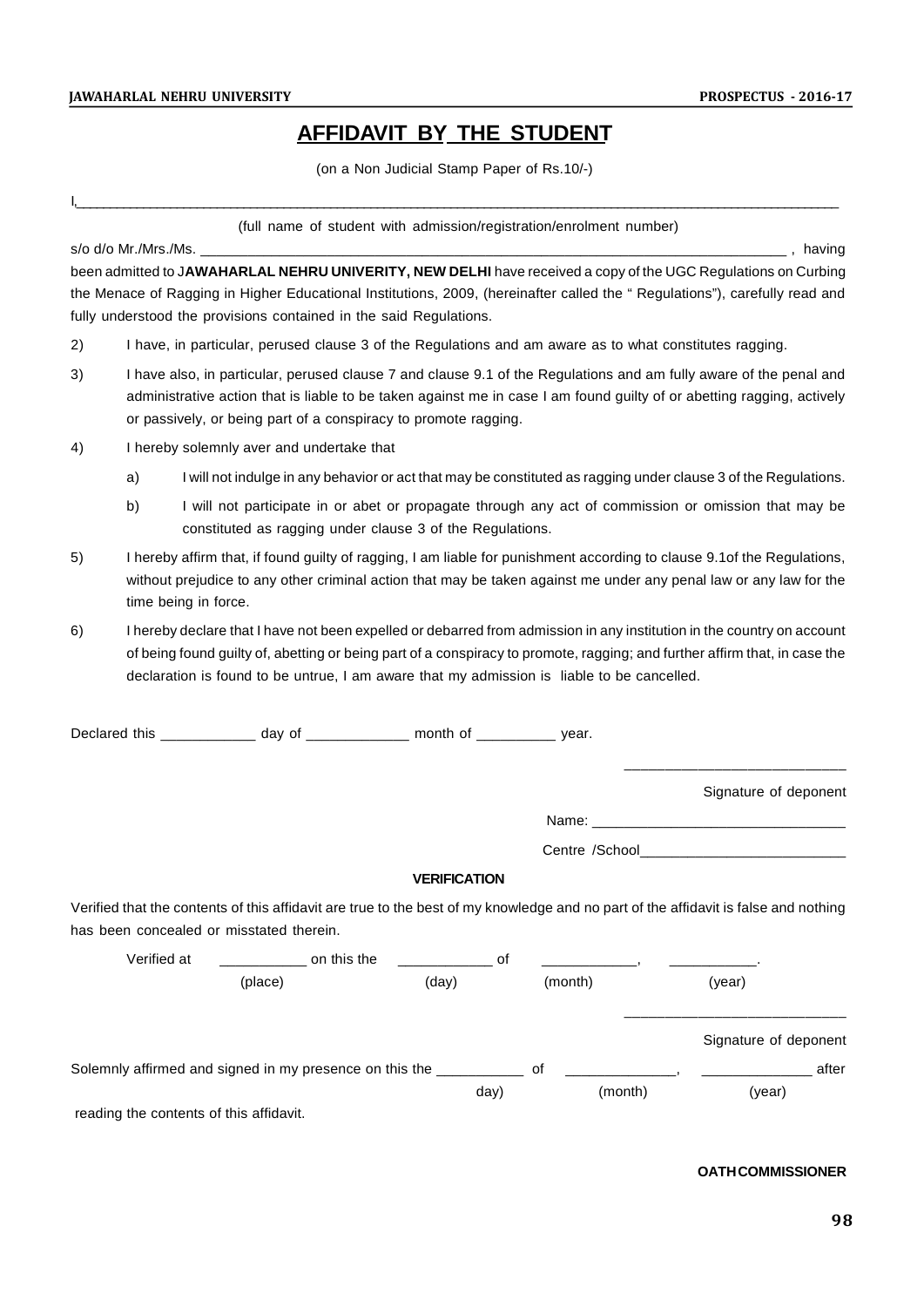# AFFIDAVIT BY THE STUDENT

(on a Non Judicial Stamp Paper of Rs.10/-)

I,_____________________________________________________________________________________________

(full name of student with admission/registration/enrolment number)

s/o d/o Mr./Mrs./Ms. ___________________________________________________________________________ , having been admitted to J**AWAHARLAL NEHRU UNIVERITY, NEW DELHI** have received a copy of the UGC Regulations on Curbing the Menace of Ragging in Higher Educational Institutions, 2009, (hereinafter called the " Regulations"), carefully read and fully understood the provisions contained in the said Regulations.

2) I have, in particular, perused clause 3 of the Regulations and am aware as to what constitutes ragging.

3) I have also, in particular, perused clause 7 and clause 9.1 of the Regulations and am fully aware of the penal and administrative action that is liable to be taken against me in case I am found guilty of or abetting ragging, actively or passively, or being part of a conspiracy to promote ragging.

4) I hereby solemnly aver and undertake that

   a) I will not indulge in any behavior or act that may be constituted as ragging under clause 3 of the Regulations.

   b) I will not participate in or abet or propagate through any act of commission or omission that may be constituted as ragging under clause 3 of the Regulations.

5) I hereby affirm that, if found guilty of ragging, I am liable for punishment according to clause 9.1of the Regulations, without prejudice to any other criminal action that may be taken against me under any penal law or any law for the time being in force.

6) I hereby declare that I have not been expelled or debarred from admission in any institution in the country on account of being found guilty of, abetting or being part of a conspiracy to promote, ragging; and further affirm that, in case the declaration is found to be untrue, I am aware that my admission is liable to be cancelled.

Declared this ____________ day of _____________ month of __________ year.

___________________________

Signature of deponent

Name: _______________________________

Centre /School_________________________

**VERIFICATION**

Verified that the contents of this affidavit are true to the best of my knowledge and no part of the affidavit is false and nothing has been concealed or misstated therein.

Verified at ___________ on this the ____________ of ____________, ___________.
(place) (day) (month) (year)

___________________________

Signature of deponent

Solemnly affirmed and signed in my presence on this the ___________ of ______________, ______________ after
day) (month) (year)

reading the contents of this affidavit.

**OATHCOMMISSIONER**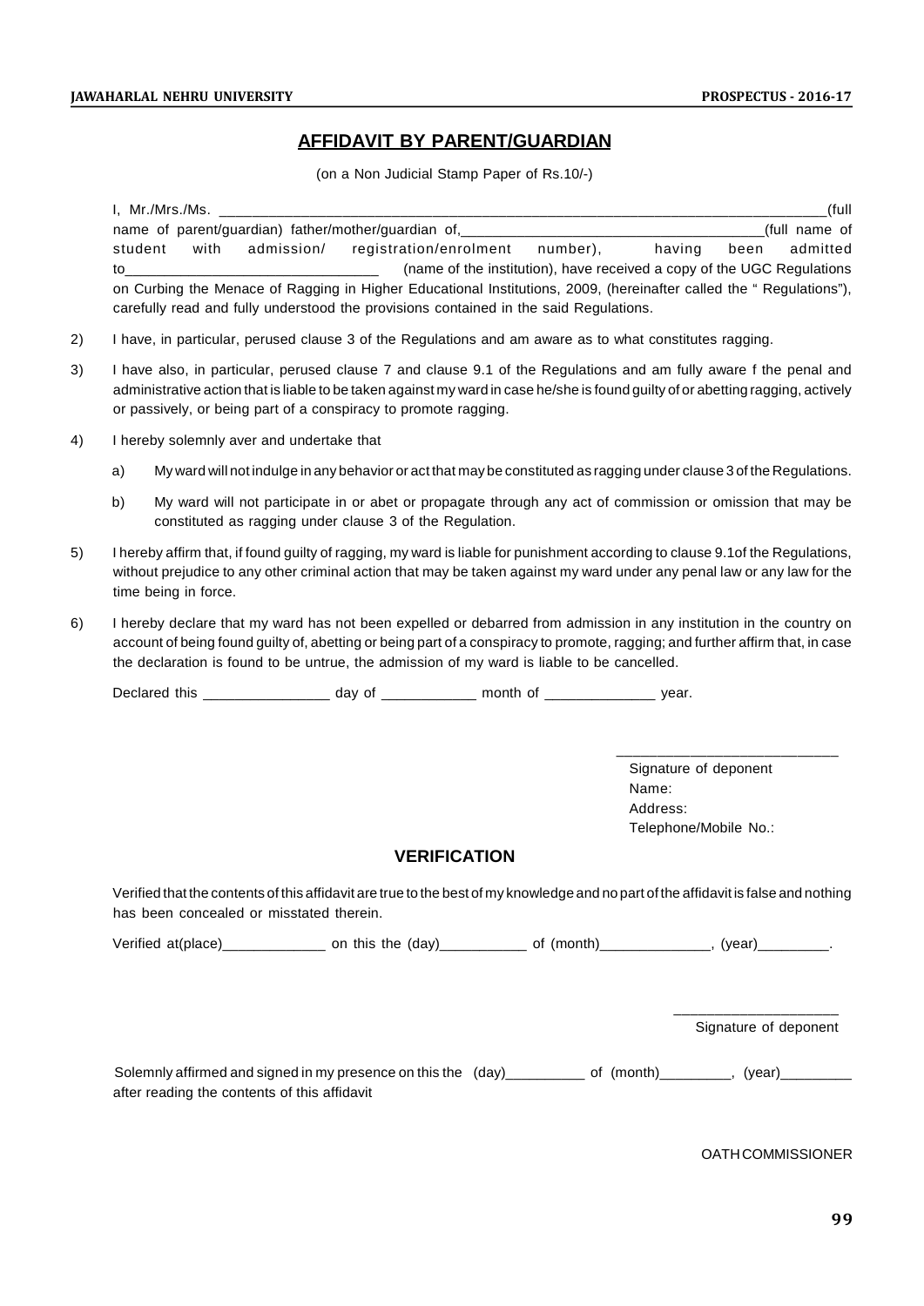## AFFIDAVIT BY PARENT/GUARDIAN

(on a Non Judicial Stamp Paper of Rs.10/-)

I, Mr./Mrs./Ms. ______________________________________________________________________________(full name of parent/guardian) father/mother/guardian of,_______________________________________(full name of student with admission/ registration/enrolment number), having been admitted to________________________________ (name of the institution), have received a copy of the UGC Regulations on Curbing the Menace of Ragging in Higher Educational Institutions, 2009, (hereinafter called the " Regulations"), carefully read and fully understood the provisions contained in the said Regulations.

2) I have, in particular, perused clause 3 of the Regulations and am aware as to what constitutes ragging.

3) I have also, in particular, perused clause 7 and clause 9.1 of the Regulations and am fully aware f the penal and administrative action that is liable to be taken against my ward in case he/she is found guilty of or abetting ragging, actively or passively, or being part of a conspiracy to promote ragging.

4) I hereby solemnly aver and undertake that

   a) My ward will not indulge in any behavior or act that may be constituted as ragging under clause 3 of the Regulations.

   b) My ward will not participate in or abet or propagate through any act of commission or omission that may be constituted as ragging under clause 3 of the Regulation.

5) I hereby affirm that, if found guilty of ragging, my ward is liable for punishment according to clause 9.1of the Regulations, without prejudice to any other criminal action that may be taken against my ward under any penal law or any law for the time being in force.

6) I hereby declare that my ward has not been expelled or debarred from admission in any institution in the country on account of being found guilty of, abetting or being part of a conspiracy to promote, ragging; and further affirm that, in case the declaration is found to be untrue, the admission of my ward is liable to be cancelled.

Declared this ________________ day of ____________ month of ______________ year.

____________________________
Signature of deponent
Name:
Address:
Telephone/Mobile No.:

### VERIFICATION

Verified that the contents of this affidavit are true to the best of my knowledge and no part of the affidavit is false and nothing has been concealed or misstated therein.

Verified at(place)_____________ on this the (day)___________ of (month)______________, (year)_________.

_____________________
Signature of deponent

Solemnly affirmed and signed in my presence on this the (day)__________ of (month)_________, (year)_________ after reading the contents of this affidavit

OATH COMMISSIONER